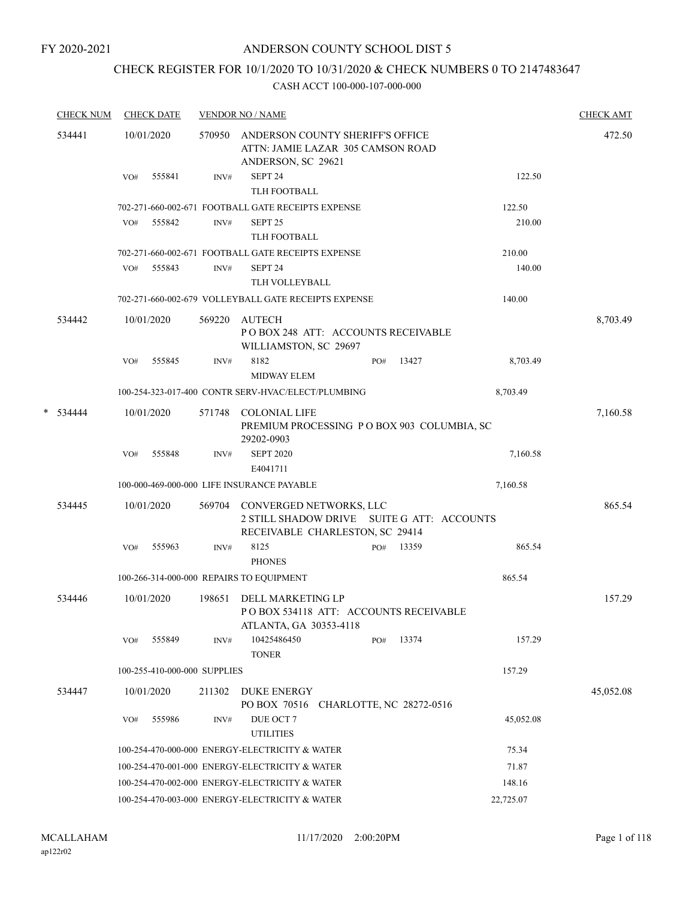FY 2020-2021

# ANDERSON COUNTY SCHOOL DIST 5

## CHECK REGISTER FOR 10/1/2020 TO 10/31/2020 & CHECK NUMBERS 0 TO 2147483647

### CASH ACCT 100-000-107-000-000

| CHECK NUM | CHECK DATE | VENDOR NO / NAME | | | CHECK AMT |
|---|---|---|---|---|---|
| 534441 | 10/01/2020 | 570950 ANDERSON COUNTY SHERIFF'S OFFICE ATTN: JAMIE LAZAR 305 CAMSON ROAD ANDERSON, SC 29621 | | | 472.50 |
| | VO# 555841 | INV# SEPT 24 TLH FOOTBALL | | 122.50 | |
| | 702-271-660-002-671 FOOTBALL GATE RECEIPTS EXPENSE | | | 122.50 | |
| | VO# 555842 | INV# SEPT 25 TLH FOOTBALL | | 210.00 | |
| | 702-271-660-002-671 FOOTBALL GATE RECEIPTS EXPENSE | | | 210.00 | |
| | VO# 555843 | INV# SEPT 24 TLH VOLLEYBALL | | 140.00 | |
| | 702-271-660-002-679 VOLLEYBALL GATE RECEIPTS EXPENSE | | | 140.00 | |
| 534442 | 10/01/2020 | 569220 AUTECH P O BOX 248 ATT: ACCOUNTS RECEIVABLE WILLIAMSTON, SC 29697 | | | 8,703.49 |
| | VO# 555845 | INV# 8182 MIDWAY ELEM | PO# 13427 | 8,703.49 | |
| | 100-254-323-017-400 CONTR SERV-HVAC/ELECT/PLUMBING | | | 8,703.49 | |
| * 534444 | 10/01/2020 | 571748 COLONIAL LIFE PREMIUM PROCESSING P O BOX 903 COLUMBIA, SC 29202-0903 | | | 7,160.58 |
| | VO# 555848 | INV# SEPT 2020 E4041711 | | 7,160.58 | |
| | 100-000-469-000-000 LIFE INSURANCE PAYABLE | | | 7,160.58 | |
| 534445 | 10/01/2020 | 569704 CONVERGED NETWORKS, LLC 2 STILL SHADOW DRIVE SUITE G ATT: ACCOUNTS RECEIVABLE CHARLESTON, SC 29414 | | | 865.54 |
| | VO# 555963 | INV# 8125 PHONES | PO# 13359 | 865.54 | |
| | 100-266-314-000-000 REPAIRS TO EQUIPMENT | | | 865.54 | |
| 534446 | 10/01/2020 | 198651 DELL MARKETING LP P O BOX 534118 ATT: ACCOUNTS RECEIVABLE ATLANTA, GA 30353-4118 | | | 157.29 |
| | VO# 555849 | INV# 10425486450 TONER | PO# 13374 | 157.29 | |
| | 100-255-410-000-000 SUPPLIES | | | 157.29 | |
| 534447 | 10/01/2020 | 211302 DUKE ENERGY PO BOX 70516 CHARLOTTE, NC 28272-0516 | | | 45,052.08 |
| | VO# 555986 | INV# DUE OCT 7 UTILITIES | | 45,052.08 | |
| | 100-254-470-000-000 ENERGY-ELECTRICITY & WATER | | | 75.34 | |
| | 100-254-470-001-000 ENERGY-ELECTRICITY & WATER | | | 71.87 | |
| | 100-254-470-002-000 ENERGY-ELECTRICITY & WATER | | | 148.16 | |
| | 100-254-470-003-000 ENERGY-ELECTRICITY & WATER | | | 22,725.07 | |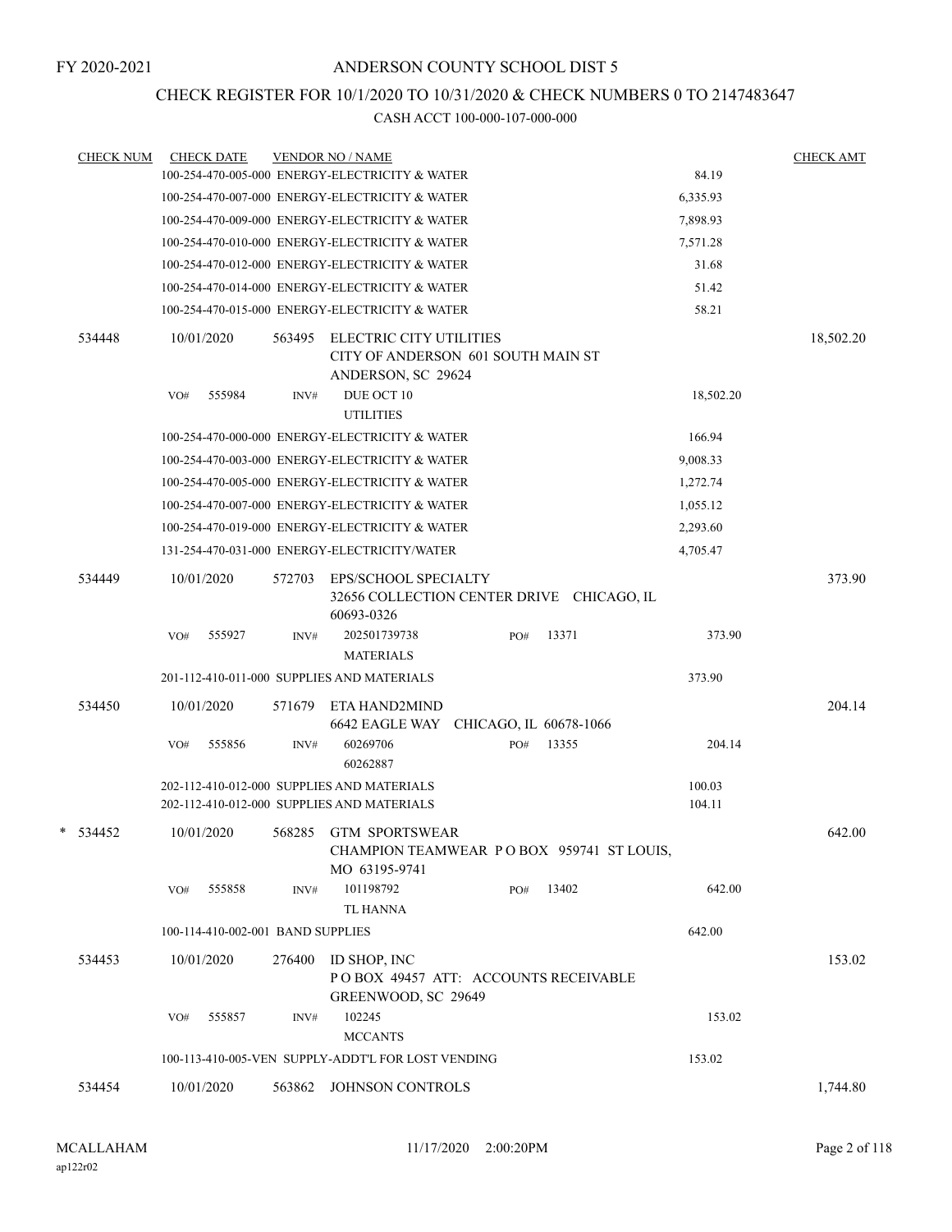FY 2020-2021

# ANDERSON COUNTY SCHOOL DIST 5

## CHECK REGISTER FOR 10/1/2020 TO 10/31/2020 & CHECK NUMBERS 0 TO 2147483647

### CASH ACCT 100-000-107-000-000

| CHECK NUM | CHECK DATE | VENDOR NO / NAME | | CHECK AMT |
|---|---|---|---|---|
| | | 100-254-470-005-000 ENERGY-ELECTRICITY & WATER | 84.19 | |
| | | 100-254-470-007-000 ENERGY-ELECTRICITY & WATER | 6,335.93 | |
| | | 100-254-470-009-000 ENERGY-ELECTRICITY & WATER | 7,898.93 | |
| | | 100-254-470-010-000 ENERGY-ELECTRICITY & WATER | 7,571.28 | |
| | | 100-254-470-012-000 ENERGY-ELECTRICITY & WATER | 31.68 | |
| | | 100-254-470-014-000 ENERGY-ELECTRICITY & WATER | 51.42 | |
| | | 100-254-470-015-000 ENERGY-ELECTRICITY & WATER | 58.21 | |
| 534448 | 10/01/2020 | 563495 ELECTRIC CITY UTILITIES CITY OF ANDERSON 601 SOUTH MAIN ST ANDERSON, SC 29624 | | 18,502.20 |
| | VO# 555984 | INV# DUE OCT 10 UTILITIES | 18,502.20 | |
| | | 100-254-470-000-000 ENERGY-ELECTRICITY & WATER | 166.94 | |
| | | 100-254-470-003-000 ENERGY-ELECTRICITY & WATER | 9,008.33 | |
| | | 100-254-470-005-000 ENERGY-ELECTRICITY & WATER | 1,272.74 | |
| | | 100-254-470-007-000 ENERGY-ELECTRICITY & WATER | 1,055.12 | |
| | | 100-254-470-019-000 ENERGY-ELECTRICITY & WATER | 2,293.60 | |
| | | 131-254-470-031-000 ENERGY-ELECTRICITY/WATER | 4,705.47 | |
| 534449 | 10/01/2020 | 572703 EPS/SCHOOL SPECIALTY 32656 COLLECTION CENTER DRIVE CHICAGO, IL 60693-0326 | | 373.90 |
| | VO# 555927 | INV# 202501739738 PO# 13371 MATERIALS | 373.90 | |
| | | 201-112-410-011-000 SUPPLIES AND MATERIALS | 373.90 | |
| 534450 | 10/01/2020 | 571679 ETA HAND2MIND 6642 EAGLE WAY CHICAGO, IL 60678-1066 | | 204.14 |
| | VO# 555856 | INV# 60269706 PO# 13355 60262887 | 204.14 | |
| | | 202-112-410-012-000 SUPPLIES AND MATERIALS | 100.03 | |
| | | 202-112-410-012-000 SUPPLIES AND MATERIALS | 104.11 | |
| * 534452 | 10/01/2020 | 568285 GTM SPORTSWEAR CHAMPION TEAMWEAR P O BOX 959741 ST LOUIS, MO 63195-9741 | | 642.00 |
| | VO# 555858 | INV# 101198792 PO# 13402 TL HANNA | 642.00 | |
| | | 100-114-410-002-001 BAND SUPPLIES | 642.00 | |
| 534453 | 10/01/2020 | 276400 ID SHOP, INC P O BOX 49457 ATT: ACCOUNTS RECEIVABLE GREENWOOD, SC 29649 | | 153.02 |
| | VO# 555857 | INV# 102245 MCCANTS | 153.02 | |
| | | 100-113-410-005-VEN SUPPLY-ADDT'L FOR LOST VENDING | 153.02 | |
| 534454 | 10/01/2020 | 563862 JOHNSON CONTROLS | | 1,744.80 |

MCALLAHAM ap122r02 11/17/2020 2:00:20PM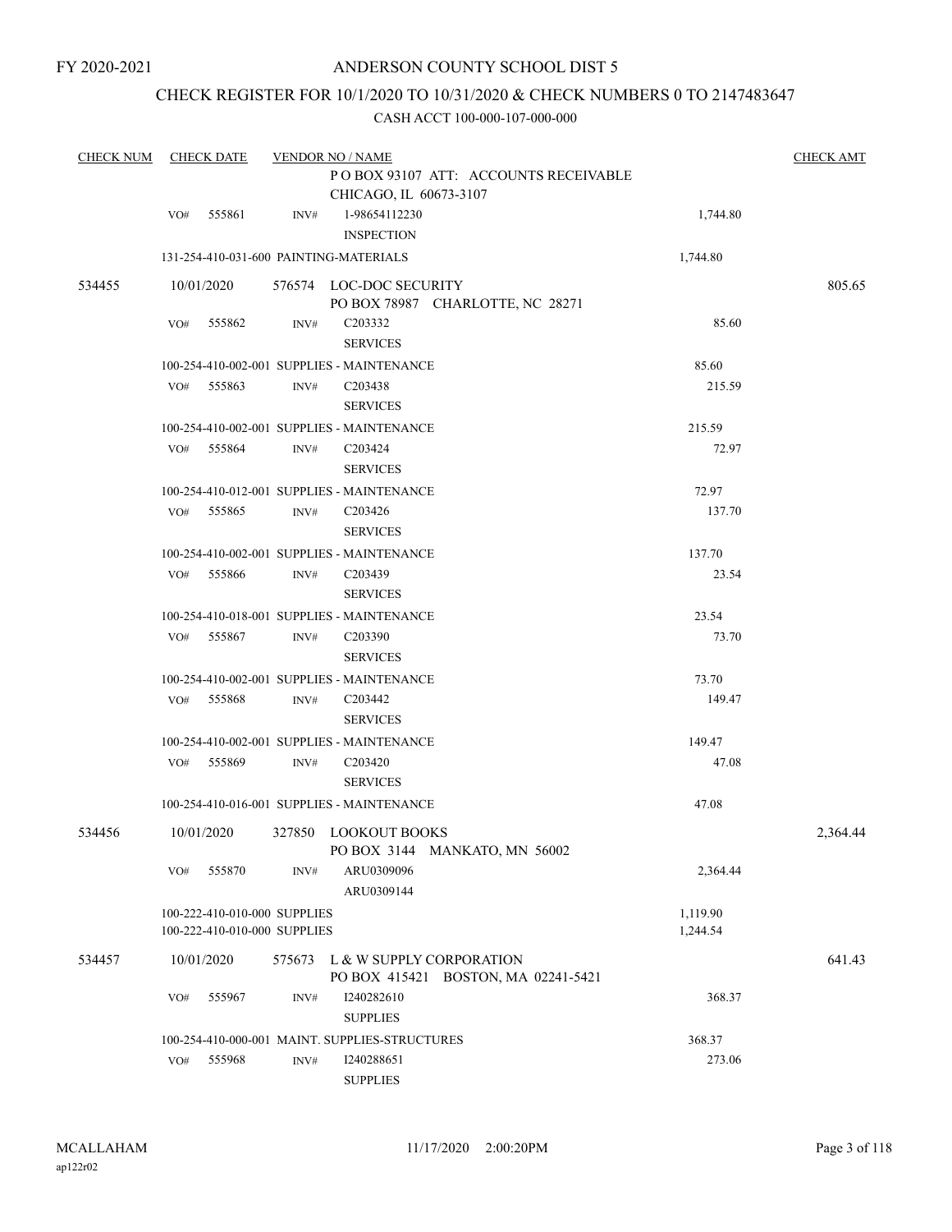FY 2020-2021

# ANDERSON COUNTY SCHOOL DIST 5

## CHECK REGISTER FOR 10/1/2020 TO 10/31/2020 & CHECK NUMBERS 0 TO 2147483647

### CASH ACCT 100-000-107-000-000

| CHECK NUM | CHECK DATE | VENDOR NO / NAME | | CHECK AMT |
|---|---|---|---|---|
| | | P O BOX 93107 ATT: ACCOUNTS RECEIVABLE<br>CHICAGO, IL 60673-3107 | | |
| | VO# 555861 | INV# 1-98654112230<br>INSPECTION | 1,744.80 | |
| | 131-254-410-031-600 PAINTING-MATERIALS | | 1,744.80 | |
| 534455 | 10/01/2020 | 576574 LOC-DOC SECURITY<br>PO BOX 78987 CHARLOTTE, NC 28271 | | 805.65 |
| | VO# 555862 | INV# C203332<br>SERVICES | 85.60 | |
| | 100-254-410-002-001 SUPPLIES - MAINTENANCE | | 85.60 | |
| | VO# 555863 | INV# C203438<br>SERVICES | 215.59 | |
| | 100-254-410-002-001 SUPPLIES - MAINTENANCE | | 215.59 | |
| | VO# 555864 | INV# C203424<br>SERVICES | 72.97 | |
| | 100-254-410-012-001 SUPPLIES - MAINTENANCE | | 72.97 | |
| | VO# 555865 | INV# C203426<br>SERVICES | 137.70 | |
| | 100-254-410-002-001 SUPPLIES - MAINTENANCE | | 137.70 | |
| | VO# 555866 | INV# C203439<br>SERVICES | 23.54 | |
| | 100-254-410-018-001 SUPPLIES - MAINTENANCE | | 23.54 | |
| | VO# 555867 | INV# C203390<br>SERVICES | 73.70 | |
| | 100-254-410-002-001 SUPPLIES - MAINTENANCE | | 73.70 | |
| | VO# 555868 | INV# C203442<br>SERVICES | 149.47 | |
| | 100-254-410-002-001 SUPPLIES - MAINTENANCE | | 149.47 | |
| | VO# 555869 | INV# C203420<br>SERVICES | 47.08 | |
| | 100-254-410-016-001 SUPPLIES - MAINTENANCE | | 47.08 | |
| 534456 | 10/01/2020 | 327850 LOOKOUT BOOKS<br>PO BOX 3144 MANKATO, MN 56002 | | 2,364.44 |
| | VO# 555870 | INV# ARU0309096<br>ARU0309144 | 2,364.44 | |
| | 100-222-410-010-000 SUPPLIES | | 1,119.90 | |
| | 100-222-410-010-000 SUPPLIES | | 1,244.54 | |
| 534457 | 10/01/2020 | 575673 L & W SUPPLY CORPORATION<br>PO BOX 415421 BOSTON, MA 02241-5421 | | 641.43 |
| | VO# 555967 | INV# I240282610<br>SUPPLIES | 368.37 | |
| | 100-254-410-000-001 MAINT. SUPPLIES-STRUCTURES | | 368.37 | |
| | VO# 555968 | INV# I240288651<br>SUPPLIES | 273.06 | |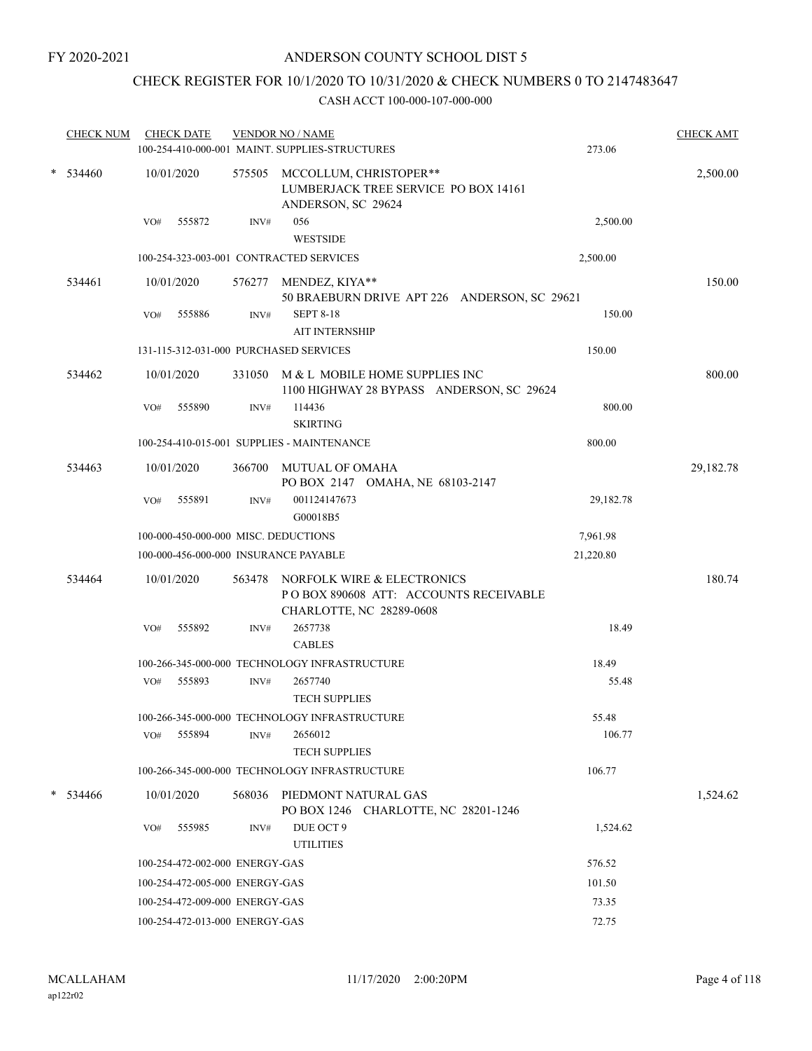FY 2020-2021

ANDERSON COUNTY SCHOOL DIST 5

CHECK REGISTER FOR 10/1/2020 TO 10/31/2020 & CHECK NUMBERS 0 TO 2147483647

CASH ACCT 100-000-107-000-000

| CHECK NUM | CHECK DATE | VENDOR NO / NAME | | CHECK AMT |
|---|---|---|---|---|
| | 100-254-410-000-001 MAINT. SUPPLIES-STRUCTURES | | 273.06 | |
| * 534460 | 10/01/2020 | 575505 MCCOLLUM, CHRISTOPER** LUMBERJACK TREE SERVICE PO BOX 14161 ANDERSON, SC 29624 | | 2,500.00 |
| | VO# 555872 | INV# 056 WESTSIDE | 2,500.00 | |
| | 100-254-323-003-001 CONTRACTED SERVICES | | 2,500.00 | |
| 534461 | 10/01/2020 | 576277 MENDEZ, KIYA** 50 BRAEBURN DRIVE APT 226 ANDERSON, SC 29621 | | 150.00 |
| | VO# 555886 | INV# SEPT 8-18 AIT INTERNSHIP | 150.00 | |
| | 131-115-312-031-000 PURCHASED SERVICES | | 150.00 | |
| 534462 | 10/01/2020 | 331050 M & L MOBILE HOME SUPPLIES INC 1100 HIGHWAY 28 BYPASS ANDERSON, SC 29624 | | 800.00 |
| | VO# 555890 | INV# 114436 SKIRTING | 800.00 | |
| | 100-254-410-015-001 SUPPLIES - MAINTENANCE | | 800.00 | |
| 534463 | 10/01/2020 | 366700 MUTUAL OF OMAHA PO BOX 2147 OMAHA, NE 68103-2147 | | 29,182.78 |
| | VO# 555891 | INV# 001124147673 G00018B5 | 29,182.78 | |
| | 100-000-450-000-000 MISC. DEDUCTIONS | | 7,961.98 | |
| | 100-000-456-000-000 INSURANCE PAYABLE | | 21,220.80 | |
| 534464 | 10/01/2020 | 563478 NORFOLK WIRE & ELECTRONICS P O BOX 890608 ATT: ACCOUNTS RECEIVABLE CHARLOTTE, NC 28289-0608 | | 180.74 |
| | VO# 555892 | INV# 2657738 CABLES | 18.49 | |
| | 100-266-345-000-000 TECHNOLOGY INFRASTRUCTURE | | 18.49 | |
| | VO# 555893 | INV# 2657740 TECH SUPPLIES | 55.48 | |
| | 100-266-345-000-000 TECHNOLOGY INFRASTRUCTURE | | 55.48 | |
| | VO# 555894 | INV# 2656012 TECH SUPPLIES | 106.77 | |
| | 100-266-345-000-000 TECHNOLOGY INFRASTRUCTURE | | 106.77 | |
| * 534466 | 10/01/2020 | 568036 PIEDMONT NATURAL GAS PO BOX 1246 CHARLOTTE, NC 28201-1246 | | 1,524.62 |
| | VO# 555985 | INV# DUE OCT 9 UTILITIES | 1,524.62 | |
| | 100-254-472-002-000 ENERGY-GAS | | 576.52 | |
| | 100-254-472-005-000 ENERGY-GAS | | 101.50 | |
| | 100-254-472-009-000 ENERGY-GAS | | 73.35 | |
| | 100-254-472-013-000 ENERGY-GAS | | 72.75 | |

MCALLAHAM ap122r02 11/17/2020 2:00:20PM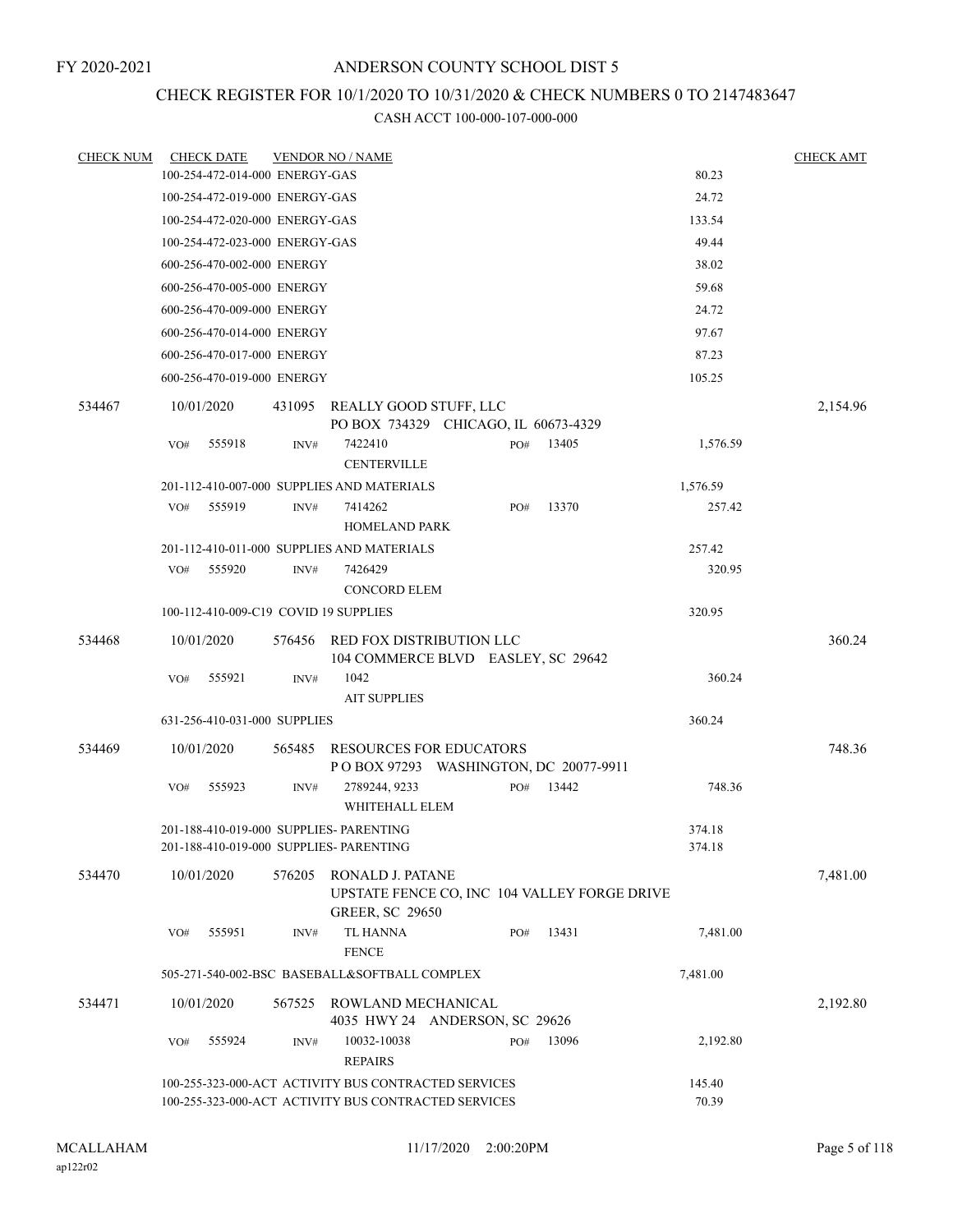FY 2020-2021

# ANDERSON COUNTY SCHOOL DIST 5

## CHECK REGISTER FOR 10/1/2020 TO 10/31/2020 & CHECK NUMBERS 0 TO 2147483647

### CASH ACCT 100-000-107-000-000

| CHECK NUM | CHECK DATE | VENDOR NO / NAME | | | CHECK AMT |
|---|---|---|---|---|---|
| | 100-254-472-014-000 ENERGY-GAS | | | 80.23 | |
| | 100-254-472-019-000 ENERGY-GAS | | | 24.72 | |
| | 100-254-472-020-000 ENERGY-GAS | | | 133.54 | |
| | 100-254-472-023-000 ENERGY-GAS | | | 49.44 | |
| | 600-256-470-002-000 ENERGY | | | 38.02 | |
| | 600-256-470-005-000 ENERGY | | | 59.68 | |
| | 600-256-470-009-000 ENERGY | | | 24.72 | |
| | 600-256-470-014-000 ENERGY | | | 97.67 | |
| | 600-256-470-017-000 ENERGY | | | 87.23 | |
| | 600-256-470-019-000 ENERGY | | | 105.25 | |
| 534467 | 10/01/2020 | 431095 REALLY GOOD STUFF, LLC<br>PO BOX 734329 CHICAGO, IL 60673-4329 | | | 2,154.96 |
| | VO# 555918 | INV# 7422410<br>CENTERVILLE | PO# 13405 | 1,576.59 | |
| | 201-112-410-007-000 SUPPLIES AND MATERIALS | | | 1,576.59 | |
| | VO# 555919 | INV# 7414262<br>HOMELAND PARK | PO# 13370 | 257.42 | |
| | 201-112-410-011-000 SUPPLIES AND MATERIALS | | | 257.42 | |
| | VO# 555920 | INV# 7426429<br>CONCORD ELEM | | 320.95 | |
| | 100-112-410-009-C19 COVID 19 SUPPLIES | | | 320.95 | |
| 534468 | 10/01/2020 | 576456 RED FOX DISTRIBUTION LLC<br>104 COMMERCE BLVD EASLEY, SC 29642 | | | 360.24 |
| | VO# 555921 | INV# 1042<br>AIT SUPPLIES | | 360.24 | |
| | 631-256-410-031-000 SUPPLIES | | | 360.24 | |
| 534469 | 10/01/2020 | 565485 RESOURCES FOR EDUCATORS<br>P O BOX 97293 WASHINGTON, DC 20077-9911 | | | 748.36 |
| | VO# 555923 | INV# 2789244, 9233<br>WHITEHALL ELEM | PO# 13442 | 748.36 | |
| | 201-188-410-019-000 SUPPLIES- PARENTING | | | 374.18 | |
| | 201-188-410-019-000 SUPPLIES- PARENTING | | | 374.18 | |
| 534470 | 10/01/2020 | 576205 RONALD J. PATANE<br>UPSTATE FENCE CO, INC 104 VALLEY FORGE DRIVE<br>GREER, SC 29650 | | | 7,481.00 |
| | VO# 555951 | INV# TL HANNA<br>FENCE | PO# 13431 | 7,481.00 | |
| | 505-271-540-002-BSC BASEBALL&SOFTBALL COMPLEX | | | 7,481.00 | |
| 534471 | 10/01/2020 | 567525 ROWLAND MECHANICAL<br>4035 HWY 24 ANDERSON, SC 29626 | | | 2,192.80 |
| | VO# 555924 | INV# 10032-10038<br>REPAIRS | PO# 13096 | 2,192.80 | |
| | 100-255-323-000-ACT ACTIVITY BUS CONTRACTED SERVICES | | | 145.40 | |
| | 100-255-323-000-ACT ACTIVITY BUS CONTRACTED SERVICES | | | 70.39 | |

MCALLAHAM
ap122r02

11/17/2020 2:00:20PM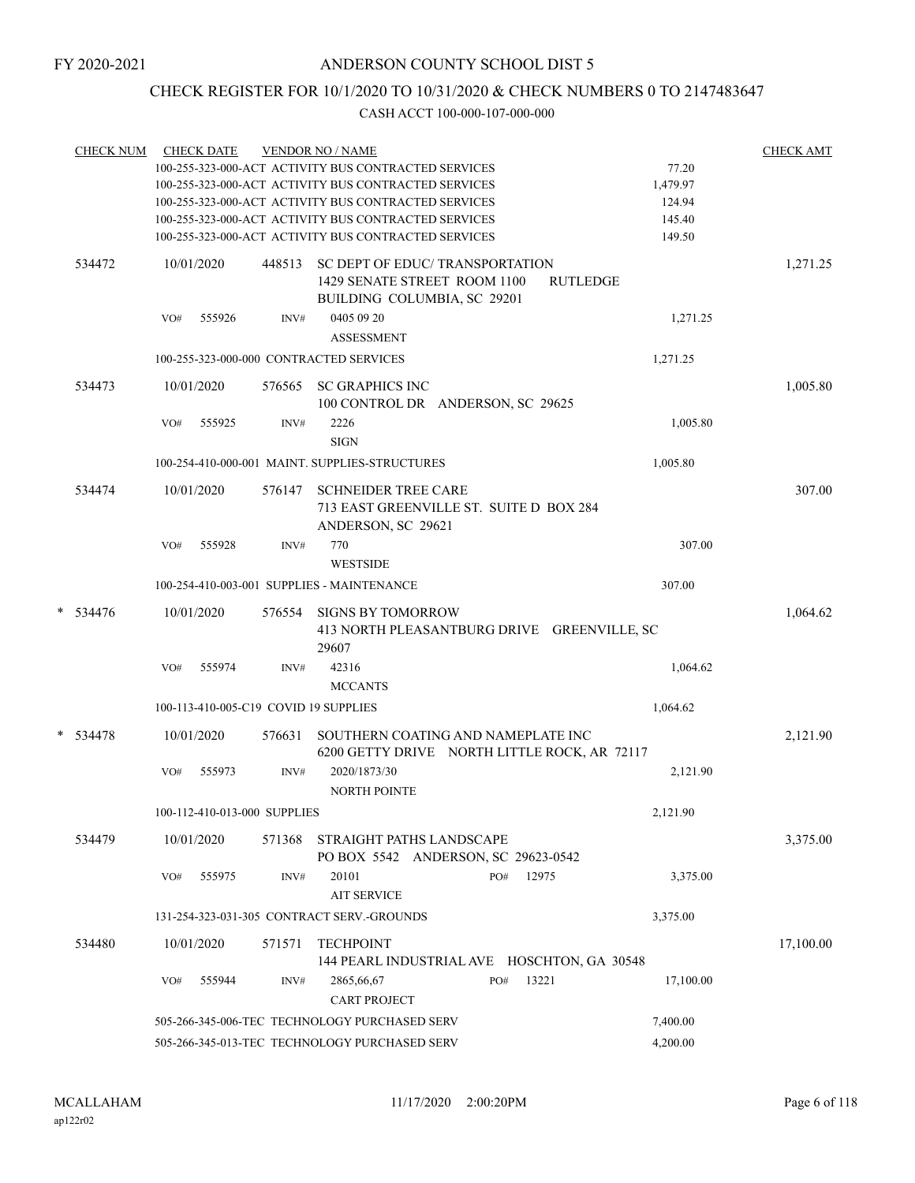FY 2020-2021

ANDERSON COUNTY SCHOOL DIST 5

CHECK REGISTER FOR 10/1/2020 TO 10/31/2020 & CHECK NUMBERS 0 TO 2147483647

CASH ACCT 100-000-107-000-000

| CHECK NUM | CHECK DATE | VENDOR NO / NAME | | CHECK AMT |
|---|---|---|---|---|
| | | 100-255-323-000-ACT ACTIVITY BUS CONTRACTED SERVICES | 77.20 | |
| | | 100-255-323-000-ACT ACTIVITY BUS CONTRACTED SERVICES | 1,479.97 | |
| | | 100-255-323-000-ACT ACTIVITY BUS CONTRACTED SERVICES | 124.94 | |
| | | 100-255-323-000-ACT ACTIVITY BUS CONTRACTED SERVICES | 145.40 | |
| | | 100-255-323-000-ACT ACTIVITY BUS CONTRACTED SERVICES | 149.50 | |
| 534472 | 10/01/2020 | 448513 SC DEPT OF EDUC/ TRANSPORTATION 1429 SENATE STREET ROOM 1100 RUTLEDGE BUILDING COLUMBIA, SC 29201 | | 1,271.25 |
| | VO# 555926 | INV# 0405 09 20 ASSESSMENT | 1,271.25 | |
| | | 100-255-323-000-000 CONTRACTED SERVICES | 1,271.25 | |
| 534473 | 10/01/2020 | 576565 SC GRAPHICS INC 100 CONTROL DR ANDERSON, SC 29625 | | 1,005.80 |
| | VO# 555925 | INV# 2226 SIGN | 1,005.80 | |
| | | 100-254-410-000-001 MAINT. SUPPLIES-STRUCTURES | 1,005.80 | |
| 534474 | 10/01/2020 | 576147 SCHNEIDER TREE CARE 713 EAST GREENVILLE ST. SUITE D BOX 284 ANDERSON, SC 29621 | | 307.00 |
| | VO# 555928 | INV# 770 WESTSIDE | 307.00 | |
| | | 100-254-410-003-001 SUPPLIES - MAINTENANCE | 307.00 | |
| * 534476 | 10/01/2020 | 576554 SIGNS BY TOMORROW 413 NORTH PLEASANTBURG DRIVE GREENVILLE, SC 29607 | | 1,064.62 |
| | VO# 555974 | INV# 42316 MCCANTS | 1,064.62 | |
| | | 100-113-410-005-C19 COVID 19 SUPPLIES | 1,064.62 | |
| * 534478 | 10/01/2020 | 576631 SOUTHERN COATING AND NAMEPLATE INC 6200 GETTY DRIVE NORTH LITTLE ROCK, AR 72117 | | 2,121.90 |
| | VO# 555973 | INV# 2020/1873/30 NORTH POINTE | 2,121.90 | |
| | | 100-112-410-013-000 SUPPLIES | 2,121.90 | |
| 534479 | 10/01/2020 | 571368 STRAIGHT PATHS LANDSCAPE PO BOX 5542 ANDERSON, SC 29623-0542 | | 3,375.00 |
| | VO# 555975 | INV# 20101 PO# 12975 AIT SERVICE | 3,375.00 | |
| | | 131-254-323-031-305 CONTRACT SERV.-GROUNDS | 3,375.00 | |
| 534480 | 10/01/2020 | 571571 TECHPOINT 144 PEARL INDUSTRIAL AVE HOSCHTON, GA 30548 | | 17,100.00 |
| | VO# 555944 | INV# 2865,66,67 PO# 13221 CART PROJECT | 17,100.00 | |
| | | 505-266-345-006-TEC TECHNOLOGY PURCHASED SERV | 7,400.00 | |
| | | 505-266-345-013-TEC TECHNOLOGY PURCHASED SERV | 4,200.00 | |

MCALLAHAM ap122r02 11/17/2020 2:00:20PM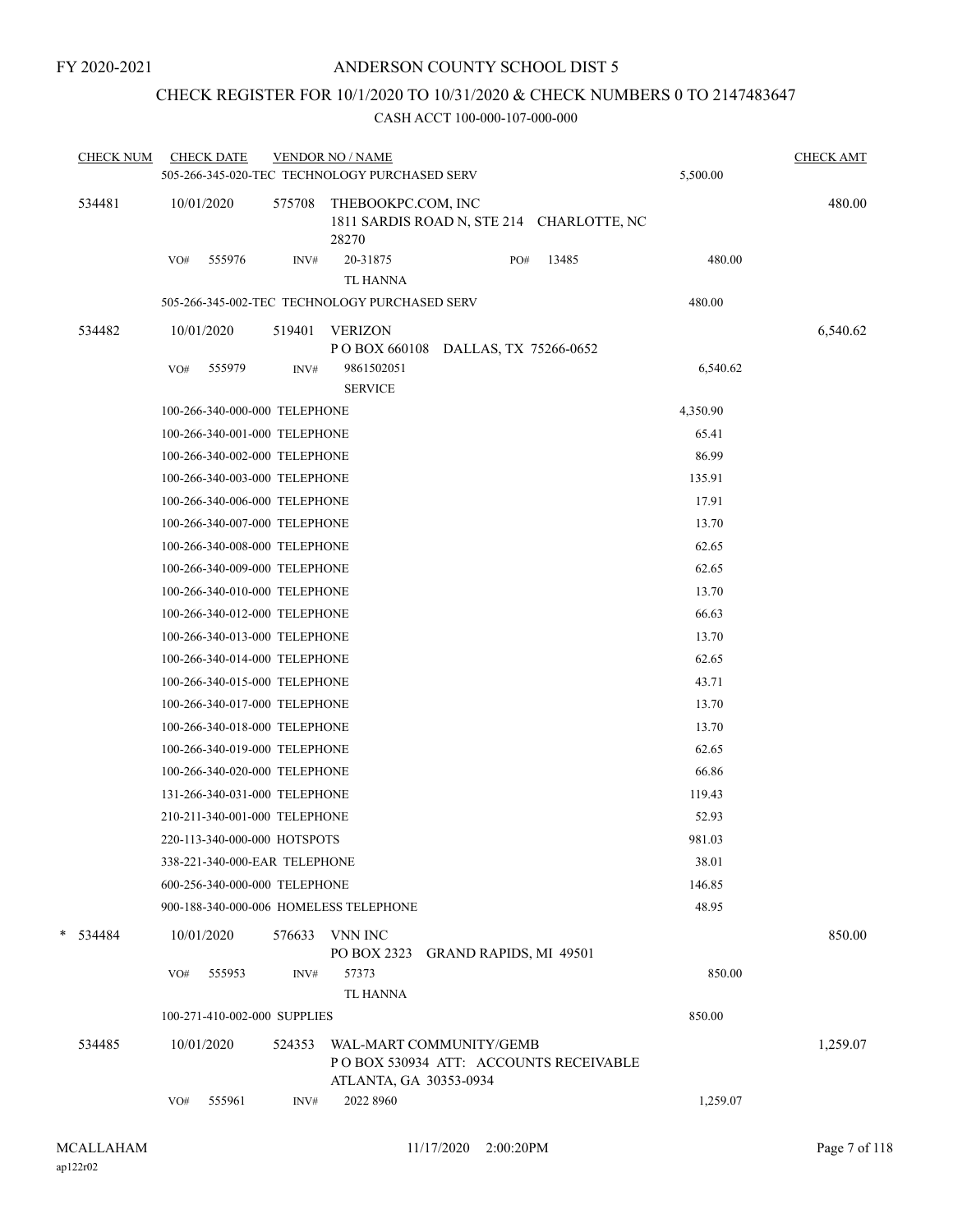FY 2020-2021

ANDERSON COUNTY SCHOOL DIST 5

CHECK REGISTER FOR 10/1/2020 TO 10/31/2020 & CHECK NUMBERS 0 TO 2147483647

CASH ACCT 100-000-107-000-000

| CHECK NUM | CHECK DATE | VENDOR NO / NAME | | CHECK AMT |
|---|---|---|---|---|
| | 505-266-345-020-TEC TECHNOLOGY PURCHASED SERV | | 5,500.00 | |
| 534481 | 10/01/2020 | 575708 THEBOOKPC.COM, INC 1811 SARDIS ROAD N, STE 214 CHARLOTTE, NC 28270 | | 480.00 |
| | VO# 555976 | INV# 20-31875 PO# 13485 TL HANNA | 480.00 | |
| | 505-266-345-002-TEC TECHNOLOGY PURCHASED SERV | | 480.00 | |
| 534482 | 10/01/2020 | 519401 VERIZON P O BOX 660108 DALLAS, TX 75266-0652 | | 6,540.62 |
| | VO# 555979 | INV# 9861502051 SERVICE | 6,540.62 | |
| | 100-266-340-000-000 TELEPHONE | | 4,350.90 | |
| | 100-266-340-001-000 TELEPHONE | | 65.41 | |
| | 100-266-340-002-000 TELEPHONE | | 86.99 | |
| | 100-266-340-003-000 TELEPHONE | | 135.91 | |
| | 100-266-340-006-000 TELEPHONE | | 17.91 | |
| | 100-266-340-007-000 TELEPHONE | | 13.70 | |
| | 100-266-340-008-000 TELEPHONE | | 62.65 | |
| | 100-266-340-009-000 TELEPHONE | | 62.65 | |
| | 100-266-340-010-000 TELEPHONE | | 13.70 | |
| | 100-266-340-012-000 TELEPHONE | | 66.63 | |
| | 100-266-340-013-000 TELEPHONE | | 13.70 | |
| | 100-266-340-014-000 TELEPHONE | | 62.65 | |
| | 100-266-340-015-000 TELEPHONE | | 43.71 | |
| | 100-266-340-017-000 TELEPHONE | | 13.70 | |
| | 100-266-340-018-000 TELEPHONE | | 13.70 | |
| | 100-266-340-019-000 TELEPHONE | | 62.65 | |
| | 100-266-340-020-000 TELEPHONE | | 66.86 | |
| | 131-266-340-031-000 TELEPHONE | | 119.43 | |
| | 210-211-340-001-000 TELEPHONE | | 52.93 | |
| | 220-113-340-000-000 HOTSPOTS | | 981.03 | |
| | 338-221-340-000-EAR TELEPHONE | | 38.01 | |
| | 600-256-340-000-000 TELEPHONE | | 146.85 | |
| | 900-188-340-000-006 HOMELESS TELEPHONE | | 48.95 | |
| * 534484 | 10/01/2020 | 576633 VNN INC PO BOX 2323 GRAND RAPIDS, MI 49501 | | 850.00 |
| | VO# 555953 | INV# 57373 TL HANNA | 850.00 | |
| | 100-271-410-002-000 SUPPLIES | | 850.00 | |
| 534485 | 10/01/2020 | 524353 WAL-MART COMMUNITY/GEMB P O BOX 530934 ATT: ACCOUNTS RECEIVABLE ATLANTA, GA 30353-0934 | | 1,259.07 |
| | VO# 555961 | INV# 2022 8960 | 1,259.07 | |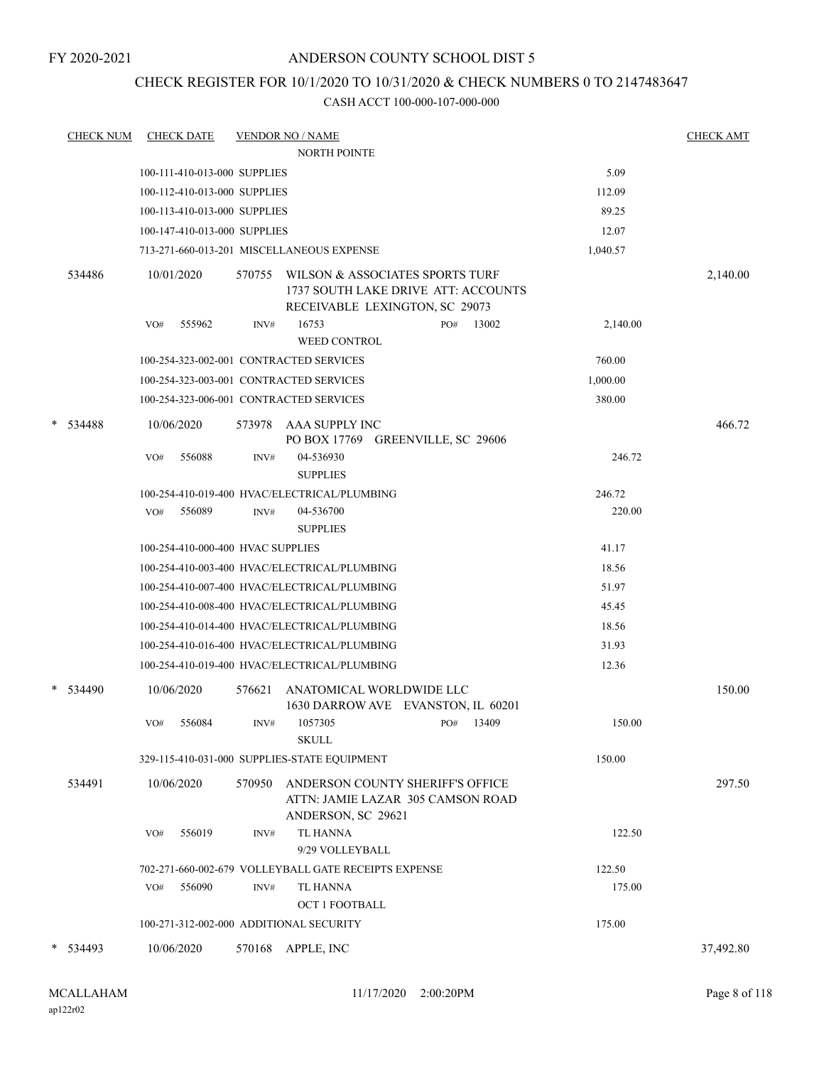FY 2020-2021

# ANDERSON COUNTY SCHOOL DIST 5

## CHECK REGISTER FOR 10/1/2020 TO 10/31/2020 & CHECK NUMBERS 0 TO 2147483647

### CASH ACCT 100-000-107-000-000

| CHECK NUM | CHECK DATE | VENDOR NO / NAME | | CHECK AMT |
|---|---|---|---|---|
| | | NORTH POINTE | | |
| | 100-111-410-013-000 SUPPLIES | | 5.09 | |
| | 100-112-410-013-000 SUPPLIES | | 112.09 | |
| | 100-113-410-013-000 SUPPLIES | | 89.25 | |
| | 100-147-410-013-000 SUPPLIES | | 12.07 | |
| | 713-271-660-013-201 MISCELLANEOUS EXPENSE | | 1,040.57 | |
| 534486 | 10/01/2020 | 570755 WILSON & ASSOCIATES SPORTS TURF 1737 SOUTH LAKE DRIVE ATT: ACCOUNTS RECEIVABLE LEXINGTON, SC 29073 | | 2,140.00 |
| | VO# 555962 | INV# 16753 PO# 13002 WEED CONTROL | 2,140.00 | |
| | 100-254-323-002-001 CONTRACTED SERVICES | | 760.00 | |
| | 100-254-323-003-001 CONTRACTED SERVICES | | 1,000.00 | |
| | 100-254-323-006-001 CONTRACTED SERVICES | | 380.00 | |
| * 534488 | 10/06/2020 | 573978 AAA SUPPLY INC PO BOX 17769 GREENVILLE, SC 29606 | | 466.72 |
| | VO# 556088 | INV# 04-536930 SUPPLIES | 246.72 | |
| | 100-254-410-019-400 HVAC/ELECTRICAL/PLUMBING | | 246.72 | |
| | VO# 556089 | INV# 04-536700 SUPPLIES | 220.00 | |
| | 100-254-410-000-400 HVAC SUPPLIES | | 41.17 | |
| | 100-254-410-003-400 HVAC/ELECTRICAL/PLUMBING | | 18.56 | |
| | 100-254-410-007-400 HVAC/ELECTRICAL/PLUMBING | | 51.97 | |
| | 100-254-410-008-400 HVAC/ELECTRICAL/PLUMBING | | 45.45 | |
| | 100-254-410-014-400 HVAC/ELECTRICAL/PLUMBING | | 18.56 | |
| | 100-254-410-016-400 HVAC/ELECTRICAL/PLUMBING | | 31.93 | |
| | 100-254-410-019-400 HVAC/ELECTRICAL/PLUMBING | | 12.36 | |
| * 534490 | 10/06/2020 | 576621 ANATOMICAL WORLDWIDE LLC 1630 DARROW AVE EVANSTON, IL 60201 | | 150.00 |
| | VO# 556084 | INV# 1057305 PO# 13409 SKULL | 150.00 | |
| | 329-115-410-031-000 SUPPLIES-STATE EQUIPMENT | | 150.00 | |
| 534491 | 10/06/2020 | 570950 ANDERSON COUNTY SHERIFF'S OFFICE ATTN: JAMIE LAZAR 305 CAMSON ROAD ANDERSON, SC 29621 | | 297.50 |
| | VO# 556019 | INV# TL HANNA 9/29 VOLLEYBALL | 122.50 | |
| | 702-271-660-002-679 VOLLEYBALL GATE RECEIPTS EXPENSE | | 122.50 | |
| | VO# 556090 | INV# TL HANNA OCT 1 FOOTBALL | 175.00 | |
| | 100-271-312-002-000 ADDITIONAL SECURITY | | 175.00 | |
| * 534493 | 10/06/2020 | 570168 APPLE, INC | | 37,492.80 |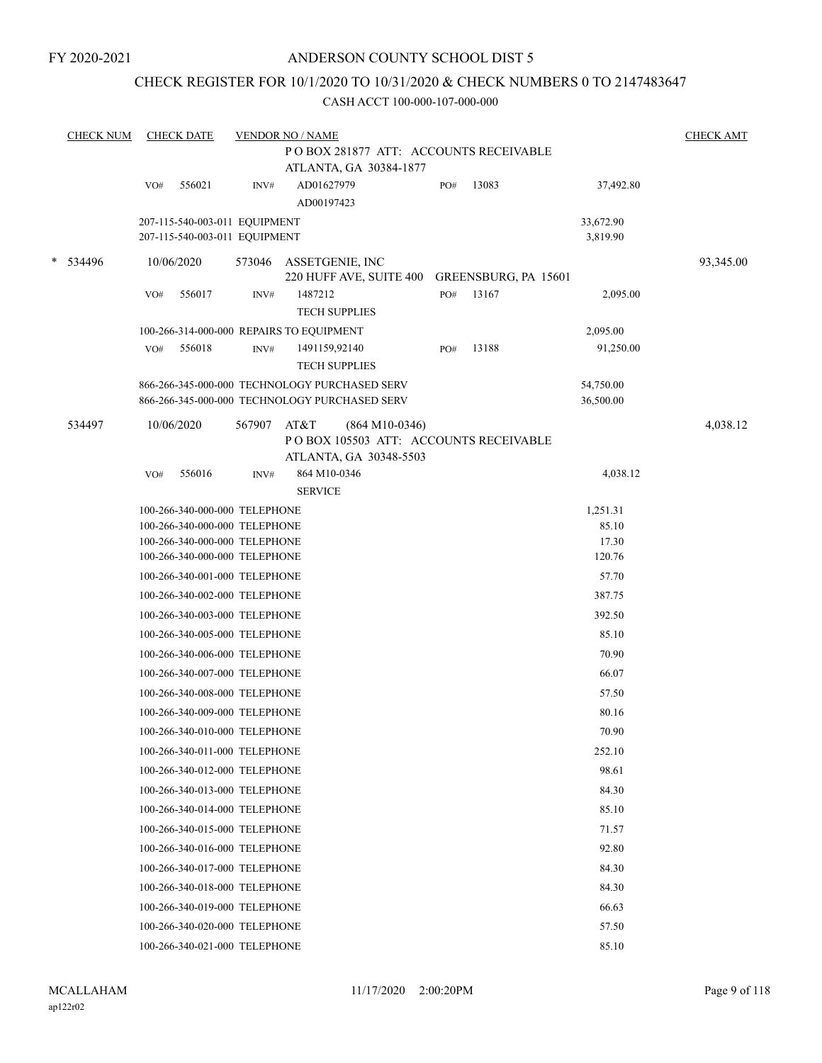FY 2020-2021

# ANDERSON COUNTY SCHOOL DIST 5

## CHECK REGISTER FOR 10/1/2020 TO 10/31/2020 & CHECK NUMBERS 0 TO 2147483647

### CASH ACCT 100-000-107-000-000

| CHECK NUM | CHECK DATE | VENDOR NO / NAME | | | | CHECK AMT |
|---|---|---|---|---|---|---|
| | | | P O BOX 281877 ATT: ACCOUNTS RECEIVABLE<br>ATLANTA, GA 30384-1877 | | | |
| | VO# 556021 | INV# | AD01627979<br>AD00197423 | PO# 13083 | 37,492.80 | |
| | 207-115-540-003-011 EQUIPMENT | | | | 33,672.90 | |
| | 207-115-540-003-011 EQUIPMENT | | | | 3,819.90 | |
| * 534496 | 10/06/2020 | 573046 | ASSETGENIE, INC<br>220 HUFF AVE, SUITE 400 GREENSBURG, PA 15601 | | | 93,345.00 |
| | VO# 556017 | INV# | 1487212<br>TECH SUPPLIES | PO# 13167 | 2,095.00 | |
| | 100-266-314-000-000 REPAIRS TO EQUIPMENT | | | | 2,095.00 | |
| | VO# 556018 | INV# | 1491159,92140<br>TECH SUPPLIES | PO# 13188 | 91,250.00 | |
| | 866-266-345-000-000 TECHNOLOGY PURCHASED SERV | | | | 54,750.00 | |
| | 866-266-345-000-000 TECHNOLOGY PURCHASED SERV | | | | 36,500.00 | |
| 534497 | 10/06/2020 | 567907 | AT&T (864 M10-0346)<br>P O BOX 105503 ATT: ACCOUNTS RECEIVABLE<br>ATLANTA, GA 30348-5503 | | | 4,038.12 |
| | VO# 556016 | INV# | 864 M10-0346<br>SERVICE | | 4,038.12 | |
| | 100-266-340-000-000 TELEPHONE | | | | 1,251.31 | |
| | 100-266-340-000-000 TELEPHONE | | | | 85.10 | |
| | 100-266-340-000-000 TELEPHONE | | | | 17.30 | |
| | 100-266-340-000-000 TELEPHONE | | | | 120.76 | |
| | 100-266-340-001-000 TELEPHONE | | | | 57.70 | |
| | 100-266-340-002-000 TELEPHONE | | | | 387.75 | |
| | 100-266-340-003-000 TELEPHONE | | | | 392.50 | |
| | 100-266-340-005-000 TELEPHONE | | | | 85.10 | |
| | 100-266-340-006-000 TELEPHONE | | | | 70.90 | |
| | 100-266-340-007-000 TELEPHONE | | | | 66.07 | |
| | 100-266-340-008-000 TELEPHONE | | | | 57.50 | |
| | 100-266-340-009-000 TELEPHONE | | | | 80.16 | |
| | 100-266-340-010-000 TELEPHONE | | | | 70.90 | |
| | 100-266-340-011-000 TELEPHONE | | | | 252.10 | |
| | 100-266-340-012-000 TELEPHONE | | | | 98.61 | |
| | 100-266-340-013-000 TELEPHONE | | | | 84.30 | |
| | 100-266-340-014-000 TELEPHONE | | | | 85.10 | |
| | 100-266-340-015-000 TELEPHONE | | | | 71.57 | |
| | 100-266-340-016-000 TELEPHONE | | | | 92.80 | |
| | 100-266-340-017-000 TELEPHONE | | | | 84.30 | |
| | 100-266-340-018-000 TELEPHONE | | | | 84.30 | |
| | 100-266-340-019-000 TELEPHONE | | | | 66.63 | |
| | 100-266-340-020-000 TELEPHONE | | | | 57.50 | |
| | 100-266-340-021-000 TELEPHONE | | | | 85.10 | |

MCALLAHAM
ap122r02
11/17/2020 2:00:20PM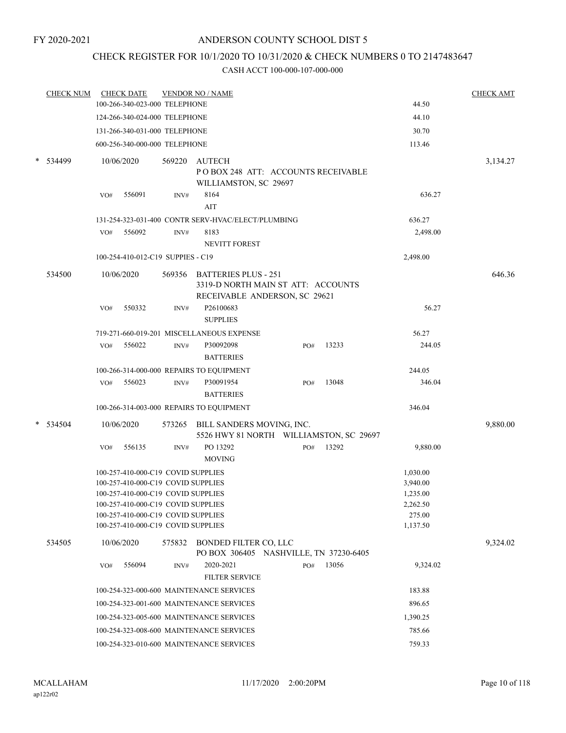FY 2020-2021

# ANDERSON COUNTY SCHOOL DIST 5

## CHECK REGISTER FOR 10/1/2020 TO 10/31/2020 & CHECK NUMBERS 0 TO 2147483647

### CASH ACCT 100-000-107-000-000

| CHECK NUM | CHECK DATE | VENDOR NO / NAME | | | CHECK AMT |
|---|---|---|---|---|---|
| | 100-266-340-023-000 TELEPHONE | | | 44.50 | |
| | 124-266-340-024-000 TELEPHONE | | | 44.10 | |
| | 131-266-340-031-000 TELEPHONE | | | 30.70 | |
| | 600-256-340-000-000 TELEPHONE | | | 113.46 | |
| * 534499 | 10/06/2020 | 569220 AUTECH<br>P O BOX 248 ATT: ACCOUNTS RECEIVABLE<br>WILLIAMSTON, SC 29697 | | | 3,134.27 |
| | VO# 556091 | INV# 8164<br>AIT | | 636.27 | |
| | 131-254-323-031-400 CONTR SERV-HVAC/ELECT/PLUMBING | | | 636.27 | |
| | VO# 556092 | INV# 8183<br>NEVITT FOREST | | 2,498.00 | |
| | 100-254-410-012-C19 SUPPIES - C19 | | | 2,498.00 | |
| 534500 | 10/06/2020 | 569356 BATTERIES PLUS - 251<br>3319-D NORTH MAIN ST ATT: ACCOUNTS<br>RECEIVABLE ANDERSON, SC 29621 | | | 646.36 |
| | VO# 550332 | INV# P26100683<br>SUPPLIES | | 56.27 | |
| | 719-271-660-019-201 MISCELLANEOUS EXPENSE | | | 56.27 | |
| | VO# 556022 | INV# P30092098<br>BATTERIES | PO# 13233 | 244.05 | |
| | 100-266-314-000-000 REPAIRS TO EQUIPMENT | | | 244.05 | |
| | VO# 556023 | INV# P30091954<br>BATTERIES | PO# 13048 | 346.04 | |
| | 100-266-314-003-000 REPAIRS TO EQUIPMENT | | | 346.04 | |
| * 534504 | 10/06/2020 | 573265 BILL SANDERS MOVING, INC.<br>5526 HWY 81 NORTH WILLIAMSTON, SC 29697 | | | 9,880.00 |
| | VO# 556135 | INV# PO 13292<br>MOVING | PO# 13292 | 9,880.00 | |
| | 100-257-410-000-C19 COVID SUPPLIES | | | 1,030.00 | |
| | 100-257-410-000-C19 COVID SUPPLIES | | | 3,940.00 | |
| | 100-257-410-000-C19 COVID SUPPLIES | | | 1,235.00 | |
| | 100-257-410-000-C19 COVID SUPPLIES | | | 2,262.50 | |
| | 100-257-410-000-C19 COVID SUPPLIES | | | 275.00 | |
| | 100-257-410-000-C19 COVID SUPPLIES | | | 1,137.50 | |
| 534505 | 10/06/2020 | 575832 BONDED FILTER CO, LLC<br>PO BOX 306405 NASHVILLE, TN 37230-6405 | | | 9,324.02 |
| | VO# 556094 | INV# 2020-2021<br>FILTER SERVICE | PO# 13056 | 9,324.02 | |
| | 100-254-323-000-600 MAINTENANCE SERVICES | | | 183.88 | |
| | 100-254-323-001-600 MAINTENANCE SERVICES | | | 896.65 | |
| | 100-254-323-005-600 MAINTENANCE SERVICES | | | 1,390.25 | |
| | 100-254-323-008-600 MAINTENANCE SERVICES | | | 785.66 | |
| | 100-254-323-010-600 MAINTENANCE SERVICES | | | 759.33 | |

MCALLAHAM
ap122r02
11/17/2020 2:00:20PM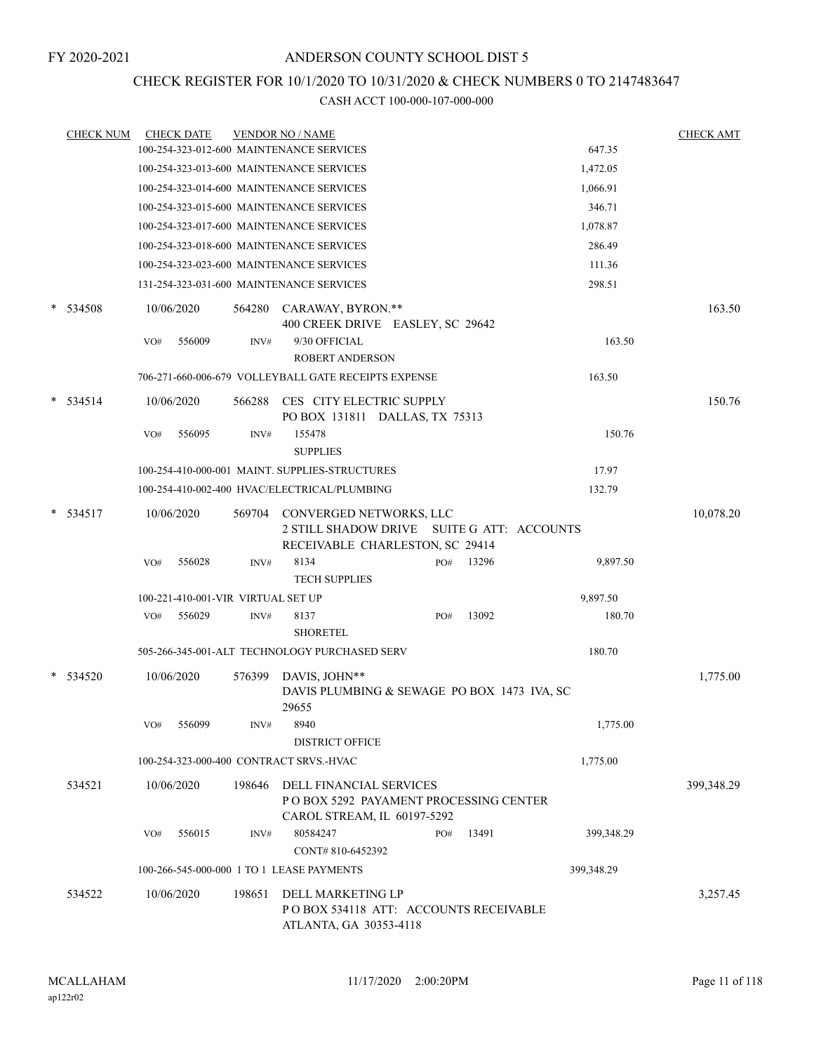FY 2020-2021

# ANDERSON COUNTY SCHOOL DIST 5

## CHECK REGISTER FOR 10/1/2020 TO 10/31/2020 & CHECK NUMBERS 0 TO 2147483647

### CASH ACCT 100-000-107-000-000

| CHECK NUM | CHECK DATE | VENDOR NO / NAME | | CHECK AMT |
|---|---|---|---|---|
| | | 100-254-323-012-600 MAINTENANCE SERVICES | 647.35 | |
| | | 100-254-323-013-600 MAINTENANCE SERVICES | 1,472.05 | |
| | | 100-254-323-014-600 MAINTENANCE SERVICES | 1,066.91 | |
| | | 100-254-323-015-600 MAINTENANCE SERVICES | 346.71 | |
| | | 100-254-323-017-600 MAINTENANCE SERVICES | 1,078.87 | |
| | | 100-254-323-018-600 MAINTENANCE SERVICES | 286.49 | |
| | | 100-254-323-023-600 MAINTENANCE SERVICES | 111.36 | |
| | | 131-254-323-031-600 MAINTENANCE SERVICES | 298.51 | |
| * 534508 | 10/06/2020 | 564280 CARAWAY, BYRON.** 400 CREEK DRIVE EASLEY, SC 29642 | | 163.50 |
| | VO# 556009 | INV# 9/30 OFFICIAL ROBERT ANDERSON | 163.50 | |
| | | 706-271-660-006-679 VOLLEYBALL GATE RECEIPTS EXPENSE | 163.50 | |
| * 534514 | 10/06/2020 | 566288 CES CITY ELECTRIC SUPPLY PO BOX 131811 DALLAS, TX 75313 | | 150.76 |
| | VO# 556095 | INV# 155478 SUPPLIES | 150.76 | |
| | | 100-254-410-000-001 MAINT. SUPPLIES-STRUCTURES | 17.97 | |
| | | 100-254-410-002-400 HVAC/ELECTRICAL/PLUMBING | 132.79 | |
| * 534517 | 10/06/2020 | 569704 CONVERGED NETWORKS, LLC 2 STILL SHADOW DRIVE SUITE G ATT: ACCOUNTS RECEIVABLE CHARLESTON, SC 29414 | | 10,078.20 |
| | VO# 556028 | INV# 8134 PO# 13296 TECH SUPPLIES | 9,897.50 | |
| | | 100-221-410-001-VIR VIRTUAL SET UP | 9,897.50 | |
| | VO# 556029 | INV# 8137 PO# 13092 SHORETEL | 180.70 | |
| | | 505-266-345-001-ALT TECHNOLOGY PURCHASED SERV | 180.70 | |
| * 534520 | 10/06/2020 | 576399 DAVIS, JOHN** DAVIS PLUMBING & SEWAGE PO BOX 1473 IVA, SC 29655 | | 1,775.00 |
| | VO# 556099 | INV# 8940 DISTRICT OFFICE | 1,775.00 | |
| | | 100-254-323-000-400 CONTRACT SRVS.-HVAC | 1,775.00 | |
| 534521 | 10/06/2020 | 198646 DELL FINANCIAL SERVICES P O BOX 5292 PAYAMENT PROCESSING CENTER CAROL STREAM, IL 60197-5292 | | 399,348.29 |
| | VO# 556015 | INV# 80584247 PO# 13491 CONT# 810-6452392 | 399,348.29 | |
| | | 100-266-545-000-000 1 TO 1 LEASE PAYMENTS | 399,348.29 | |
| 534522 | 10/06/2020 | 198651 DELL MARKETING LP P O BOX 534118 ATT: ACCOUNTS RECEIVABLE ATLANTA, GA 30353-4118 | | 3,257.45 |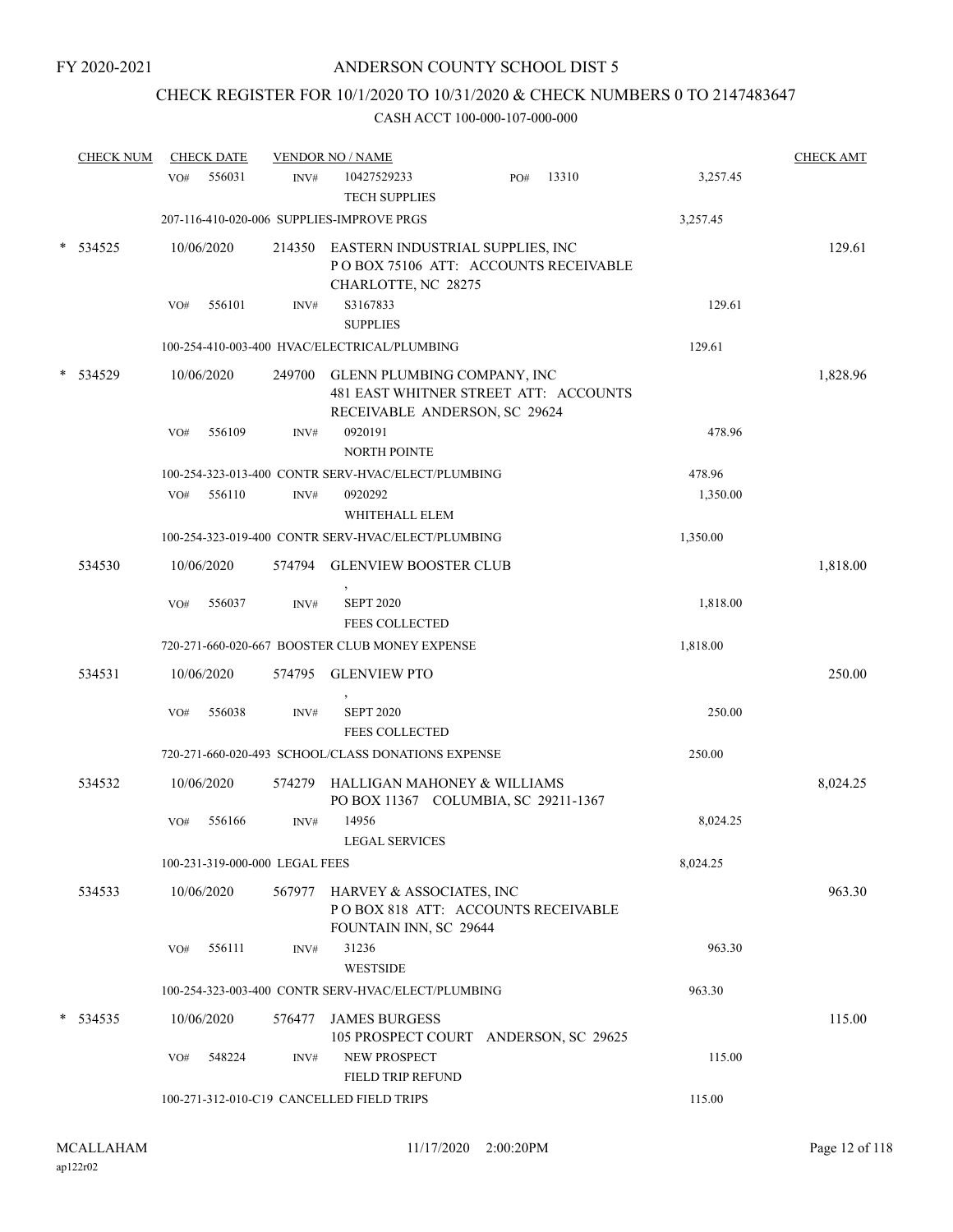FY 2020-2021

# ANDERSON COUNTY SCHOOL DIST 5

## CHECK REGISTER FOR 10/1/2020 TO 10/31/2020 & CHECK NUMBERS 0 TO 2147483647

### CASH ACCT 100-000-107-000-000

| CHECK NUM | CHECK DATE | VENDOR NO / NAME | | CHECK AMT |
|---|---|---|---|---|
| | VO# 556031 | INV# 10427529233 PO# 13310<br>TECH SUPPLIES | 3,257.45 | |
| | 207-116-410-020-006 SUPPLIES-IMPROVE PRGS | | 3,257.45 | |
| * 534525 | 10/06/2020 | 214350 EASTERN INDUSTRIAL SUPPLIES, INC<br>P O BOX 75106 ATT: ACCOUNTS RECEIVABLE<br>CHARLOTTE, NC 28275 | | 129.61 |
| | VO# 556101 | INV# S3167833<br>SUPPLIES | 129.61 | |
| | 100-254-410-003-400 HVAC/ELECTRICAL/PLUMBING | | 129.61 | |
| * 534529 | 10/06/2020 | 249700 GLENN PLUMBING COMPANY, INC<br>481 EAST WHITNER STREET ATT: ACCOUNTS<br>RECEIVABLE ANDERSON, SC 29624 | | 1,828.96 |
| | VO# 556109 | INV# 0920191<br>NORTH POINTE | 478.96 | |
| | 100-254-323-013-400 CONTR SERV-HVAC/ELECT/PLUMBING | | 478.96 | |
| | VO# 556110 | INV# 0920292<br>WHITEHALL ELEM | 1,350.00 | |
| | 100-254-323-019-400 CONTR SERV-HVAC/ELECT/PLUMBING | | 1,350.00 | |
| 534530 | 10/06/2020 | 574794 GLENVIEW BOOSTER CLUB<br>, | | 1,818.00 |
| | VO# 556037 | INV# SEPT 2020<br>FEES COLLECTED | 1,818.00 | |
| | 720-271-660-020-667 BOOSTER CLUB MONEY EXPENSE | | 1,818.00 | |
| 534531 | 10/06/2020 | 574795 GLENVIEW PTO<br>, | | 250.00 |
| | VO# 556038 | INV# SEPT 2020<br>FEES COLLECTED | 250.00 | |
| | 720-271-660-020-493 SCHOOL/CLASS DONATIONS EXPENSE | | 250.00 | |
| 534532 | 10/06/2020 | 574279 HALLIGAN MAHONEY & WILLIAMS<br>PO BOX 11367 COLUMBIA, SC 29211-1367 | | 8,024.25 |
| | VO# 556166 | INV# 14956<br>LEGAL SERVICES | 8,024.25 | |
| | 100-231-319-000-000 LEGAL FEES | | 8,024.25 | |
| 534533 | 10/06/2020 | 567977 HARVEY & ASSOCIATES, INC<br>P O BOX 818 ATT: ACCOUNTS RECEIVABLE<br>FOUNTAIN INN, SC 29644 | | 963.30 |
| | VO# 556111 | INV# 31236<br>WESTSIDE | 963.30 | |
| | 100-254-323-003-400 CONTR SERV-HVAC/ELECT/PLUMBING | | 963.30 | |
| * 534535 | 10/06/2020 | 576477 JAMES BURGESS<br>105 PROSPECT COURT ANDERSON, SC 29625 | | 115.00 |
| | VO# 548224 | INV# NEW PROSPECT<br>FIELD TRIP REFUND | 115.00 | |
| | 100-271-312-010-C19 CANCELLED FIELD TRIPS | | 115.00 | |

MCALLAHAM
ap122r02

11/17/2020 2:00:20PM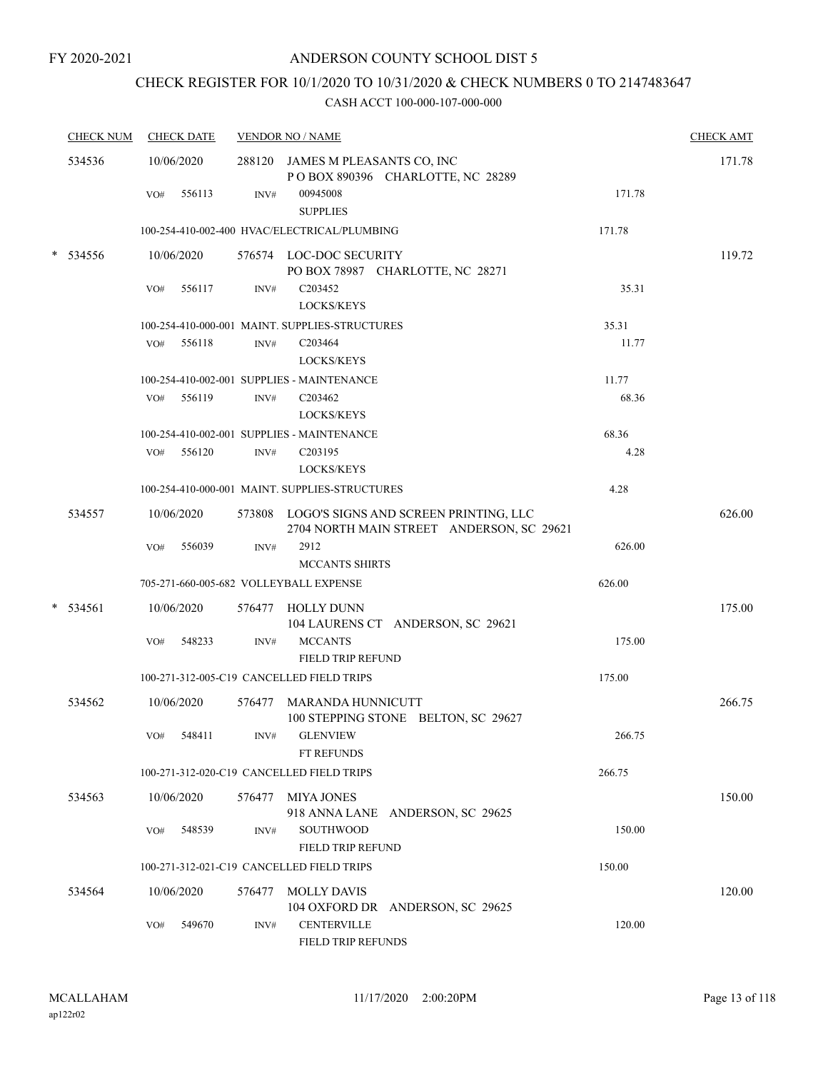FY 2020-2021

# ANDERSON COUNTY SCHOOL DIST 5

## CHECK REGISTER FOR 10/1/2020 TO 10/31/2020 & CHECK NUMBERS 0 TO 2147483647

### CASH ACCT 100-000-107-000-000

| CHECK NUM | CHECK DATE | VENDOR NO / NAME | | CHECK AMT |
|---|---|---|---|---|
| 534536 | 10/06/2020 | 288120 JAMES M PLEASANTS CO, INC<br>P O BOX 890396 CHARLOTTE, NC 28289 | | 171.78 |
| | VO# 556113 | INV# 00945008<br>SUPPLIES | 171.78 | |
| | | 100-254-410-002-400 HVAC/ELECTRICAL/PLUMBING | 171.78 | |
| * 534556 | 10/06/2020 | 576574 LOC-DOC SECURITY<br>PO BOX 78987 CHARLOTTE, NC 28271 | | 119.72 |
| | VO# 556117 | INV# C203452<br>LOCKS/KEYS | 35.31 | |
| | | 100-254-410-000-001 MAINT. SUPPLIES-STRUCTURES | 35.31 | |
| | VO# 556118 | INV# C203464<br>LOCKS/KEYS | 11.77 | |
| | | 100-254-410-002-001 SUPPLIES - MAINTENANCE | 11.77 | |
| | VO# 556119 | INV# C203462<br>LOCKS/KEYS | 68.36 | |
| | | 100-254-410-002-001 SUPPLIES - MAINTENANCE | 68.36 | |
| | VO# 556120 | INV# C203195<br>LOCKS/KEYS | 4.28 | |
| | | 100-254-410-000-001 MAINT. SUPPLIES-STRUCTURES | 4.28 | |
| 534557 | 10/06/2020 | 573808 LOGO'S SIGNS AND SCREEN PRINTING, LLC<br>2704 NORTH MAIN STREET ANDERSON, SC 29621 | | 626.00 |
| | VO# 556039 | INV# 2912<br>MCCANTS SHIRTS | 626.00 | |
| | | 705-271-660-005-682 VOLLEYBALL EXPENSE | 626.00 | |
| * 534561 | 10/06/2020 | 576477 HOLLY DUNN<br>104 LAURENS CT ANDERSON, SC 29621 | | 175.00 |
| | VO# 548233 | INV# MCCANTS<br>FIELD TRIP REFUND | 175.00 | |
| | | 100-271-312-005-C19 CANCELLED FIELD TRIPS | 175.00 | |
| 534562 | 10/06/2020 | 576477 MARANDA HUNNICUTT<br>100 STEPPING STONE BELTON, SC 29627 | | 266.75 |
| | VO# 548411 | INV# GLENVIEW<br>FT REFUNDS | 266.75 | |
| | | 100-271-312-020-C19 CANCELLED FIELD TRIPS | 266.75 | |
| 534563 | 10/06/2020 | 576477 MIYA JONES<br>918 ANNA LANE ANDERSON, SC 29625 | | 150.00 |
| | VO# 548539 | INV# SOUTHWOOD<br>FIELD TRIP REFUND | 150.00 | |
| | | 100-271-312-021-C19 CANCELLED FIELD TRIPS | 150.00 | |
| 534564 | 10/06/2020 | 576477 MOLLY DAVIS<br>104 OXFORD DR ANDERSON, SC 29625 | | 120.00 |
| | VO# 549670 | INV# CENTERVILLE<br>FIELD TRIP REFUNDS | 120.00 | |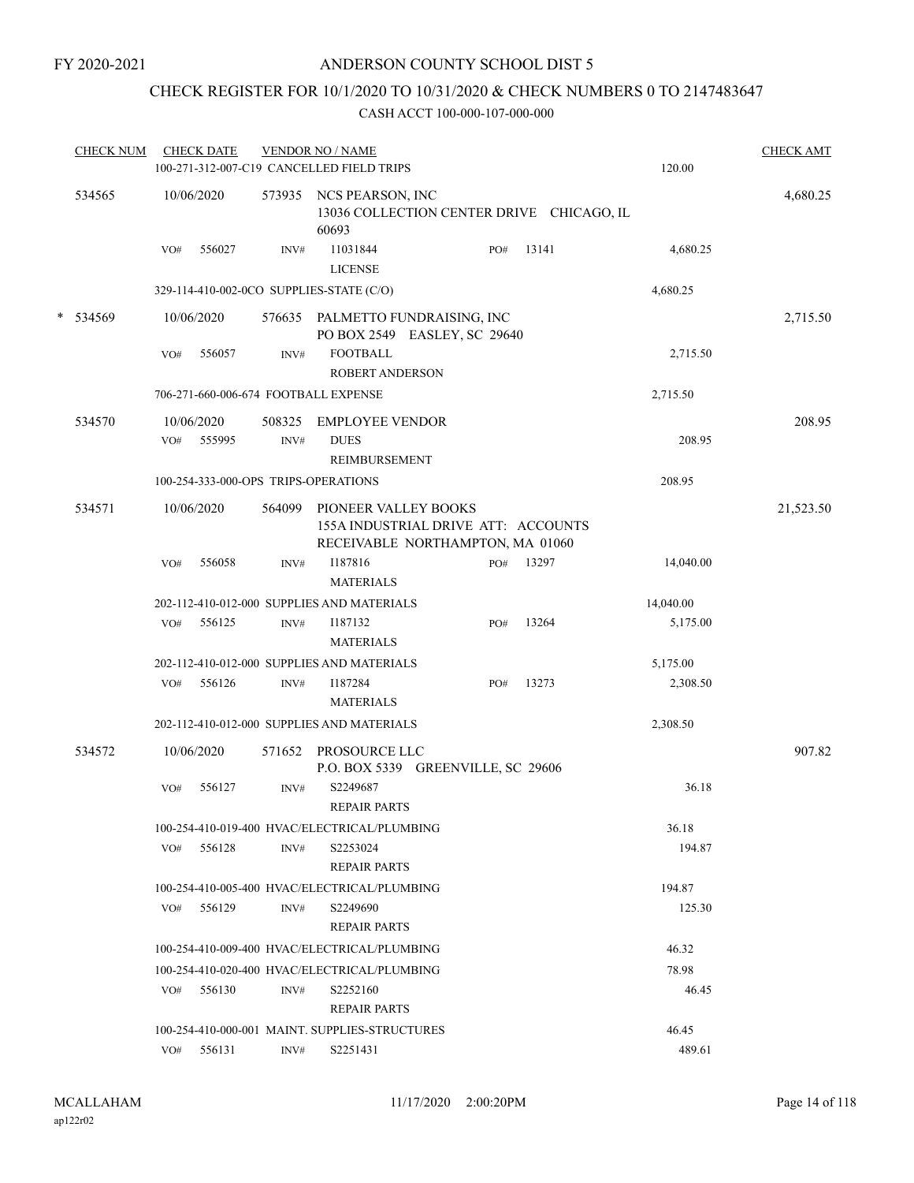FY 2020-2021

# ANDERSON COUNTY SCHOOL DIST 5

## CHECK REGISTER FOR 10/1/2020 TO 10/31/2020 & CHECK NUMBERS 0 TO 2147483647

CASH ACCT 100-000-107-000-000

| CHECK NUM | CHECK DATE | VENDOR NO / NAME | | | CHECK AMT |
|---|---|---|---|---|---|
| | | 100-271-312-007-C19 CANCELLED FIELD TRIPS | | 120.00 | |
| 534565 | 10/06/2020 | 573935 NCS PEARSON, INC<br>13036 COLLECTION CENTER DRIVE CHICAGO, IL 60693 | | | 4,680.25 |
| | VO# 556027 | INV# 11031844<br>LICENSE | PO# 13141 | 4,680.25 | |
| | | 329-114-410-002-0CO SUPPLIES-STATE (C/O) | | 4,680.25 | |
| * 534569 | 10/06/2020 | 576635 PALMETTO FUNDRAISING, INC<br>PO BOX 2549 EASLEY, SC 29640 | | | 2,715.50 |
| | VO# 556057 | INV# FOOTBALL<br>ROBERT ANDERSON | | 2,715.50 | |
| | | 706-271-660-006-674 FOOTBALL EXPENSE | | 2,715.50 | |
| 534570 | 10/06/2020 | 508325 EMPLOYEE VENDOR | | | 208.95 |
| | VO# 555995 | INV# DUES<br>REIMBURSEMENT | | 208.95 | |
| | | 100-254-333-000-OPS TRIPS-OPERATIONS | | 208.95 | |
| 534571 | 10/06/2020 | 564099 PIONEER VALLEY BOOKS<br>155A INDUSTRIAL DRIVE ATT: ACCOUNTS RECEIVABLE NORTHAMPTON, MA 01060 | | | 21,523.50 |
| | VO# 556058 | INV# I187816<br>MATERIALS | PO# 13297 | 14,040.00 | |
| | | 202-112-410-012-000 SUPPLIES AND MATERIALS | | 14,040.00 | |
| | VO# 556125 | INV# I187132<br>MATERIALS | PO# 13264 | 5,175.00 | |
| | | 202-112-410-012-000 SUPPLIES AND MATERIALS | | 5,175.00 | |
| | VO# 556126 | INV# I187284<br>MATERIALS | PO# 13273 | 2,308.50 | |
| | | 202-112-410-012-000 SUPPLIES AND MATERIALS | | 2,308.50 | |
| 534572 | 10/06/2020 | 571652 PROSOURCE LLC<br>P.O. BOX 5339 GREENVILLE, SC 29606 | | | 907.82 |
| | VO# 556127 | INV# S2249687<br>REPAIR PARTS | | 36.18 | |
| | | 100-254-410-019-400 HVAC/ELECTRICAL/PLUMBING | | 36.18 | |
| | VO# 556128 | INV# S2253024<br>REPAIR PARTS | | 194.87 | |
| | | 100-254-410-005-400 HVAC/ELECTRICAL/PLUMBING | | 194.87 | |
| | VO# 556129 | INV# S2249690<br>REPAIR PARTS | | 125.30 | |
| | | 100-254-410-009-400 HVAC/ELECTRICAL/PLUMBING | | 46.32 | |
| | | 100-254-410-020-400 HVAC/ELECTRICAL/PLUMBING | | 78.98 | |
| | VO# 556130 | INV# S2252160<br>REPAIR PARTS | | 46.45 | |
| | | 100-254-410-000-001 MAINT. SUPPLIES-STRUCTURES | | 46.45 | |
| | VO# 556131 | INV# S2251431 | | 489.61 | |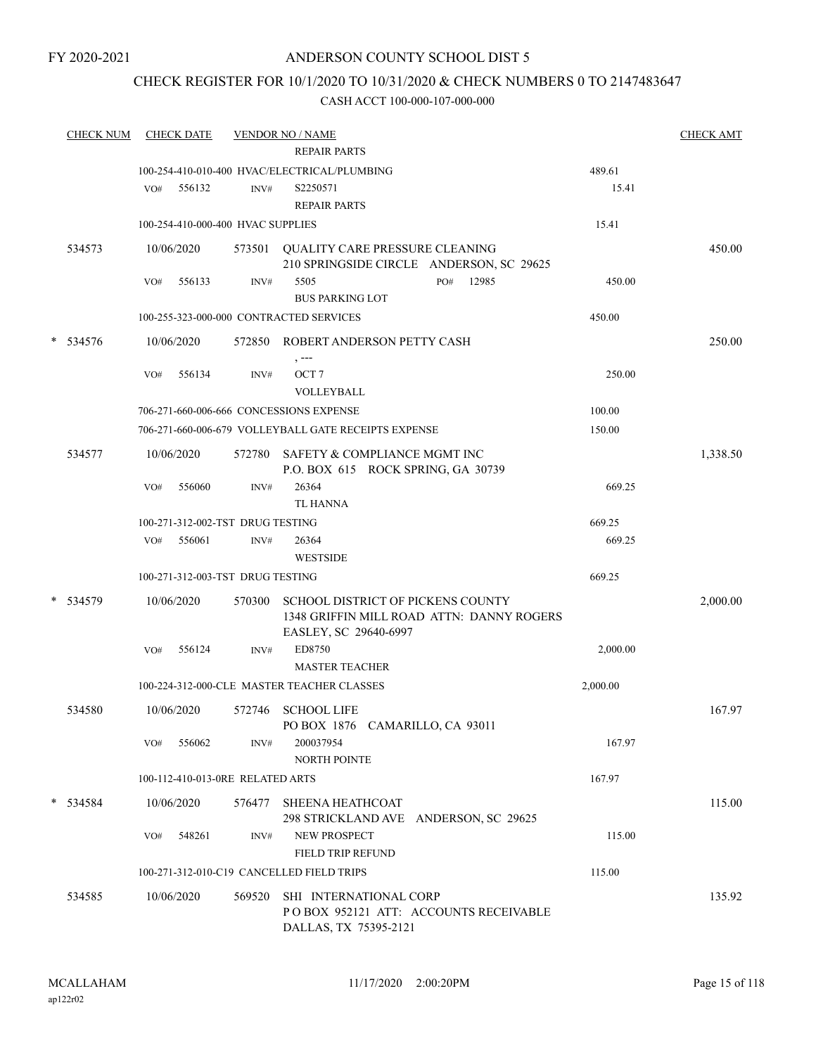FY 2020-2021

# ANDERSON COUNTY SCHOOL DIST 5

## CHECK REGISTER FOR 10/1/2020 TO 10/31/2020 & CHECK NUMBERS 0 TO 2147483647

### CASH ACCT 100-000-107-000-000

| CHECK NUM | CHECK DATE | VENDOR NO / NAME | | CHECK AMT |
|---|---|---|---|---|
| | | REPAIR PARTS | | |
| | | 100-254-410-010-400 HVAC/ELECTRICAL/PLUMBING | 489.61 | |
| | VO# 556132 | INV# S2250571<br>REPAIR PARTS | 15.41 | |
| | | 100-254-410-000-400 HVAC SUPPLIES | 15.41 | |
| 534573 | 10/06/2020 | 573501 QUALITY CARE PRESSURE CLEANING<br>210 SPRINGSIDE CIRCLE ANDERSON, SC 29625 | | 450.00 |
| | VO# 556133 | INV# 5505 PO# 12985<br>BUS PARKING LOT | 450.00 | |
| | | 100-255-323-000-000 CONTRACTED SERVICES | 450.00 | |
| * 534576 | 10/06/2020 | 572850 ROBERT ANDERSON PETTY CASH<br>, --- | | 250.00 |
| | VO# 556134 | INV# OCT 7<br>VOLLEYBALL | 250.00 | |
| | | 706-271-660-006-666 CONCESSIONS EXPENSE | 100.00 | |
| | | 706-271-660-006-679 VOLLEYBALL GATE RECEIPTS EXPENSE | 150.00 | |
| 534577 | 10/06/2020 | 572780 SAFETY & COMPLIANCE MGMT INC<br>P.O. BOX 615 ROCK SPRING, GA 30739 | | 1,338.50 |
| | VO# 556060 | INV# 26364<br>TL HANNA | 669.25 | |
| | | 100-271-312-002-TST DRUG TESTING | 669.25 | |
| | VO# 556061 | INV# 26364<br>WESTSIDE | 669.25 | |
| | | 100-271-312-003-TST DRUG TESTING | 669.25 | |
| * 534579 | 10/06/2020 | 570300 SCHOOL DISTRICT OF PICKENS COUNTY<br>1348 GRIFFIN MILL ROAD ATTN: DANNY ROGERS<br>EASLEY, SC 29640-6997 | | 2,000.00 |
| | VO# 556124 | INV# ED8750<br>MASTER TEACHER | 2,000.00 | |
| | | 100-224-312-000-CLE MASTER TEACHER CLASSES | 2,000.00 | |
| 534580 | 10/06/2020 | 572746 SCHOOL LIFE<br>PO BOX 1876 CAMARILLO, CA 93011 | | 167.97 |
| | VO# 556062 | INV# 200037954<br>NORTH POINTE | 167.97 | |
| | | 100-112-410-013-0RE RELATED ARTS | 167.97 | |
| * 534584 | 10/06/2020 | 576477 SHEENA HEATHCOAT<br>298 STRICKLAND AVE ANDERSON, SC 29625 | | 115.00 |
| | VO# 548261 | INV# NEW PROSPECT<br>FIELD TRIP REFUND | 115.00 | |
| | | 100-271-312-010-C19 CANCELLED FIELD TRIPS | 115.00 | |
| 534585 | 10/06/2020 | 569520 SHI INTERNATIONAL CORP<br>P O BOX 952121 ATT: ACCOUNTS RECEIVABLE<br>DALLAS, TX 75395-2121 | | 135.92 |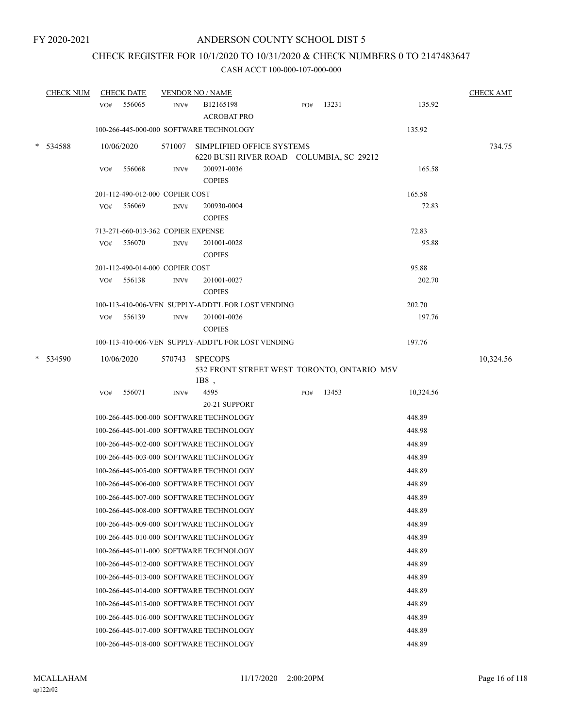FY 2020-2021

# ANDERSON COUNTY SCHOOL DIST 5

## CHECK REGISTER FOR 10/1/2020 TO 10/31/2020 & CHECK NUMBERS 0 TO 2147483647

### CASH ACCT 100-000-107-000-000

| CHECK NUM | CHECK DATE | VENDOR NO / NAME | | | CHECK AMT |
|---|---|---|---|---|---|
| | VO# 556065 | INV# B12165198 ACROBAT PRO | PO# 13231 | 135.92 | |
| | 100-266-445-000-000 SOFTWARE TECHNOLOGY | | | 135.92 | |
| * 534588 | 10/06/2020 | 571007 SIMPLIFIED OFFICE SYSTEMS 6220 BUSH RIVER ROAD COLUMBIA, SC 29212 | | | 734.75 |
| | VO# 556068 | INV# 200921-0036 COPIES | | 165.58 | |
| | 201-112-490-012-000 COPIER COST | | | 165.58 | |
| | VO# 556069 | INV# 200930-0004 COPIES | | 72.83 | |
| | 713-271-660-013-362 COPIER EXPENSE | | | 72.83 | |
| | VO# 556070 | INV# 201001-0028 COPIES | | 95.88 | |
| | 201-112-490-014-000 COPIER COST | | | 95.88 | |
| | VO# 556138 | INV# 201001-0027 COPIES | | 202.70 | |
| | 100-113-410-006-VEN SUPPLY-ADDT'L FOR LOST VENDING | | | 202.70 | |
| | VO# 556139 | INV# 201001-0026 COPIES | | 197.76 | |
| | 100-113-410-006-VEN SUPPLY-ADDT'L FOR LOST VENDING | | | 197.76 | |
| * 534590 | 10/06/2020 | 570743 SPECOPS 532 FRONT STREET WEST TORONTO, ONTARIO M5V 1B8 , | | | 10,324.56 |
| | VO# 556071 | INV# 4595 20-21 SUPPORT | PO# 13453 | 10,324.56 | |
| | 100-266-445-000-000 SOFTWARE TECHNOLOGY | | | 448.89 | |
| | 100-266-445-001-000 SOFTWARE TECHNOLOGY | | | 448.98 | |
| | 100-266-445-002-000 SOFTWARE TECHNOLOGY | | | 448.89 | |
| | 100-266-445-003-000 SOFTWARE TECHNOLOGY | | | 448.89 | |
| | 100-266-445-005-000 SOFTWARE TECHNOLOGY | | | 448.89 | |
| | 100-266-445-006-000 SOFTWARE TECHNOLOGY | | | 448.89 | |
| | 100-266-445-007-000 SOFTWARE TECHNOLOGY | | | 448.89 | |
| | 100-266-445-008-000 SOFTWARE TECHNOLOGY | | | 448.89 | |
| | 100-266-445-009-000 SOFTWARE TECHNOLOGY | | | 448.89 | |
| | 100-266-445-010-000 SOFTWARE TECHNOLOGY | | | 448.89 | |
| | 100-266-445-011-000 SOFTWARE TECHNOLOGY | | | 448.89 | |
| | 100-266-445-012-000 SOFTWARE TECHNOLOGY | | | 448.89 | |
| | 100-266-445-013-000 SOFTWARE TECHNOLOGY | | | 448.89 | |
| | 100-266-445-014-000 SOFTWARE TECHNOLOGY | | | 448.89 | |
| | 100-266-445-015-000 SOFTWARE TECHNOLOGY | | | 448.89 | |
| | 100-266-445-016-000 SOFTWARE TECHNOLOGY | | | 448.89 | |
| | 100-266-445-017-000 SOFTWARE TECHNOLOGY | | | 448.89 | |
| | 100-266-445-018-000 SOFTWARE TECHNOLOGY | | | 448.89 | |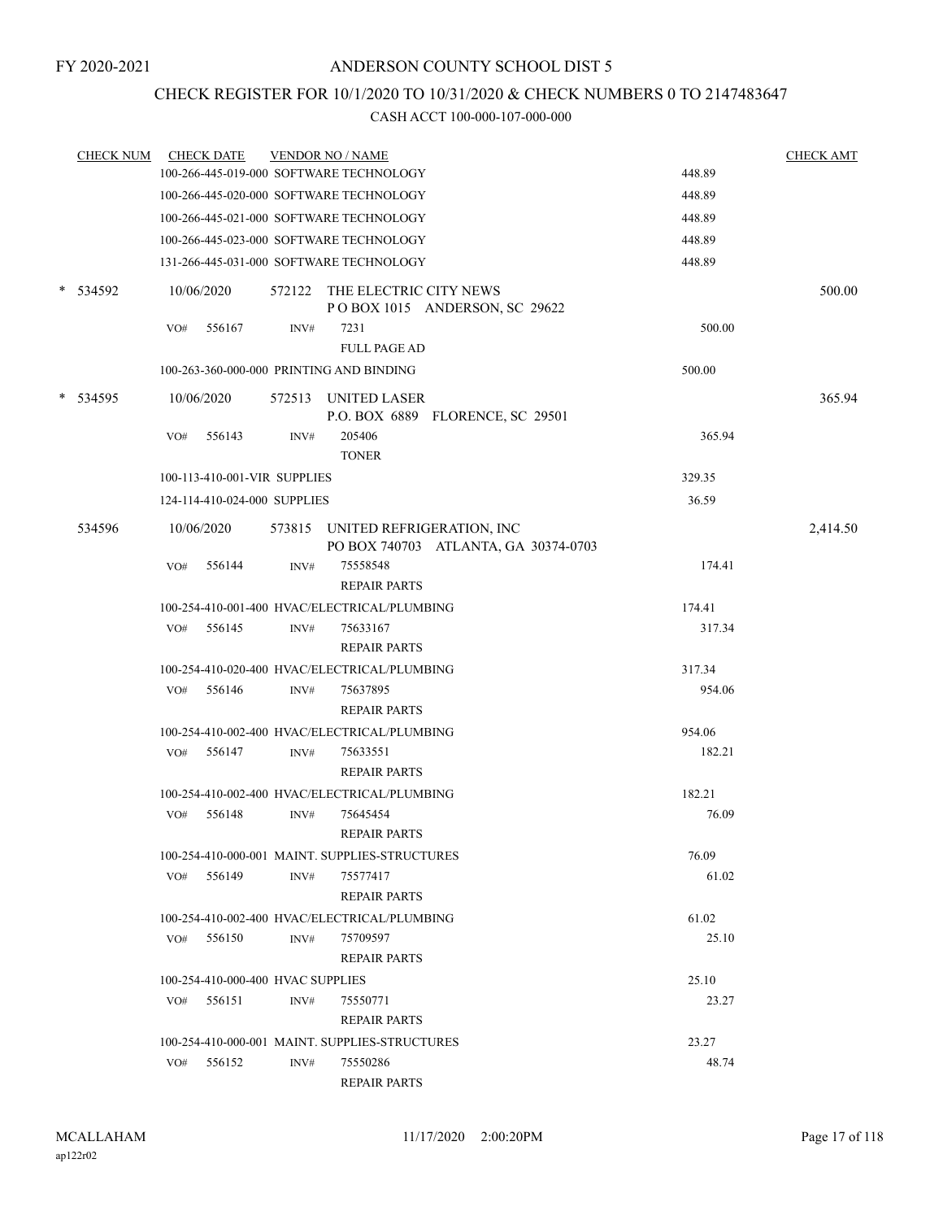FY 2020-2021

# ANDERSON COUNTY SCHOOL DIST 5

## CHECK REGISTER FOR 10/1/2020 TO 10/31/2020 & CHECK NUMBERS 0 TO 2147483647

### CASH ACCT 100-000-107-000-000

| CHECK NUM | CHECK DATE | VENDOR NO / NAME | | CHECK AMT |
|---|---|---|---|---|
| | 100-266-445-019-000 SOFTWARE TECHNOLOGY | | 448.89 | |
| | 100-266-445-020-000 SOFTWARE TECHNOLOGY | | 448.89 | |
| | 100-266-445-021-000 SOFTWARE TECHNOLOGY | | 448.89 | |
| | 100-266-445-023-000 SOFTWARE TECHNOLOGY | | 448.89 | |
| | 131-266-445-031-000 SOFTWARE TECHNOLOGY | | 448.89 | |
| * 534592 | 10/06/2020 | 572122 THE ELECTRIC CITY NEWS<br>P O BOX 1015 ANDERSON, SC 29622 | | 500.00 |
| | VO# 556167 | INV# 7231<br>FULL PAGE AD | 500.00 | |
| | 100-263-360-000-000 PRINTING AND BINDING | | 500.00 | |
| * 534595 | 10/06/2020 | 572513 UNITED LASER<br>P.O. BOX 6889 FLORENCE, SC 29501 | | 365.94 |
| | VO# 556143 | INV# 205406<br>TONER | 365.94 | |
| | 100-113-410-001-VIR SUPPLIES | | 329.35 | |
| | 124-114-410-024-000 SUPPLIES | | 36.59 | |
| 534596 | 10/06/2020 | 573815 UNITED REFRIGERATION, INC<br>PO BOX 740703 ATLANTA, GA 30374-0703 | | 2,414.50 |
| | VO# 556144 | INV# 75558548<br>REPAIR PARTS | 174.41 | |
| | 100-254-410-001-400 HVAC/ELECTRICAL/PLUMBING | | 174.41 | |
| | VO# 556145 | INV# 75633167<br>REPAIR PARTS | 317.34 | |
| | 100-254-410-020-400 HVAC/ELECTRICAL/PLUMBING | | 317.34 | |
| | VO# 556146 | INV# 75637895<br>REPAIR PARTS | 954.06 | |
| | 100-254-410-002-400 HVAC/ELECTRICAL/PLUMBING | | 954.06 | |
| | VO# 556147 | INV# 75633551<br>REPAIR PARTS | 182.21 | |
| | 100-254-410-002-400 HVAC/ELECTRICAL/PLUMBING | | 182.21 | |
| | VO# 556148 | INV# 75645454<br>REPAIR PARTS | 76.09 | |
| | 100-254-410-000-001 MAINT. SUPPLIES-STRUCTURES | | 76.09 | |
| | VO# 556149 | INV# 75577417<br>REPAIR PARTS | 61.02 | |
| | 100-254-410-002-400 HVAC/ELECTRICAL/PLUMBING | | 61.02 | |
| | VO# 556150 | INV# 75709597<br>REPAIR PARTS | 25.10 | |
| | 100-254-410-000-400 HVAC SUPPLIES | | 25.10 | |
| | VO# 556151 | INV# 75550771<br>REPAIR PARTS | 23.27 | |
| | 100-254-410-000-001 MAINT. SUPPLIES-STRUCTURES | | 23.27 | |
| | VO# 556152 | INV# 75550286<br>REPAIR PARTS | 48.74 | |

MCALLAHAM
ap122r02

11/17/2020 2:00:20PM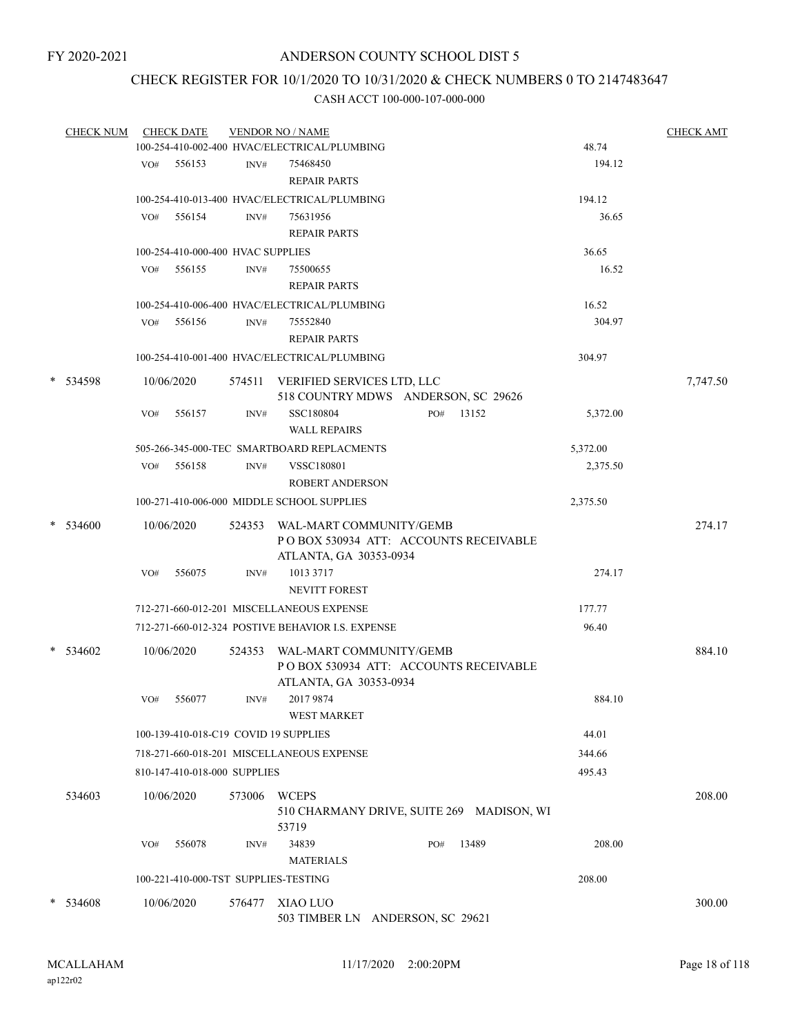FY 2020-2021

# ANDERSON COUNTY SCHOOL DIST 5

## CHECK REGISTER FOR 10/1/2020 TO 10/31/2020 & CHECK NUMBERS 0 TO 2147483647

### CASH ACCT 100-000-107-000-000

| CHECK NUM | CHECK DATE | VENDOR NO / NAME | | CHECK AMT |
|---|---|---|---|---|
| | | 100-254-410-002-400 HVAC/ELECTRICAL/PLUMBING | 48.74 | |
| | VO# 556153 | INV# 75468450 REPAIR PARTS | 194.12 | |
| | | 100-254-410-013-400 HVAC/ELECTRICAL/PLUMBING | 194.12 | |
| | VO# 556154 | INV# 75631956 REPAIR PARTS | 36.65 | |
| | | 100-254-410-000-400 HVAC SUPPLIES | 36.65 | |
| | VO# 556155 | INV# 75500655 REPAIR PARTS | 16.52 | |
| | | 100-254-410-006-400 HVAC/ELECTRICAL/PLUMBING | 16.52 | |
| | VO# 556156 | INV# 75552840 REPAIR PARTS | 304.97 | |
| | | 100-254-410-001-400 HVAC/ELECTRICAL/PLUMBING | 304.97 | |
| * 534598 | 10/06/2020 | 574511 VERIFIED SERVICES LTD, LLC 518 COUNTRY MDWS ANDERSON, SC 29626 | | 7,747.50 |
| | VO# 556157 | INV# SSC180804 PO# 13152 WALL REPAIRS | 5,372.00 | |
| | | 505-266-345-000-TEC SMARTBOARD REPLACMENTS | 5,372.00 | |
| | VO# 556158 | INV# VSSC180801 ROBERT ANDERSON | 2,375.50 | |
| | | 100-271-410-006-000 MIDDLE SCHOOL SUPPLIES | 2,375.50 | |
| * 534600 | 10/06/2020 | 524353 WAL-MART COMMUNITY/GEMB P O BOX 530934 ATT: ACCOUNTS RECEIVABLE ATLANTA, GA 30353-0934 | | 274.17 |
| | VO# 556075 | INV# 1013 3717 NEVITT FOREST | 274.17 | |
| | | 712-271-660-012-201 MISCELLANEOUS EXPENSE | 177.77 | |
| | | 712-271-660-012-324 POSTIVE BEHAVIOR I.S. EXPENSE | 96.40 | |
| * 534602 | 10/06/2020 | 524353 WAL-MART COMMUNITY/GEMB P O BOX 530934 ATT: ACCOUNTS RECEIVABLE ATLANTA, GA 30353-0934 | | 884.10 |
| | VO# 556077 | INV# 2017 9874 WEST MARKET | 884.10 | |
| | | 100-139-410-018-C19 COVID 19 SUPPLIES | 44.01 | |
| | | 718-271-660-018-201 MISCELLANEOUS EXPENSE | 344.66 | |
| | | 810-147-410-018-000 SUPPLIES | 495.43 | |
| 534603 | 10/06/2020 | 573006 WCEPS 510 CHARMANY DRIVE, SUITE 269 MADISON, WI 53719 | | 208.00 |
| | VO# 556078 | INV# 34839 PO# 13489 MATERIALS | 208.00 | |
| | | 100-221-410-000-TST SUPPLIES-TESTING | 208.00 | |
| * 534608 | 10/06/2020 | 576477 XIAO LUO 503 TIMBER LN ANDERSON, SC 29621 | | 300.00 |

MCALLAHAM
ap122r02

11/17/2020 2:00:20PM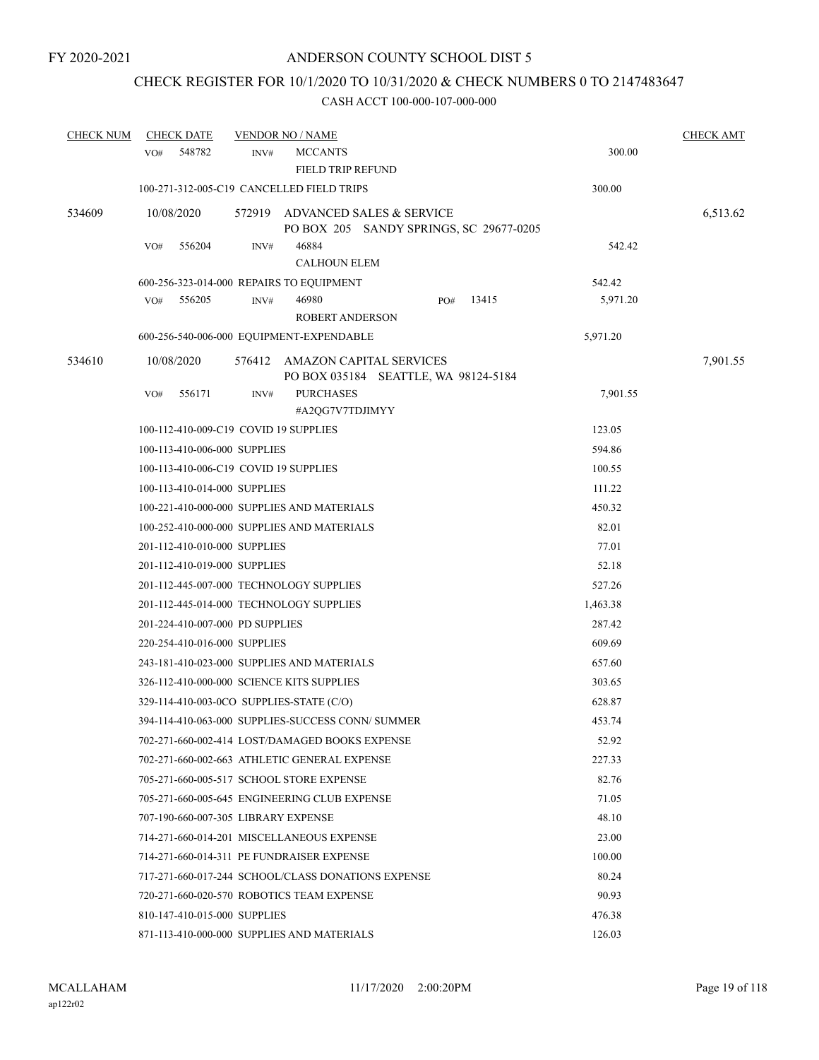# ANDERSON COUNTY SCHOOL DIST 5

## CHECK REGISTER FOR 10/1/2020 TO 10/31/2020 & CHECK NUMBERS 0 TO 2147483647

### CASH ACCT 100-000-107-000-000

| CHECK NUM | CHECK DATE | VENDOR NO / NAME | | CHECK AMT |
|---|---|---|---|---|
| | VO# 548782 | INV# MCCANTS<br>FIELD TRIP REFUND | 300.00 | |
| | 100-271-312-005-C19 CANCELLED FIELD TRIPS | | 300.00 | |
| 534609 | 10/08/2020 | 572919 ADVANCED SALES & SERVICE<br>PO BOX 205 SANDY SPRINGS, SC 29677-0205 | | 6,513.62 |
| | VO# 556204 | INV# 46884<br>CALHOUN ELEM | 542.42 | |
| | 600-256-323-014-000 REPAIRS TO EQUIPMENT | | 542.42 | |
| | VO# 556205 | INV# 46980 PO# 13415<br>ROBERT ANDERSON | 5,971.20 | |
| | 600-256-540-006-000 EQUIPMENT-EXPENDABLE | | 5,971.20 | |
| 534610 | 10/08/2020 | 576412 AMAZON CAPITAL SERVICES<br>PO BOX 035184 SEATTLE, WA 98124-5184 | | 7,901.55 |
| | VO# 556171 | INV# PURCHASES<br>#A2QG7V7TDJIMYY | 7,901.55 | |
| | 100-112-410-009-C19 COVID 19 SUPPLIES | | 123.05 | |
| | 100-113-410-006-000 SUPPLIES | | 594.86 | |
| | 100-113-410-006-C19 COVID 19 SUPPLIES | | 100.55 | |
| | 100-113-410-014-000 SUPPLIES | | 111.22 | |
| | 100-221-410-000-000 SUPPLIES AND MATERIALS | | 450.32 | |
| | 100-252-410-000-000 SUPPLIES AND MATERIALS | | 82.01 | |
| | 201-112-410-010-000 SUPPLIES | | 77.01 | |
| | 201-112-410-019-000 SUPPLIES | | 52.18 | |
| | 201-112-445-007-000 TECHNOLOGY SUPPLIES | | 527.26 | |
| | 201-112-445-014-000 TECHNOLOGY SUPPLIES | | 1,463.38 | |
| | 201-224-410-007-000 PD SUPPLIES | | 287.42 | |
| | 220-254-410-016-000 SUPPLIES | | 609.69 | |
| | 243-181-410-023-000 SUPPLIES AND MATERIALS | | 657.60 | |
| | 326-112-410-000-000 SCIENCE KITS SUPPLIES | | 303.65 | |
| | 329-114-410-003-0CO SUPPLIES-STATE (C/O) | | 628.87 | |
| | 394-114-410-063-000 SUPPLIES-SUCCESS CONN/ SUMMER | | 453.74 | |
| | 702-271-660-002-414 LOST/DAMAGED BOOKS EXPENSE | | 52.92 | |
| | 702-271-660-002-663 ATHLETIC GENERAL EXPENSE | | 227.33 | |
| | 705-271-660-005-517 SCHOOL STORE EXPENSE | | 82.76 | |
| | 705-271-660-005-645 ENGINEERING CLUB EXPENSE | | 71.05 | |
| | 707-190-660-007-305 LIBRARY EXPENSE | | 48.10 | |
| | 714-271-660-014-201 MISCELLANEOUS EXPENSE | | 23.00 | |
| | 714-271-660-014-311 PE FUNDRAISER EXPENSE | | 100.00 | |
| | 717-271-660-017-244 SCHOOL/CLASS DONATIONS EXPENSE | | 80.24 | |
| | 720-271-660-020-570 ROBOTICS TEAM EXPENSE | | 90.93 | |
| | 810-147-410-015-000 SUPPLIES | | 476.38 | |
| | 871-113-410-000-000 SUPPLIES AND MATERIALS | | 126.03 | |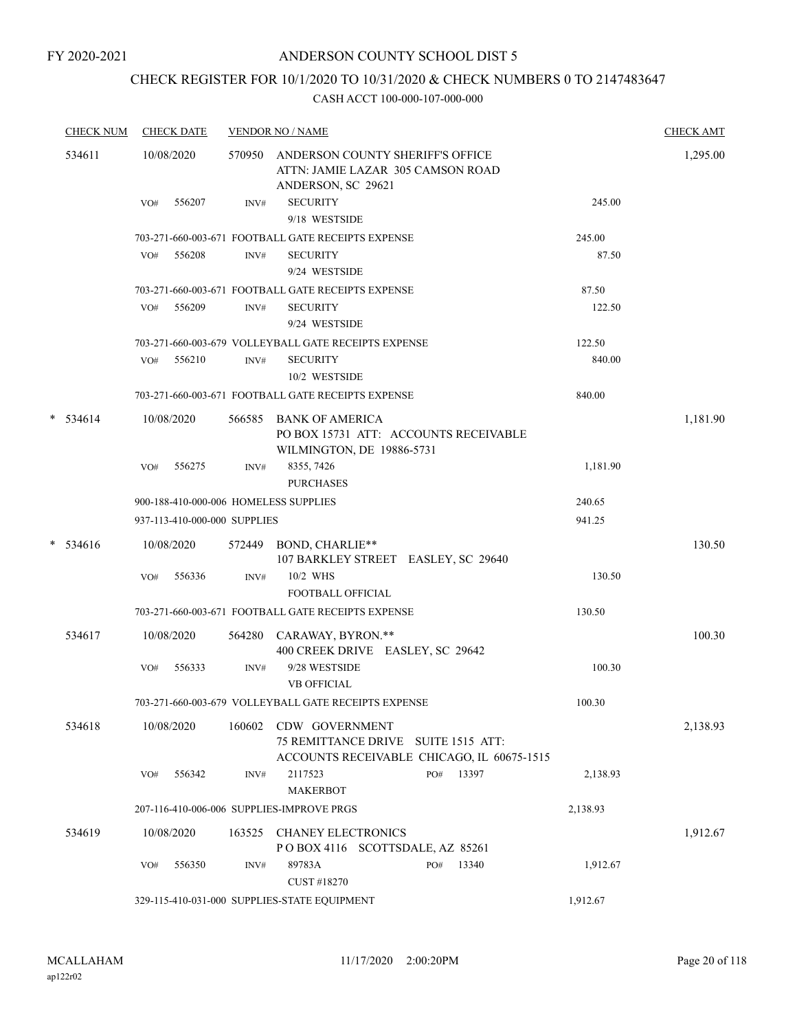FY 2020-2021

# ANDERSON COUNTY SCHOOL DIST 5

## CHECK REGISTER FOR 10/1/2020 TO 10/31/2020 & CHECK NUMBERS 0 TO 2147483647

### CASH ACCT 100-000-107-000-000

| CHECK NUM | CHECK DATE | VENDOR NO / NAME | | CHECK AMT |
|---|---|---|---|---|
| 534611 | 10/08/2020 | 570950 ANDERSON COUNTY SHERIFF'S OFFICE ATTN: JAMIE LAZAR 305 CAMSON ROAD ANDERSON, SC 29621 | | 1,295.00 |
| | VO# 556207 | INV# SECURITY 9/18 WESTSIDE | 245.00 | |
| | | 703-271-660-003-671 FOOTBALL GATE RECEIPTS EXPENSE | 245.00 | |
| | VO# 556208 | INV# SECURITY 9/24 WESTSIDE | 87.50 | |
| | | 703-271-660-003-671 FOOTBALL GATE RECEIPTS EXPENSE | 87.50 | |
| | VO# 556209 | INV# SECURITY 9/24 WESTSIDE | 122.50 | |
| | | 703-271-660-003-679 VOLLEYBALL GATE RECEIPTS EXPENSE | 122.50 | |
| | VO# 556210 | INV# SECURITY 10/2 WESTSIDE | 840.00 | |
| | | 703-271-660-003-671 FOOTBALL GATE RECEIPTS EXPENSE | 840.00 | |
| * 534614 | 10/08/2020 | 566585 BANK OF AMERICA PO BOX 15731 ATT: ACCOUNTS RECEIVABLE WILMINGTON, DE 19886-5731 | | 1,181.90 |
| | VO# 556275 | INV# 8355, 7426 PURCHASES | 1,181.90 | |
| | | 900-188-410-000-006 HOMELESS SUPPLIES | 240.65 | |
| | | 937-113-410-000-000 SUPPLIES | 941.25 | |
| * 534616 | 10/08/2020 | 572449 BOND, CHARLIE** 107 BARKLEY STREET EASLEY, SC 29640 | | 130.50 |
| | VO# 556336 | INV# 10/2 WHS FOOTBALL OFFICIAL | 130.50 | |
| | | 703-271-660-003-671 FOOTBALL GATE RECEIPTS EXPENSE | 130.50 | |
| 534617 | 10/08/2020 | 564280 CARAWAY, BYRON.** 400 CREEK DRIVE EASLEY, SC 29642 | | 100.30 |
| | VO# 556333 | INV# 9/28 WESTSIDE VB OFFICIAL | 100.30 | |
| | | 703-271-660-003-679 VOLLEYBALL GATE RECEIPTS EXPENSE | 100.30 | |
| 534618 | 10/08/2020 | 160602 CDW GOVERNMENT 75 REMITTANCE DRIVE SUITE 1515 ATT: ACCOUNTS RECEIVABLE CHICAGO, IL 60675-1515 | | 2,138.93 |
| | VO# 556342 | INV# 2117523 PO# 13397 MAKERBOT | 2,138.93 | |
| | | 207-116-410-006-006 SUPPLIES-IMPROVE PRGS | 2,138.93 | |
| 534619 | 10/08/2020 | 163525 CHANEY ELECTRONICS P O BOX 4116 SCOTTSDALE, AZ 85261 | | 1,912.67 |
| | VO# 556350 | INV# 89783A PO# 13340 CUST #18270 | 1,912.67 | |
| | | 329-115-410-031-000 SUPPLIES-STATE EQUIPMENT | 1,912.67 | |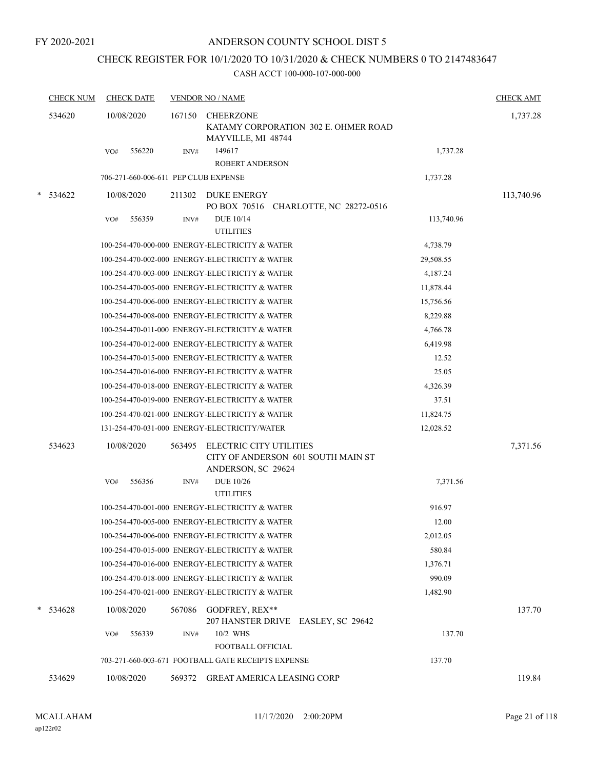FY 2020-2021

# ANDERSON COUNTY SCHOOL DIST 5

## CHECK REGISTER FOR 10/1/2020 TO 10/31/2020 & CHECK NUMBERS 0 TO 2147483647

CASH ACCT 100-000-107-000-000

| CHECK NUM | CHECK DATE | VENDOR NO / NAME | | CHECK AMT |
|---|---|---|---|---|
| 534620 | 10/08/2020 | 167150 CHEERZONE<br>KATAMY CORPORATION 302 E. OHMER ROAD<br>MAYVILLE, MI 48744 | | 1,737.28 |
| | VO# 556220 | INV# 149617<br>ROBERT ANDERSON | 1,737.28 | |
| | 706-271-660-006-611 PEP CLUB EXPENSE | | 1,737.28 | |
| * 534622 | 10/08/2020 | 211302 DUKE ENERGY<br>PO BOX 70516 CHARLOTTE, NC 28272-0516 | | 113,740.96 |
| | VO# 556359 | INV# DUE 10/14<br>UTILITIES | 113,740.96 | |
| | 100-254-470-000-000 ENERGY-ELECTRICITY & WATER | | 4,738.79 | |
| | 100-254-470-002-000 ENERGY-ELECTRICITY & WATER | | 29,508.55 | |
| | 100-254-470-003-000 ENERGY-ELECTRICITY & WATER | | 4,187.24 | |
| | 100-254-470-005-000 ENERGY-ELECTRICITY & WATER | | 11,878.44 | |
| | 100-254-470-006-000 ENERGY-ELECTRICITY & WATER | | 15,756.56 | |
| | 100-254-470-008-000 ENERGY-ELECTRICITY & WATER | | 8,229.88 | |
| | 100-254-470-011-000 ENERGY-ELECTRICITY & WATER | | 4,766.78 | |
| | 100-254-470-012-000 ENERGY-ELECTRICITY & WATER | | 6,419.98 | |
| | 100-254-470-015-000 ENERGY-ELECTRICITY & WATER | | 12.52 | |
| | 100-254-470-016-000 ENERGY-ELECTRICITY & WATER | | 25.05 | |
| | 100-254-470-018-000 ENERGY-ELECTRICITY & WATER | | 4,326.39 | |
| | 100-254-470-019-000 ENERGY-ELECTRICITY & WATER | | 37.51 | |
| | 100-254-470-021-000 ENERGY-ELECTRICITY & WATER | | 11,824.75 | |
| | 131-254-470-031-000 ENERGY-ELECTRICITY/WATER | | 12,028.52 | |
| 534623 | 10/08/2020 | 563495 ELECTRIC CITY UTILITIES<br>CITY OF ANDERSON 601 SOUTH MAIN ST<br>ANDERSON, SC 29624 | | 7,371.56 |
| | VO# 556356 | INV# DUE 10/26<br>UTILITIES | 7,371.56 | |
| | 100-254-470-001-000 ENERGY-ELECTRICITY & WATER | | 916.97 | |
| | 100-254-470-005-000 ENERGY-ELECTRICITY & WATER | | 12.00 | |
| | 100-254-470-006-000 ENERGY-ELECTRICITY & WATER | | 2,012.05 | |
| | 100-254-470-015-000 ENERGY-ELECTRICITY & WATER | | 580.84 | |
| | 100-254-470-016-000 ENERGY-ELECTRICITY & WATER | | 1,376.71 | |
| | 100-254-470-018-000 ENERGY-ELECTRICITY & WATER | | 990.09 | |
| | 100-254-470-021-000 ENERGY-ELECTRICITY & WATER | | 1,482.90 | |
| * 534628 | 10/08/2020 | 567086 GODFREY, REX**<br>207 HANSTER DRIVE EASLEY, SC 29642 | | 137.70 |
| | VO# 556339 | INV# 10/2 WHS<br>FOOTBALL OFFICIAL | 137.70 | |
| | 703-271-660-003-671 FOOTBALL GATE RECEIPTS EXPENSE | | 137.70 | |
| 534629 | 10/08/2020 | 569372 GREAT AMERICA LEASING CORP | | 119.84 |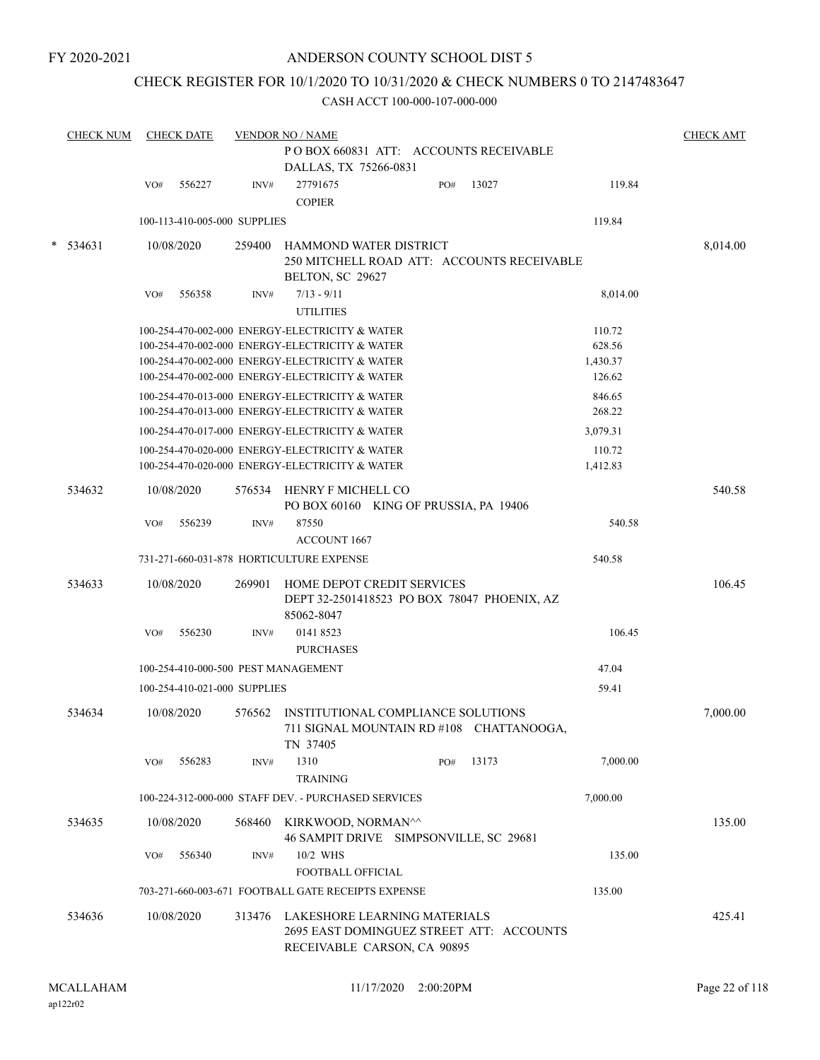FY 2020-2021

# ANDERSON COUNTY SCHOOL DIST 5

## CHECK REGISTER FOR 10/1/2020 TO 10/31/2020 & CHECK NUMBERS 0 TO 2147483647

CASH ACCT 100-000-107-000-000

| CHECK NUM | CHECK DATE | VENDOR NO / NAME | | CHECK AMT |
|---|---|---|---|---|
| | | P O BOX 660831 ATT: ACCOUNTS RECEIVABLE DALLAS, TX 75266-0831 | | |
| | VO# 556227 | INV# 27791675 COPIER | PO# 13027 119.84 | |
| | | 100-113-410-005-000 SUPPLIES | 119.84 | |
| * 534631 | 10/08/2020 | 259400 HAMMOND WATER DISTRICT 250 MITCHELL ROAD ATT: ACCOUNTS RECEIVABLE BELTON, SC 29627 | | 8,014.00 |
| | VO# 556358 | INV# 7/13 - 9/11 UTILITIES | 8,014.00 | |
| | | 100-254-470-002-000 ENERGY-ELECTRICITY & WATER | 110.72 | |
| | | 100-254-470-002-000 ENERGY-ELECTRICITY & WATER | 628.56 | |
| | | 100-254-470-002-000 ENERGY-ELECTRICITY & WATER | 1,430.37 | |
| | | 100-254-470-002-000 ENERGY-ELECTRICITY & WATER | 126.62 | |
| | | 100-254-470-013-000 ENERGY-ELECTRICITY & WATER | 846.65 | |
| | | 100-254-470-013-000 ENERGY-ELECTRICITY & WATER | 268.22 | |
| | | 100-254-470-017-000 ENERGY-ELECTRICITY & WATER | 3,079.31 | |
| | | 100-254-470-020-000 ENERGY-ELECTRICITY & WATER | 110.72 | |
| | | 100-254-470-020-000 ENERGY-ELECTRICITY & WATER | 1,412.83 | |
| 534632 | 10/08/2020 | 576534 HENRY F MICHELL CO PO BOX 60160 KING OF PRUSSIA, PA 19406 | | 540.58 |
| | VO# 556239 | INV# 87550 ACCOUNT 1667 | 540.58 | |
| | | 731-271-660-031-878 HORTICULTURE EXPENSE | 540.58 | |
| 534633 | 10/08/2020 | 269901 HOME DEPOT CREDIT SERVICES DEPT 32-2501418523 PO BOX 78047 PHOENIX, AZ 85062-8047 | | 106.45 |
| | VO# 556230 | INV# 0141 8523 PURCHASES | 106.45 | |
| | | 100-254-410-000-500 PEST MANAGEMENT | 47.04 | |
| | | 100-254-410-021-000 SUPPLIES | 59.41 | |
| 534634 | 10/08/2020 | 576562 INSTITUTIONAL COMPLIANCE SOLUTIONS 711 SIGNAL MOUNTAIN RD #108 CHATTANOOGA, TN 37405 | | 7,000.00 |
| | VO# 556283 | INV# 1310 TRAINING | PO# 13173 7,000.00 | |
| | | 100-224-312-000-000 STAFF DEV. - PURCHASED SERVICES | 7,000.00 | |
| 534635 | 10/08/2020 | 568460 KIRKWOOD, NORMAN^^ 46 SAMPIT DRIVE SIMPSONVILLE, SC 29681 | | 135.00 |
| | VO# 556340 | INV# 10/2 WHS FOOTBALL OFFICIAL | 135.00 | |
| | | 703-271-660-003-671 FOOTBALL GATE RECEIPTS EXPENSE | 135.00 | |
| 534636 | 10/08/2020 | 313476 LAKESHORE LEARNING MATERIALS 2695 EAST DOMINGUEZ STREET ATT: ACCOUNTS RECEIVABLE CARSON, CA 90895 | | 425.41 |

MCALLAHAM ap122r02 11/17/2020 2:00:20PM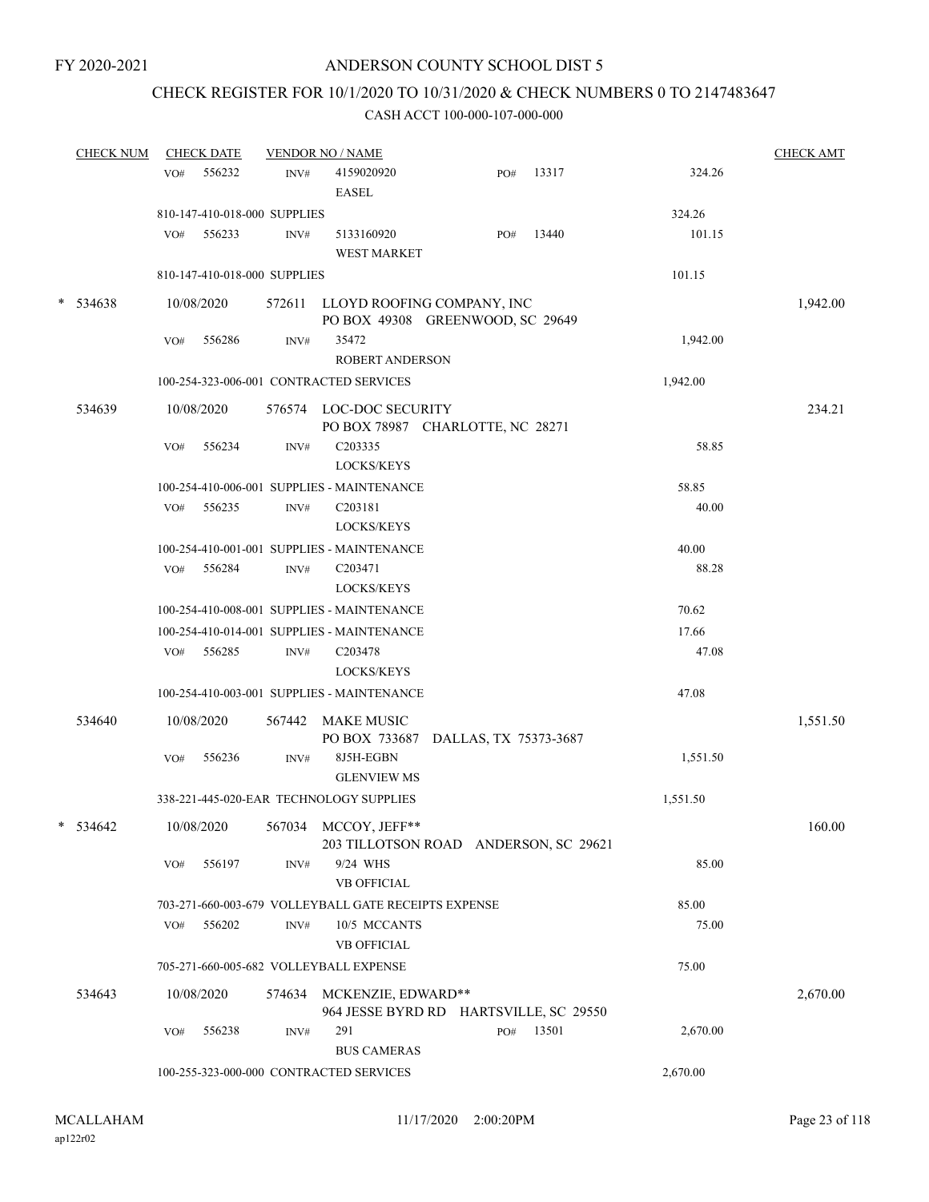FY 2020-2021

# ANDERSON COUNTY SCHOOL DIST 5

## CHECK REGISTER FOR 10/1/2020 TO 10/31/2020 & CHECK NUMBERS 0 TO 2147483647

### CASH ACCT 100-000-107-000-000

| CHECK NUM | CHECK DATE | VENDOR NO / NAME | | | CHECK AMT |
|---|---|---|---|---|---|
| | VO# 556232 | INV# 4159020920 EASEL | PO# 13317 | 324.26 | |
| | 810-147-410-018-000 SUPPLIES | | | 324.26 | |
| | VO# 556233 | INV# 5133160920 WEST MARKET | PO# 13440 | 101.15 | |
| | 810-147-410-018-000 SUPPLIES | | | 101.15 | |
| * 534638 | 10/08/2020 | 572611 LLOYD ROOFING COMPANY, INC PO BOX 49308 GREENWOOD, SC 29649 | | | 1,942.00 |
| | VO# 556286 | INV# 35472 ROBERT ANDERSON | | 1,942.00 | |
| | 100-254-323-006-001 CONTRACTED SERVICES | | | 1,942.00 | |
| 534639 | 10/08/2020 | 576574 LOC-DOC SECURITY PO BOX 78987 CHARLOTTE, NC 28271 | | | 234.21 |
| | VO# 556234 | INV# C203335 LOCKS/KEYS | | 58.85 | |
| | 100-254-410-006-001 SUPPLIES - MAINTENANCE | | | 58.85 | |
| | VO# 556235 | INV# C203181 LOCKS/KEYS | | 40.00 | |
| | 100-254-410-001-001 SUPPLIES - MAINTENANCE | | | 40.00 | |
| | VO# 556284 | INV# C203471 LOCKS/KEYS | | 88.28 | |
| | 100-254-410-008-001 SUPPLIES - MAINTENANCE | | | 70.62 | |
| | 100-254-410-014-001 SUPPLIES - MAINTENANCE | | | 17.66 | |
| | VO# 556285 | INV# C203478 LOCKS/KEYS | | 47.08 | |
| | 100-254-410-003-001 SUPPLIES - MAINTENANCE | | | 47.08 | |
| 534640 | 10/08/2020 | 567442 MAKE MUSIC PO BOX 733687 DALLAS, TX 75373-3687 | | | 1,551.50 |
| | VO# 556236 | INV# 8J5H-EGBN GLENVIEW MS | | 1,551.50 | |
| | 338-221-445-020-EAR TECHNOLOGY SUPPLIES | | | 1,551.50 | |
| * 534642 | 10/08/2020 | 567034 MCCOY, JEFF** 203 TILLOTSON ROAD ANDERSON, SC 29621 | | | 160.00 |
| | VO# 556197 | INV# 9/24 WHS VB OFFICIAL | | 85.00 | |
| | 703-271-660-003-679 VOLLEYBALL GATE RECEIPTS EXPENSE | | | 85.00 | |
| | VO# 556202 | INV# 10/5 MCCANTS VB OFFICIAL | | 75.00 | |
| | 705-271-660-005-682 VOLLEYBALL EXPENSE | | | 75.00 | |
| 534643 | 10/08/2020 | 574634 MCKENZIE, EDWARD** 964 JESSE BYRD RD HARTSVILLE, SC 29550 | | | 2,670.00 |
| | VO# 556238 | INV# 291 BUS CAMERAS | PO# 13501 | 2,670.00 | |
| | 100-255-323-000-000 CONTRACTED SERVICES | | | 2,670.00 | |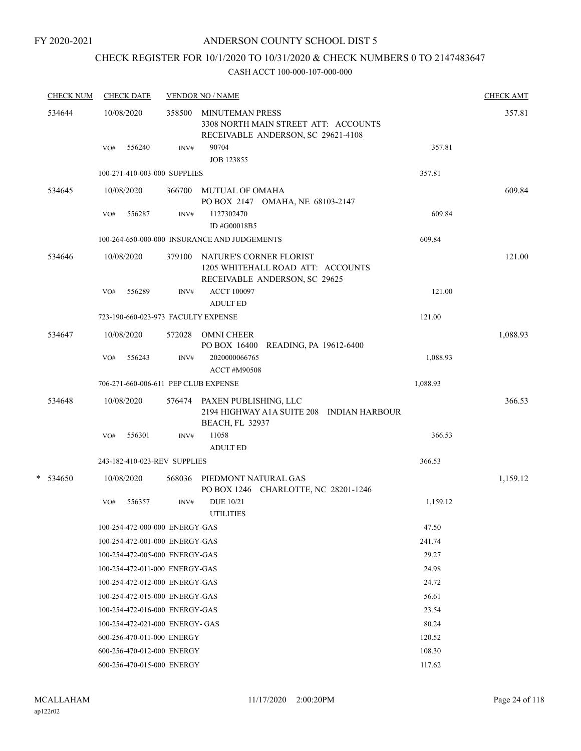FY 2020-2021

# ANDERSON COUNTY SCHOOL DIST 5

## CHECK REGISTER FOR 10/1/2020 TO 10/31/2020 & CHECK NUMBERS 0 TO 2147483647

### CASH ACCT 100-000-107-000-000

| CHECK NUM | CHECK DATE | VENDOR NO / NAME | | CHECK AMT |
|---|---|---|---|---|
| 534644 | 10/08/2020 | 358500 MINUTEMAN PRESS 3308 NORTH MAIN STREET ATT: ACCOUNTS RECEIVABLE ANDERSON, SC 29621-4108 | | 357.81 |
| | VO# 556240 | INV# 90704 JOB 123855 | 357.81 | |
| | 100-271-410-003-000 SUPPLIES | | 357.81 | |
| 534645 | 10/08/2020 | 366700 MUTUAL OF OMAHA PO BOX 2147 OMAHA, NE 68103-2147 | | 609.84 |
| | VO# 556287 | INV# 1127302470 ID #G00018B5 | 609.84 | |
| | 100-264-650-000-000 INSURANCE AND JUDGEMENTS | | 609.84 | |
| 534646 | 10/08/2020 | 379100 NATURE'S CORNER FLORIST 1205 WHITEHALL ROAD ATT: ACCOUNTS RECEIVABLE ANDERSON, SC 29625 | | 121.00 |
| | VO# 556289 | INV# ACCT 100097 ADULT ED | 121.00 | |
| | 723-190-660-023-973 FACULTY EXPENSE | | 121.00 | |
| 534647 | 10/08/2020 | 572028 OMNI CHEER PO BOX 16400 READING, PA 19612-6400 | | 1,088.93 |
| | VO# 556243 | INV# 2020000066765 ACCT #M90508 | 1,088.93 | |
| | 706-271-660-006-611 PEP CLUB EXPENSE | | 1,088.93 | |
| 534648 | 10/08/2020 | 576474 PAXEN PUBLISHING, LLC 2194 HIGHWAY A1A SUITE 208 INDIAN HARBOUR BEACH, FL 32937 | | 366.53 |
| | VO# 556301 | INV# 11058 ADULT ED | 366.53 | |
| | 243-182-410-023-REV SUPPLIES | | 366.53 | |
| * 534650 | 10/08/2020 | 568036 PIEDMONT NATURAL GAS PO BOX 1246 CHARLOTTE, NC 28201-1246 | | 1,159.12 |
| | VO# 556357 | INV# DUE 10/21 UTILITIES | 1,159.12 | |
| | 100-254-472-000-000 ENERGY-GAS | | 47.50 | |
| | 100-254-472-001-000 ENERGY-GAS | | 241.74 | |
| | 100-254-472-005-000 ENERGY-GAS | | 29.27 | |
| | 100-254-472-011-000 ENERGY-GAS | | 24.98 | |
| | 100-254-472-012-000 ENERGY-GAS | | 24.72 | |
| | 100-254-472-015-000 ENERGY-GAS | | 56.61 | |
| | 100-254-472-016-000 ENERGY-GAS | | 23.54 | |
| | 100-254-472-021-000 ENERGY- GAS | | 80.24 | |
| | 600-256-470-011-000 ENERGY | | 120.52 | |
| | 600-256-470-012-000 ENERGY | | 108.30 | |
| | 600-256-470-015-000 ENERGY | | 117.62 | |

MCALLAHAM ap122r02 11/17/2020 2:00:20PM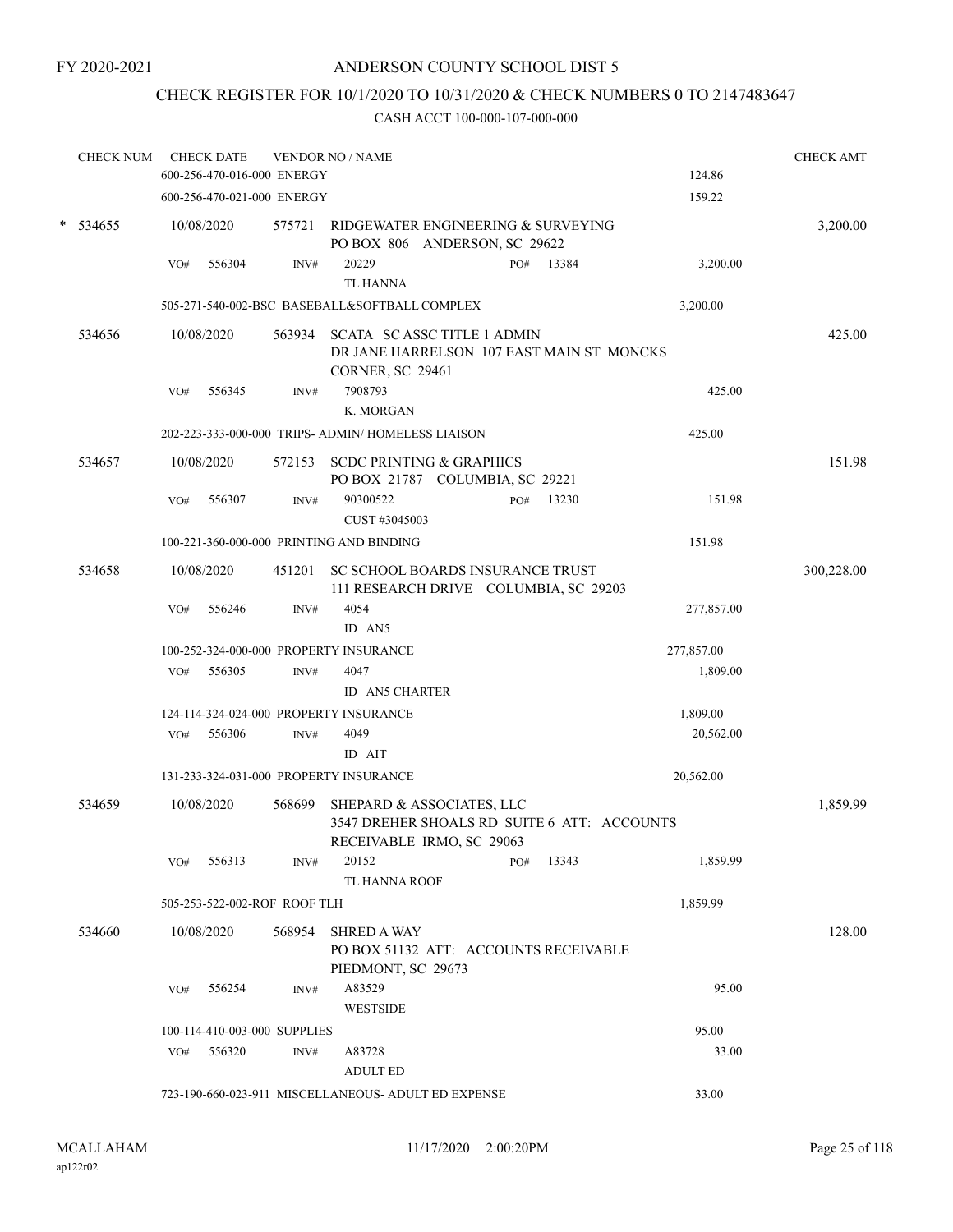FY 2020-2021

# ANDERSON COUNTY SCHOOL DIST 5

## CHECK REGISTER FOR 10/1/2020 TO 10/31/2020 & CHECK NUMBERS 0 TO 2147483647

### CASH ACCT 100-000-107-000-000

| CHECK NUM | CHECK DATE | VENDOR NO / NAME | | CHECK AMT |
|---|---|---|---|---|
| | 600-256-470-016-000 ENERGY | | 124.86 | |
| | 600-256-470-021-000 ENERGY | | 159.22 | |
| * 534655 | 10/08/2020 | 575721 RIDGEWATER ENGINEERING & SURVEYING<br>PO BOX 806 ANDERSON, SC 29622 | | 3,200.00 |
| | VO# 556304 | INV# 20229 PO# 13384<br>TL HANNA | 3,200.00 | |
| | 505-271-540-002-BSC BASEBALL&SOFTBALL COMPLEX | | 3,200.00 | |
| 534656 | 10/08/2020 | 563934 SCATA SC ASSC TITLE 1 ADMIN<br>DR JANE HARRELSON 107 EAST MAIN ST MONCKS CORNER, SC 29461 | | 425.00 |
| | VO# 556345 | INV# 7908793<br>K. MORGAN | 425.00 | |
| | 202-223-333-000-000 TRIPS- ADMIN/ HOMELESS LIAISON | | 425.00 | |
| 534657 | 10/08/2020 | 572153 SCDC PRINTING & GRAPHICS<br>PO BOX 21787 COLUMBIA, SC 29221 | | 151.98 |
| | VO# 556307 | INV# 90300522 PO# 13230<br>CUST #3045003 | 151.98 | |
| | 100-221-360-000-000 PRINTING AND BINDING | | 151.98 | |
| 534658 | 10/08/2020 | 451201 SC SCHOOL BOARDS INSURANCE TRUST<br>111 RESEARCH DRIVE COLUMBIA, SC 29203 | | 300,228.00 |
| | VO# 556246 | INV# 4054<br>ID AN5 | 277,857.00 | |
| | 100-252-324-000-000 PROPERTY INSURANCE | | 277,857.00 | |
| | VO# 556305 | INV# 4047<br>ID AN5 CHARTER | 1,809.00 | |
| | 124-114-324-024-000 PROPERTY INSURANCE | | 1,809.00 | |
| | VO# 556306 | INV# 4049<br>ID AIT | 20,562.00 | |
| | 131-233-324-031-000 PROPERTY INSURANCE | | 20,562.00 | |
| 534659 | 10/08/2020 | 568699 SHEPARD & ASSOCIATES, LLC<br>3547 DREHER SHOALS RD SUITE 6 ATT: ACCOUNTS RECEIVABLE IRMO, SC 29063 | | 1,859.99 |
| | VO# 556313 | INV# 20152 PO# 13343<br>TL HANNA ROOF | 1,859.99 | |
| | 505-253-522-002-ROF ROOF TLH | | 1,859.99 | |
| 534660 | 10/08/2020 | 568954 SHRED A WAY<br>PO BOX 51132 ATT: ACCOUNTS RECEIVABLE PIEDMONT, SC 29673 | | 128.00 |
| | VO# 556254 | INV# A83529<br>WESTSIDE | 95.00 | |
| | 100-114-410-003-000 SUPPLIES | | 95.00 | |
| | VO# 556320 | INV# A83728<br>ADULT ED | 33.00 | |
| | 723-190-660-023-911 MISCELLANEOUS- ADULT ED EXPENSE | | 33.00 | |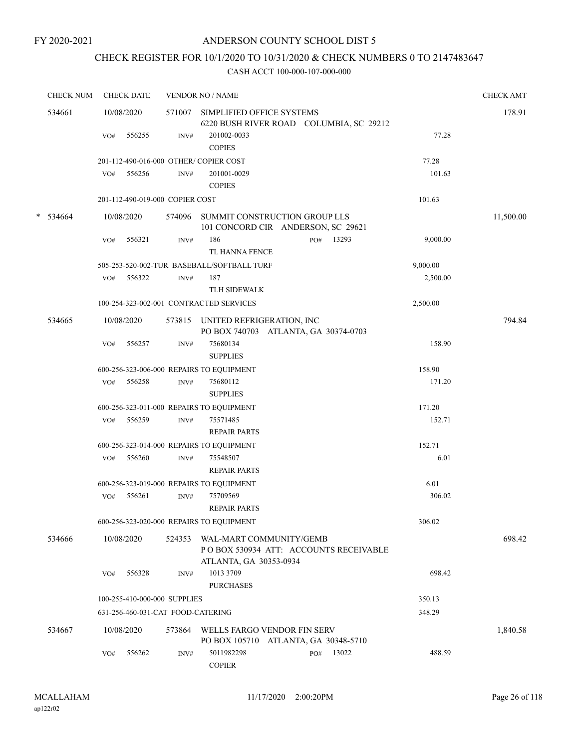FY 2020-2021

# ANDERSON COUNTY SCHOOL DIST 5

## CHECK REGISTER FOR 10/1/2020 TO 10/31/2020 & CHECK NUMBERS 0 TO 2147483647

### CASH ACCT 100-000-107-000-000

| CHECK NUM | CHECK DATE | VENDOR NO / NAME | | | CHECK AMT |
|---|---|---|---|---|---|
| 534661 | 10/08/2020 | 571007 SIMPLIFIED OFFICE SYSTEMS<br>6220 BUSH RIVER ROAD COLUMBIA, SC 29212 | | | 178.91 |
| | VO# 556255 | INV# 201002-0033<br>COPIES | | 77.28 | |
| | 201-112-490-016-000 OTHER/ COPIER COST | | | 77.28 | |
| | VO# 556256 | INV# 201001-0029<br>COPIES | | 101.63 | |
| | 201-112-490-019-000 COPIER COST | | | 101.63 | |
| * 534664 | 10/08/2020 | 574096 SUMMIT CONSTRUCTION GROUP LLS<br>101 CONCORD CIR ANDERSON, SC 29621 | | | 11,500.00 |
| | VO# 556321 | INV# 186<br>TL HANNA FENCE | PO# 13293 | 9,000.00 | |
| | 505-253-520-002-TUR BASEBALL/SOFTBALL TURF | | | 9,000.00 | |
| | VO# 556322 | INV# 187<br>TLH SIDEWALK | | 2,500.00 | |
| | 100-254-323-002-001 CONTRACTED SERVICES | | | 2,500.00 | |
| 534665 | 10/08/2020 | 573815 UNITED REFRIGERATION, INC<br>PO BOX 740703 ATLANTA, GA 30374-0703 | | | 794.84 |
| | VO# 556257 | INV# 75680134<br>SUPPLIES | | 158.90 | |
| | 600-256-323-006-000 REPAIRS TO EQUIPMENT | | | 158.90 | |
| | VO# 556258 | INV# 75680112<br>SUPPLIES | | 171.20 | |
| | 600-256-323-011-000 REPAIRS TO EQUIPMENT | | | 171.20 | |
| | VO# 556259 | INV# 75571485<br>REPAIR PARTS | | 152.71 | |
| | 600-256-323-014-000 REPAIRS TO EQUIPMENT | | | 152.71 | |
| | VO# 556260 | INV# 75548507<br>REPAIR PARTS | | 6.01 | |
| | 600-256-323-019-000 REPAIRS TO EQUIPMENT | | | 6.01 | |
| | VO# 556261 | INV# 75709569<br>REPAIR PARTS | | 306.02 | |
| | 600-256-323-020-000 REPAIRS TO EQUIPMENT | | | 306.02 | |
| 534666 | 10/08/2020 | 524353 WAL-MART COMMUNITY/GEMB<br>P O BOX 530934 ATT: ACCOUNTS RECEIVABLE<br>ATLANTA, GA 30353-0934 | | | 698.42 |
| | VO# 556328 | INV# 1013 3709<br>PURCHASES | | 698.42 | |
| | 100-255-410-000-000 SUPPLIES | | | 350.13 | |
| | 631-256-460-031-CAT FOOD-CATERING | | | 348.29 | |
| 534667 | 10/08/2020 | 573864 WELLS FARGO VENDOR FIN SERV<br>PO BOX 105710 ATLANTA, GA 30348-5710 | | | 1,840.58 |
| | VO# 556262 | INV# 5011982298<br>COPIER | PO# 13022 | 488.59 | |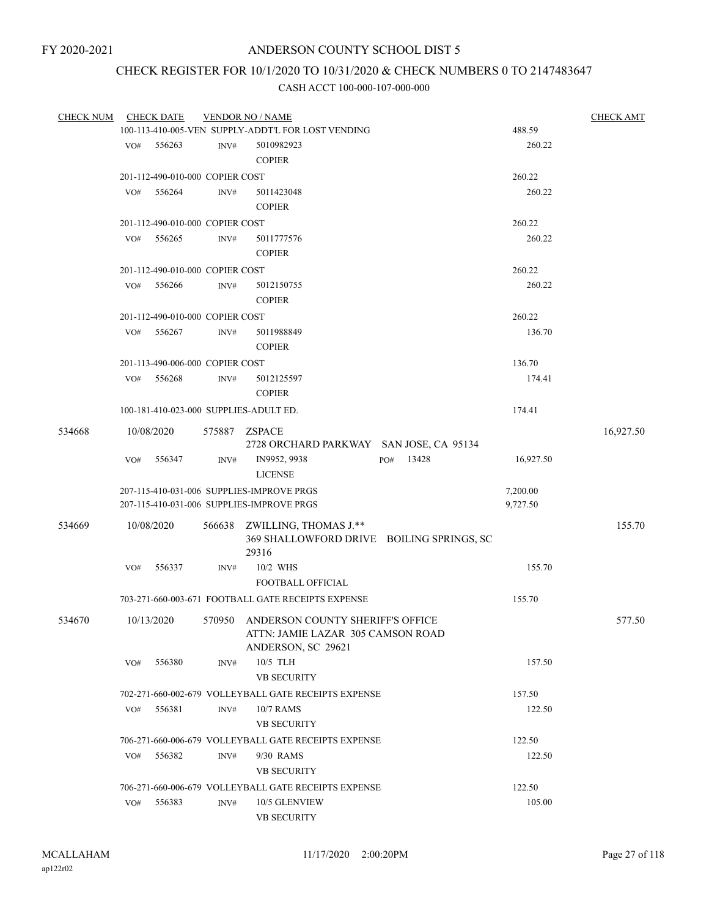FY 2020-2021

# ANDERSON COUNTY SCHOOL DIST 5

## CHECK REGISTER FOR 10/1/2020 TO 10/31/2020 & CHECK NUMBERS 0 TO 2147483647

### CASH ACCT 100-000-107-000-000

| CHECK NUM | CHECK DATE | VENDOR NO / NAME | | CHECK AMT |
|---|---|---|---|---|
| | | 100-113-410-005-VEN SUPPLY-ADDT'L FOR LOST VENDING | 488.59 | |
| | VO# 556263 | INV# 5010982923 COPIER | 260.22 | |
| | | 201-112-490-010-000 COPIER COST | 260.22 | |
| | VO# 556264 | INV# 5011423048 COPIER | 260.22 | |
| | | 201-112-490-010-000 COPIER COST | 260.22 | |
| | VO# 556265 | INV# 5011777576 COPIER | 260.22 | |
| | | 201-112-490-010-000 COPIER COST | 260.22 | |
| | VO# 556266 | INV# 5012150755 COPIER | 260.22 | |
| | | 201-112-490-010-000 COPIER COST | 260.22 | |
| | VO# 556267 | INV# 5011988849 COPIER | 136.70 | |
| | | 201-113-490-006-000 COPIER COST | 136.70 | |
| | VO# 556268 | INV# 5012125597 COPIER | 174.41 | |
| | | 100-181-410-023-000 SUPPLIES-ADULT ED. | 174.41 | |
| 534668 | 10/08/2020 | 575887 ZSPACE<br>2728 ORCHARD PARKWAY SAN JOSE, CA 95134 | | 16,927.50 |
| | VO# 556347 | INV# IN9952, 9938 PO# 13428<br>LICENSE | 16,927.50 | |
| | | 207-115-410-031-006 SUPPLIES-IMPROVE PRGS | 7,200.00 | |
| | | 207-115-410-031-006 SUPPLIES-IMPROVE PRGS | 9,727.50 | |
| 534669 | 10/08/2020 | 566638 ZWILLING, THOMAS J.**<br>369 SHALLOWFORD DRIVE BOILING SPRINGS, SC 29316 | | 155.70 |
| | VO# 556337 | INV# 10/2 WHS<br>FOOTBALL OFFICIAL | 155.70 | |
| | | 703-271-660-003-671 FOOTBALL GATE RECEIPTS EXPENSE | 155.70 | |
| 534670 | 10/13/2020 | 570950 ANDERSON COUNTY SHERIFF'S OFFICE<br>ATTN: JAMIE LAZAR 305 CAMSON ROAD<br>ANDERSON, SC 29621 | | 577.50 |
| | VO# 556380 | INV# 10/5 TLH<br>VB SECURITY | 157.50 | |
| | | 702-271-660-002-679 VOLLEYBALL GATE RECEIPTS EXPENSE | 157.50 | |
| | VO# 556381 | INV# 10/7 RAMS<br>VB SECURITY | 122.50 | |
| | | 706-271-660-006-679 VOLLEYBALL GATE RECEIPTS EXPENSE | 122.50 | |
| | VO# 556382 | INV# 9/30 RAMS<br>VB SECURITY | 122.50 | |
| | | 706-271-660-006-679 VOLLEYBALL GATE RECEIPTS EXPENSE | 122.50 | |
| | VO# 556383 | INV# 10/5 GLENVIEW<br>VB SECURITY | 105.00 | |

MCALLAHAM ap122r02 11/17/2020 2:00:20PM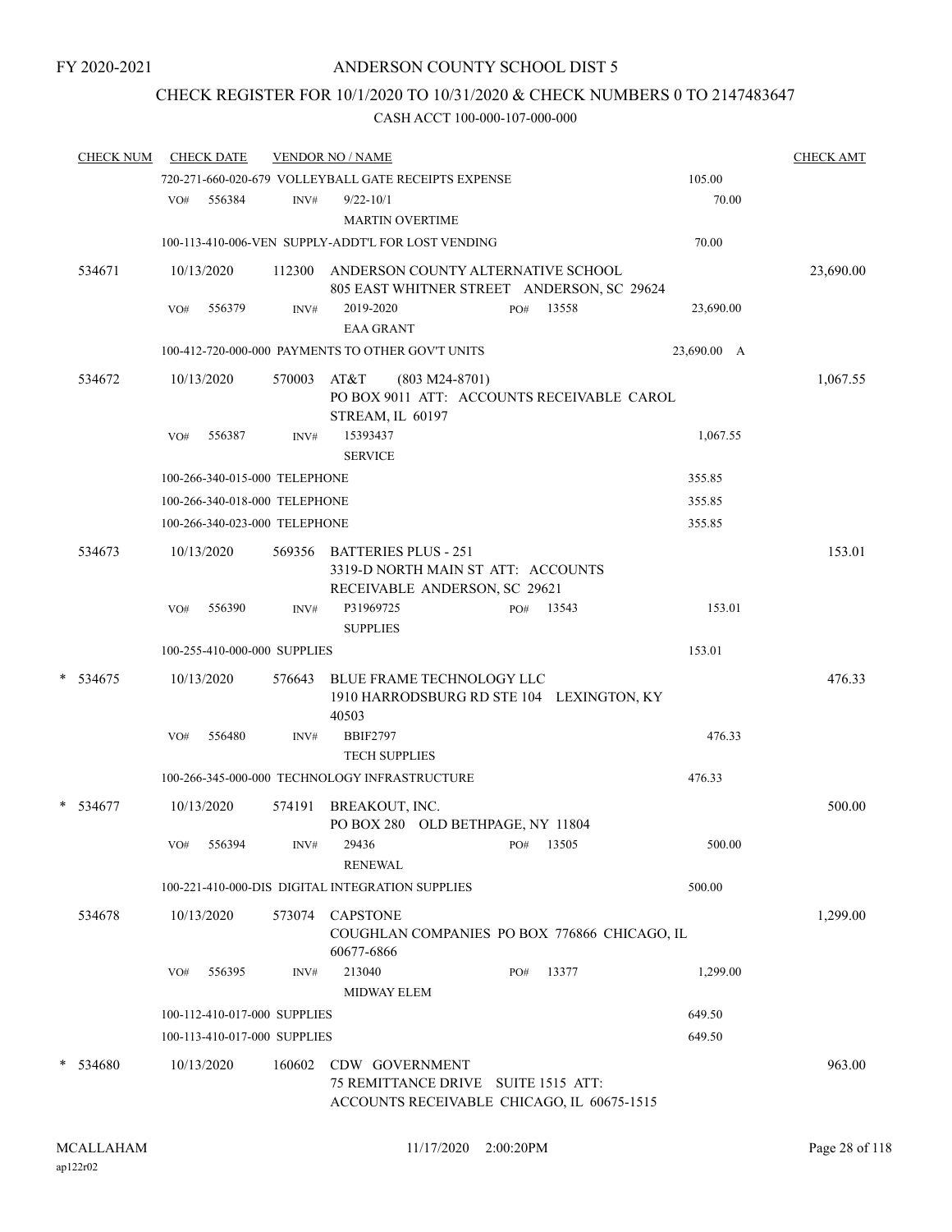FY 2020-2021

# ANDERSON COUNTY SCHOOL DIST 5

## CHECK REGISTER FOR 10/1/2020 TO 10/31/2020 & CHECK NUMBERS 0 TO 2147483647

### CASH ACCT 100-000-107-000-000

| CHECK NUM | CHECK DATE | VENDOR NO / NAME | | CHECK AMT |
|---|---|---|---|---|
| | | 720-271-660-020-679 VOLLEYBALL GATE RECEIPTS EXPENSE | 105.00 | |
| | VO# 556384 | INV# 9/22-10/1 MARTIN OVERTIME | 70.00 | |
| | | 100-113-410-006-VEN SUPPLY-ADDT'L FOR LOST VENDING | 70.00 | |
| 534671 | 10/13/2020 | 112300 ANDERSON COUNTY ALTERNATIVE SCHOOL 805 EAST WHITNER STREET ANDERSON, SC 29624 | | 23,690.00 |
| | VO# 556379 | INV# 2019-2020 PO# 13558 EAA GRANT | 23,690.00 | |
| | | 100-412-720-000-000 PAYMENTS TO OTHER GOV'T UNITS | 23,690.00 A | |
| 534672 | 10/13/2020 | 570003 AT&T (803 M24-8701) PO BOX 9011 ATT: ACCOUNTS RECEIVABLE CAROL STREAM, IL 60197 | | 1,067.55 |
| | VO# 556387 | INV# 15393437 SERVICE | 1,067.55 | |
| | | 100-266-340-015-000 TELEPHONE | 355.85 | |
| | | 100-266-340-018-000 TELEPHONE | 355.85 | |
| | | 100-266-340-023-000 TELEPHONE | 355.85 | |
| 534673 | 10/13/2020 | 569356 BATTERIES PLUS - 251 3319-D NORTH MAIN ST ATT: ACCOUNTS RECEIVABLE ANDERSON, SC 29621 | | 153.01 |
| | VO# 556390 | INV# P31969725 PO# 13543 SUPPLIES | 153.01 | |
| | | 100-255-410-000-000 SUPPLIES | 153.01 | |
| * 534675 | 10/13/2020 | 576643 BLUE FRAME TECHNOLOGY LLC 1910 HARRODSBURG RD STE 104 LEXINGTON, KY 40503 | | 476.33 |
| | VO# 556480 | INV# BBIF2797 TECH SUPPLIES | 476.33 | |
| | | 100-266-345-000-000 TECHNOLOGY INFRASTRUCTURE | 476.33 | |
| * 534677 | 10/13/2020 | 574191 BREAKOUT, INC. PO BOX 280 OLD BETHPAGE, NY 11804 | | 500.00 |
| | VO# 556394 | INV# 29436 PO# 13505 RENEWAL | 500.00 | |
| | | 100-221-410-000-DIS DIGITAL INTEGRATION SUPPLIES | 500.00 | |
| 534678 | 10/13/2020 | 573074 CAPSTONE COUGHLAN COMPANIES PO BOX 776866 CHICAGO, IL 60677-6866 | | 1,299.00 |
| | VO# 556395 | INV# 213040 PO# 13377 MIDWAY ELEM | 1,299.00 | |
| | | 100-112-410-017-000 SUPPLIES | 649.50 | |
| | | 100-113-410-017-000 SUPPLIES | 649.50 | |
| * 534680 | 10/13/2020 | 160602 CDW GOVERNMENT 75 REMITTANCE DRIVE SUITE 1515 ATT: ACCOUNTS RECEIVABLE CHICAGO, IL 60675-1515 | | 963.00 |

MCALLAHAM ap122r02 11/17/2020 2:00:20PM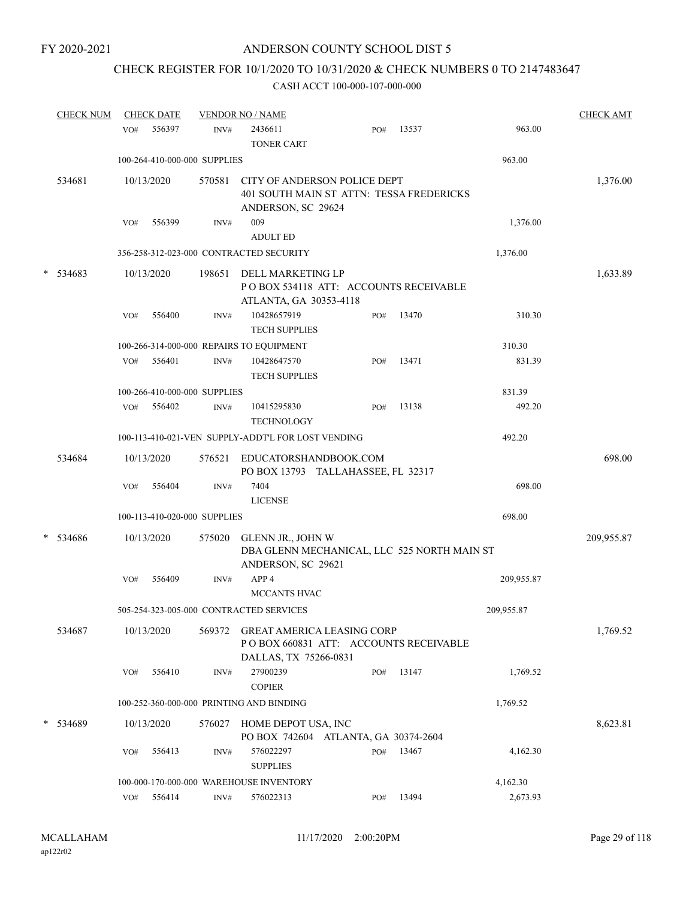FY 2020-2021

# ANDERSON COUNTY SCHOOL DIST 5

## CHECK REGISTER FOR 10/1/2020 TO 10/31/2020 & CHECK NUMBERS 0 TO 2147483647

### CASH ACCT 100-000-107-000-000

| CHECK NUM | CHECK DATE | VENDOR NO / NAME | | | | CHECK AMT |
|---|---|---|---|---|---|---|
| | VO# 556397 | INV# 2436611 TONER CART | PO# 13537 | | 963.00 | |
| | 100-264-410-000-000 SUPPLIES | | | | 963.00 | |
| 534681 | 10/13/2020 | 570581 CITY OF ANDERSON POLICE DEPT 401 SOUTH MAIN ST ATTN: TESSA FREDERICKS ANDERSON, SC 29624 | | | | 1,376.00 |
| | VO# 556399 | INV# 009 ADULT ED | | | 1,376.00 | |
| | 356-258-312-023-000 CONTRACTED SECURITY | | | | 1,376.00 | |
| * 534683 | 10/13/2020 | 198651 DELL MARKETING LP P O BOX 534118 ATT: ACCOUNTS RECEIVABLE ATLANTA, GA 30353-4118 | | | | 1,633.89 |
| | VO# 556400 | INV# 10428657919 TECH SUPPLIES | PO# 13470 | | 310.30 | |
| | 100-266-314-000-000 REPAIRS TO EQUIPMENT | | | | 310.30 | |
| | VO# 556401 | INV# 10428647570 TECH SUPPLIES | PO# 13471 | | 831.39 | |
| | 100-266-410-000-000 SUPPLIES | | | | 831.39 | |
| | VO# 556402 | INV# 10415295830 TECHNOLOGY | PO# 13138 | | 492.20 | |
| | 100-113-410-021-VEN SUPPLY-ADDT'L FOR LOST VENDING | | | | 492.20 | |
| 534684 | 10/13/2020 | 576521 EDUCATORSHANDBOOK.COM PO BOX 13793 TALLAHASSEE, FL 32317 | | | | 698.00 |
| | VO# 556404 | INV# 7404 LICENSE | | | 698.00 | |
| | 100-113-410-020-000 SUPPLIES | | | | 698.00 | |
| * 534686 | 10/13/2020 | 575020 GLENN JR., JOHN W DBA GLENN MECHANICAL, LLC 525 NORTH MAIN ST ANDERSON, SC 29621 | | | | 209,955.87 |
| | VO# 556409 | INV# APP 4 MCCANTS HVAC | | | 209,955.87 | |
| | 505-254-323-005-000 CONTRACTED SERVICES | | | | 209,955.87 | |
| 534687 | 10/13/2020 | 569372 GREAT AMERICA LEASING CORP P O BOX 660831 ATT: ACCOUNTS RECEIVABLE DALLAS, TX 75266-0831 | | | | 1,769.52 |
| | VO# 556410 | INV# 27900239 COPIER | PO# 13147 | | 1,769.52 | |
| | 100-252-360-000-000 PRINTING AND BINDING | | | | 1,769.52 | |
| * 534689 | 10/13/2020 | 576027 HOME DEPOT USA, INC PO BOX 742604 ATLANTA, GA 30374-2604 | | | | 8,623.81 |
| | VO# 556413 | INV# 576022297 SUPPLIES | PO# 13467 | | 4,162.30 | |
| | 100-000-170-000-000 WAREHOUSE INVENTORY | | | | 4,162.30 | |
| | VO# 556414 | INV# 576022313 | PO# 13494 | | 2,673.93 | |

MCALLAHAM ap122r02 11/17/2020 2:00:20PM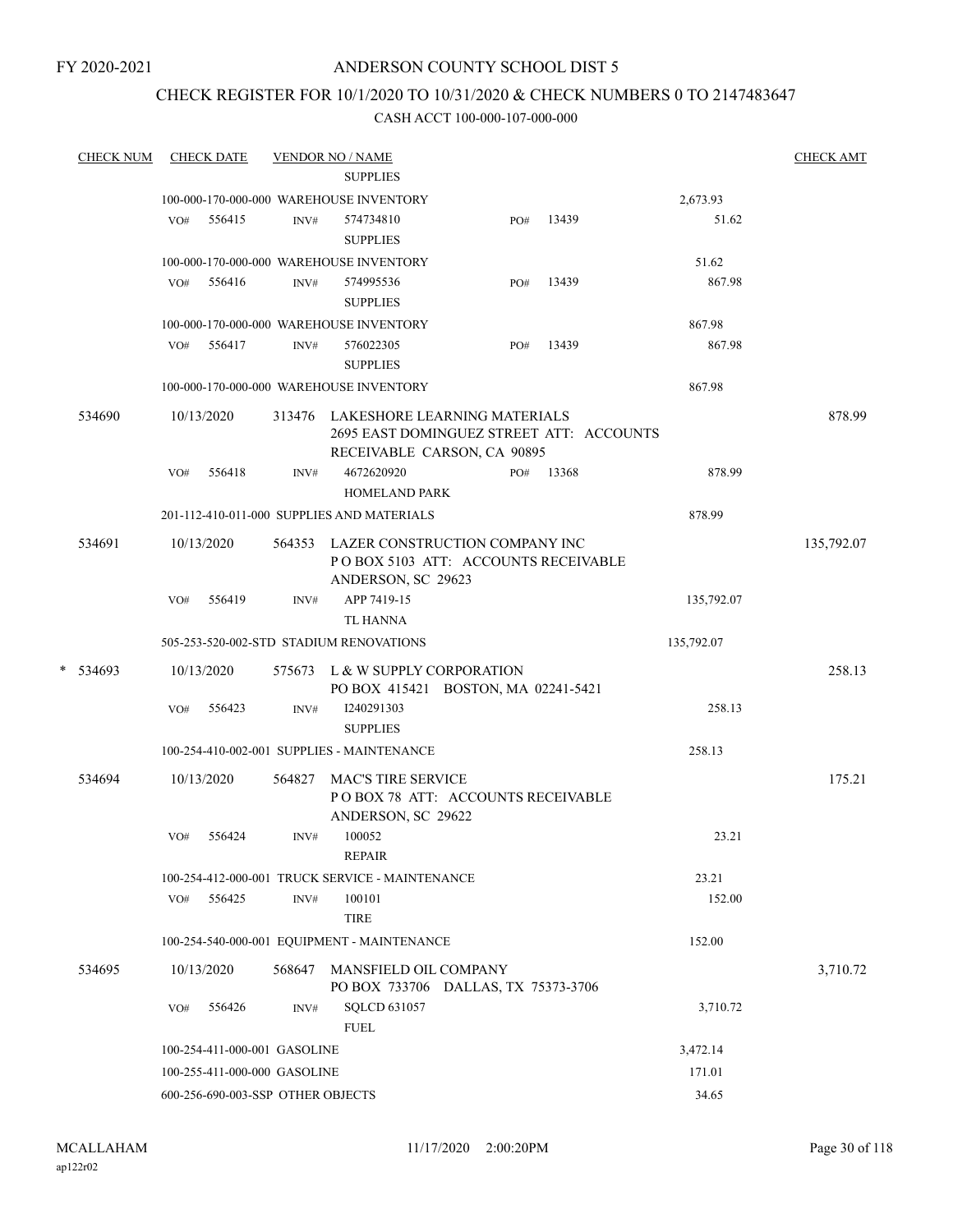FY 2020-2021

# ANDERSON COUNTY SCHOOL DIST 5

## CHECK REGISTER FOR 10/1/2020 TO 10/31/2020 & CHECK NUMBERS 0 TO 2147483647

### CASH ACCT 100-000-107-000-000

| CHECK NUM | CHECK DATE | VENDOR NO / NAME | | | | CHECK AMT |
|---|---|---|---|---|---|---|
| | | SUPPLIES | | | | |
| | 100-000-170-000-000 WAREHOUSE INVENTORY | | | | 2,673.93 | |
| | VO# 556415 | INV# 574734810 SUPPLIES | PO# 13439 | | 51.62 | |
| | 100-000-170-000-000 WAREHOUSE INVENTORY | | | | 51.62 | |
| | VO# 556416 | INV# 574995536 SUPPLIES | PO# 13439 | | 867.98 | |
| | 100-000-170-000-000 WAREHOUSE INVENTORY | | | | 867.98 | |
| | VO# 556417 | INV# 576022305 SUPPLIES | PO# 13439 | | 867.98 | |
| | 100-000-170-000-000 WAREHOUSE INVENTORY | | | | 867.98 | |
| 534690 | 10/13/2020 | 313476 LAKESHORE LEARNING MATERIALS 2695 EAST DOMINGUEZ STREET ATT: ACCOUNTS RECEIVABLE CARSON, CA 90895 | | | | 878.99 |
| | VO# 556418 | INV# 4672620920 HOMELAND PARK | PO# 13368 | | 878.99 | |
| | 201-112-410-011-000 SUPPLIES AND MATERIALS | | | | 878.99 | |
| 534691 | 10/13/2020 | 564353 LAZER CONSTRUCTION COMPANY INC P O BOX 5103 ATT: ACCOUNTS RECEIVABLE ANDERSON, SC 29623 | | | | 135,792.07 |
| | VO# 556419 | INV# APP 7419-15 TL HANNA | | | 135,792.07 | |
| | 505-253-520-002-STD STADIUM RENOVATIONS | | | | 135,792.07 | |
| * 534693 | 10/13/2020 | 575673 L & W SUPPLY CORPORATION PO BOX 415421 BOSTON, MA 02241-5421 | | | | 258.13 |
| | VO# 556423 | INV# I240291303 SUPPLIES | | | 258.13 | |
| | 100-254-410-002-001 SUPPLIES - MAINTENANCE | | | | 258.13 | |
| 534694 | 10/13/2020 | 564827 MAC'S TIRE SERVICE P O BOX 78 ATT: ACCOUNTS RECEIVABLE ANDERSON, SC 29622 | | | | 175.21 |
| | VO# 556424 | INV# 100052 REPAIR | | | 23.21 | |
| | 100-254-412-000-001 TRUCK SERVICE - MAINTENANCE | | | | 23.21 | |
| | VO# 556425 | INV# 100101 TIRE | | | 152.00 | |
| | 100-254-540-000-001 EQUIPMENT - MAINTENANCE | | | | 152.00 | |
| 534695 | 10/13/2020 | 568647 MANSFIELD OIL COMPANY PO BOX 733706 DALLAS, TX 75373-3706 | | | | 3,710.72 |
| | VO# 556426 | INV# SQLCD 631057 FUEL | | | 3,710.72 | |
| | 100-254-411-000-001 GASOLINE | | | | 3,472.14 | |
| | 100-255-411-000-000 GASOLINE | | | | 171.01 | |
| | 600-256-690-003-SSP OTHER OBJECTS | | | | 34.65 | |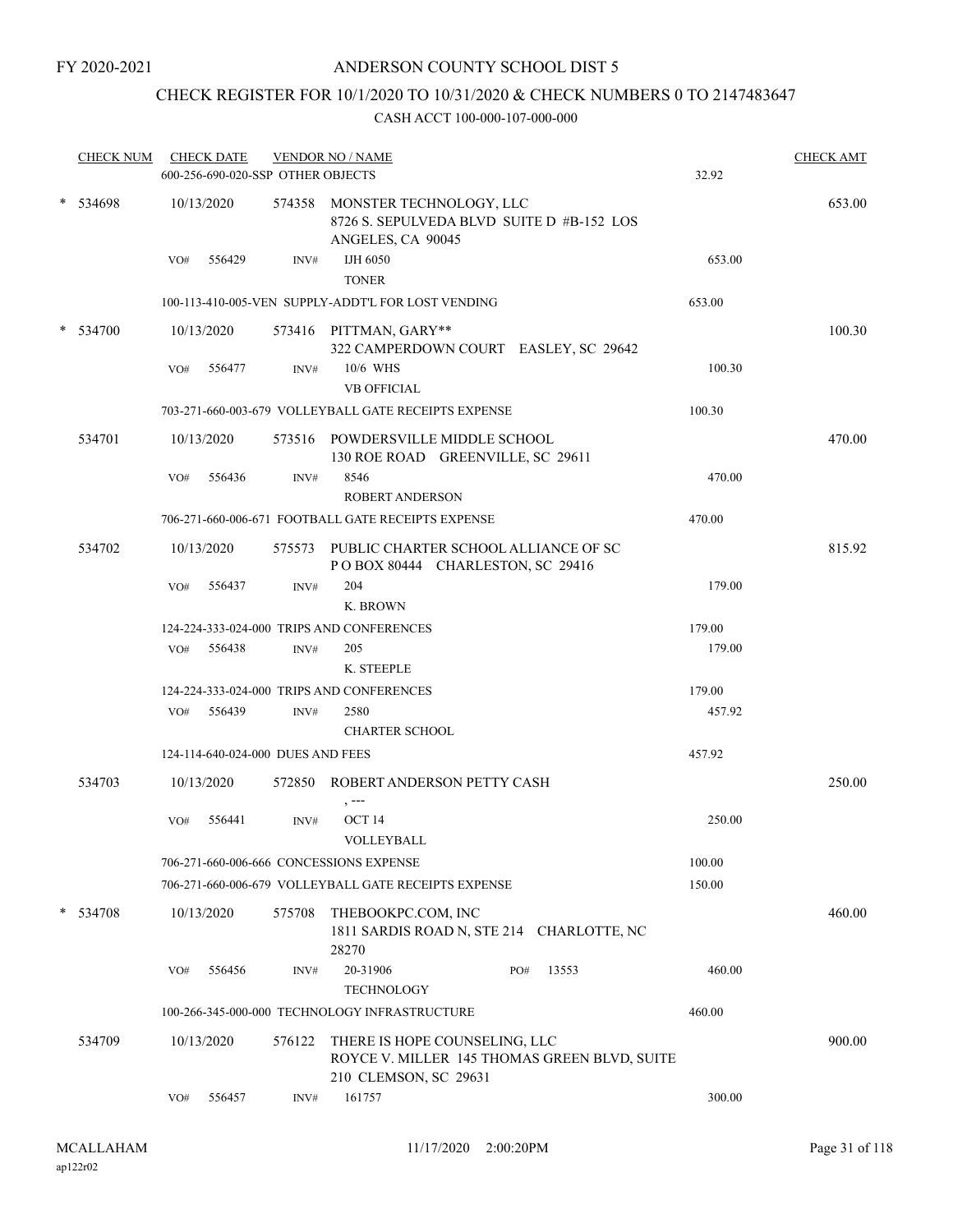FY 2020-2021

# ANDERSON COUNTY SCHOOL DIST 5

## CHECK REGISTER FOR 10/1/2020 TO 10/31/2020 & CHECK NUMBERS 0 TO 2147483647

CASH ACCT 100-000-107-000-000

| CHECK NUM | CHECK DATE | VENDOR NO / NAME | | CHECK AMT |
|---|---|---|---|---|
| | 600-256-690-020-SSP OTHER OBJECTS | | 32.92 | |
| * 534698 | 10/13/2020 | 574358 MONSTER TECHNOLOGY, LLC<br>8726 S. SEPULVEDA BLVD SUITE D #B-152 LOS ANGELES, CA 90045 | | 653.00 |
| | VO# 556429 | INV# IJH 6050<br>TONER | 653.00 | |
| | 100-113-410-005-VEN SUPPLY-ADDT'L FOR LOST VENDING | | 653.00 | |
| * 534700 | 10/13/2020 | 573416 PITTMAN, GARY**<br>322 CAMPERDOWN COURT EASLEY, SC 29642 | | 100.30 |
| | VO# 556477 | INV# 10/6 WHS<br>VB OFFICIAL | 100.30 | |
| | 703-271-660-003-679 VOLLEYBALL GATE RECEIPTS EXPENSE | | 100.30 | |
| 534701 | 10/13/2020 | 573516 POWDERSVILLE MIDDLE SCHOOL<br>130 ROE ROAD GREENVILLE, SC 29611 | | 470.00 |
| | VO# 556436 | INV# 8546<br>ROBERT ANDERSON | 470.00 | |
| | 706-271-660-006-671 FOOTBALL GATE RECEIPTS EXPENSE | | 470.00 | |
| 534702 | 10/13/2020 | 575573 PUBLIC CHARTER SCHOOL ALLIANCE OF SC<br>P O BOX 80444 CHARLESTON, SC 29416 | | 815.92 |
| | VO# 556437 | INV# 204<br>K. BROWN | 179.00 | |
| | 124-224-333-024-000 TRIPS AND CONFERENCES | | 179.00 | |
| | VO# 556438 | INV# 205<br>K. STEEPLE | 179.00 | |
| | 124-224-333-024-000 TRIPS AND CONFERENCES | | 179.00 | |
| | VO# 556439 | INV# 2580<br>CHARTER SCHOOL | 457.92 | |
| | 124-114-640-024-000 DUES AND FEES | | 457.92 | |
| 534703 | 10/13/2020 | 572850 ROBERT ANDERSON PETTY CASH<br>, --- | | 250.00 |
| | VO# 556441 | INV# OCT 14<br>VOLLEYBALL | 250.00 | |
| | 706-271-660-006-666 CONCESSIONS EXPENSE | | 100.00 | |
| | 706-271-660-006-679 VOLLEYBALL GATE RECEIPTS EXPENSE | | 150.00 | |
| * 534708 | 10/13/2020 | 575708 THEBOOKPC.COM, INC<br>1811 SARDIS ROAD N, STE 214 CHARLOTTE, NC 28270 | | 460.00 |
| | VO# 556456 | INV# 20-31906 PO# 13553<br>TECHNOLOGY | 460.00 | |
| | 100-266-345-000-000 TECHNOLOGY INFRASTRUCTURE | | 460.00 | |
| 534709 | 10/13/2020 | 576122 THERE IS HOPE COUNSELING, LLC<br>ROYCE V. MILLER 145 THOMAS GREEN BLVD, SUITE 210 CLEMSON, SC 29631 | | 900.00 |
| | VO# 556457 | INV# 161757 | 300.00 | |

MCALLAHAM
ap122r02

11/17/2020 2:00:20PM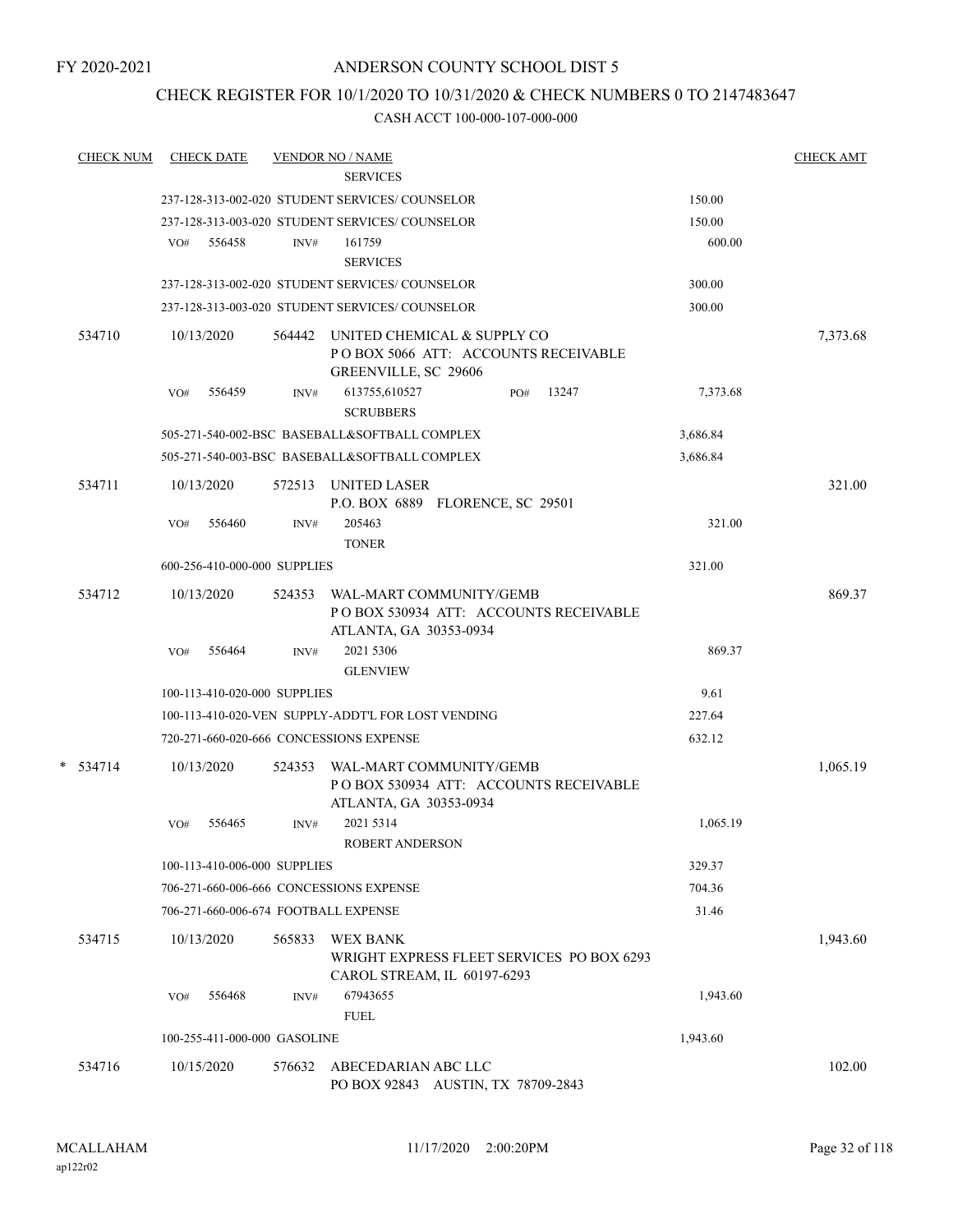FY 2020-2021

# ANDERSON COUNTY SCHOOL DIST 5

## CHECK REGISTER FOR 10/1/2020 TO 10/31/2020 & CHECK NUMBERS 0 TO 2147483647

### CASH ACCT 100-000-107-000-000

| CHECK NUM | CHECK DATE | VENDOR NO / NAME | | CHECK AMT |
|---|---|---|---|---|
| | | SERVICES | | |
| | | 237-128-313-002-020 STUDENT SERVICES/ COUNSELOR | 150.00 | |
| | | 237-128-313-003-020 STUDENT SERVICES/ COUNSELOR | 150.00 | |
| | VO# 556458 | INV# 161759<br>SERVICES | 600.00 | |
| | | 237-128-313-002-020 STUDENT SERVICES/ COUNSELOR | 300.00 | |
| | | 237-128-313-003-020 STUDENT SERVICES/ COUNSELOR | 300.00 | |
| 534710 | 10/13/2020 | 564442 UNITED CHEMICAL & SUPPLY CO<br>P O BOX 5066 ATT: ACCOUNTS RECEIVABLE<br>GREENVILLE, SC 29606 | | 7,373.68 |
| | VO# 556459 | INV# 613755,610527 PO# 13247<br>SCRUBBERS | 7,373.68 | |
| | | 505-271-540-002-BSC BASEBALL&SOFTBALL COMPLEX | 3,686.84 | |
| | | 505-271-540-003-BSC BASEBALL&SOFTBALL COMPLEX | 3,686.84 | |
| 534711 | 10/13/2020 | 572513 UNITED LASER<br>P.O. BOX 6889 FLORENCE, SC 29501 | | 321.00 |
| | VO# 556460 | INV# 205463<br>TONER | 321.00 | |
| | | 600-256-410-000-000 SUPPLIES | 321.00 | |
| 534712 | 10/13/2020 | 524353 WAL-MART COMMUNITY/GEMB<br>P O BOX 530934 ATT: ACCOUNTS RECEIVABLE<br>ATLANTA, GA 30353-0934 | | 869.37 |
| | VO# 556464 | INV# 2021 5306<br>GLENVIEW | 869.37 | |
| | | 100-113-410-020-000 SUPPLIES | 9.61 | |
| | | 100-113-410-020-VEN SUPPLY-ADDT'L FOR LOST VENDING | 227.64 | |
| | | 720-271-660-020-666 CONCESSIONS EXPENSE | 632.12 | |
| * 534714 | 10/13/2020 | 524353 WAL-MART COMMUNITY/GEMB<br>P O BOX 530934 ATT: ACCOUNTS RECEIVABLE<br>ATLANTA, GA 30353-0934 | | 1,065.19 |
| | VO# 556465 | INV# 2021 5314<br>ROBERT ANDERSON | 1,065.19 | |
| | | 100-113-410-006-000 SUPPLIES | 329.37 | |
| | | 706-271-660-006-666 CONCESSIONS EXPENSE | 704.36 | |
| | | 706-271-660-006-674 FOOTBALL EXPENSE | 31.46 | |
| 534715 | 10/13/2020 | 565833 WEX BANK<br>WRIGHT EXPRESS FLEET SERVICES PO BOX 6293<br>CAROL STREAM, IL 60197-6293 | | 1,943.60 |
| | VO# 556468 | INV# 67943655<br>FUEL | 1,943.60 | |
| | | 100-255-411-000-000 GASOLINE | 1,943.60 | |
| 534716 | 10/15/2020 | 576632 ABECEDARIAN ABC LLC<br>PO BOX 92843 AUSTIN, TX 78709-2843 | | 102.00 |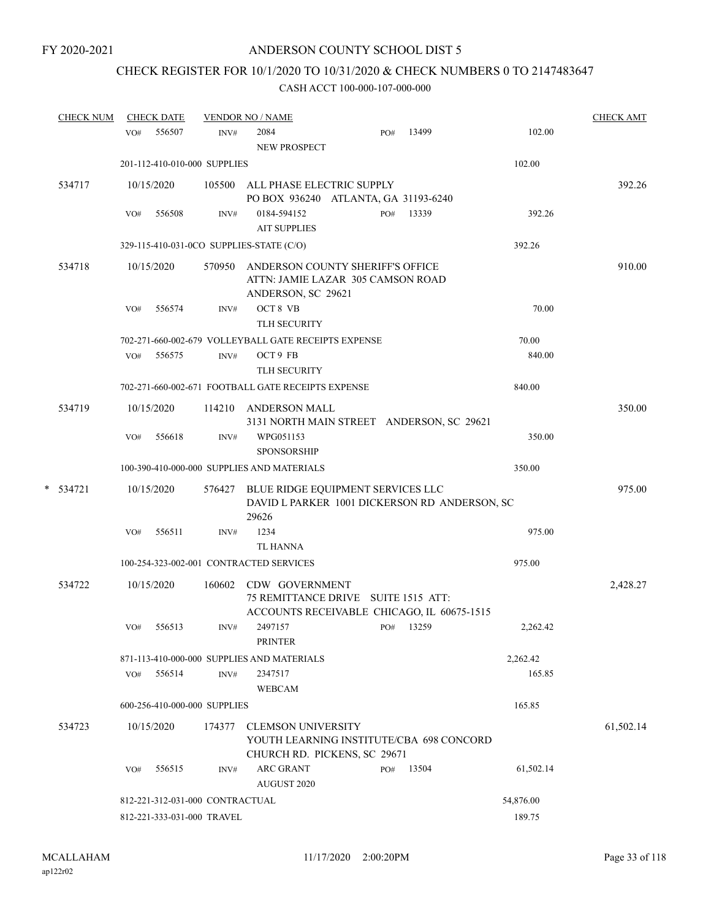FY 2020-2021

# ANDERSON COUNTY SCHOOL DIST 5

## CHECK REGISTER FOR 10/1/2020 TO 10/31/2020 & CHECK NUMBERS 0 TO 2147483647

### CASH ACCT 100-000-107-000-000

| CHECK NUM | CHECK DATE | VENDOR NO / NAME | | | | CHECK AMT |
|---|---|---|---|---|---|---|
| | VO# 556507 | INV# 2084 NEW PROSPECT | PO# 13499 | | 102.00 | |
| | 201-112-410-010-000 SUPPLIES | | | | 102.00 | |
| 534717 | 10/15/2020 | 105500 ALL PHASE ELECTRIC SUPPLY PO BOX 936240 ATLANTA, GA 31193-6240 | | | | 392.26 |
| | VO# 556508 | INV# 0184-594152 AIT SUPPLIES | PO# 13339 | | 392.26 | |
| | 329-115-410-031-0CO SUPPLIES-STATE (C/O) | | | | 392.26 | |
| 534718 | 10/15/2020 | 570950 ANDERSON COUNTY SHERIFF'S OFFICE ATTN: JAMIE LAZAR 305 CAMSON ROAD ANDERSON, SC 29621 | | | | 910.00 |
| | VO# 556574 | INV# OCT 8 VB TLH SECURITY | | | 70.00 | |
| | 702-271-660-002-679 VOLLEYBALL GATE RECEIPTS EXPENSE | | | | 70.00 | |
| | VO# 556575 | INV# OCT 9 FB TLH SECURITY | | | 840.00 | |
| | 702-271-660-002-671 FOOTBALL GATE RECEIPTS EXPENSE | | | | 840.00 | |
| 534719 | 10/15/2020 | 114210 ANDERSON MALL 3131 NORTH MAIN STREET ANDERSON, SC 29621 | | | | 350.00 |
| | VO# 556618 | INV# WPG051153 SPONSORSHIP | | | 350.00 | |
| | 100-390-410-000-000 SUPPLIES AND MATERIALS | | | | 350.00 | |
| * 534721 | 10/15/2020 | 576427 BLUE RIDGE EQUIPMENT SERVICES LLC DAVID L PARKER 1001 DICKERSON RD ANDERSON, SC 29626 | | | | 975.00 |
| | VO# 556511 | INV# 1234 TL HANNA | | | 975.00 | |
| | 100-254-323-002-001 CONTRACTED SERVICES | | | | 975.00 | |
| 534722 | 10/15/2020 | 160602 CDW GOVERNMENT 75 REMITTANCE DRIVE SUITE 1515 ATT: ACCOUNTS RECEIVABLE CHICAGO, IL 60675-1515 | | | | 2,428.27 |
| | VO# 556513 | INV# 2497157 PRINTER | PO# 13259 | | 2,262.42 | |
| | 871-113-410-000-000 SUPPLIES AND MATERIALS | | | | 2,262.42 | |
| | VO# 556514 | INV# 2347517 WEBCAM | | | 165.85 | |
| | 600-256-410-000-000 SUPPLIES | | | | 165.85 | |
| 534723 | 10/15/2020 | 174377 CLEMSON UNIVERSITY YOUTH LEARNING INSTITUTE/CBA 698 CONCORD CHURCH RD. PICKENS, SC 29671 | | | | 61,502.14 |
| | VO# 556515 | INV# ARC GRANT AUGUST 2020 | PO# 13504 | | 61,502.14 | |
| | 812-221-312-031-000 CONTRACTUAL | | | | 54,876.00 | |
| | 812-221-333-031-000 TRAVEL | | | | 189.75 | |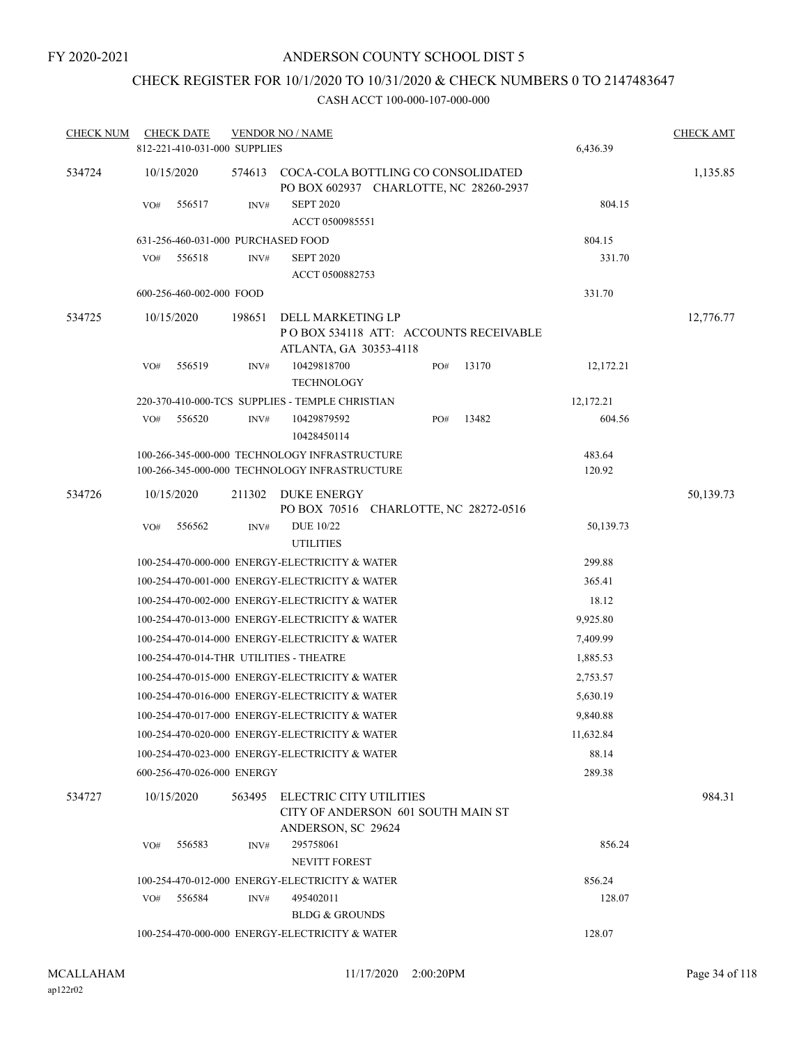FY 2020-2021

# ANDERSON COUNTY SCHOOL DIST 5

## CHECK REGISTER FOR 10/1/2020 TO 10/31/2020 & CHECK NUMBERS 0 TO 2147483647

### CASH ACCT 100-000-107-000-000

| CHECK NUM | CHECK DATE | VENDOR NO / NAME | | CHECK AMT |
|---|---|---|---|---|
| | 812-221-410-031-000 SUPPLIES | | 6,436.39 | |
| 534724 | 10/15/2020 | 574613 COCA-COLA BOTTLING CO CONSOLIDATED<br>PO BOX 602937 CHARLOTTE, NC 28260-2937 | | 1,135.85 |
| | VO# 556517 | INV# SEPT 2020<br>ACCT 0500985551 | 804.15 | |
| | 631-256-460-031-000 PURCHASED FOOD | | 804.15 | |
| | VO# 556518 | INV# SEPT 2020<br>ACCT 0500882753 | 331.70 | |
| | 600-256-460-002-000 FOOD | | 331.70 | |
| 534725 | 10/15/2020 | 198651 DELL MARKETING LP<br>P O BOX 534118 ATT: ACCOUNTS RECEIVABLE<br>ATLANTA, GA 30353-4118 | | 12,776.77 |
| | VO# 556519 | INV# 10429818700 PO# 13170<br>TECHNOLOGY | 12,172.21 | |
| | 220-370-410-000-TCS SUPPLIES - TEMPLE CHRISTIAN | | 12,172.21 | |
| | VO# 556520 | INV# 10429879592 PO# 13482<br>10428450114 | 604.56 | |
| | 100-266-345-000-000 TECHNOLOGY INFRASTRUCTURE | | 483.64 | |
| | 100-266-345-000-000 TECHNOLOGY INFRASTRUCTURE | | 120.92 | |
| 534726 | 10/15/2020 | 211302 DUKE ENERGY<br>PO BOX 70516 CHARLOTTE, NC 28272-0516 | | 50,139.73 |
| | VO# 556562 | INV# DUE 10/22<br>UTILITIES | 50,139.73 | |
| | 100-254-470-000-000 ENERGY-ELECTRICITY & WATER | | 299.88 | |
| | 100-254-470-001-000 ENERGY-ELECTRICITY & WATER | | 365.41 | |
| | 100-254-470-002-000 ENERGY-ELECTRICITY & WATER | | 18.12 | |
| | 100-254-470-013-000 ENERGY-ELECTRICITY & WATER | | 9,925.80 | |
| | 100-254-470-014-000 ENERGY-ELECTRICITY & WATER | | 7,409.99 | |
| | 100-254-470-014-THR UTILITIES - THEATRE | | 1,885.53 | |
| | 100-254-470-015-000 ENERGY-ELECTRICITY & WATER | | 2,753.57 | |
| | 100-254-470-016-000 ENERGY-ELECTRICITY & WATER | | 5,630.19 | |
| | 100-254-470-017-000 ENERGY-ELECTRICITY & WATER | | 9,840.88 | |
| | 100-254-470-020-000 ENERGY-ELECTRICITY & WATER | | 11,632.84 | |
| | 100-254-470-023-000 ENERGY-ELECTRICITY & WATER | | 88.14 | |
| | 600-256-470-026-000 ENERGY | | 289.38 | |
| 534727 | 10/15/2020 | 563495 ELECTRIC CITY UTILITIES<br>CITY OF ANDERSON 601 SOUTH MAIN ST<br>ANDERSON, SC 29624 | | 984.31 |
| | VO# 556583 | INV# 295758061<br>NEVITT FOREST | 856.24 | |
| | 100-254-470-012-000 ENERGY-ELECTRICITY & WATER | | 856.24 | |
| | VO# 556584 | INV# 495402011<br>BLDG & GROUNDS | 128.07 | |
| | 100-254-470-000-000 ENERGY-ELECTRICITY & WATER | | 128.07 | |

MCALLAHAM ap122r02 11/17/2020 2:00:20PM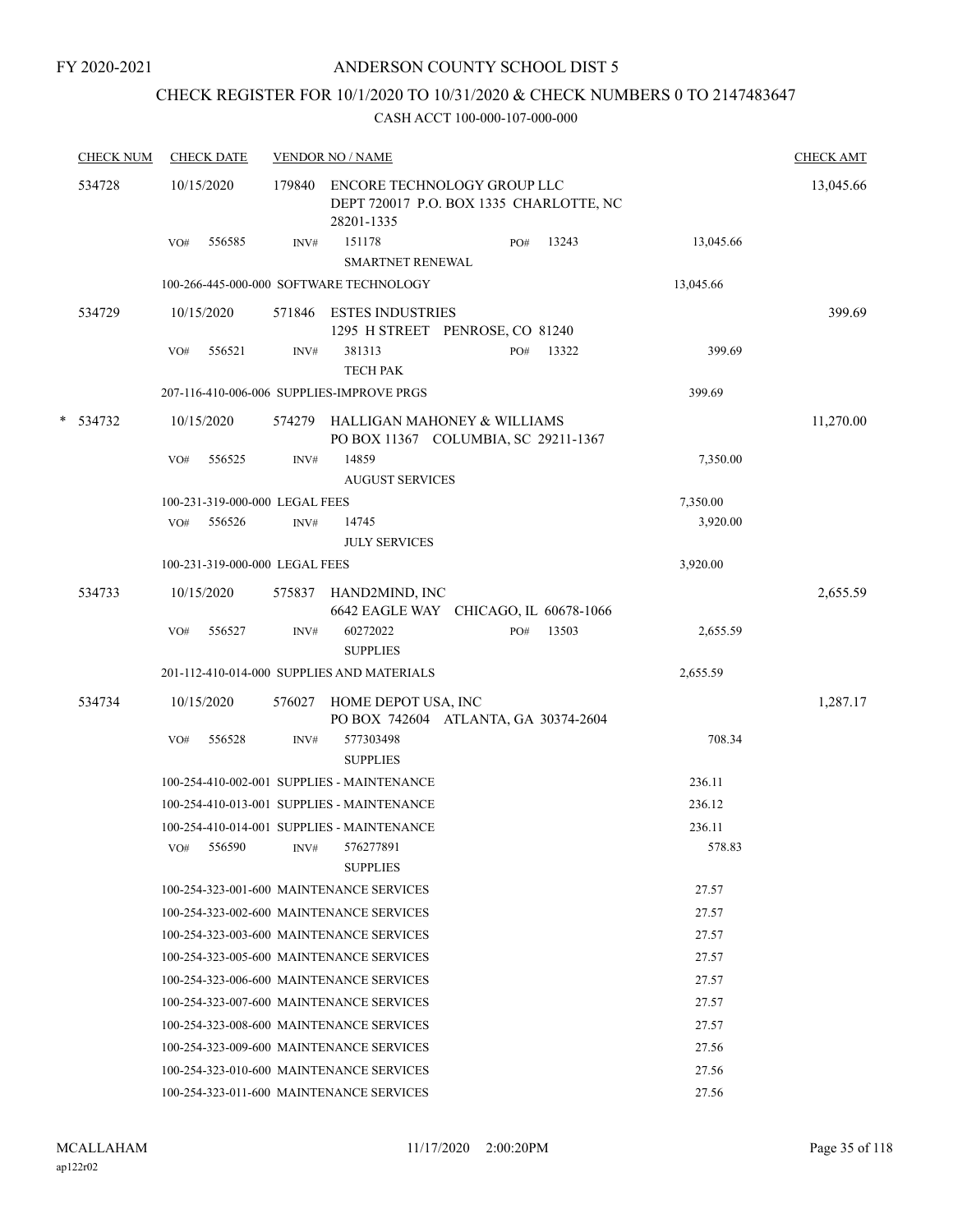FY 2020-2021

# ANDERSON COUNTY SCHOOL DIST 5

## CHECK REGISTER FOR 10/1/2020 TO 10/31/2020 & CHECK NUMBERS 0 TO 2147483647

CASH ACCT 100-000-107-000-000

| CHECK NUM | CHECK DATE | VENDOR NO / NAME | | | CHECK AMT |
|---|---|---|---|---|---|
| 534728 | 10/15/2020 | 179840 | ENCORE TECHNOLOGY GROUP LLC<br>DEPT 720017 P.O. BOX 1335 CHARLOTTE, NC 28201-1335 | | 13,045.66 |
| | VO# 556585 | INV# 151178<br>SMARTNET RENEWAL | PO# 13243 | 13,045.66 | |
| | 100-266-445-000-000 SOFTWARE TECHNOLOGY | | | 13,045.66 | |
| 534729 | 10/15/2020 | 571846 | ESTES INDUSTRIES<br>1295 H STREET PENROSE, CO 81240 | | 399.69 |
| | VO# 556521 | INV# 381313<br>TECH PAK | PO# 13322 | 399.69 | |
| | 207-116-410-006-006 SUPPLIES-IMPROVE PRGS | | | 399.69 | |
| * 534732 | 10/15/2020 | 574279 | HALLIGAN MAHONEY & WILLIAMS<br>PO BOX 11367 COLUMBIA, SC 29211-1367 | | 11,270.00 |
| | VO# 556525 | INV# 14859<br>AUGUST SERVICES | | 7,350.00 | |
| | 100-231-319-000-000 LEGAL FEES | | | 7,350.00 | |
| | VO# 556526 | INV# 14745<br>JULY SERVICES | | 3,920.00 | |
| | 100-231-319-000-000 LEGAL FEES | | | 3,920.00 | |
| 534733 | 10/15/2020 | 575837 | HAND2MIND, INC<br>6642 EAGLE WAY CHICAGO, IL 60678-1066 | | 2,655.59 |
| | VO# 556527 | INV# 60272022<br>SUPPLIES | PO# 13503 | 2,655.59 | |
| | 201-112-410-014-000 SUPPLIES AND MATERIALS | | | 2,655.59 | |
| 534734 | 10/15/2020 | 576027 | HOME DEPOT USA, INC<br>PO BOX 742604 ATLANTA, GA 30374-2604 | | 1,287.17 |
| | VO# 556528 | INV# 577303498<br>SUPPLIES | | 708.34 | |
| | 100-254-410-002-001 SUPPLIES - MAINTENANCE | | | 236.11 | |
| | 100-254-410-013-001 SUPPLIES - MAINTENANCE | | | 236.12 | |
| | 100-254-410-014-001 SUPPLIES - MAINTENANCE | | | 236.11 | |
| | VO# 556590 | INV# 576277891<br>SUPPLIES | | 578.83 | |
| | 100-254-323-001-600 MAINTENANCE SERVICES | | | 27.57 | |
| | 100-254-323-002-600 MAINTENANCE SERVICES | | | 27.57 | |
| | 100-254-323-003-600 MAINTENANCE SERVICES | | | 27.57 | |
| | 100-254-323-005-600 MAINTENANCE SERVICES | | | 27.57 | |
| | 100-254-323-006-600 MAINTENANCE SERVICES | | | 27.57 | |
| | 100-254-323-007-600 MAINTENANCE SERVICES | | | 27.57 | |
| | 100-254-323-008-600 MAINTENANCE SERVICES | | | 27.57 | |
| | 100-254-323-009-600 MAINTENANCE SERVICES | | | 27.56 | |
| | 100-254-323-010-600 MAINTENANCE SERVICES | | | 27.56 | |
| | 100-254-323-011-600 MAINTENANCE SERVICES | | | 27.56 | |

MCALLAHAM
ap122r02

11/17/2020 2:00:20PM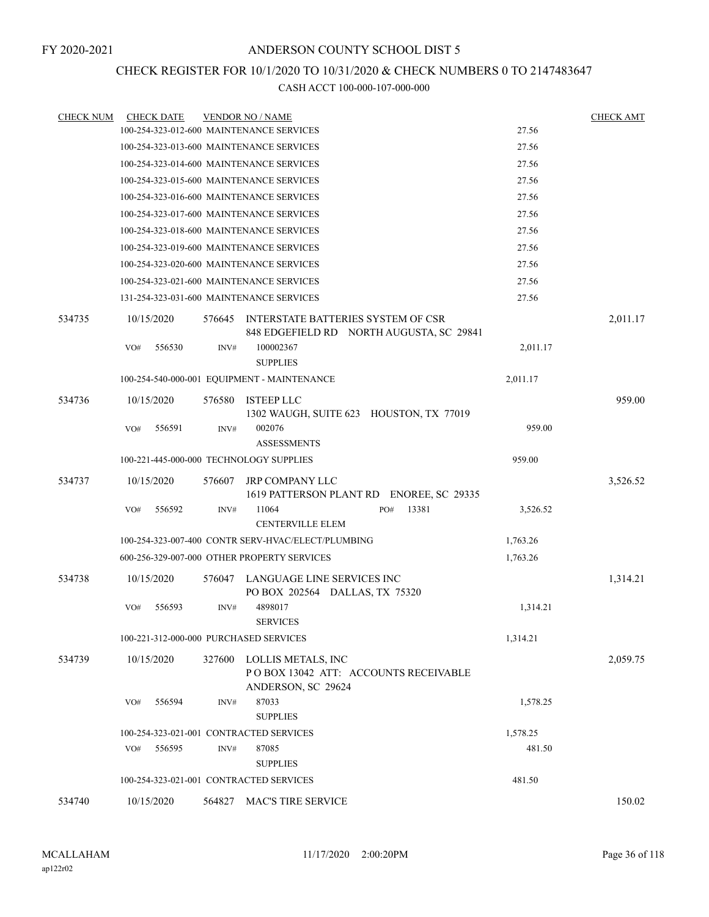FY 2020-2021

# ANDERSON COUNTY SCHOOL DIST 5

## CHECK REGISTER FOR 10/1/2020 TO 10/31/2020 & CHECK NUMBERS 0 TO 2147483647

CASH ACCT 100-000-107-000-000

| CHECK NUM | CHECK DATE | VENDOR NO / NAME | | CHECK AMT |
|---|---|---|---|---|
| | 100-254-323-012-600 MAINTENANCE SERVICES | | 27.56 | |
| | 100-254-323-013-600 MAINTENANCE SERVICES | | 27.56 | |
| | 100-254-323-014-600 MAINTENANCE SERVICES | | 27.56 | |
| | 100-254-323-015-600 MAINTENANCE SERVICES | | 27.56 | |
| | 100-254-323-016-600 MAINTENANCE SERVICES | | 27.56 | |
| | 100-254-323-017-600 MAINTENANCE SERVICES | | 27.56 | |
| | 100-254-323-018-600 MAINTENANCE SERVICES | | 27.56 | |
| | 100-254-323-019-600 MAINTENANCE SERVICES | | 27.56 | |
| | 100-254-323-020-600 MAINTENANCE SERVICES | | 27.56 | |
| | 100-254-323-021-600 MAINTENANCE SERVICES | | 27.56 | |
| | 131-254-323-031-600 MAINTENANCE SERVICES | | 27.56 | |
| 534735 | 10/15/2020 | 576645 INTERSTATE BATTERIES SYSTEM OF CSR<br>848 EDGEFIELD RD NORTH AUGUSTA, SC 29841 | | 2,011.17 |
| | VO# 556530 | INV# 100002367<br>SUPPLIES | 2,011.17 | |
| | 100-254-540-000-001 EQUIPMENT - MAINTENANCE | | 2,011.17 | |
| 534736 | 10/15/2020 | 576580 ISTEEP LLC<br>1302 WAUGH, SUITE 623 HOUSTON, TX 77019 | | 959.00 |
| | VO# 556591 | INV# 002076<br>ASSESSMENTS | 959.00 | |
| | 100-221-445-000-000 TECHNOLOGY SUPPLIES | | 959.00 | |
| 534737 | 10/15/2020 | 576607 JRP COMPANY LLC<br>1619 PATTERSON PLANT RD ENOREE, SC 29335 | | 3,526.52 |
| | VO# 556592 | INV# 11064 PO# 13381<br>CENTERVILLE ELEM | 3,526.52 | |
| | 100-254-323-007-400 CONTR SERV-HVAC/ELECT/PLUMBING | | 1,763.26 | |
| | 600-256-329-007-000 OTHER PROPERTY SERVICES | | 1,763.26 | |
| 534738 | 10/15/2020 | 576047 LANGUAGE LINE SERVICES INC<br>PO BOX 202564 DALLAS, TX 75320 | | 1,314.21 |
| | VO# 556593 | INV# 4898017<br>SERVICES | 1,314.21 | |
| | 100-221-312-000-000 PURCHASED SERVICES | | 1,314.21 | |
| 534739 | 10/15/2020 | 327600 LOLLIS METALS, INC<br>P O BOX 13042 ATT: ACCOUNTS RECEIVABLE<br>ANDERSON, SC 29624 | | 2,059.75 |
| | VO# 556594 | INV# 87033<br>SUPPLIES | 1,578.25 | |
| | 100-254-323-021-001 CONTRACTED SERVICES | | 1,578.25 | |
| | VO# 556595 | INV# 87085<br>SUPPLIES | 481.50 | |
| | 100-254-323-021-001 CONTRACTED SERVICES | | 481.50 | |
| 534740 | 10/15/2020 | 564827 MAC'S TIRE SERVICE | | 150.02 |

MCALLAHAM
ap122r02

11/17/2020 2:00:20PM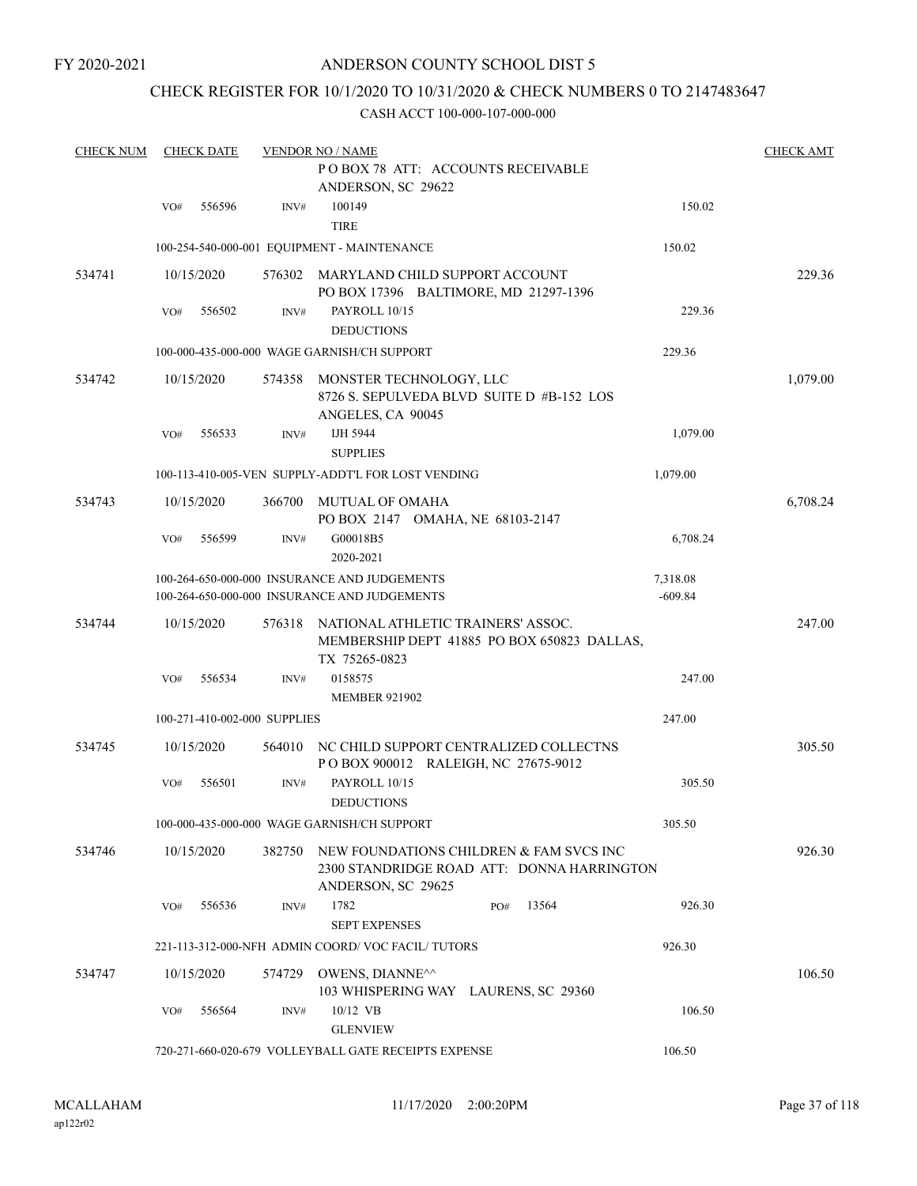FY 2020-2021

# ANDERSON COUNTY SCHOOL DIST 5

## CHECK REGISTER FOR 10/1/2020 TO 10/31/2020 & CHECK NUMBERS 0 TO 2147483647

### CASH ACCT 100-000-107-000-000

| CHECK NUM | CHECK DATE | VENDOR NO / NAME | | CHECK AMT |
|---|---|---|---|---|
| | | P O BOX 78 ATT: ACCOUNTS RECEIVABLE ANDERSON, SC 29622 | | |
| | VO# 556596 | INV# 100149 TIRE | 150.02 | |
| | | 100-254-540-000-001 EQUIPMENT - MAINTENANCE | 150.02 | |
| 534741 | 10/15/2020 | 576302 MARYLAND CHILD SUPPORT ACCOUNT PO BOX 17396 BALTIMORE, MD 21297-1396 | | 229.36 |
| | VO# 556502 | INV# PAYROLL 10/15 DEDUCTIONS | 229.36 | |
| | | 100-000-435-000-000 WAGE GARNISH/CH SUPPORT | 229.36 | |
| 534742 | 10/15/2020 | 574358 MONSTER TECHNOLOGY, LLC 8726 S. SEPULVEDA BLVD SUITE D #B-152 LOS ANGELES, CA 90045 | | 1,079.00 |
| | VO# 556533 | INV# IJH 5944 SUPPLIES | 1,079.00 | |
| | | 100-113-410-005-VEN SUPPLY-ADDT'L FOR LOST VENDING | 1,079.00 | |
| 534743 | 10/15/2020 | 366700 MUTUAL OF OMAHA PO BOX 2147 OMAHA, NE 68103-2147 | | 6,708.24 |
| | VO# 556599 | INV# G00018B5 2020-2021 | 6,708.24 | |
| | | 100-264-650-000-000 INSURANCE AND JUDGEMENTS | 7,318.08 | |
| | | 100-264-650-000-000 INSURANCE AND JUDGEMENTS | -609.84 | |
| 534744 | 10/15/2020 | 576318 NATIONAL ATHLETIC TRAINERS' ASSOC. MEMBERSHIP DEPT 41885 PO BOX 650823 DALLAS, TX 75265-0823 | | 247.00 |
| | VO# 556534 | INV# 0158575 MEMBER 921902 | 247.00 | |
| | | 100-271-410-002-000 SUPPLIES | 247.00 | |
| 534745 | 10/15/2020 | 564010 NC CHILD SUPPORT CENTRALIZED COLLECTNS P O BOX 900012 RALEIGH, NC 27675-9012 | | 305.50 |
| | VO# 556501 | INV# PAYROLL 10/15 DEDUCTIONS | 305.50 | |
| | | 100-000-435-000-000 WAGE GARNISH/CH SUPPORT | 305.50 | |
| 534746 | 10/15/2020 | 382750 NEW FOUNDATIONS CHILDREN & FAM SVCS INC 2300 STANDRIDGE ROAD ATT: DONNA HARRINGTON ANDERSON, SC 29625 | | 926.30 |
| | VO# 556536 | INV# 1782 PO# 13564 SEPT EXPENSES | 926.30 | |
| | | 221-113-312-000-NFH ADMIN COORD/ VOC FACIL/ TUTORS | 926.30 | |
| 534747 | 10/15/2020 | 574729 OWENS, DIANNE^^ 103 WHISPERING WAY LAURENS, SC 29360 | | 106.50 |
| | VO# 556564 | INV# 10/12 VB GLENVIEW | 106.50 | |
| | | 720-271-660-020-679 VOLLEYBALL GATE RECEIPTS EXPENSE | 106.50 | |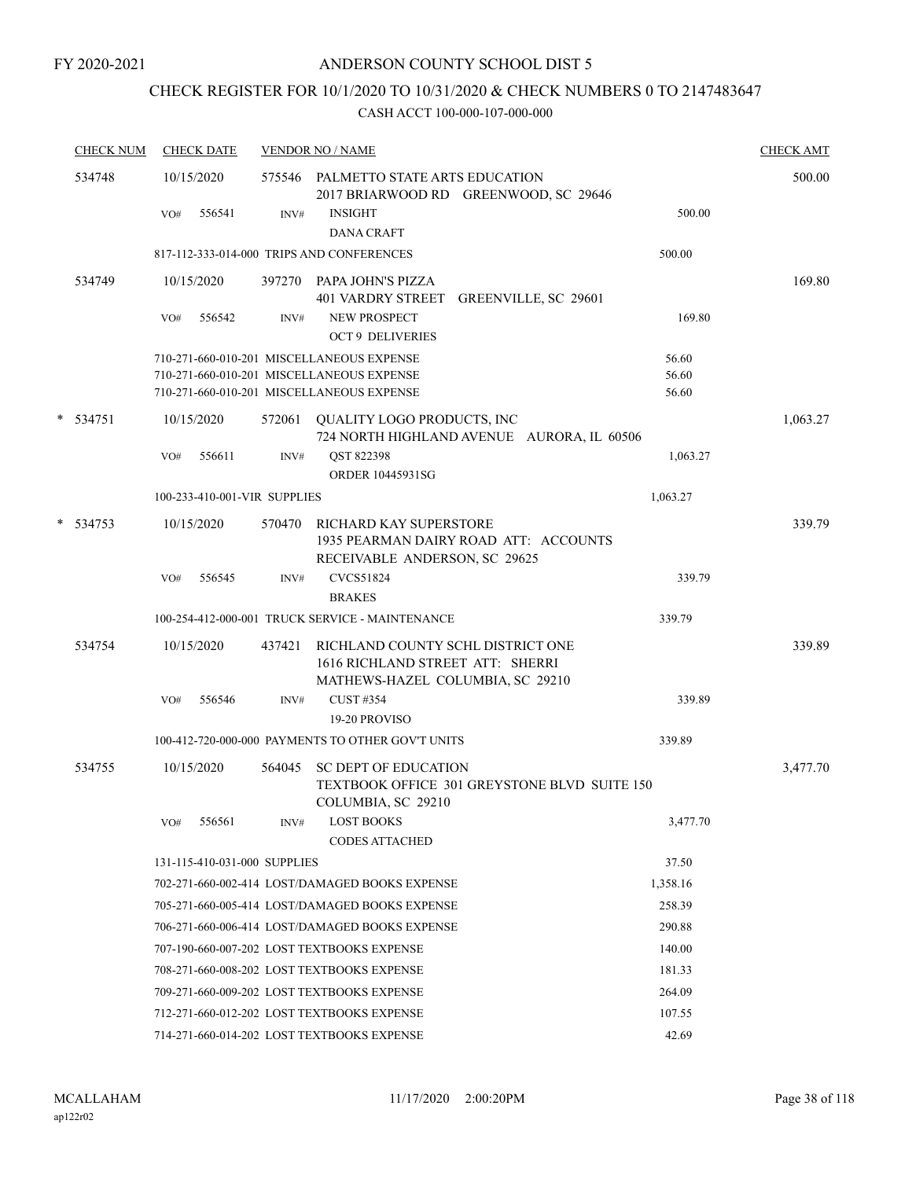FY 2020-2021

# ANDERSON COUNTY SCHOOL DIST 5

## CHECK REGISTER FOR 10/1/2020 TO 10/31/2020 & CHECK NUMBERS 0 TO 2147483647

### CASH ACCT 100-000-107-000-000

| CHECK NUM | CHECK DATE | VENDOR NO / NAME | | CHECK AMT |
|---|---|---|---|---|
| 534748 | 10/15/2020 | 575546 PALMETTO STATE ARTS EDUCATION<br>2017 BRIARWOOD RD GREENWOOD, SC 29646 | | 500.00 |
| | VO# 556541 | INV# INSIGHT<br>DANA CRAFT | 500.00 | |
| | 817-112-333-014-000 TRIPS AND CONFERENCES | | 500.00 | |
| 534749 | 10/15/2020 | 397270 PAPA JOHN'S PIZZA<br>401 VARDRY STREET GREENVILLE, SC 29601 | | 169.80 |
| | VO# 556542 | INV# NEW PROSPECT<br>OCT 9 DELIVERIES | 169.80 | |
| | 710-271-660-010-201 MISCELLANEOUS EXPENSE | | 56.60 | |
| | 710-271-660-010-201 MISCELLANEOUS EXPENSE | | 56.60 | |
| | 710-271-660-010-201 MISCELLANEOUS EXPENSE | | 56.60 | |
| * 534751 | 10/15/2020 | 572061 QUALITY LOGO PRODUCTS, INC<br>724 NORTH HIGHLAND AVENUE AURORA, IL 60506 | | 1,063.27 |
| | VO# 556611 | INV# QST 822398<br>ORDER 10445931SG | 1,063.27 | |
| | 100-233-410-001-VIR SUPPLIES | | 1,063.27 | |
| * 534753 | 10/15/2020 | 570470 RICHARD KAY SUPERSTORE<br>1935 PEARMAN DAIRY ROAD ATT: ACCOUNTS RECEIVABLE ANDERSON, SC 29625 | | 339.79 |
| | VO# 556545 | INV# CVCS51824<br>BRAKES | 339.79 | |
| | 100-254-412-000-001 TRUCK SERVICE - MAINTENANCE | | 339.79 | |
| 534754 | 10/15/2020 | 437421 RICHLAND COUNTY SCHL DISTRICT ONE<br>1616 RICHLAND STREET ATT: SHERRI MATHEWS-HAZEL COLUMBIA, SC 29210 | | 339.89 |
| | VO# 556546 | INV# CUST #354<br>19-20 PROVISO | 339.89 | |
| | 100-412-720-000-000 PAYMENTS TO OTHER GOV'T UNITS | | 339.89 | |
| 534755 | 10/15/2020 | 564045 SC DEPT OF EDUCATION<br>TEXTBOOK OFFICE 301 GREYSTONE BLVD SUITE 150 COLUMBIA, SC 29210 | | 3,477.70 |
| | VO# 556561 | INV# LOST BOOKS<br>CODES ATTACHED | 3,477.70 | |
| | 131-115-410-031-000 SUPPLIES | | 37.50 | |
| | 702-271-660-002-414 LOST/DAMAGED BOOKS EXPENSE | | 1,358.16 | |
| | 705-271-660-005-414 LOST/DAMAGED BOOKS EXPENSE | | 258.39 | |
| | 706-271-660-006-414 LOST/DAMAGED BOOKS EXPENSE | | 290.88 | |
| | 707-190-660-007-202 LOST TEXTBOOKS EXPENSE | | 140.00 | |
| | 708-271-660-008-202 LOST TEXTBOOKS EXPENSE | | 181.33 | |
| | 709-271-660-009-202 LOST TEXTBOOKS EXPENSE | | 264.09 | |
| | 712-271-660-012-202 LOST TEXTBOOKS EXPENSE | | 107.55 | |
| | 714-271-660-014-202 LOST TEXTBOOKS EXPENSE | | 42.69 | |

MCALLAHAM ap122r02 11/17/2020 2:00:20PM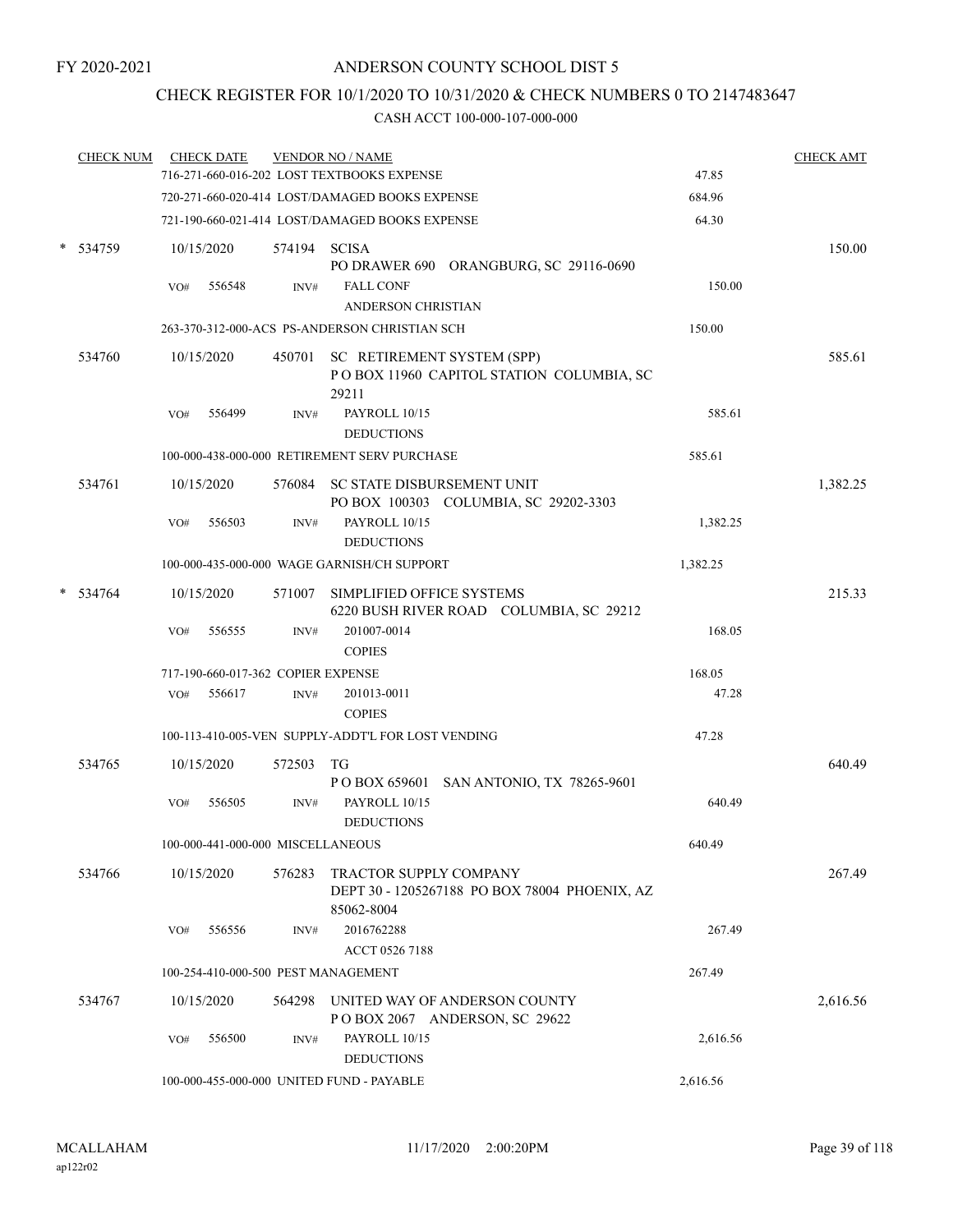FY 2020-2021

# ANDERSON COUNTY SCHOOL DIST 5

## CHECK REGISTER FOR 10/1/2020 TO 10/31/2020 & CHECK NUMBERS 0 TO 2147483647

### CASH ACCT 100-000-107-000-000

| CHECK NUM | CHECK DATE | VENDOR NO / NAME | | CHECK AMT |
|---|---|---|---|---|
| | | 716-271-660-016-202 LOST TEXTBOOKS EXPENSE | 47.85 | |
| | | 720-271-660-020-414 LOST/DAMAGED BOOKS EXPENSE | 684.96 | |
| | | 721-190-660-021-414 LOST/DAMAGED BOOKS EXPENSE | 64.30 | |
| * 534759 | 10/15/2020 | 574194 SCISA<br>PO DRAWER 690 ORANGBURG, SC 29116-0690 | | 150.00 |
| | VO# 556548 | INV# FALL CONF<br>ANDERSON CHRISTIAN | 150.00 | |
| | | 263-370-312-000-ACS PS-ANDERSON CHRISTIAN SCH | 150.00 | |
| 534760 | 10/15/2020 | 450701 SC RETIREMENT SYSTEM (SPP)<br>P O BOX 11960 CAPITOL STATION COLUMBIA, SC 29211 | | 585.61 |
| | VO# 556499 | INV# PAYROLL 10/15<br>DEDUCTIONS | 585.61 | |
| | | 100-000-438-000-000 RETIREMENT SERV PURCHASE | 585.61 | |
| 534761 | 10/15/2020 | 576084 SC STATE DISBURSEMENT UNIT<br>PO BOX 100303 COLUMBIA, SC 29202-3303 | | 1,382.25 |
| | VO# 556503 | INV# PAYROLL 10/15<br>DEDUCTIONS | 1,382.25 | |
| | | 100-000-435-000-000 WAGE GARNISH/CH SUPPORT | 1,382.25 | |
| * 534764 | 10/15/2020 | 571007 SIMPLIFIED OFFICE SYSTEMS<br>6220 BUSH RIVER ROAD COLUMBIA, SC 29212 | | 215.33 |
| | VO# 556555 | INV# 201007-0014<br>COPIES | 168.05 | |
| | | 717-190-660-017-362 COPIER EXPENSE | 168.05 | |
| | VO# 556617 | INV# 201013-0011<br>COPIES | 47.28 | |
| | | 100-113-410-005-VEN SUPPLY-ADDT'L FOR LOST VENDING | 47.28 | |
| 534765 | 10/15/2020 | 572503 TG<br>P O BOX 659601 SAN ANTONIO, TX 78265-9601 | | 640.49 |
| | VO# 556505 | INV# PAYROLL 10/15<br>DEDUCTIONS | 640.49 | |
| | | 100-000-441-000-000 MISCELLANEOUS | 640.49 | |
| 534766 | 10/15/2020 | 576283 TRACTOR SUPPLY COMPANY<br>DEPT 30 - 1205267188 PO BOX 78004 PHOENIX, AZ 85062-8004 | | 267.49 |
| | VO# 556556 | INV# 2016762288<br>ACCT 0526 7188 | 267.49 | |
| | | 100-254-410-000-500 PEST MANAGEMENT | 267.49 | |
| 534767 | 10/15/2020 | 564298 UNITED WAY OF ANDERSON COUNTY<br>P O BOX 2067 ANDERSON, SC 29622 | | 2,616.56 |
| | VO# 556500 | INV# PAYROLL 10/15<br>DEDUCTIONS | 2,616.56 | |
| | | 100-000-455-000-000 UNITED FUND - PAYABLE | 2,616.56 | |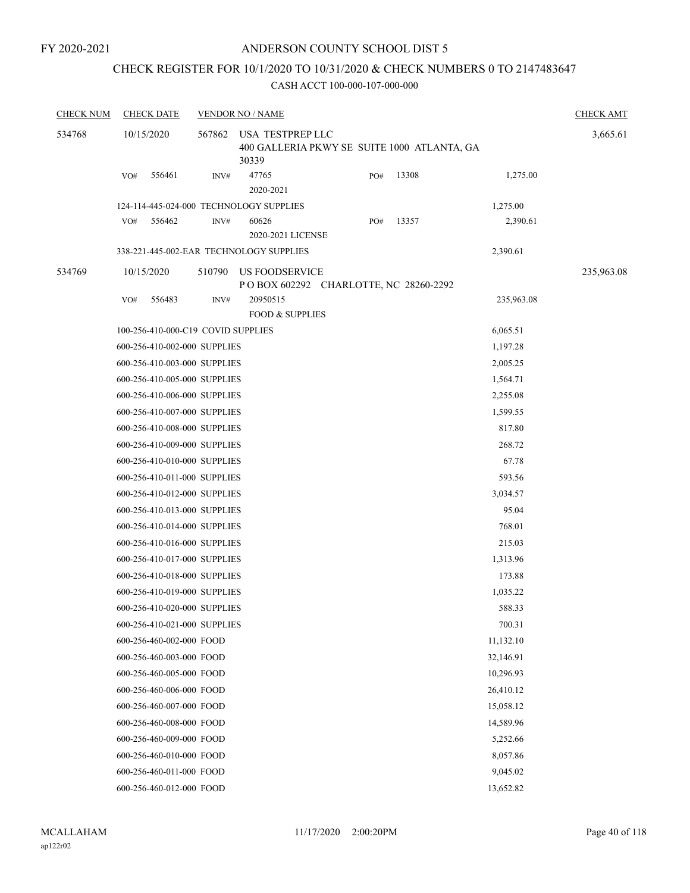FY 2020-2021

# ANDERSON COUNTY SCHOOL DIST 5

## CHECK REGISTER FOR 10/1/2020 TO 10/31/2020 & CHECK NUMBERS 0 TO 2147483647

### CASH ACCT 100-000-107-000-000

| CHECK NUM | CHECK DATE | VENDOR NO / NAME | | | CHECK AMT |
|---|---|---|---|---|---|
| 534768 | 10/15/2020 | 567862 USA TESTPREP LLC<br>400 GALLERIA PKWY SE SUITE 1000 ATLANTA, GA 30339 | | | 3,665.61 |
| | VO# 556461 | INV# 47765<br>2020-2021 | PO# 13308 | 1,275.00 | |
| | 124-114-445-024-000 TECHNOLOGY SUPPLIES | | | 1,275.00 | |
| | VO# 556462 | INV# 60626<br>2020-2021 LICENSE | PO# 13357 | 2,390.61 | |
| | 338-221-445-002-EAR TECHNOLOGY SUPPLIES | | | 2,390.61 | |
| 534769 | 10/15/2020 | 510790 US FOODSERVICE<br>P O BOX 602292 CHARLOTTE, NC 28260-2292 | | | 235,963.08 |
| | VO# 556483 | INV# 20950515<br>FOOD & SUPPLIES | | 235,963.08 | |
| | 100-256-410-000-C19 COVID SUPPLIES | | | 6,065.51 | |
| | 600-256-410-002-000 SUPPLIES | | | 1,197.28 | |
| | 600-256-410-003-000 SUPPLIES | | | 2,005.25 | |
| | 600-256-410-005-000 SUPPLIES | | | 1,564.71 | |
| | 600-256-410-006-000 SUPPLIES | | | 2,255.08 | |
| | 600-256-410-007-000 SUPPLIES | | | 1,599.55 | |
| | 600-256-410-008-000 SUPPLIES | | | 817.80 | |
| | 600-256-410-009-000 SUPPLIES | | | 268.72 | |
| | 600-256-410-010-000 SUPPLIES | | | 67.78 | |
| | 600-256-410-011-000 SUPPLIES | | | 593.56 | |
| | 600-256-410-012-000 SUPPLIES | | | 3,034.57 | |
| | 600-256-410-013-000 SUPPLIES | | | 95.04 | |
| | 600-256-410-014-000 SUPPLIES | | | 768.01 | |
| | 600-256-410-016-000 SUPPLIES | | | 215.03 | |
| | 600-256-410-017-000 SUPPLIES | | | 1,313.96 | |
| | 600-256-410-018-000 SUPPLIES | | | 173.88 | |
| | 600-256-410-019-000 SUPPLIES | | | 1,035.22 | |
| | 600-256-410-020-000 SUPPLIES | | | 588.33 | |
| | 600-256-410-021-000 SUPPLIES | | | 700.31 | |
| | 600-256-460-002-000 FOOD | | | 11,132.10 | |
| | 600-256-460-003-000 FOOD | | | 32,146.91 | |
| | 600-256-460-005-000 FOOD | | | 10,296.93 | |
| | 600-256-460-006-000 FOOD | | | 26,410.12 | |
| | 600-256-460-007-000 FOOD | | | 15,058.12 | |
| | 600-256-460-008-000 FOOD | | | 14,589.96 | |
| | 600-256-460-009-000 FOOD | | | 5,252.66 | |
| | 600-256-460-010-000 FOOD | | | 8,057.86 | |
| | 600-256-460-011-000 FOOD | | | 9,045.02 | |
| | 600-256-460-012-000 FOOD | | | 13,652.82 | |

MCALLAHAM
ap122r02
11/17/2020 2:00:20PM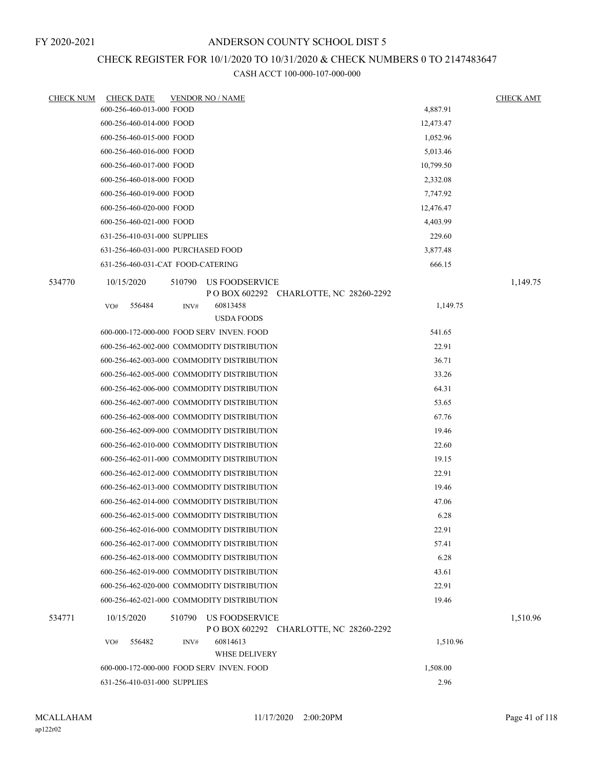FY 2020-2021

# ANDERSON COUNTY SCHOOL DIST 5

## CHECK REGISTER FOR 10/1/2020 TO 10/31/2020 & CHECK NUMBERS 0 TO 2147483647

### CASH ACCT 100-000-107-000-000

| CHECK NUM | CHECK DATE | VENDOR NO / NAME | | CHECK AMT |
|---|---|---|---|---|
| | 600-256-460-013-000 FOOD | | 4,887.91 | |
| | 600-256-460-014-000 FOOD | | 12,473.47 | |
| | 600-256-460-015-000 FOOD | | 1,052.96 | |
| | 600-256-460-016-000 FOOD | | 5,013.46 | |
| | 600-256-460-017-000 FOOD | | 10,799.50 | |
| | 600-256-460-018-000 FOOD | | 2,332.08 | |
| | 600-256-460-019-000 FOOD | | 7,747.92 | |
| | 600-256-460-020-000 FOOD | | 12,476.47 | |
| | 600-256-460-021-000 FOOD | | 4,403.99 | |
| | 631-256-410-031-000 SUPPLIES | | 229.60 | |
| | 631-256-460-031-000 PURCHASED FOOD | | 3,877.48 | |
| | 631-256-460-031-CAT FOOD-CATERING | | 666.15 | |
| 534770 | 10/15/2020 | 510790 US FOODSERVICE<br>P O BOX 602292 CHARLOTTE, NC 28260-2292 | | 1,149.75 |
| | VO# 556484 | INV# 60813458<br>USDA FOODS | 1,149.75 | |
| | 600-000-172-000-000 FOOD SERV INVEN. FOOD | | 541.65 | |
| | 600-256-462-002-000 COMMODITY DISTRIBUTION | | 22.91 | |
| | 600-256-462-003-000 COMMODITY DISTRIBUTION | | 36.71 | |
| | 600-256-462-005-000 COMMODITY DISTRIBUTION | | 33.26 | |
| | 600-256-462-006-000 COMMODITY DISTRIBUTION | | 64.31 | |
| | 600-256-462-007-000 COMMODITY DISTRIBUTION | | 53.65 | |
| | 600-256-462-008-000 COMMODITY DISTRIBUTION | | 67.76 | |
| | 600-256-462-009-000 COMMODITY DISTRIBUTION | | 19.46 | |
| | 600-256-462-010-000 COMMODITY DISTRIBUTION | | 22.60 | |
| | 600-256-462-011-000 COMMODITY DISTRIBUTION | | 19.15 | |
| | 600-256-462-012-000 COMMODITY DISTRIBUTION | | 22.91 | |
| | 600-256-462-013-000 COMMODITY DISTRIBUTION | | 19.46 | |
| | 600-256-462-014-000 COMMODITY DISTRIBUTION | | 47.06 | |
| | 600-256-462-015-000 COMMODITY DISTRIBUTION | | 6.28 | |
| | 600-256-462-016-000 COMMODITY DISTRIBUTION | | 22.91 | |
| | 600-256-462-017-000 COMMODITY DISTRIBUTION | | 57.41 | |
| | 600-256-462-018-000 COMMODITY DISTRIBUTION | | 6.28 | |
| | 600-256-462-019-000 COMMODITY DISTRIBUTION | | 43.61 | |
| | 600-256-462-020-000 COMMODITY DISTRIBUTION | | 22.91 | |
| | 600-256-462-021-000 COMMODITY DISTRIBUTION | | 19.46 | |
| 534771 | 10/15/2020 | 510790 US FOODSERVICE<br>P O BOX 602292 CHARLOTTE, NC 28260-2292 | | 1,510.96 |
| | VO# 556482 | INV# 60814613<br>WHSE DELIVERY | 1,510.96 | |
| | 600-000-172-000-000 FOOD SERV INVEN. FOOD | | 1,508.00 | |
| | 631-256-410-031-000 SUPPLIES | | 2.96 | |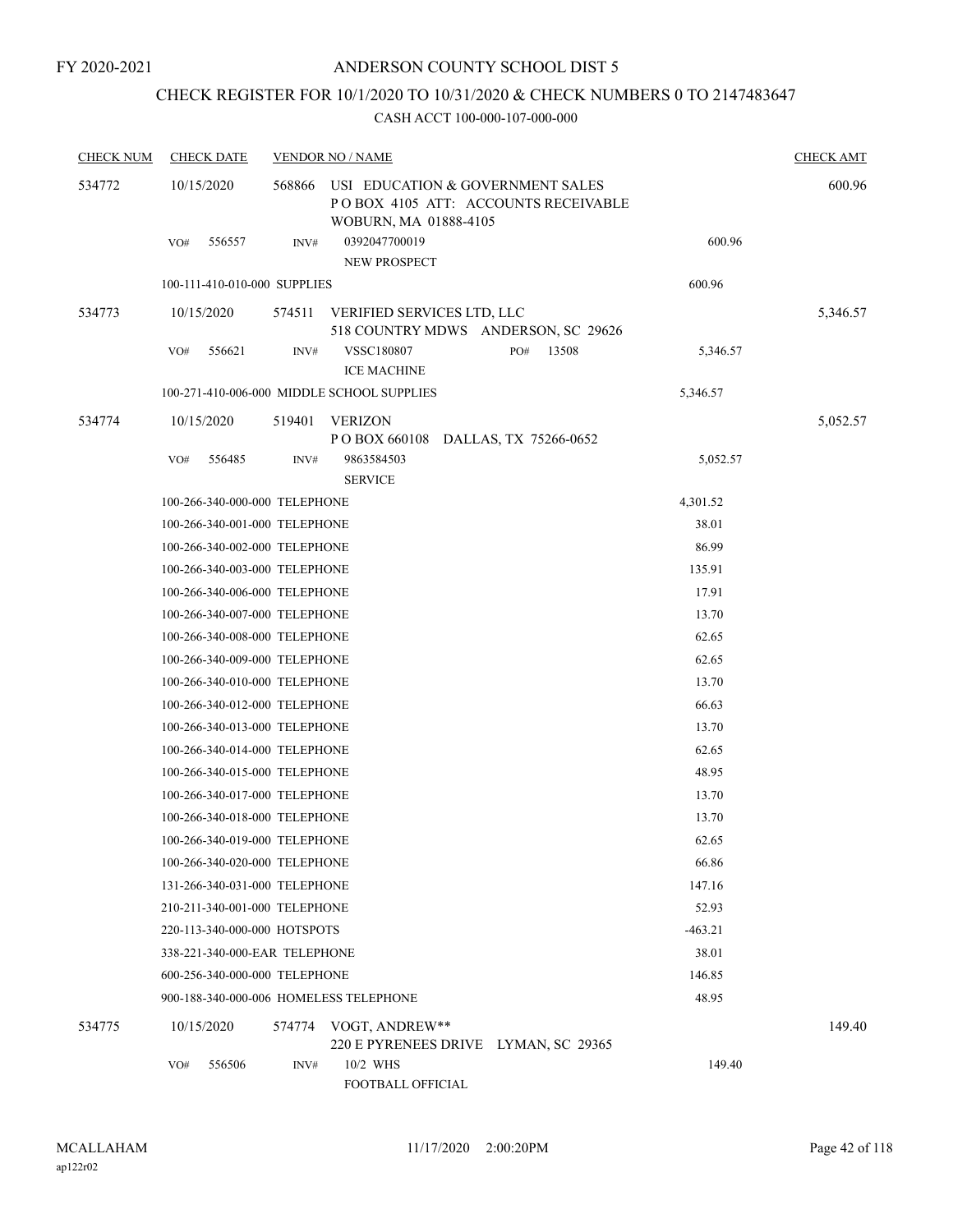FY 2020-2021

# ANDERSON COUNTY SCHOOL DIST 5

## CHECK REGISTER FOR 10/1/2020 TO 10/31/2020 & CHECK NUMBERS 0 TO 2147483647

### CASH ACCT 100-000-107-000-000

| CHECK NUM | CHECK DATE | VENDOR NO / NAME | | CHECK AMT |
|---|---|---|---|---|
| 534772 | 10/15/2020 | 568866 USI EDUCATION & GOVERNMENT SALES<br>P O BOX 4105 ATT: ACCOUNTS RECEIVABLE<br>WOBURN, MA 01888-4105 | | 600.96 |
| | VO# 556557 | INV# 0392047700019<br>NEW PROSPECT | 600.96 | |
| | 100-111-410-010-000 SUPPLIES | | 600.96 | |
| 534773 | 10/15/2020 | 574511 VERIFIED SERVICES LTD, LLC<br>518 COUNTRY MDWS ANDERSON, SC 29626 | | 5,346.57 |
| | VO# 556621 | INV# VSSC180807 PO# 13508<br>ICE MACHINE | 5,346.57 | |
| | 100-271-410-006-000 MIDDLE SCHOOL SUPPLIES | | 5,346.57 | |
| 534774 | 10/15/2020 | 519401 VERIZON<br>P O BOX 660108 DALLAS, TX 75266-0652 | | 5,052.57 |
| | VO# 556485 | INV# 9863584503<br>SERVICE | 5,052.57 | |
| | 100-266-340-000-000 TELEPHONE | | 4,301.52 | |
| | 100-266-340-001-000 TELEPHONE | | 38.01 | |
| | 100-266-340-002-000 TELEPHONE | | 86.99 | |
| | 100-266-340-003-000 TELEPHONE | | 135.91 | |
| | 100-266-340-006-000 TELEPHONE | | 17.91 | |
| | 100-266-340-007-000 TELEPHONE | | 13.70 | |
| | 100-266-340-008-000 TELEPHONE | | 62.65 | |
| | 100-266-340-009-000 TELEPHONE | | 62.65 | |
| | 100-266-340-010-000 TELEPHONE | | 13.70 | |
| | 100-266-340-012-000 TELEPHONE | | 66.63 | |
| | 100-266-340-013-000 TELEPHONE | | 13.70 | |
| | 100-266-340-014-000 TELEPHONE | | 62.65 | |
| | 100-266-340-015-000 TELEPHONE | | 48.95 | |
| | 100-266-340-017-000 TELEPHONE | | 13.70 | |
| | 100-266-340-018-000 TELEPHONE | | 13.70 | |
| | 100-266-340-019-000 TELEPHONE | | 62.65 | |
| | 100-266-340-020-000 TELEPHONE | | 66.86 | |
| | 131-266-340-031-000 TELEPHONE | | 147.16 | |
| | 210-211-340-001-000 TELEPHONE | | 52.93 | |
| | 220-113-340-000-000 HOTSPOTS | | -463.21 | |
| | 338-221-340-000-EAR TELEPHONE | | 38.01 | |
| | 600-256-340-000-000 TELEPHONE | | 146.85 | |
| | 900-188-340-000-006 HOMELESS TELEPHONE | | 48.95 | |
| 534775 | 10/15/2020 | 574774 VOGT, ANDREW**<br>220 E PYRENEES DRIVE LYMAN, SC 29365 | | 149.40 |
| | VO# 556506 | INV# 10/2 WHS<br>FOOTBALL OFFICIAL | 149.40 | |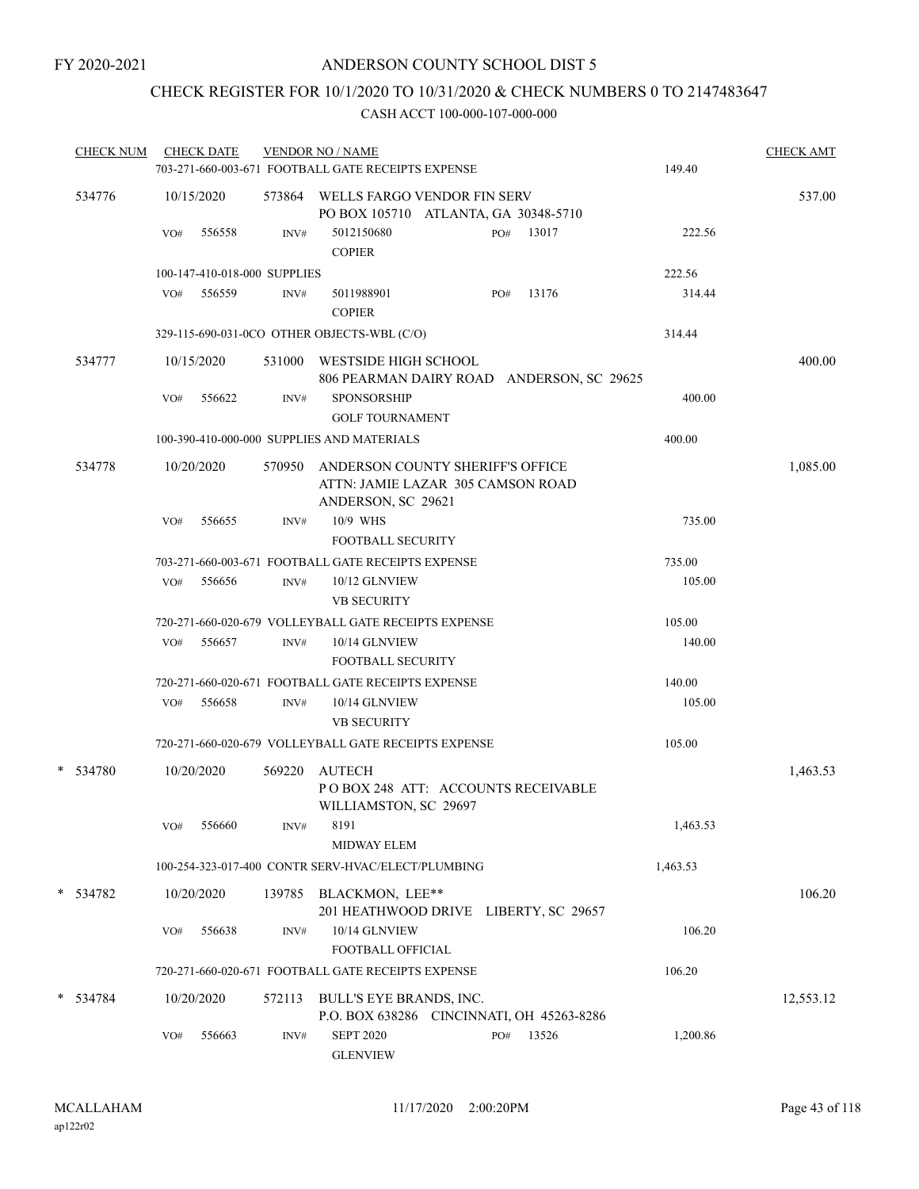FY 2020-2021

# ANDERSON COUNTY SCHOOL DIST 5

## CHECK REGISTER FOR 10/1/2020 TO 10/31/2020 & CHECK NUMBERS 0 TO 2147483647

### CASH ACCT 100-000-107-000-000

| CHECK NUM | CHECK DATE | VENDOR NO / NAME | | CHECK AMT |
|---|---|---|---|---|
| | | 703-271-660-003-671 FOOTBALL GATE RECEIPTS EXPENSE | 149.40 | |
| 534776 | 10/15/2020 | 573864 WELLS FARGO VENDOR FIN SERV<br>PO BOX 105710 ATLANTA, GA 30348-5710 | | 537.00 |
| | VO# 556558 | INV# 5012150680 PO# 13017<br>COPIER | 222.56 | |
| | | 100-147-410-018-000 SUPPLIES | 222.56 | |
| | VO# 556559 | INV# 5011988901 PO# 13176<br>COPIER | 314.44 | |
| | | 329-115-690-031-0CO OTHER OBJECTS-WBL (C/O) | 314.44 | |
| 534777 | 10/15/2020 | 531000 WESTSIDE HIGH SCHOOL<br>806 PEARMAN DAIRY ROAD ANDERSON, SC 29625 | | 400.00 |
| | VO# 556622 | INV# SPONSORSHIP<br>GOLF TOURNAMENT | 400.00 | |
| | | 100-390-410-000-000 SUPPLIES AND MATERIALS | 400.00 | |
| 534778 | 10/20/2020 | 570950 ANDERSON COUNTY SHERIFF'S OFFICE<br>ATTN: JAMIE LAZAR 305 CAMSON ROAD<br>ANDERSON, SC 29621 | | 1,085.00 |
| | VO# 556655 | INV# 10/9 WHS<br>FOOTBALL SECURITY | 735.00 | |
| | | 703-271-660-003-671 FOOTBALL GATE RECEIPTS EXPENSE | 735.00 | |
| | VO# 556656 | INV# 10/12 GLNVIEW<br>VB SECURITY | 105.00 | |
| | | 720-271-660-020-679 VOLLEYBALL GATE RECEIPTS EXPENSE | 105.00 | |
| | VO# 556657 | INV# 10/14 GLNVIEW<br>FOOTBALL SECURITY | 140.00 | |
| | | 720-271-660-020-671 FOOTBALL GATE RECEIPTS EXPENSE | 140.00 | |
| | VO# 556658 | INV# 10/14 GLNVIEW<br>VB SECURITY | 105.00 | |
| | | 720-271-660-020-679 VOLLEYBALL GATE RECEIPTS EXPENSE | 105.00 | |
| * 534780 | 10/20/2020 | 569220 AUTECH<br>P O BOX 248 ATT: ACCOUNTS RECEIVABLE<br>WILLIAMSTON, SC 29697 | | 1,463.53 |
| | VO# 556660 | INV# 8191<br>MIDWAY ELEM | 1,463.53 | |
| | | 100-254-323-017-400 CONTR SERV-HVAC/ELECT/PLUMBING | 1,463.53 | |
| * 534782 | 10/20/2020 | 139785 BLACKMON, LEE**<br>201 HEATHWOOD DRIVE LIBERTY, SC 29657 | | 106.20 |
| | VO# 556638 | INV# 10/14 GLNVIEW<br>FOOTBALL OFFICIAL | 106.20 | |
| | | 720-271-660-020-671 FOOTBALL GATE RECEIPTS EXPENSE | 106.20 | |
| * 534784 | 10/20/2020 | 572113 BULL'S EYE BRANDS, INC.<br>P.O. BOX 638286 CINCINNATI, OH 45263-8286 | | 12,553.12 |
| | VO# 556663 | INV# SEPT 2020 PO# 13526<br>GLENVIEW | 1,200.86 | |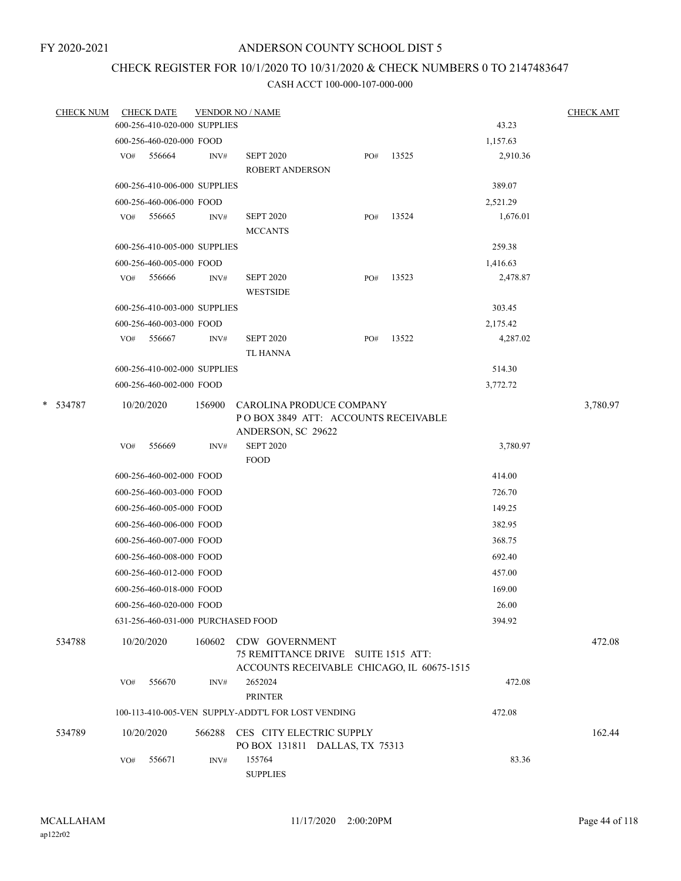FY 2020-2021

# ANDERSON COUNTY SCHOOL DIST 5

## CHECK REGISTER FOR 10/1/2020 TO 10/31/2020 & CHECK NUMBERS 0 TO 2147483647

CASH ACCT 100-000-107-000-000

| CHECK NUM | CHECK DATE | VENDOR NO / NAME | | | CHECK AMT |
|---|---|---|---|---|---|
| | 600-256-410-020-000 SUPPLIES | | | 43.23 | |
| | 600-256-460-020-000 FOOD | | | 1,157.63 | |
| | VO# 556664 | INV# SEPT 2020 ROBERT ANDERSON | PO# 13525 | 2,910.36 | |
| | 600-256-410-006-000 SUPPLIES | | | 389.07 | |
| | 600-256-460-006-000 FOOD | | | 2,521.29 | |
| | VO# 556665 | INV# SEPT 2020 MCCANTS | PO# 13524 | 1,676.01 | |
| | 600-256-410-005-000 SUPPLIES | | | 259.38 | |
| | 600-256-460-005-000 FOOD | | | 1,416.63 | |
| | VO# 556666 | INV# SEPT 2020 WESTSIDE | PO# 13523 | 2,478.87 | |
| | 600-256-410-003-000 SUPPLIES | | | 303.45 | |
| | 600-256-460-003-000 FOOD | | | 2,175.42 | |
| | VO# 556667 | INV# SEPT 2020 TL HANNA | PO# 13522 | 4,287.02 | |
| | 600-256-410-002-000 SUPPLIES | | | 514.30 | |
| | 600-256-460-002-000 FOOD | | | 3,772.72 | |
| * 534787 | 10/20/2020 | 156900 CAROLINA PRODUCE COMPANY P O BOX 3849 ATT: ACCOUNTS RECEIVABLE ANDERSON, SC 29622 | | | 3,780.97 |
| | VO# 556669 | INV# SEPT 2020 FOOD | | 3,780.97 | |
| | 600-256-460-002-000 FOOD | | | 414.00 | |
| | 600-256-460-003-000 FOOD | | | 726.70 | |
| | 600-256-460-005-000 FOOD | | | 149.25 | |
| | 600-256-460-006-000 FOOD | | | 382.95 | |
| | 600-256-460-007-000 FOOD | | | 368.75 | |
| | 600-256-460-008-000 FOOD | | | 692.40 | |
| | 600-256-460-012-000 FOOD | | | 457.00 | |
| | 600-256-460-018-000 FOOD | | | 169.00 | |
| | 600-256-460-020-000 FOOD | | | 26.00 | |
| | 631-256-460-031-000 PURCHASED FOOD | | | 394.92 | |
| 534788 | 10/20/2020 | 160602 CDW GOVERNMENT 75 REMITTANCE DRIVE SUITE 1515 ATT: ACCOUNTS RECEIVABLE CHICAGO, IL 60675-1515 | | | 472.08 |
| | VO# 556670 | INV# 2652024 PRINTER | | 472.08 | |
| | 100-113-410-005-VEN SUPPLY-ADDT'L FOR LOST VENDING | | | 472.08 | |
| 534789 | 10/20/2020 | 566288 CES CITY ELECTRIC SUPPLY PO BOX 131811 DALLAS, TX 75313 | | | 162.44 |
| | VO# 556671 | INV# 155764 SUPPLIES | | 83.36 | |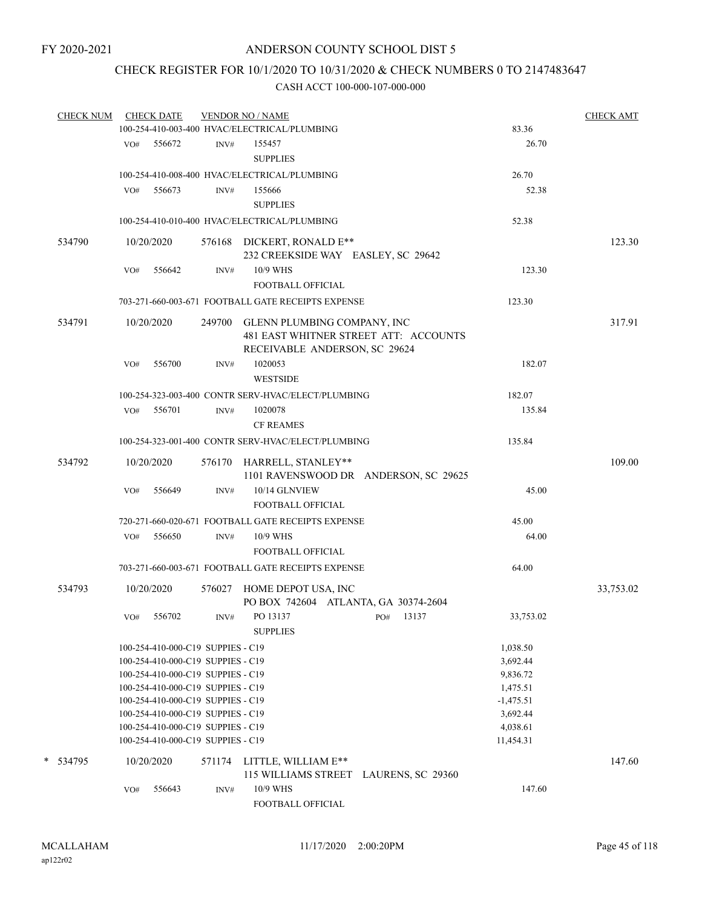FY 2020-2021

# ANDERSON COUNTY SCHOOL DIST 5

## CHECK REGISTER FOR 10/1/2020 TO 10/31/2020 & CHECK NUMBERS 0 TO 2147483647

CASH ACCT 100-000-107-000-000

| CHECK NUM | CHECK DATE | VENDOR NO / NAME | | CHECK AMT |
|---|---|---|---|---|
| | 100-254-410-003-400 HVAC/ELECTRICAL/PLUMBING | | 83.36 | |
| | VO# 556672 | INV# 155457 SUPPLIES | 26.70 | |
| | 100-254-410-008-400 HVAC/ELECTRICAL/PLUMBING | | 26.70 | |
| | VO# 556673 | INV# 155666 SUPPLIES | 52.38 | |
| | 100-254-410-010-400 HVAC/ELECTRICAL/PLUMBING | | 52.38 | |
| 534790 | 10/20/2020 | 576168 DICKERT, RONALD E** 232 CREEKSIDE WAY EASLEY, SC 29642 | | 123.30 |
| | VO# 556642 | INV# 10/9 WHS FOOTBALL OFFICIAL | 123.30 | |
| | 703-271-660-003-671 FOOTBALL GATE RECEIPTS EXPENSE | | 123.30 | |
| 534791 | 10/20/2020 | 249700 GLENN PLUMBING COMPANY, INC 481 EAST WHITNER STREET ATT: ACCOUNTS RECEIVABLE ANDERSON, SC 29624 | | 317.91 |
| | VO# 556700 | INV# 1020053 WESTSIDE | 182.07 | |
| | 100-254-323-003-400 CONTR SERV-HVAC/ELECT/PLUMBING | | 182.07 | |
| | VO# 556701 | INV# 1020078 CF REAMES | 135.84 | |
| | 100-254-323-001-400 CONTR SERV-HVAC/ELECT/PLUMBING | | 135.84 | |
| 534792 | 10/20/2020 | 576170 HARRELL, STANLEY** 1101 RAVENSWOOD DR ANDERSON, SC 29625 | | 109.00 |
| | VO# 556649 | INV# 10/14 GLNVIEW FOOTBALL OFFICIAL | 45.00 | |
| | 720-271-660-020-671 FOOTBALL GATE RECEIPTS EXPENSE | | 45.00 | |
| | VO# 556650 | INV# 10/9 WHS FOOTBALL OFFICIAL | 64.00 | |
| | 703-271-660-003-671 FOOTBALL GATE RECEIPTS EXPENSE | | 64.00 | |
| 534793 | 10/20/2020 | 576027 HOME DEPOT USA, INC PO BOX 742604 ATLANTA, GA 30374-2604 | | 33,753.02 |
| | VO# 556702 | INV# PO 13137 PO# 13137 SUPPLIES | 33,753.02 | |
| | 100-254-410-000-C19 SUPPIES - C19 | | 1,038.50 | |
| | 100-254-410-000-C19 SUPPIES - C19 | | 3,692.44 | |
| | 100-254-410-000-C19 SUPPIES - C19 | | 9,836.72 | |
| | 100-254-410-000-C19 SUPPIES - C19 | | 1,475.51 | |
| | 100-254-410-000-C19 SUPPIES - C19 | | -1,475.51 | |
| | 100-254-410-000-C19 SUPPIES - C19 | | 3,692.44 | |
| | 100-254-410-000-C19 SUPPIES - C19 | | 4,038.61 | |
| | 100-254-410-000-C19 SUPPIES - C19 | | 11,454.31 | |
| * 534795 | 10/20/2020 | 571174 LITTLE, WILLIAM E** 115 WILLIAMS STREET LAURENS, SC 29360 | | 147.60 |
| | VO# 556643 | INV# 10/9 WHS FOOTBALL OFFICIAL | 147.60 | |

MCALLAHAM ap122r02 11/17/2020 2:00:20PM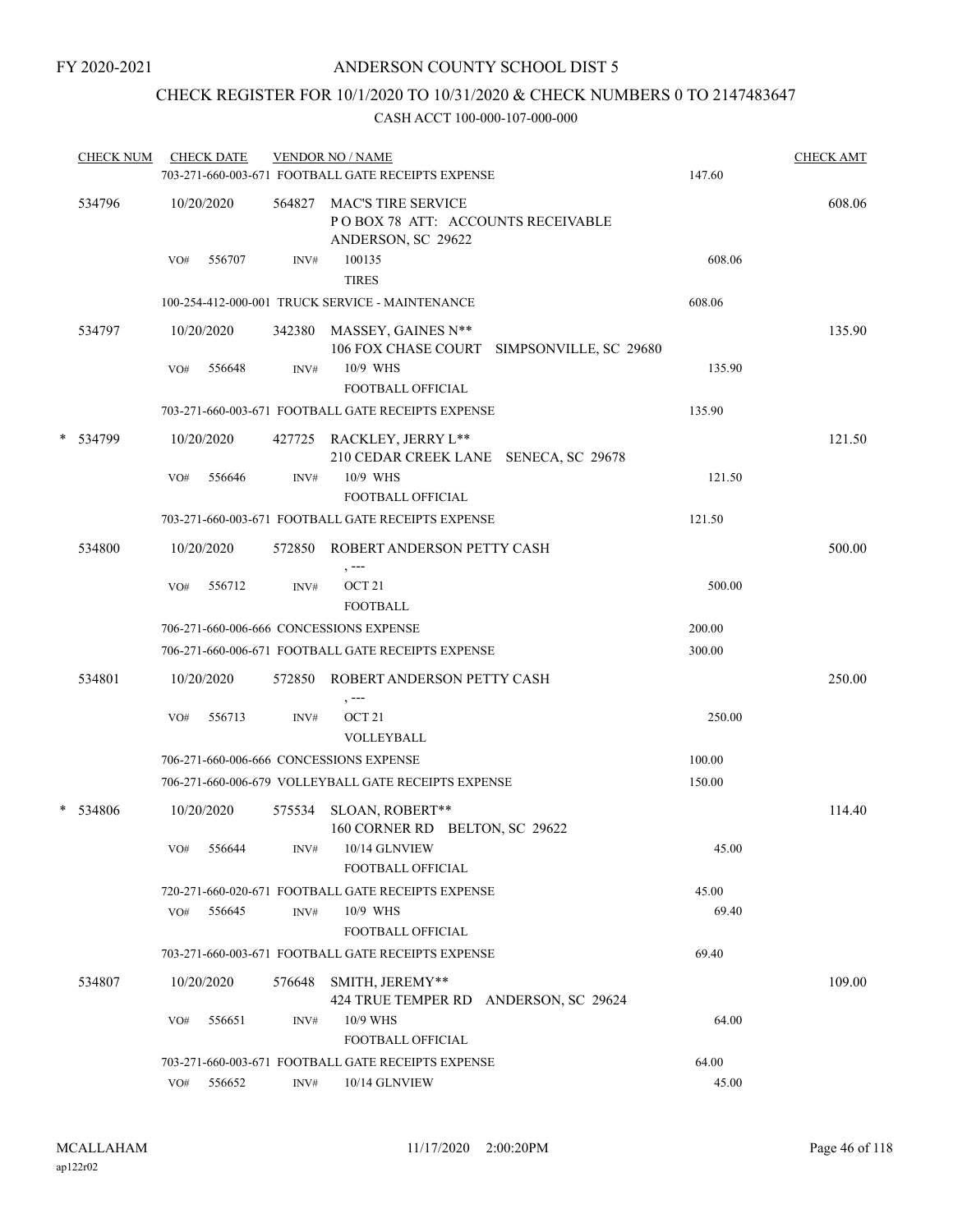FY 2020-2021

# ANDERSON COUNTY SCHOOL DIST 5

## CHECK REGISTER FOR 10/1/2020 TO 10/31/2020 & CHECK NUMBERS 0 TO 2147483647

### CASH ACCT 100-000-107-000-000

| CHECK NUM | CHECK DATE | VENDOR NO / NAME | | CHECK AMT |
|---|---|---|---|---|
| | | 703-271-660-003-671 FOOTBALL GATE RECEIPTS EXPENSE | 147.60 | |
| 534796 | 10/20/2020 | 564827 MAC'S TIRE SERVICE<br>P O BOX 78 ATT: ACCOUNTS RECEIVABLE<br>ANDERSON, SC 29622 | | 608.06 |
| | VO# 556707 | INV# 100135<br>TIRES | 608.06 | |
| | | 100-254-412-000-001 TRUCK SERVICE - MAINTENANCE | 608.06 | |
| 534797 | 10/20/2020 | 342380 MASSEY, GAINES N**<br>106 FOX CHASE COURT SIMPSONVILLE, SC 29680 | | 135.90 |
| | VO# 556648 | INV# 10/9 WHS<br>FOOTBALL OFFICIAL | 135.90 | |
| | | 703-271-660-003-671 FOOTBALL GATE RECEIPTS EXPENSE | 135.90 | |
| * 534799 | 10/20/2020 | 427725 RACKLEY, JERRY L**<br>210 CEDAR CREEK LANE SENECA, SC 29678 | | 121.50 |
| | VO# 556646 | INV# 10/9 WHS<br>FOOTBALL OFFICIAL | 121.50 | |
| | | 703-271-660-003-671 FOOTBALL GATE RECEIPTS EXPENSE | 121.50 | |
| 534800 | 10/20/2020 | 572850 ROBERT ANDERSON PETTY CASH<br>, --- | | 500.00 |
| | VO# 556712 | INV# OCT 21<br>FOOTBALL | 500.00 | |
| | | 706-271-660-006-666 CONCESSIONS EXPENSE | 200.00 | |
| | | 706-271-660-006-671 FOOTBALL GATE RECEIPTS EXPENSE | 300.00 | |
| 534801 | 10/20/2020 | 572850 ROBERT ANDERSON PETTY CASH<br>, --- | | 250.00 |
| | VO# 556713 | INV# OCT 21<br>VOLLEYBALL | 250.00 | |
| | | 706-271-660-006-666 CONCESSIONS EXPENSE | 100.00 | |
| | | 706-271-660-006-679 VOLLEYBALL GATE RECEIPTS EXPENSE | 150.00 | |
| * 534806 | 10/20/2020 | 575534 SLOAN, ROBERT**<br>160 CORNER RD BELTON, SC 29622 | | 114.40 |
| | VO# 556644 | INV# 10/14 GLNVIEW<br>FOOTBALL OFFICIAL | 45.00 | |
| | | 720-271-660-020-671 FOOTBALL GATE RECEIPTS EXPENSE | 45.00 | |
| | VO# 556645 | INV# 10/9 WHS<br>FOOTBALL OFFICIAL | 69.40 | |
| | | 703-271-660-003-671 FOOTBALL GATE RECEIPTS EXPENSE | 69.40 | |
| 534807 | 10/20/2020 | 576648 SMITH, JEREMY**<br>424 TRUE TEMPER RD ANDERSON, SC 29624 | | 109.00 |
| | VO# 556651 | INV# 10/9 WHS<br>FOOTBALL OFFICIAL | 64.00 | |
| | | 703-271-660-003-671 FOOTBALL GATE RECEIPTS EXPENSE | 64.00 | |
| | VO# 556652 | INV# 10/14 GLNVIEW | 45.00 | |

MCALLAHAM
ap122r02

11/17/2020 2:00:20PM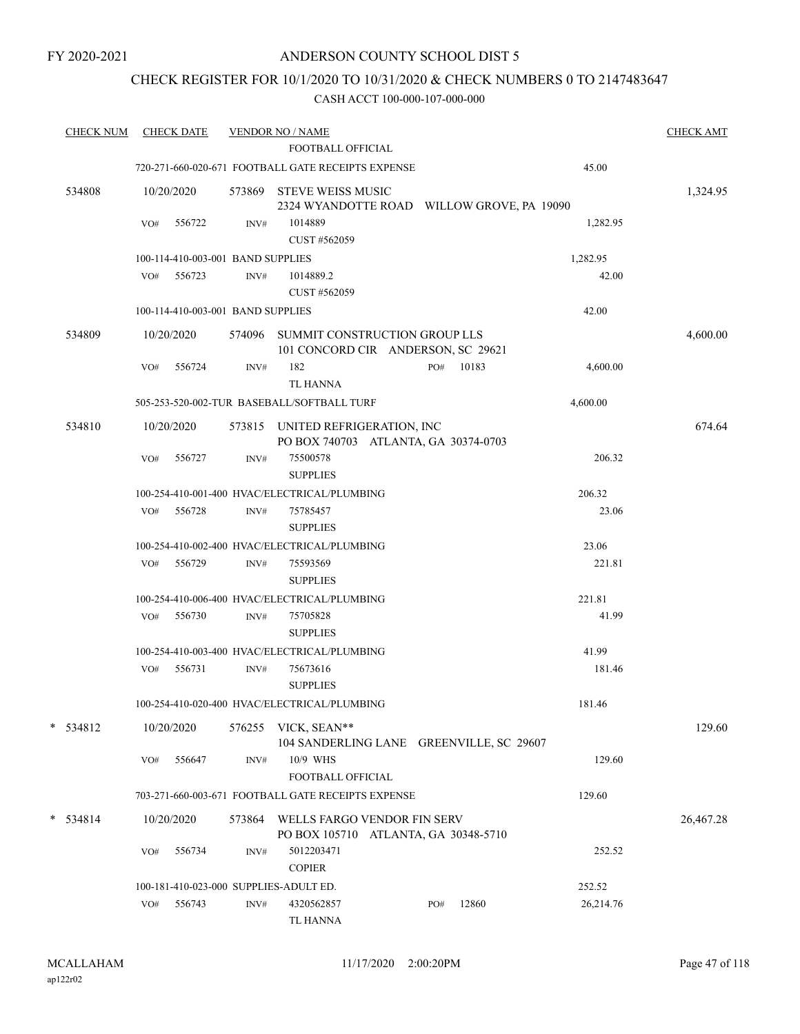FY 2020-2021

# ANDERSON COUNTY SCHOOL DIST 5

## CHECK REGISTER FOR 10/1/2020 TO 10/31/2020 & CHECK NUMBERS 0 TO 2147483647

### CASH ACCT 100-000-107-000-000

| CHECK NUM | CHECK DATE | VENDOR NO / NAME | | CHECK AMT |
|---|---|---|---|---|
| | | FOOTBALL OFFICIAL | | |
| | | 720-271-660-020-671 FOOTBALL GATE RECEIPTS EXPENSE | 45.00 | |
| 534808 | 10/20/2020 | 573869 STEVE WEISS MUSIC<br>2324 WYANDOTTE ROAD WILLOW GROVE, PA 19090 | | 1,324.95 |
| | VO# 556722 | INV# 1014889<br>CUST #562059 | 1,282.95 | |
| | | 100-114-410-003-001 BAND SUPPLIES | 1,282.95 | |
| | VO# 556723 | INV# 1014889.2<br>CUST #562059 | 42.00 | |
| | | 100-114-410-003-001 BAND SUPPLIES | 42.00 | |
| 534809 | 10/20/2020 | 574096 SUMMIT CONSTRUCTION GROUP LLS<br>101 CONCORD CIR ANDERSON, SC 29621 | | 4,600.00 |
| | VO# 556724 | INV# 182 PO# 10183<br>TL HANNA | 4,600.00 | |
| | | 505-253-520-002-TUR BASEBALL/SOFTBALL TURF | 4,600.00 | |
| 534810 | 10/20/2020 | 573815 UNITED REFRIGERATION, INC<br>PO BOX 740703 ATLANTA, GA 30374-0703 | | 674.64 |
| | VO# 556727 | INV# 75500578<br>SUPPLIES | 206.32 | |
| | | 100-254-410-001-400 HVAC/ELECTRICAL/PLUMBING | 206.32 | |
| | VO# 556728 | INV# 75785457<br>SUPPLIES | 23.06 | |
| | | 100-254-410-002-400 HVAC/ELECTRICAL/PLUMBING | 23.06 | |
| | VO# 556729 | INV# 75593569<br>SUPPLIES | 221.81 | |
| | | 100-254-410-006-400 HVAC/ELECTRICAL/PLUMBING | 221.81 | |
| | VO# 556730 | INV# 75705828<br>SUPPLIES | 41.99 | |
| | | 100-254-410-003-400 HVAC/ELECTRICAL/PLUMBING | 41.99 | |
| | VO# 556731 | INV# 75673616<br>SUPPLIES | 181.46 | |
| | | 100-254-410-020-400 HVAC/ELECTRICAL/PLUMBING | 181.46 | |
| * 534812 | 10/20/2020 | 576255 VICK, SEAN**<br>104 SANDERLING LANE GREENVILLE, SC 29607 | | 129.60 |
| | VO# 556647 | INV# 10/9 WHS<br>FOOTBALL OFFICIAL | 129.60 | |
| | | 703-271-660-003-671 FOOTBALL GATE RECEIPTS EXPENSE | 129.60 | |
| * 534814 | 10/20/2020 | 573864 WELLS FARGO VENDOR FIN SERV<br>PO BOX 105710 ATLANTA, GA 30348-5710 | | 26,467.28 |
| | VO# 556734 | INV# 5012203471<br>COPIER | 252.52 | |
| | | 100-181-410-023-000 SUPPLIES-ADULT ED. | 252.52 | |
| | VO# 556743 | INV# 4320562857 PO# 12860<br>TL HANNA | 26,214.76 | |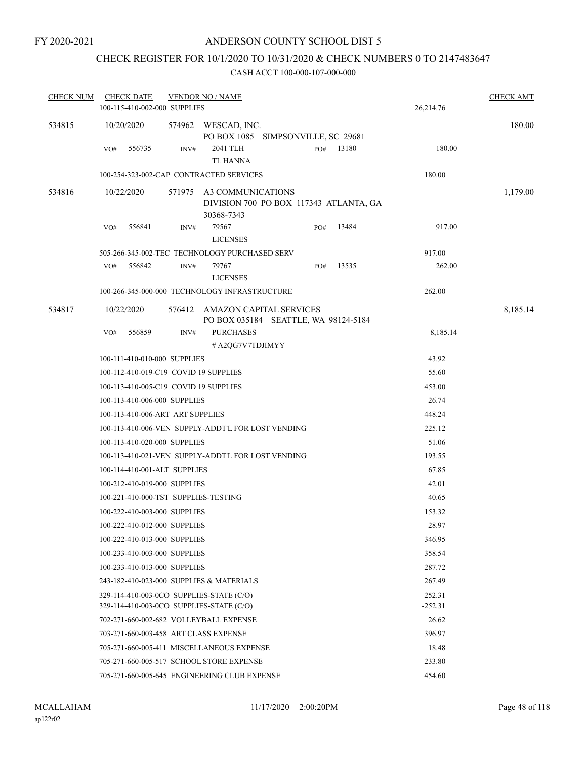FY 2020-2021

# ANDERSON COUNTY SCHOOL DIST 5

## CHECK REGISTER FOR 10/1/2020 TO 10/31/2020 & CHECK NUMBERS 0 TO 2147483647

### CASH ACCT 100-000-107-000-000

| CHECK NUM | CHECK DATE | VENDOR NO / NAME | | CHECK AMT |
|---|---|---|---|---|
| | 100-115-410-002-000 SUPPLIES | | 26,214.76 | |
| 534815 | 10/20/2020 | 574962 WESCAD, INC.<br>PO BOX 1085 SIMPSONVILLE, SC 29681 | | 180.00 |
| | VO# 556735 | INV# 2041 TLH<br>TL HANNA PO# 13180 | 180.00 | |
| | 100-254-323-002-CAP CONTRACTED SERVICES | | 180.00 | |
| 534816 | 10/22/2020 | 571975 A3 COMMUNICATIONS<br>DIVISION 700 PO BOX 117343 ATLANTA, GA 30368-7343 | | 1,179.00 |
| | VO# 556841 | INV# 79567<br>LICENSES PO# 13484 | 917.00 | |
| | 505-266-345-002-TEC TECHNOLOGY PURCHASED SERV | | 917.00 | |
| | VO# 556842 | INV# 79767<br>LICENSES PO# 13535 | 262.00 | |
| | 100-266-345-000-000 TECHNOLOGY INFRASTRUCTURE | | 262.00 | |
| 534817 | 10/22/2020 | 576412 AMAZON CAPITAL SERVICES<br>PO BOX 035184 SEATTLE, WA 98124-5184 | | 8,185.14 |
| | VO# 556859 | INV# PURCHASES<br># A2QG7V7TDJIMYY | 8,185.14 | |
| | 100-111-410-010-000 SUPPLIES | | 43.92 | |
| | 100-112-410-019-C19 COVID 19 SUPPLIES | | 55.60 | |
| | 100-113-410-005-C19 COVID 19 SUPPLIES | | 453.00 | |
| | 100-113-410-006-000 SUPPLIES | | 26.74 | |
| | 100-113-410-006-ART ART SUPPLIES | | 448.24 | |
| | 100-113-410-006-VEN SUPPLY-ADDT'L FOR LOST VENDING | | 225.12 | |
| | 100-113-410-020-000 SUPPLIES | | 51.06 | |
| | 100-113-410-021-VEN SUPPLY-ADDT'L FOR LOST VENDING | | 193.55 | |
| | 100-114-410-001-ALT SUPPLIES | | 67.85 | |
| | 100-212-410-019-000 SUPPLIES | | 42.01 | |
| | 100-221-410-000-TST SUPPLIES-TESTING | | 40.65 | |
| | 100-222-410-003-000 SUPPLIES | | 153.32 | |
| | 100-222-410-012-000 SUPPLIES | | 28.97 | |
| | 100-222-410-013-000 SUPPLIES | | 346.95 | |
| | 100-233-410-003-000 SUPPLIES | | 358.54 | |
| | 100-233-410-013-000 SUPPLIES | | 287.72 | |
| | 243-182-410-023-000 SUPPLIES & MATERIALS | | 267.49 | |
| | 329-114-410-003-0CO SUPPLIES-STATE (C/O) | | 252.31 | |
| | 329-114-410-003-0CO SUPPLIES-STATE (C/O) | | -252.31 | |
| | 702-271-660-002-682 VOLLEYBALL EXPENSE | | 26.62 | |
| | 703-271-660-003-458 ART CLASS EXPENSE | | 396.97 | |
| | 705-271-660-005-411 MISCELLANEOUS EXPENSE | | 18.48 | |
| | 705-271-660-005-517 SCHOOL STORE EXPENSE | | 233.80 | |
| | 705-271-660-005-645 ENGINEERING CLUB EXPENSE | | 454.60 | |

MCALLAHAM
ap122r02
11/17/2020 2:00:20PM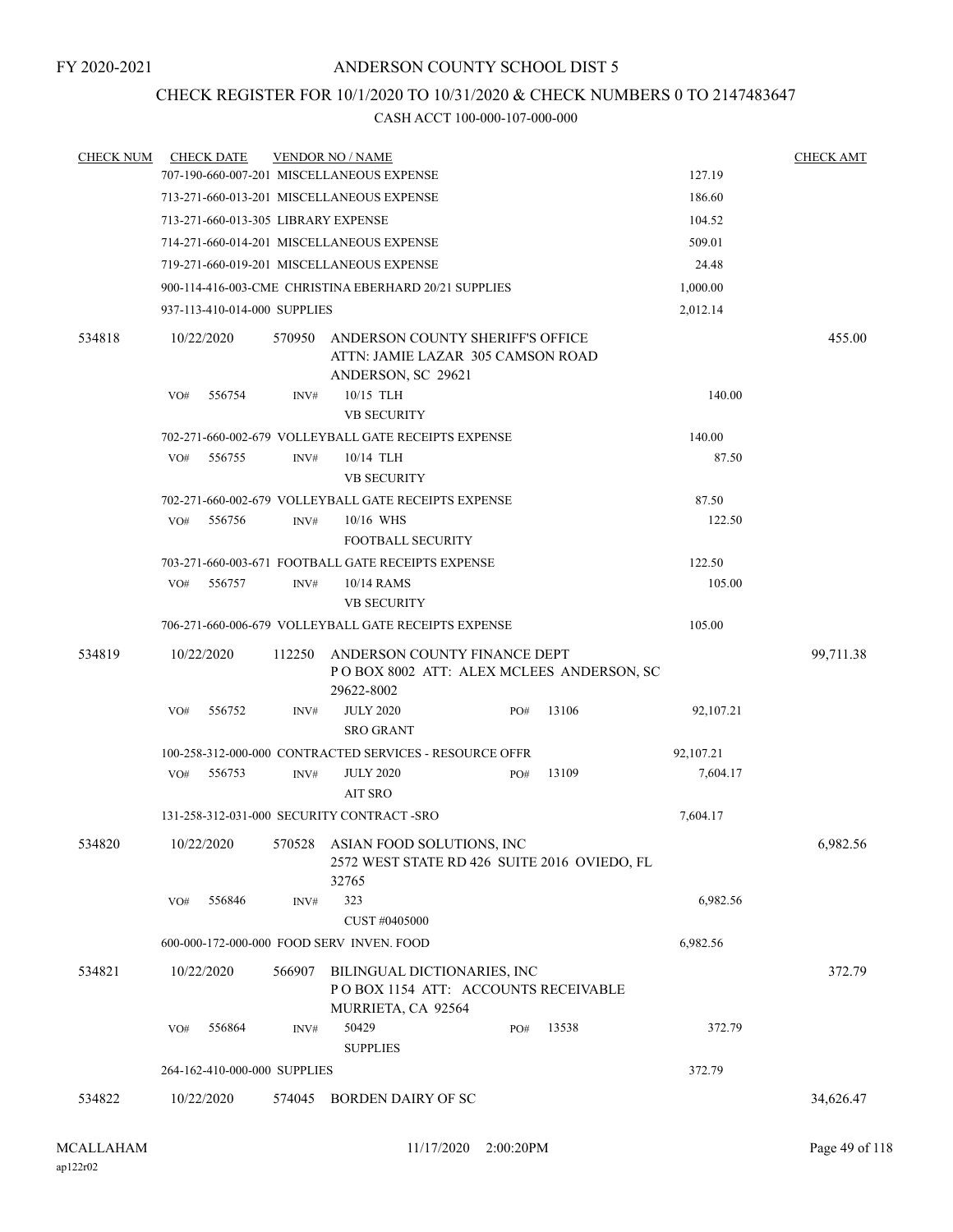FY 2020-2021

# ANDERSON COUNTY SCHOOL DIST 5

## CHECK REGISTER FOR 10/1/2020 TO 10/31/2020 & CHECK NUMBERS 0 TO 2147483647

### CASH ACCT 100-000-107-000-000

| CHECK NUM | CHECK DATE | VENDOR NO / NAME | | CHECK AMT |
|---|---|---|---|---|
| | | 707-190-660-007-201 MISCELLANEOUS EXPENSE | 127.19 | |
| | | 713-271-660-013-201 MISCELLANEOUS EXPENSE | 186.60 | |
| | | 713-271-660-013-305 LIBRARY EXPENSE | 104.52 | |
| | | 714-271-660-014-201 MISCELLANEOUS EXPENSE | 509.01 | |
| | | 719-271-660-019-201 MISCELLANEOUS EXPENSE | 24.48 | |
| | | 900-114-416-003-CME CHRISTINA EBERHARD 20/21 SUPPLIES | 1,000.00 | |
| | | 937-113-410-014-000 SUPPLIES | 2,012.14 | |
| 534818 | 10/22/2020 | 570950 ANDERSON COUNTY SHERIFF'S OFFICE ATTN: JAMIE LAZAR 305 CAMSON ROAD ANDERSON, SC 29621 | | 455.00 |
| | | VO# 556754 INV# 10/15 TLH VB SECURITY | 140.00 | |
| | | 702-271-660-002-679 VOLLEYBALL GATE RECEIPTS EXPENSE | 140.00 | |
| | | VO# 556755 INV# 10/14 TLH VB SECURITY | 87.50 | |
| | | 702-271-660-002-679 VOLLEYBALL GATE RECEIPTS EXPENSE | 87.50 | |
| | | VO# 556756 INV# 10/16 WHS FOOTBALL SECURITY | 122.50 | |
| | | 703-271-660-003-671 FOOTBALL GATE RECEIPTS EXPENSE | 122.50 | |
| | | VO# 556757 INV# 10/14 RAMS VB SECURITY | 105.00 | |
| | | 706-271-660-006-679 VOLLEYBALL GATE RECEIPTS EXPENSE | 105.00 | |
| 534819 | 10/22/2020 | 112250 ANDERSON COUNTY FINANCE DEPT P O BOX 8002 ATT: ALEX MCLEES ANDERSON, SC 29622-8002 | | 99,711.38 |
| | | VO# 556752 INV# JULY 2020 PO# 13106 SRO GRANT | 92,107.21 | |
| | | 100-258-312-000-000 CONTRACTED SERVICES - RESOURCE OFFR | 92,107.21 | |
| | | VO# 556753 INV# JULY 2020 PO# 13109 AIT SRO | 7,604.17 | |
| | | 131-258-312-031-000 SECURITY CONTRACT -SRO | 7,604.17 | |
| 534820 | 10/22/2020 | 570528 ASIAN FOOD SOLUTIONS, INC 2572 WEST STATE RD 426 SUITE 2016 OVIEDO, FL 32765 | | 6,982.56 |
| | | VO# 556846 INV# 323 CUST #0405000 | 6,982.56 | |
| | | 600-000-172-000-000 FOOD SERV INVEN. FOOD | 6,982.56 | |
| 534821 | 10/22/2020 | 566907 BILINGUAL DICTIONARIES, INC P O BOX 1154 ATT: ACCOUNTS RECEIVABLE MURRIETA, CA 92564 | | 372.79 |
| | | VO# 556864 INV# 50429 PO# 13538 SUPPLIES | 372.79 | |
| | | 264-162-410-000-000 SUPPLIES | 372.79 | |
| 534822 | 10/22/2020 | 574045 BORDEN DAIRY OF SC | | 34,626.47 |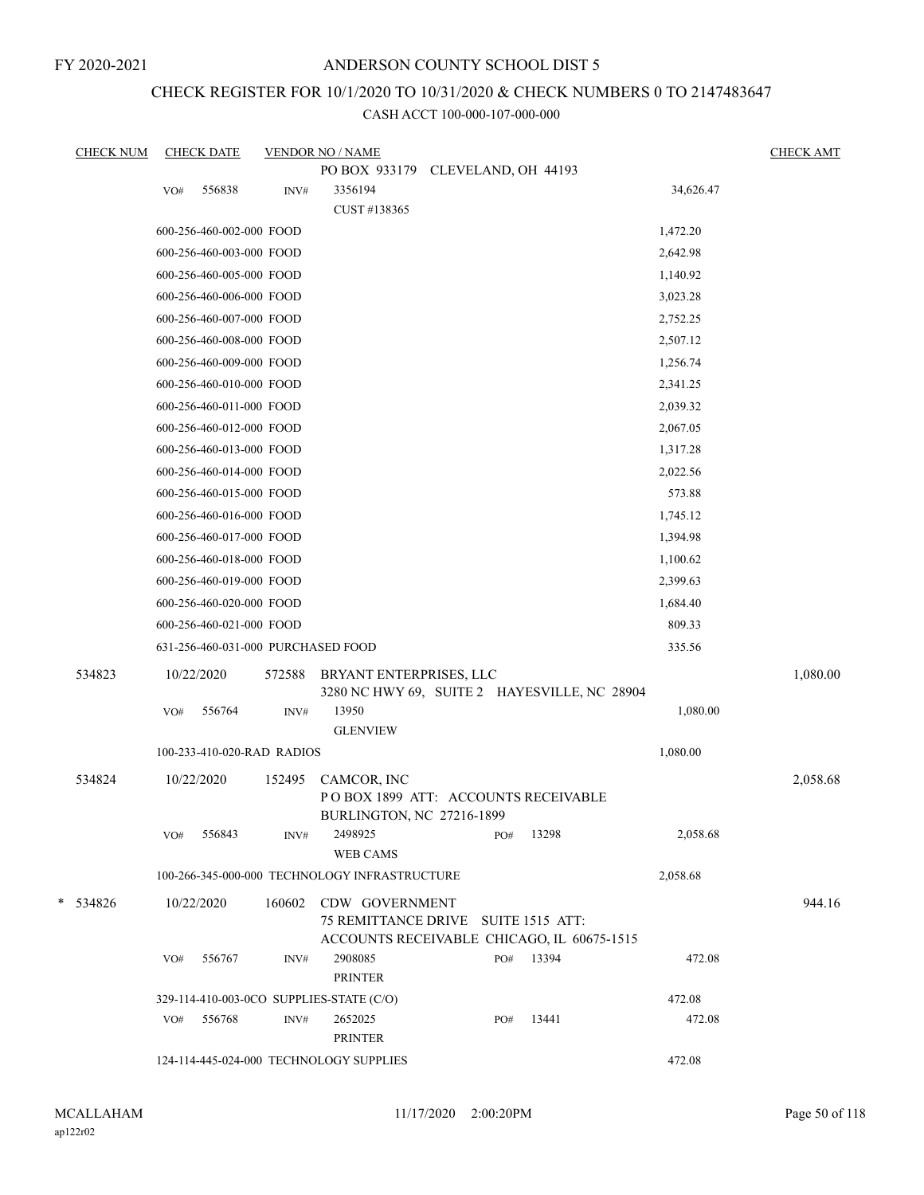FY 2020-2021

# ANDERSON COUNTY SCHOOL DIST 5

## CHECK REGISTER FOR 10/1/2020 TO 10/31/2020 & CHECK NUMBERS 0 TO 2147483647

CASH ACCT 100-000-107-000-000

| CHECK NUM | CHECK DATE | VENDOR NO / NAME | | CHECK AMT |
|---|---|---|---|---|
| | | PO BOX 933179 CLEVELAND, OH 44193 | | |
| | VO# 556838 INV# | 3356194<br>CUST #138365 | 34,626.47 | |
| | 600-256-460-002-000 FOOD | | 1,472.20 | |
| | 600-256-460-003-000 FOOD | | 2,642.98 | |
| | 600-256-460-005-000 FOOD | | 1,140.92 | |
| | 600-256-460-006-000 FOOD | | 3,023.28 | |
| | 600-256-460-007-000 FOOD | | 2,752.25 | |
| | 600-256-460-008-000 FOOD | | 2,507.12 | |
| | 600-256-460-009-000 FOOD | | 1,256.74 | |
| | 600-256-460-010-000 FOOD | | 2,341.25 | |
| | 600-256-460-011-000 FOOD | | 2,039.32 | |
| | 600-256-460-012-000 FOOD | | 2,067.05 | |
| | 600-256-460-013-000 FOOD | | 1,317.28 | |
| | 600-256-460-014-000 FOOD | | 2,022.56 | |
| | 600-256-460-015-000 FOOD | | 573.88 | |
| | 600-256-460-016-000 FOOD | | 1,745.12 | |
| | 600-256-460-017-000 FOOD | | 1,394.98 | |
| | 600-256-460-018-000 FOOD | | 1,100.62 | |
| | 600-256-460-019-000 FOOD | | 2,399.63 | |
| | 600-256-460-020-000 FOOD | | 1,684.40 | |
| | 600-256-460-021-000 FOOD | | 809.33 | |
| | 631-256-460-031-000 PURCHASED FOOD | | 335.56 | |
| 534823 | 10/22/2020 | 572588 BRYANT ENTERPRISES, LLC<br>3280 NC HWY 69, SUITE 2 HAYESVILLE, NC 28904 | | 1,080.00 |
| | VO# 556764 INV# | 13950<br>GLENVIEW | 1,080.00 | |
| | 100-233-410-020-RAD RADIOS | | 1,080.00 | |
| 534824 | 10/22/2020 | 152495 CAMCOR, INC<br>P O BOX 1899 ATT: ACCOUNTS RECEIVABLE<br>BURLINGTON, NC 27216-1899 | | 2,058.68 |
| | VO# 556843 INV# | 2498925 PO# 13298<br>WEB CAMS | 2,058.68 | |
| | 100-266-345-000-000 TECHNOLOGY INFRASTRUCTURE | | 2,058.68 | |
| * 534826 | 10/22/2020 | 160602 CDW GOVERNMENT<br>75 REMITTANCE DRIVE SUITE 1515 ATT:<br>ACCOUNTS RECEIVABLE CHICAGO, IL 60675-1515 | | 944.16 |
| | VO# 556767 INV# | 2908085 PO# 13394<br>PRINTER | 472.08 | |
| | 329-114-410-003-0CO SUPPLIES-STATE (C/O) | | 472.08 | |
| | VO# 556768 INV# | 2652025 PO# 13441<br>PRINTER | 472.08 | |
| | 124-114-445-024-000 TECHNOLOGY SUPPLIES | | 472.08 | |

MCALLAHAM
ap122r02 11/17/2020 2:00:20PM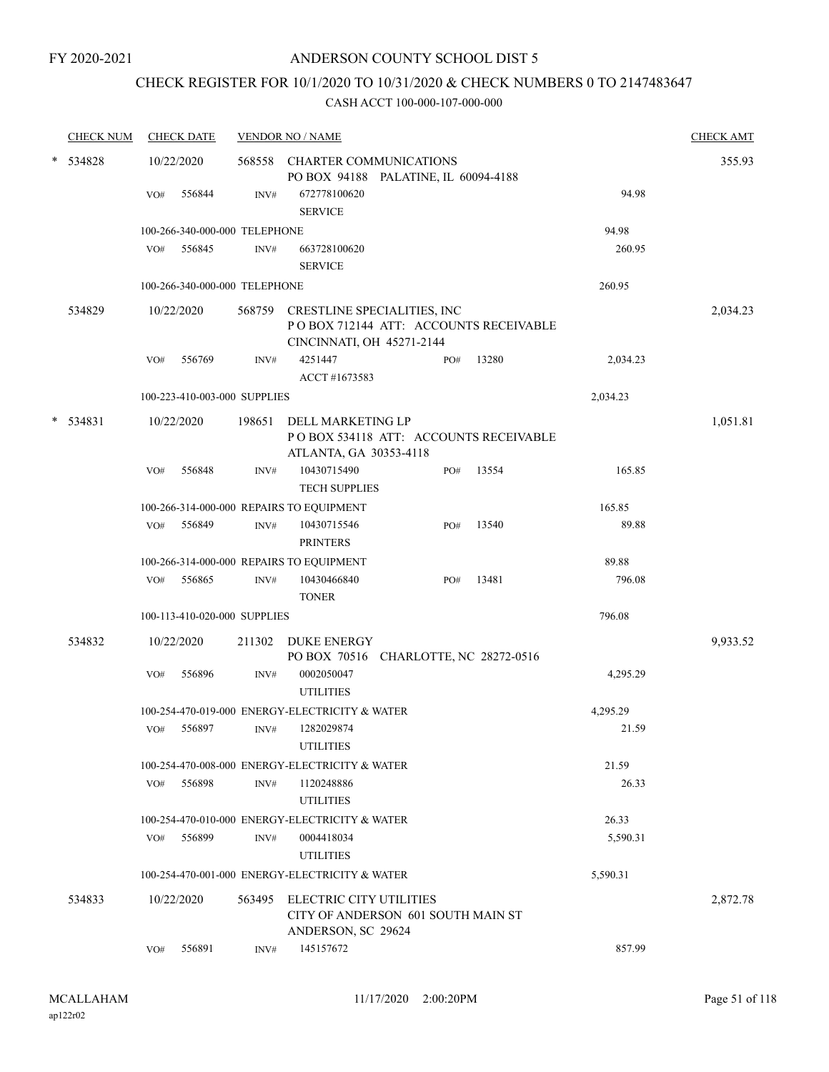FY 2020-2021

# ANDERSON COUNTY SCHOOL DIST 5

## CHECK REGISTER FOR 10/1/2020 TO 10/31/2020 & CHECK NUMBERS 0 TO 2147483647

### CASH ACCT 100-000-107-000-000

| CHECK NUM | CHECK DATE | VENDOR NO / NAME | | | | CHECK AMT |
|---|---|---|---|---|---|---|
| * 534828 | 10/22/2020 | 568558 CHARTER COMMUNICATIONS<br>PO BOX 94188 PALATINE, IL 60094-4188 | | | | 355.93 |
| | VO# 556844 | INV# 672778100620<br>SERVICE | | | 94.98 | |
| | 100-266-340-000-000 TELEPHONE | | | | 94.98 | |
| | VO# 556845 | INV# 663728100620<br>SERVICE | | | 260.95 | |
| | 100-266-340-000-000 TELEPHONE | | | | 260.95 | |
| 534829 | 10/22/2020 | 568759 CRESTLINE SPECIALITIES, INC<br>P O BOX 712144 ATT: ACCOUNTS RECEIVABLE<br>CINCINNATI, OH 45271-2144 | | | | 2,034.23 |
| | VO# 556769 | INV# 4251447<br>ACCT #1673583 | PO# | 13280 | 2,034.23 | |
| | 100-223-410-003-000 SUPPLIES | | | | 2,034.23 | |
| * 534831 | 10/22/2020 | 198651 DELL MARKETING LP<br>P O BOX 534118 ATT: ACCOUNTS RECEIVABLE<br>ATLANTA, GA 30353-4118 | | | | 1,051.81 |
| | VO# 556848 | INV# 10430715490<br>TECH SUPPLIES | PO# | 13554 | 165.85 | |
| | 100-266-314-000-000 REPAIRS TO EQUIPMENT | | | | 165.85 | |
| | VO# 556849 | INV# 10430715546<br>PRINTERS | PO# | 13540 | 89.88 | |
| | 100-266-314-000-000 REPAIRS TO EQUIPMENT | | | | 89.88 | |
| | VO# 556865 | INV# 10430466840<br>TONER | PO# | 13481 | 796.08 | |
| | 100-113-410-020-000 SUPPLIES | | | | 796.08 | |
| 534832 | 10/22/2020 | 211302 DUKE ENERGY<br>PO BOX 70516 CHARLOTTE, NC 28272-0516 | | | | 9,933.52 |
| | VO# 556896 | INV# 0002050047<br>UTILITIES | | | 4,295.29 | |
| | 100-254-470-019-000 ENERGY-ELECTRICITY & WATER | | | | 4,295.29 | |
| | VO# 556897 | INV# 1282029874<br>UTILITIES | | | 21.59 | |
| | 100-254-470-008-000 ENERGY-ELECTRICITY & WATER | | | | 21.59 | |
| | VO# 556898 | INV# 1120248886<br>UTILITIES | | | 26.33 | |
| | 100-254-470-010-000 ENERGY-ELECTRICITY & WATER | | | | 26.33 | |
| | VO# 556899 | INV# 0004418034<br>UTILITIES | | | 5,590.31 | |
| | 100-254-470-001-000 ENERGY-ELECTRICITY & WATER | | | | 5,590.31 | |
| 534833 | 10/22/2020 | 563495 ELECTRIC CITY UTILITIES<br>CITY OF ANDERSON 601 SOUTH MAIN ST<br>ANDERSON, SC 29624 | | | | 2,872.78 |
| | VO# 556891 | INV# 145157672 | | | 857.99 | |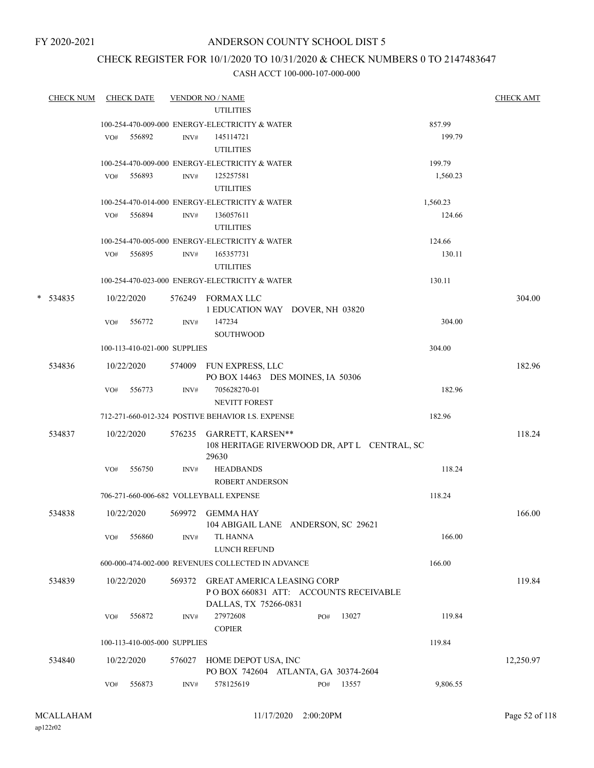FY 2020-2021

# ANDERSON COUNTY SCHOOL DIST 5

## CHECK REGISTER FOR 10/1/2020 TO 10/31/2020 & CHECK NUMBERS 0 TO 2147483647

### CASH ACCT 100-000-107-000-000

| CHECK NUM | CHECK DATE | VENDOR NO / NAME | | CHECK AMT |
|---|---|---|---|---|
| | | UTILITIES | | |
| | | 100-254-470-009-000 ENERGY-ELECTRICITY & WATER | 857.99 | |
| | VO# 556892 | INV# 145114721 UTILITIES | 199.79 | |
| | | 100-254-470-009-000 ENERGY-ELECTRICITY & WATER | 199.79 | |
| | VO# 556893 | INV# 125257581 UTILITIES | 1,560.23 | |
| | | 100-254-470-014-000 ENERGY-ELECTRICITY & WATER | 1,560.23 | |
| | VO# 556894 | INV# 136057611 UTILITIES | 124.66 | |
| | | 100-254-470-005-000 ENERGY-ELECTRICITY & WATER | 124.66 | |
| | VO# 556895 | INV# 165357731 UTILITIES | 130.11 | |
| | | 100-254-470-023-000 ENERGY-ELECTRICITY & WATER | 130.11 | |
| * 534835 | 10/22/2020 | 576249 FORMAX LLC<br>1 EDUCATION WAY DOVER, NH 03820 | | 304.00 |
| | VO# 556772 | INV# 147234 SOUTHWOOD | 304.00 | |
| | | 100-113-410-021-000 SUPPLIES | 304.00 | |
| 534836 | 10/22/2020 | 574009 FUN EXPRESS, LLC<br>PO BOX 14463 DES MOINES, IA 50306 | | 182.96 |
| | VO# 556773 | INV# 705628270-01 NEVITT FOREST | 182.96 | |
| | | 712-271-660-012-324 POSTIVE BEHAVIOR I.S. EXPENSE | 182.96 | |
| 534837 | 10/22/2020 | 576235 GARRETT, KARSEN**<br>108 HERITAGE RIVERWOOD DR, APT L CENTRAL, SC 29630 | | 118.24 |
| | VO# 556750 | INV# HEADBANDS ROBERT ANDERSON | 118.24 | |
| | | 706-271-660-006-682 VOLLEYBALL EXPENSE | 118.24 | |
| 534838 | 10/22/2020 | 569972 GEMMA HAY<br>104 ABIGAIL LANE ANDERSON, SC 29621 | | 166.00 |
| | VO# 556860 | INV# TL HANNA LUNCH REFUND | 166.00 | |
| | | 600-000-474-002-000 REVENUES COLLECTED IN ADVANCE | 166.00 | |
| 534839 | 10/22/2020 | 569372 GREAT AMERICA LEASING CORP<br>P O BOX 660831 ATT: ACCOUNTS RECEIVABLE<br>DALLAS, TX 75266-0831 | | 119.84 |
| | VO# 556872 | INV# 27972608 PO# 13027 COPIER | 119.84 | |
| | | 100-113-410-005-000 SUPPLIES | 119.84 | |
| 534840 | 10/22/2020 | 576027 HOME DEPOT USA, INC<br>PO BOX 742604 ATLANTA, GA 30374-2604 | | 12,250.97 |
| | VO# 556873 | INV# 578125619 PO# 13557 | 9,806.55 | |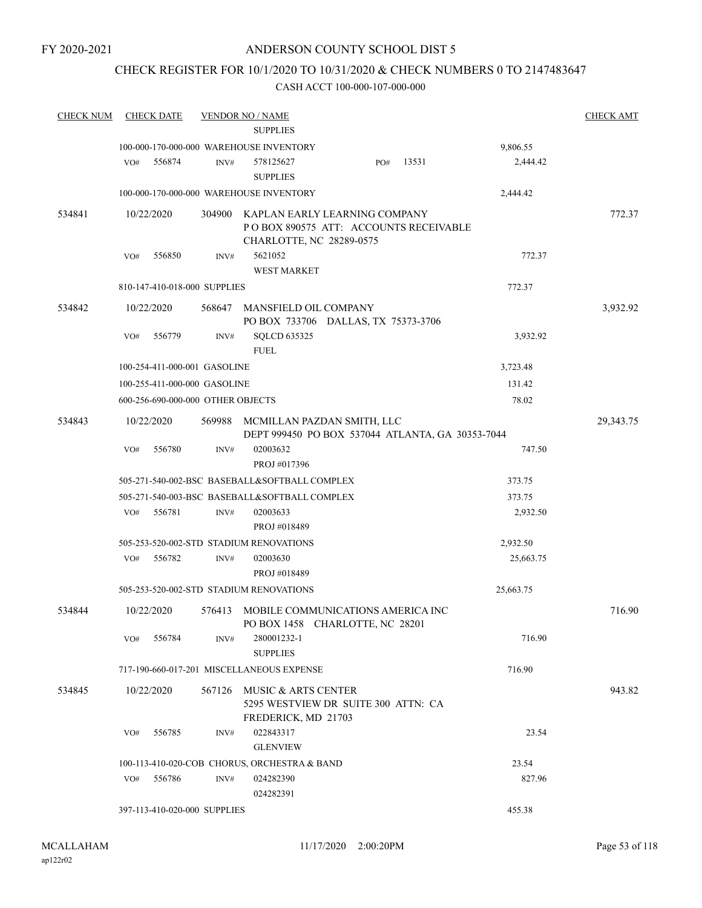FY 2020-2021

# ANDERSON COUNTY SCHOOL DIST 5

## CHECK REGISTER FOR 10/1/2020 TO 10/31/2020 & CHECK NUMBERS 0 TO 2147483647

### CASH ACCT 100-000-107-000-000

| CHECK NUM | CHECK DATE | VENDOR NO / NAME | | CHECK AMT |
|---|---|---|---|---|
| | | SUPPLIES | | |
| | 100-000-170-000-000 WAREHOUSE INVENTORY | | 9,806.55 | |
| | VO# 556874 | INV# 578125627 PO# 13531 | 2,444.42 | |
| | | SUPPLIES | | |
| | 100-000-170-000-000 WAREHOUSE INVENTORY | | 2,444.42 | |
| 534841 | 10/22/2020 | 304900 KAPLAN EARLY LEARNING COMPANY<br>P O BOX 890575 ATT: ACCOUNTS RECEIVABLE<br>CHARLOTTE, NC 28289-0575 | | 772.37 |
| | VO# 556850 | INV# 5621052 | 772.37 | |
| | | WEST MARKET | | |
| | 810-147-410-018-000 SUPPLIES | | 772.37 | |
| 534842 | 10/22/2020 | 568647 MANSFIELD OIL COMPANY<br>PO BOX 733706 DALLAS, TX 75373-3706 | | 3,932.92 |
| | VO# 556779 | INV# SQLCD 635325 | 3,932.92 | |
| | | FUEL | | |
| | 100-254-411-000-001 GASOLINE | | 3,723.48 | |
| | 100-255-411-000-000 GASOLINE | | 131.42 | |
| | 600-256-690-000-000 OTHER OBJECTS | | 78.02 | |
| 534843 | 10/22/2020 | 569988 MCMILLAN PAZDAN SMITH, LLC<br>DEPT 999450 PO BOX 537044 ATLANTA, GA 30353-7044 | | 29,343.75 |
| | VO# 556780 | INV# 02003632 | 747.50 | |
| | | PROJ #017396 | | |
| | 505-271-540-002-BSC BASEBALL&SOFTBALL COMPLEX | | 373.75 | |
| | 505-271-540-003-BSC BASEBALL&SOFTBALL COMPLEX | | 373.75 | |
| | VO# 556781 | INV# 02003633 | 2,932.50 | |
| | | PROJ #018489 | | |
| | 505-253-520-002-STD STADIUM RENOVATIONS | | 2,932.50 | |
| | VO# 556782 | INV# 02003630 | 25,663.75 | |
| | | PROJ #018489 | | |
| | 505-253-520-002-STD STADIUM RENOVATIONS | | 25,663.75 | |
| 534844 | 10/22/2020 | 576413 MOBILE COMMUNICATIONS AMERICA INC<br>PO BOX 1458 CHARLOTTE, NC 28201 | | 716.90 |
| | VO# 556784 | INV# 280001232-1 | 716.90 | |
| | | SUPPLIES | | |
| | 717-190-660-017-201 MISCELLANEOUS EXPENSE | | 716.90 | |
| 534845 | 10/22/2020 | 567126 MUSIC & ARTS CENTER<br>5295 WESTVIEW DR SUITE 300 ATTN: CA<br>FREDERICK, MD 21703 | | 943.82 |
| | VO# 556785 | INV# 022843317 | 23.54 | |
| | | GLENVIEW | | |
| | 100-113-410-020-COB CHORUS, ORCHESTRA & BAND | | 23.54 | |
| | VO# 556786 | INV# 024282390 | 827.96 | |
| | | 024282391 | | |
| | 397-113-410-020-000 SUPPLIES | | 455.38 | |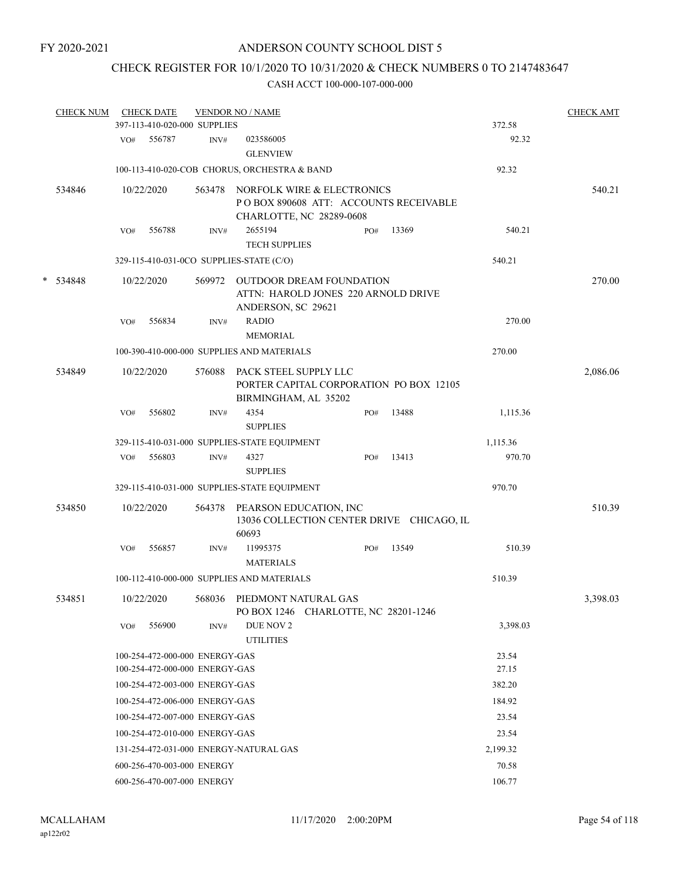FY 2020-2021

# ANDERSON COUNTY SCHOOL DIST 5

## CHECK REGISTER FOR 10/1/2020 TO 10/31/2020 & CHECK NUMBERS 0 TO 2147483647

### CASH ACCT 100-000-107-000-000

| CHECK NUM | CHECK DATE | VENDOR NO / NAME | | | CHECK AMT |
|---|---|---|---|---|---|
| | 397-113-410-020-000 SUPPLIES | | | 372.58 | |
| | VO# 556787 | INV# 023586005 GLENVIEW | | 92.32 | |
| | 100-113-410-020-COB CHORUS, ORCHESTRA & BAND | | | 92.32 | |
| 534846 | 10/22/2020 | 563478 NORFOLK WIRE & ELECTRONICS P O BOX 890608 ATT: ACCOUNTS RECEIVABLE CHARLOTTE, NC 28289-0608 | | | 540.21 |
| | VO# 556788 | INV# 2655194 TECH SUPPLIES | PO# 13369 | 540.21 | |
| | 329-115-410-031-0CO SUPPLIES-STATE (C/O) | | | 540.21 | |
| * 534848 | 10/22/2020 | 569972 OUTDOOR DREAM FOUNDATION ATTN: HAROLD JONES 220 ARNOLD DRIVE ANDERSON, SC 29621 | | | 270.00 |
| | VO# 556834 | INV# RADIO MEMORIAL | | 270.00 | |
| | 100-390-410-000-000 SUPPLIES AND MATERIALS | | | 270.00 | |
| 534849 | 10/22/2020 | 576088 PACK STEEL SUPPLY LLC PORTER CAPITAL CORPORATION PO BOX 12105 BIRMINGHAM, AL 35202 | | | 2,086.06 |
| | VO# 556802 | INV# 4354 SUPPLIES | PO# 13488 | 1,115.36 | |
| | 329-115-410-031-000 SUPPLIES-STATE EQUIPMENT | | | 1,115.36 | |
| | VO# 556803 | INV# 4327 SUPPLIES | PO# 13413 | 970.70 | |
| | 329-115-410-031-000 SUPPLIES-STATE EQUIPMENT | | | 970.70 | |
| 534850 | 10/22/2020 | 564378 PEARSON EDUCATION, INC 13036 COLLECTION CENTER DRIVE CHICAGO, IL 60693 | | | 510.39 |
| | VO# 556857 | INV# 11995375 MATERIALS | PO# 13549 | 510.39 | |
| | 100-112-410-000-000 SUPPLIES AND MATERIALS | | | 510.39 | |
| 534851 | 10/22/2020 | 568036 PIEDMONT NATURAL GAS PO BOX 1246 CHARLOTTE, NC 28201-1246 | | | 3,398.03 |
| | VO# 556900 | INV# DUE NOV 2 UTILITIES | | 3,398.03 | |
| | 100-254-472-000-000 ENERGY-GAS | | | 23.54 | |
| | 100-254-472-000-000 ENERGY-GAS | | | 27.15 | |
| | 100-254-472-003-000 ENERGY-GAS | | | 382.20 | |
| | 100-254-472-006-000 ENERGY-GAS | | | 184.92 | |
| | 100-254-472-007-000 ENERGY-GAS | | | 23.54 | |
| | 100-254-472-010-000 ENERGY-GAS | | | 23.54 | |
| | 131-254-472-031-000 ENERGY-NATURAL GAS | | | 2,199.32 | |
| | 600-256-470-003-000 ENERGY | | | 70.58 | |
| | 600-256-470-007-000 ENERGY | | | 106.77 | |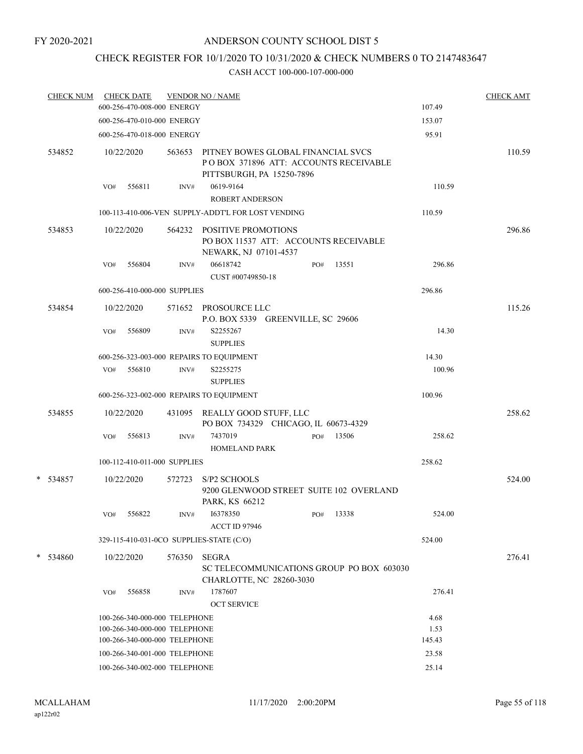FY 2020-2021

# ANDERSON COUNTY SCHOOL DIST 5

## CHECK REGISTER FOR 10/1/2020 TO 10/31/2020 & CHECK NUMBERS 0 TO 2147483647

### CASH ACCT 100-000-107-000-000

| CHECK NUM | CHECK DATE | VENDOR NO / NAME | | CHECK AMT |
|---|---|---|---|---|
| | 600-256-470-008-000 ENERGY | | 107.49 | |
| | 600-256-470-010-000 ENERGY | | 153.07 | |
| | 600-256-470-018-000 ENERGY | | 95.91 | |
| 534852 | 10/22/2020 | 563653 PITNEY BOWES GLOBAL FINANCIAL SVCS P O BOX 371896 ATT: ACCOUNTS RECEIVABLE PITTSBURGH, PA 15250-7896 | | 110.59 |
| | VO# 556811 | INV# 0619-9164 ROBERT ANDERSON | 110.59 | |
| | 100-113-410-006-VEN SUPPLY-ADDT'L FOR LOST VENDING | | 110.59 | |
| 534853 | 10/22/2020 | 564232 POSITIVE PROMOTIONS PO BOX 11537 ATT: ACCOUNTS RECEIVABLE NEWARK, NJ 07101-4537 | | 296.86 |
| | VO# 556804 | INV# 06618742 PO# 13551 CUST #00749850-18 | 296.86 | |
| | 600-256-410-000-000 SUPPLIES | | 296.86 | |
| 534854 | 10/22/2020 | 571652 PROSOURCE LLC P.O. BOX 5339 GREENVILLE, SC 29606 | | 115.26 |
| | VO# 556809 | INV# S2255267 SUPPLIES | 14.30 | |
| | 600-256-323-003-000 REPAIRS TO EQUIPMENT | | 14.30 | |
| | VO# 556810 | INV# S2255275 SUPPLIES | 100.96 | |
| | 600-256-323-002-000 REPAIRS TO EQUIPMENT | | 100.96 | |
| 534855 | 10/22/2020 | 431095 REALLY GOOD STUFF, LLC PO BOX 734329 CHICAGO, IL 60673-4329 | | 258.62 |
| | VO# 556813 | INV# 7437019 PO# 13506 HOMELAND PARK | 258.62 | |
| | 100-112-410-011-000 SUPPLIES | | 258.62 | |
| * 534857 | 10/22/2020 | 572723 S/P2 SCHOOLS 9200 GLENWOOD STREET SUITE 102 OVERLAND PARK, KS 66212 | | 524.00 |
| | VO# 556822 | INV# I6378350 PO# 13338 ACCT ID 97946 | 524.00 | |
| | 329-115-410-031-0CO SUPPLIES-STATE (C/O) | | 524.00 | |
| * 534860 | 10/22/2020 | 576350 SEGRA SC TELECOMMUNICATIONS GROUP PO BOX 603030 CHARLOTTE, NC 28260-3030 | | 276.41 |
| | VO# 556858 | INV# 1787607 OCT SERVICE | 276.41 | |
| | 100-266-340-000-000 TELEPHONE | | 4.68 | |
| | 100-266-340-000-000 TELEPHONE | | 1.53 | |
| | 100-266-340-000-000 TELEPHONE | | 145.43 | |
| | 100-266-340-001-000 TELEPHONE | | 23.58 | |
| | 100-266-340-002-000 TELEPHONE | | 25.14 | |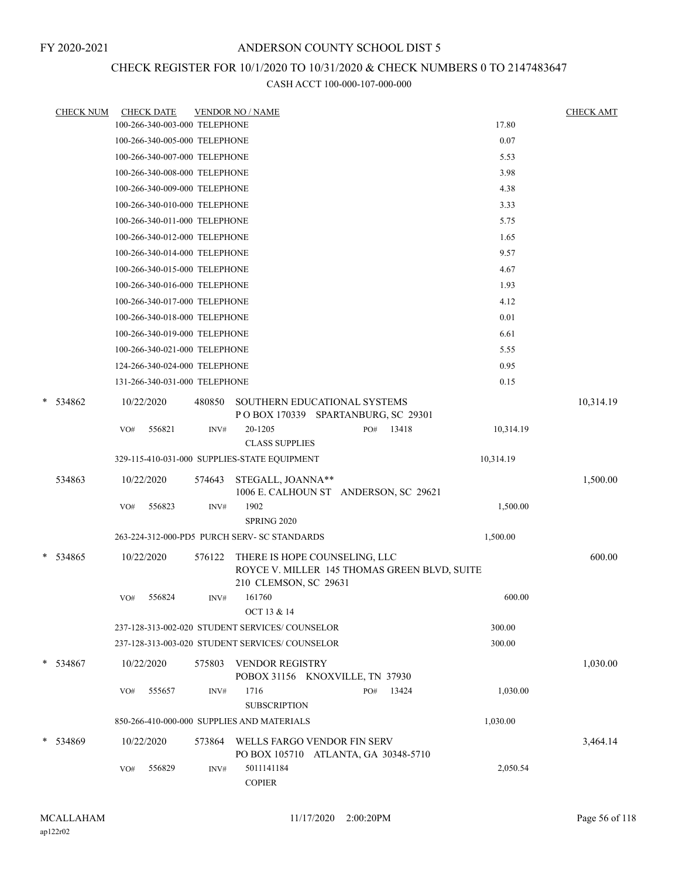FY 2020-2021

# ANDERSON COUNTY SCHOOL DIST 5

## CHECK REGISTER FOR 10/1/2020 TO 10/31/2020 & CHECK NUMBERS 0 TO 2147483647

### CASH ACCT 100-000-107-000-000

| CHECK NUM | CHECK DATE | VENDOR NO / NAME | | CHECK AMT |
|---|---|---|---|---|
| | 100-266-340-003-000 TELEPHONE | | 17.80 | |
| | 100-266-340-005-000 TELEPHONE | | 0.07 | |
| | 100-266-340-007-000 TELEPHONE | | 5.53 | |
| | 100-266-340-008-000 TELEPHONE | | 3.98 | |
| | 100-266-340-009-000 TELEPHONE | | 4.38 | |
| | 100-266-340-010-000 TELEPHONE | | 3.33 | |
| | 100-266-340-011-000 TELEPHONE | | 5.75 | |
| | 100-266-340-012-000 TELEPHONE | | 1.65 | |
| | 100-266-340-014-000 TELEPHONE | | 9.57 | |
| | 100-266-340-015-000 TELEPHONE | | 4.67 | |
| | 100-266-340-016-000 TELEPHONE | | 1.93 | |
| | 100-266-340-017-000 TELEPHONE | | 4.12 | |
| | 100-266-340-018-000 TELEPHONE | | 0.01 | |
| | 100-266-340-019-000 TELEPHONE | | 6.61 | |
| | 100-266-340-021-000 TELEPHONE | | 5.55 | |
| | 124-266-340-024-000 TELEPHONE | | 0.95 | |
| | 131-266-340-031-000 TELEPHONE | | 0.15 | |
| * 534862 | 10/22/2020 | 480850 SOUTHERN EDUCATIONAL SYSTEMS<br>P O BOX 170339 SPARTANBURG, SC 29301 | | 10,314.19 |
| | VO# 556821 | INV# 20-1205 PO# 13418<br>CLASS SUPPLIES | 10,314.19 | |
| | 329-115-410-031-000 SUPPLIES-STATE EQUIPMENT | | 10,314.19 | |
| 534863 | 10/22/2020 | 574643 STEGALL, JOANNA**<br>1006 E. CALHOUN ST ANDERSON, SC 29621 | | 1,500.00 |
| | VO# 556823 | INV# 1902<br>SPRING 2020 | 1,500.00 | |
| | 263-224-312-000-PD5 PURCH SERV- SC STANDARDS | | 1,500.00 | |
| * 534865 | 10/22/2020 | 576122 THERE IS HOPE COUNSELING, LLC<br>ROYCE V. MILLER 145 THOMAS GREEN BLVD, SUITE 210 CLEMSON, SC 29631 | | 600.00 |
| | VO# 556824 | INV# 161760<br>OCT 13 & 14 | 600.00 | |
| | 237-128-313-002-020 STUDENT SERVICES/ COUNSELOR | | 300.00 | |
| | 237-128-313-003-020 STUDENT SERVICES/ COUNSELOR | | 300.00 | |
| * 534867 | 10/22/2020 | 575803 VENDOR REGISTRY<br>POBOX 31156 KNOXVILLE, TN 37930 | | 1,030.00 |
| | VO# 555657 | INV# 1716 PO# 13424<br>SUBSCRIPTION | 1,030.00 | |
| | 850-266-410-000-000 SUPPLIES AND MATERIALS | | 1,030.00 | |
| * 534869 | 10/22/2020 | 573864 WELLS FARGO VENDOR FIN SERV<br>PO BOX 105710 ATLANTA, GA 30348-5710 | | 3,464.14 |
| | VO# 556829 | INV# 5011141184<br>COPIER | 2,050.54 | |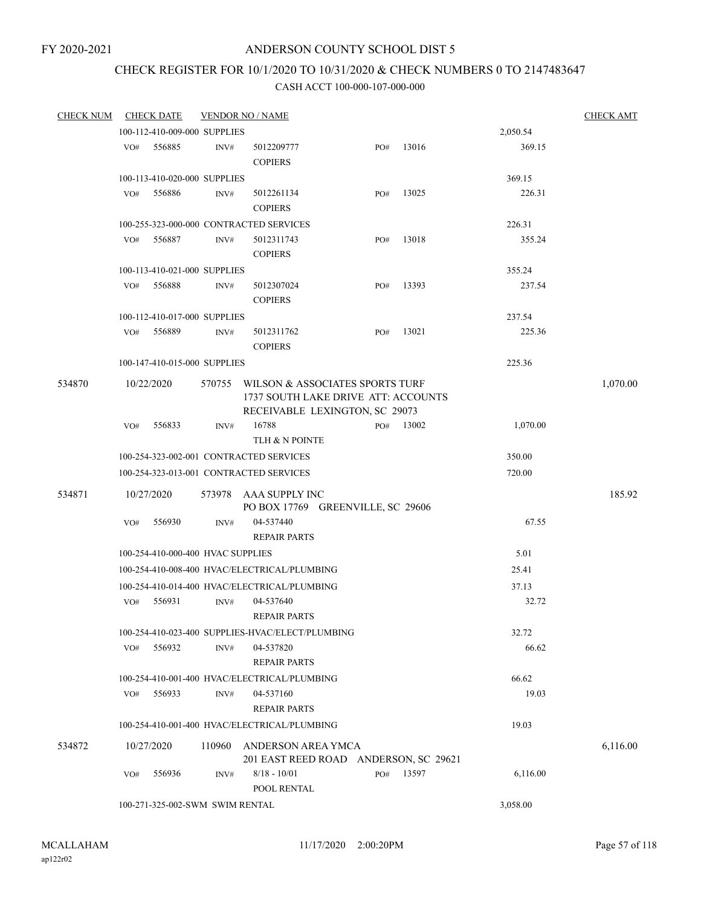FY 2020-2021

# ANDERSON COUNTY SCHOOL DIST 5

## CHECK REGISTER FOR 10/1/2020 TO 10/31/2020 & CHECK NUMBERS 0 TO 2147483647

CASH ACCT 100-000-107-000-000

| CHECK NUM | CHECK DATE | VENDOR NO / NAME | | | CHECK AMT |
|---|---|---|---|---|---|
| | 100-112-410-009-000 SUPPLIES | | | 2,050.54 | |
| | VO# 556885 | INV# 5012209777 COPIERS | PO# 13016 | 369.15 | |
| | 100-113-410-020-000 SUPPLIES | | | 369.15 | |
| | VO# 556886 | INV# 5012261134 COPIERS | PO# 13025 | 226.31 | |
| | 100-255-323-000-000 CONTRACTED SERVICES | | | 226.31 | |
| | VO# 556887 | INV# 5012311743 COPIERS | PO# 13018 | 355.24 | |
| | 100-113-410-021-000 SUPPLIES | | | 355.24 | |
| | VO# 556888 | INV# 5012307024 COPIERS | PO# 13393 | 237.54 | |
| | 100-112-410-017-000 SUPPLIES | | | 237.54 | |
| | VO# 556889 | INV# 5012311762 COPIERS | PO# 13021 | 225.36 | |
| | 100-147-410-015-000 SUPPLIES | | | 225.36 | |
| 534870 | 10/22/2020 | 570755 WILSON & ASSOCIATES SPORTS TURF 1737 SOUTH LAKE DRIVE ATT: ACCOUNTS RECEIVABLE LEXINGTON, SC 29073 | | | 1,070.00 |
| | VO# 556833 | INV# 16788 TLH & N POINTE | PO# 13002 | 1,070.00 | |
| | 100-254-323-002-001 CONTRACTED SERVICES | | | 350.00 | |
| | 100-254-323-013-001 CONTRACTED SERVICES | | | 720.00 | |
| 534871 | 10/27/2020 | 573978 AAA SUPPLY INC PO BOX 17769 GREENVILLE, SC 29606 | | | 185.92 |
| | VO# 556930 | INV# 04-537440 REPAIR PARTS | | 67.55 | |
| | 100-254-410-000-400 HVAC SUPPLIES | | | 5.01 | |
| | 100-254-410-008-400 HVAC/ELECTRICAL/PLUMBING | | | 25.41 | |
| | 100-254-410-014-400 HVAC/ELECTRICAL/PLUMBING | | | 37.13 | |
| | VO# 556931 | INV# 04-537640 REPAIR PARTS | | 32.72 | |
| | 100-254-410-023-400 SUPPLIES-HVAC/ELECT/PLUMBING | | | 32.72 | |
| | VO# 556932 | INV# 04-537820 REPAIR PARTS | | 66.62 | |
| | 100-254-410-001-400 HVAC/ELECTRICAL/PLUMBING | | | 66.62 | |
| | VO# 556933 | INV# 04-537160 REPAIR PARTS | | 19.03 | |
| | 100-254-410-001-400 HVAC/ELECTRICAL/PLUMBING | | | 19.03 | |
| 534872 | 10/27/2020 | 110960 ANDERSON AREA YMCA 201 EAST REED ROAD ANDERSON, SC 29621 | | | 6,116.00 |
| | VO# 556936 | INV# 8/18 - 10/01 POOL RENTAL | PO# 13597 | 6,116.00 | |
| | 100-271-325-002-SWM SWIM RENTAL | | | 3,058.00 | |

MCALLAHAM ap122r02 11/17/2020 2:00:20PM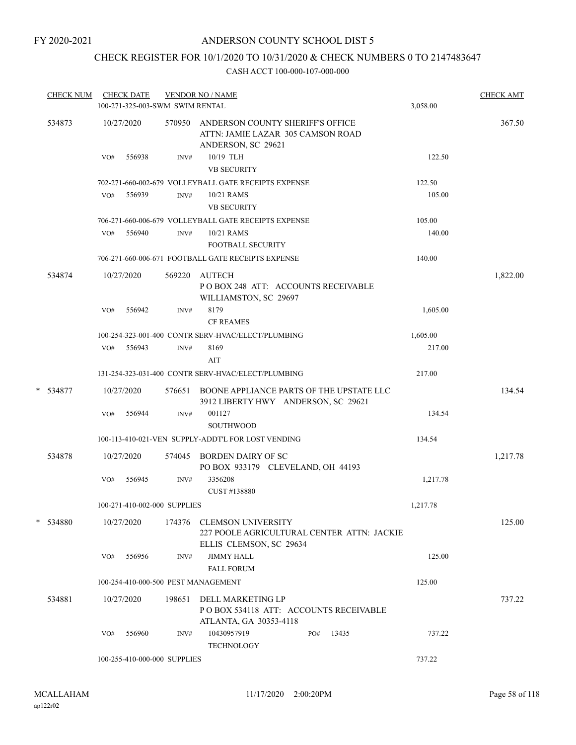FY 2020-2021

# ANDERSON COUNTY SCHOOL DIST 5

## CHECK REGISTER FOR 10/1/2020 TO 10/31/2020 & CHECK NUMBERS 0 TO 2147483647

CASH ACCT 100-000-107-000-000

| CHECK NUM | CHECK DATE | VENDOR NO / NAME | | CHECK AMT |
|---|---|---|---|---|
| | 100-271-325-003-SWM SWIM RENTAL | | 3,058.00 | |
| 534873 | 10/27/2020 | 570950 ANDERSON COUNTY SHERIFF'S OFFICE ATTN: JAMIE LAZAR 305 CAMSON ROAD ANDERSON, SC 29621 | | 367.50 |
| | VO# 556938 | INV# 10/19 TLH VB SECURITY | 122.50 | |
| | 702-271-660-002-679 VOLLEYBALL GATE RECEIPTS EXPENSE | | 122.50 | |
| | VO# 556939 | INV# 10/21 RAMS VB SECURITY | 105.00 | |
| | 706-271-660-006-679 VOLLEYBALL GATE RECEIPTS EXPENSE | | 105.00 | |
| | VO# 556940 | INV# 10/21 RAMS FOOTBALL SECURITY | 140.00 | |
| | 706-271-660-006-671 FOOTBALL GATE RECEIPTS EXPENSE | | 140.00 | |
| 534874 | 10/27/2020 | 569220 AUTECH P O BOX 248 ATT: ACCOUNTS RECEIVABLE WILLIAMSTON, SC 29697 | | 1,822.00 |
| | VO# 556942 | INV# 8179 CF REAMES | 1,605.00 | |
| | 100-254-323-001-400 CONTR SERV-HVAC/ELECT/PLUMBING | | 1,605.00 | |
| | VO# 556943 | INV# 8169 AIT | 217.00 | |
| | 131-254-323-031-400 CONTR SERV-HVAC/ELECT/PLUMBING | | 217.00 | |
| * 534877 | 10/27/2020 | 576651 BOONE APPLIANCE PARTS OF THE UPSTATE LLC 3912 LIBERTY HWY ANDERSON, SC 29621 | | 134.54 |
| | VO# 556944 | INV# 001127 SOUTHWOOD | 134.54 | |
| | 100-113-410-021-VEN SUPPLY-ADDT'L FOR LOST VENDING | | 134.54 | |
| 534878 | 10/27/2020 | 574045 BORDEN DAIRY OF SC PO BOX 933179 CLEVELAND, OH 44193 | | 1,217.78 |
| | VO# 556945 | INV# 3356208 CUST #138880 | 1,217.78 | |
| | 100-271-410-002-000 SUPPLIES | | 1,217.78 | |
| * 534880 | 10/27/2020 | 174376 CLEMSON UNIVERSITY 227 POOLE AGRICULTURAL CENTER ATTN: JACKIE ELLIS CLEMSON, SC 29634 | | 125.00 |
| | VO# 556956 | INV# JIMMY HALL FALL FORUM | 125.00 | |
| | 100-254-410-000-500 PEST MANAGEMENT | | 125.00 | |
| 534881 | 10/27/2020 | 198651 DELL MARKETING LP P O BOX 534118 ATT: ACCOUNTS RECEIVABLE ATLANTA, GA 30353-4118 | | 737.22 |
| | VO# 556960 | INV# 10430957919 PO# 13435 TECHNOLOGY | 737.22 | |
| | 100-255-410-000-000 SUPPLIES | | 737.22 | |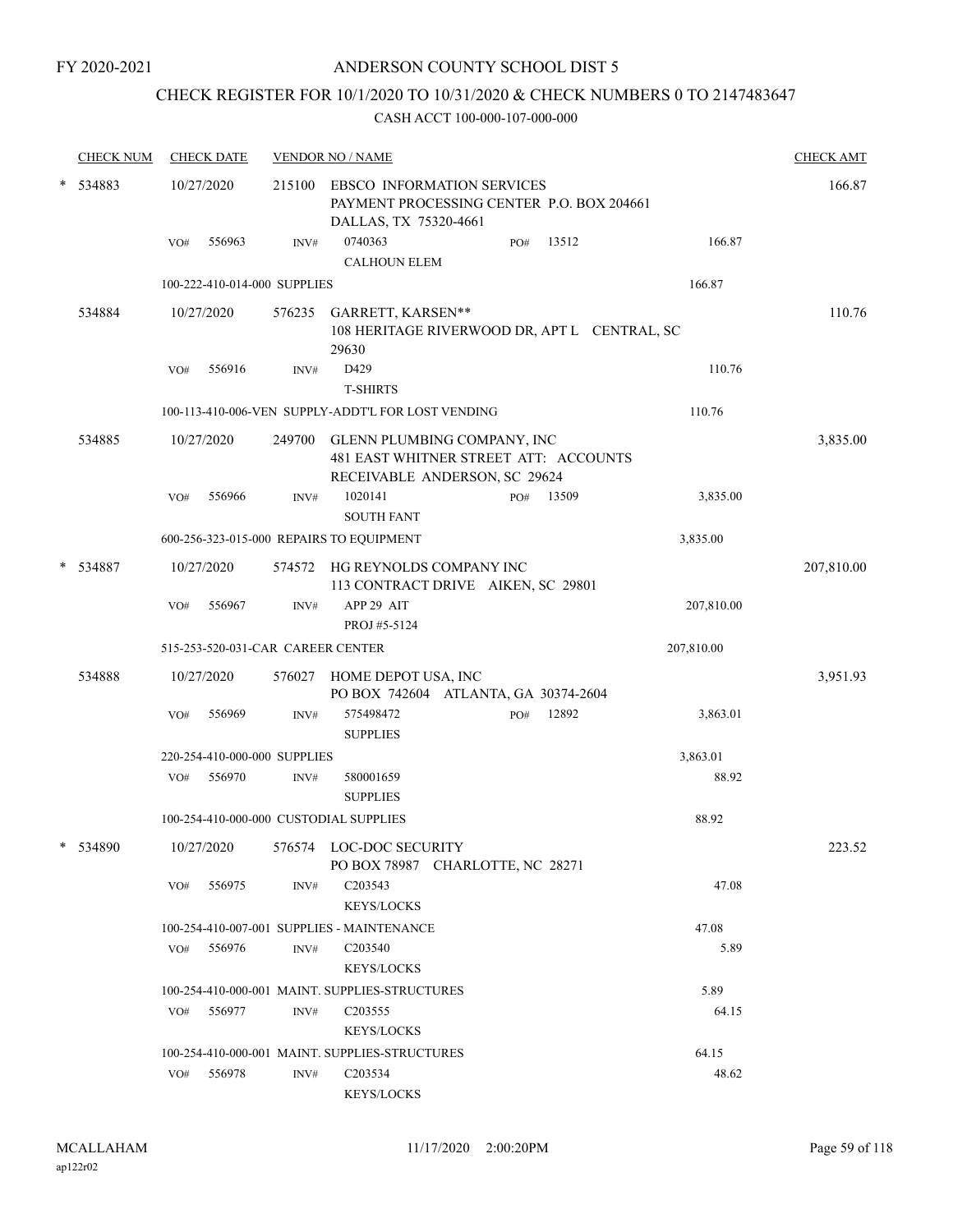FY 2020-2021

# ANDERSON COUNTY SCHOOL DIST 5

## CHECK REGISTER FOR 10/1/2020 TO 10/31/2020 & CHECK NUMBERS 0 TO 2147483647

CASH ACCT 100-000-107-000-000

| CHECK NUM | CHECK DATE | VENDOR NO / NAME | | | CHECK AMT |
|---|---|---|---|---|---|
| * 534883 | 10/27/2020 | 215100 EBSCO INFORMATION SERVICES<br>PAYMENT PROCESSING CENTER P.O. BOX 204661<br>DALLAS, TX 75320-4661 | | | 166.87 |
| | VO# 556963 | INV# 0740363<br>CALHOUN ELEM | PO# 13512 | 166.87 | |
| | 100-222-410-014-000 SUPPLIES | | | 166.87 | |
| 534884 | 10/27/2020 | 576235 GARRETT, KARSEN**<br>108 HERITAGE RIVERWOOD DR, APT L CENTRAL, SC 29630 | | | 110.76 |
| | VO# 556916 | INV# D429<br>T-SHIRTS | | 110.76 | |
| | 100-113-410-006-VEN SUPPLY-ADDT'L FOR LOST VENDING | | | 110.76 | |
| 534885 | 10/27/2020 | 249700 GLENN PLUMBING COMPANY, INC<br>481 EAST WHITNER STREET ATT: ACCOUNTS<br>RECEIVABLE ANDERSON, SC 29624 | | | 3,835.00 |
| | VO# 556966 | INV# 1020141<br>SOUTH FANT | PO# 13509 | 3,835.00 | |
| | 600-256-323-015-000 REPAIRS TO EQUIPMENT | | | 3,835.00 | |
| * 534887 | 10/27/2020 | 574572 HG REYNOLDS COMPANY INC<br>113 CONTRACT DRIVE AIKEN, SC 29801 | | | 207,810.00 |
| | VO# 556967 | INV# APP 29 AIT<br>PROJ #5-5124 | | 207,810.00 | |
| | 515-253-520-031-CAR CAREER CENTER | | | 207,810.00 | |
| 534888 | 10/27/2020 | 576027 HOME DEPOT USA, INC<br>PO BOX 742604 ATLANTA, GA 30374-2604 | | | 3,951.93 |
| | VO# 556969 | INV# 575498472<br>SUPPLIES | PO# 12892 | 3,863.01 | |
| | 220-254-410-000-000 SUPPLIES | | | 3,863.01 | |
| | VO# 556970 | INV# 580001659<br>SUPPLIES | | 88.92 | |
| | 100-254-410-000-000 CUSTODIAL SUPPLIES | | | 88.92 | |
| * 534890 | 10/27/2020 | 576574 LOC-DOC SECURITY<br>PO BOX 78987 CHARLOTTE, NC 28271 | | | 223.52 |
| | VO# 556975 | INV# C203543<br>KEYS/LOCKS | | 47.08 | |
| | 100-254-410-007-001 SUPPLIES - MAINTENANCE | | | 47.08 | |
| | VO# 556976 | INV# C203540<br>KEYS/LOCKS | | 5.89 | |
| | 100-254-410-000-001 MAINT. SUPPLIES-STRUCTURES | | | 5.89 | |
| | VO# 556977 | INV# C203555<br>KEYS/LOCKS | | 64.15 | |
| | 100-254-410-000-001 MAINT. SUPPLIES-STRUCTURES | | | 64.15 | |
| | VO# 556978 | INV# C203534<br>KEYS/LOCKS | | 48.62 | |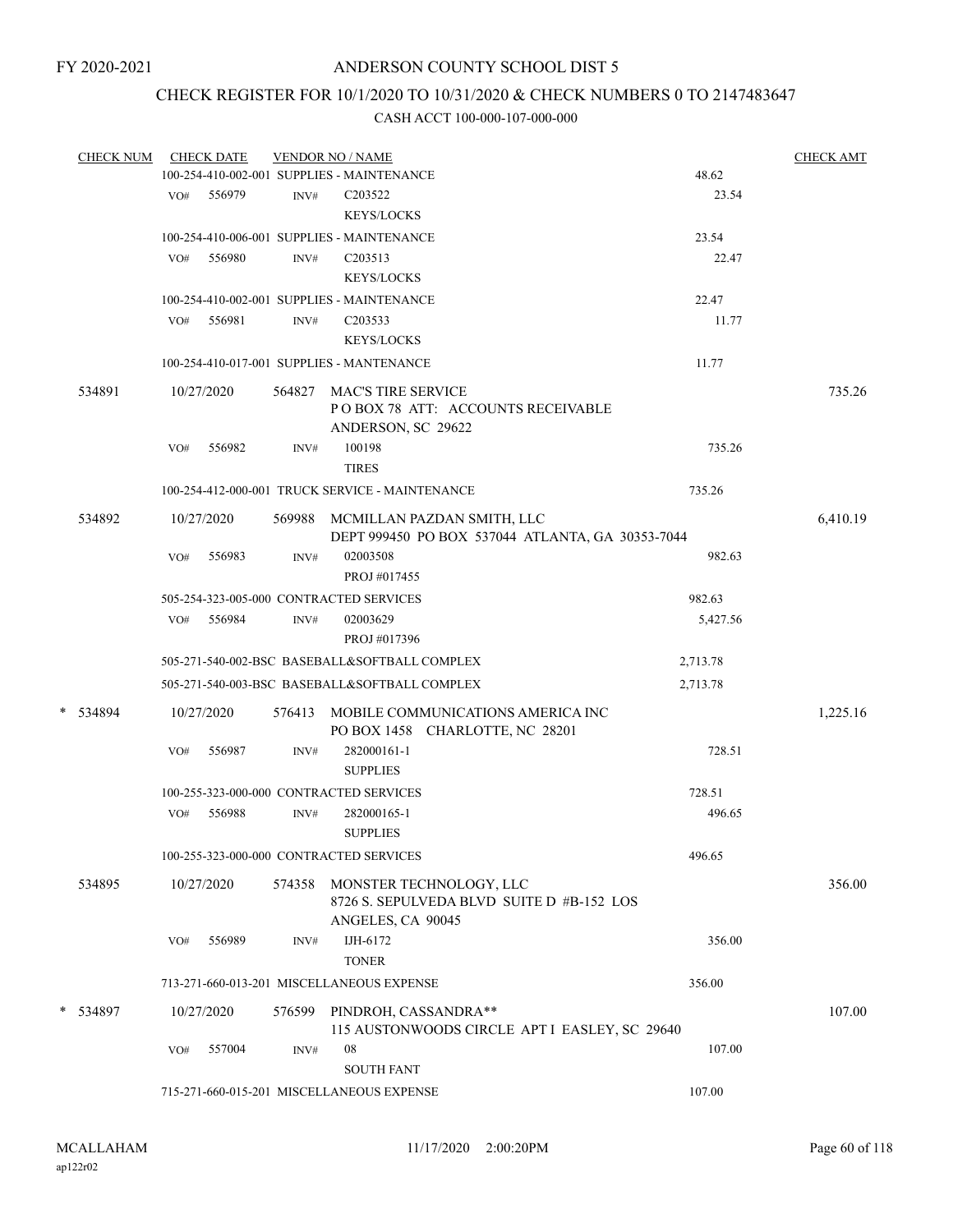FY 2020-2021

# ANDERSON COUNTY SCHOOL DIST 5

## CHECK REGISTER FOR 10/1/2020 TO 10/31/2020 & CHECK NUMBERS 0 TO 2147483647

### CASH ACCT 100-000-107-000-000

| CHECK NUM | CHECK DATE | VENDOR NO / NAME | | CHECK AMT |
|---|---|---|---|---|
| | 100-254-410-002-001 SUPPLIES - MAINTENANCE | | 48.62 | |
| | VO# 556979 | INV# C203522 KEYS/LOCKS | 23.54 | |
| | 100-254-410-006-001 SUPPLIES - MAINTENANCE | | 23.54 | |
| | VO# 556980 | INV# C203513 KEYS/LOCKS | 22.47 | |
| | 100-254-410-002-001 SUPPLIES - MAINTENANCE | | 22.47 | |
| | VO# 556981 | INV# C203533 KEYS/LOCKS | 11.77 | |
| | 100-254-410-017-001 SUPPLIES - MANTENANCE | | 11.77 | |
| 534891 | 10/27/2020 | 564827 MAC'S TIRE SERVICE P O BOX 78 ATT: ACCOUNTS RECEIVABLE ANDERSON, SC 29622 | | 735.26 |
| | VO# 556982 | INV# 100198 TIRES | 735.26 | |
| | 100-254-412-000-001 TRUCK SERVICE - MAINTENANCE | | 735.26 | |
| 534892 | 10/27/2020 | 569988 MCMILLAN PAZDAN SMITH, LLC DEPT 999450 PO BOX 537044 ATLANTA, GA 30353-7044 | | 6,410.19 |
| | VO# 556983 | INV# 02003508 PROJ #017455 | 982.63 | |
| | 505-254-323-005-000 CONTRACTED SERVICES | | 982.63 | |
| | VO# 556984 | INV# 02003629 PROJ #017396 | 5,427.56 | |
| | 505-271-540-002-BSC BASEBALL&SOFTBALL COMPLEX | | 2,713.78 | |
| | 505-271-540-003-BSC BASEBALL&SOFTBALL COMPLEX | | 2,713.78 | |
| * 534894 | 10/27/2020 | 576413 MOBILE COMMUNICATIONS AMERICA INC PO BOX 1458 CHARLOTTE, NC 28201 | | 1,225.16 |
| | VO# 556987 | INV# 282000161-1 SUPPLIES | 728.51 | |
| | 100-255-323-000-000 CONTRACTED SERVICES | | 728.51 | |
| | VO# 556988 | INV# 282000165-1 SUPPLIES | 496.65 | |
| | 100-255-323-000-000 CONTRACTED SERVICES | | 496.65 | |
| 534895 | 10/27/2020 | 574358 MONSTER TECHNOLOGY, LLC 8726 S. SEPULVEDA BLVD SUITE D #B-152 LOS ANGELES, CA 90045 | | 356.00 |
| | VO# 556989 | INV# IJH-6172 TONER | 356.00 | |
| | 713-271-660-013-201 MISCELLANEOUS EXPENSE | | 356.00 | |
| * 534897 | 10/27/2020 | 576599 PINDROH, CASSANDRA** 115 AUSTONWOODS CIRCLE APT I EASLEY, SC 29640 | | 107.00 |
| | VO# 557004 | INV# 08 SOUTH FANT | 107.00 | |
| | 715-271-660-015-201 MISCELLANEOUS EXPENSE | | 107.00 | |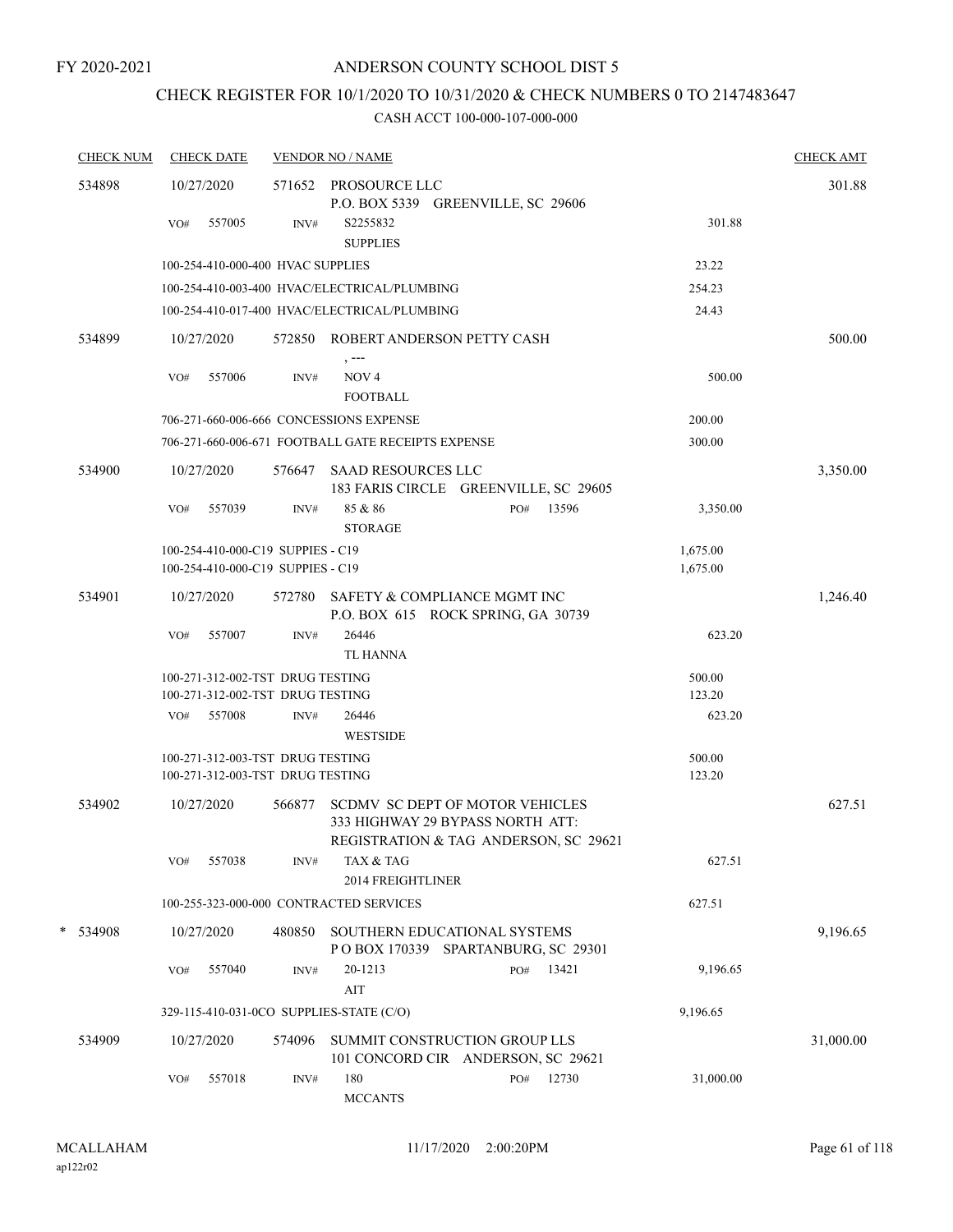FY 2020-2021

# ANDERSON COUNTY SCHOOL DIST 5

## CHECK REGISTER FOR 10/1/2020 TO 10/31/2020 & CHECK NUMBERS 0 TO 2147483647

### CASH ACCT 100-000-107-000-000

| CHECK NUM | CHECK DATE | VENDOR NO / NAME | | CHECK AMT |
|---|---|---|---|---|
| 534898 | 10/27/2020 | 571652 PROSOURCE LLC<br>P.O. BOX 5339 GREENVILLE, SC 29606 | | 301.88 |
| | VO# 557005 | INV# S2255832<br>SUPPLIES | 301.88 | |
| | | 100-254-410-000-400 HVAC SUPPLIES | 23.22 | |
| | | 100-254-410-003-400 HVAC/ELECTRICAL/PLUMBING | 254.23 | |
| | | 100-254-410-017-400 HVAC/ELECTRICAL/PLUMBING | 24.43 | |
| 534899 | 10/27/2020 | 572850 ROBERT ANDERSON PETTY CASH<br>, --- | | 500.00 |
| | VO# 557006 | INV# NOV 4<br>FOOTBALL | 500.00 | |
| | | 706-271-660-006-666 CONCESSIONS EXPENSE | 200.00 | |
| | | 706-271-660-006-671 FOOTBALL GATE RECEIPTS EXPENSE | 300.00 | |
| 534900 | 10/27/2020 | 576647 SAAD RESOURCES LLC<br>183 FARIS CIRCLE GREENVILLE, SC 29605 | | 3,350.00 |
| | VO# 557039 | INV# 85 & 86 PO# 13596<br>STORAGE | 3,350.00 | |
| | | 100-254-410-000-C19 SUPPIES - C19 | 1,675.00 | |
| | | 100-254-410-000-C19 SUPPIES - C19 | 1,675.00 | |
| 534901 | 10/27/2020 | 572780 SAFETY & COMPLIANCE MGMT INC<br>P.O. BOX 615 ROCK SPRING, GA 30739 | | 1,246.40 |
| | VO# 557007 | INV# 26446<br>TL HANNA | 623.20 | |
| | | 100-271-312-002-TST DRUG TESTING | 500.00 | |
| | | 100-271-312-002-TST DRUG TESTING | 123.20 | |
| | VO# 557008 | INV# 26446<br>WESTSIDE | 623.20 | |
| | | 100-271-312-003-TST DRUG TESTING | 500.00 | |
| | | 100-271-312-003-TST DRUG TESTING | 123.20 | |
| 534902 | 10/27/2020 | 566877 SCDMV SC DEPT OF MOTOR VEHICLES<br>333 HIGHWAY 29 BYPASS NORTH ATT:<br>REGISTRATION & TAG ANDERSON, SC 29621 | | 627.51 |
| | VO# 557038 | INV# TAX & TAG<br>2014 FREIGHTLINER | 627.51 | |
| | | 100-255-323-000-000 CONTRACTED SERVICES | 627.51 | |
| * 534908 | 10/27/2020 | 480850 SOUTHERN EDUCATIONAL SYSTEMS<br>P O BOX 170339 SPARTANBURG, SC 29301 | | 9,196.65 |
| | VO# 557040 | INV# 20-1213 PO# 13421<br>AIT | 9,196.65 | |
| | | 329-115-410-031-0CO SUPPLIES-STATE (C/O) | 9,196.65 | |
| 534909 | 10/27/2020 | 574096 SUMMIT CONSTRUCTION GROUP LLS<br>101 CONCORD CIR ANDERSON, SC 29621 | | 31,000.00 |
| | VO# 557018 | INV# 180 PO# 12730<br>MCCANTS | 31,000.00 | |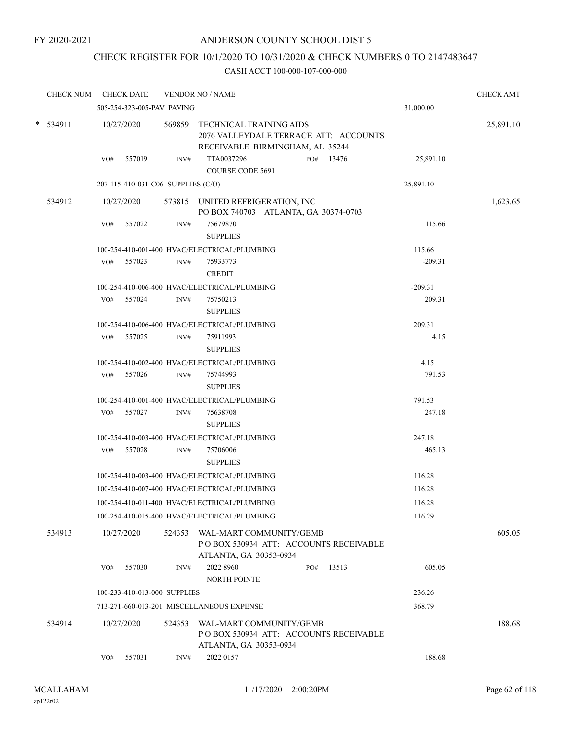FY 2020-2021

ANDERSON COUNTY SCHOOL DIST 5

CHECK REGISTER FOR 10/1/2020 TO 10/31/2020 & CHECK NUMBERS 0 TO 2147483647

CASH ACCT 100-000-107-000-000

| CHECK NUM | CHECK DATE | VENDOR NO / NAME | | CHECK AMT |
|---|---|---|---|---|
| | 505-254-323-005-PAV PAVING | | 31,000.00 | |
| * 534911 | 10/27/2020 | 569859 TECHNICAL TRAINING AIDS 2076 VALLEYDALE TERRACE ATT: ACCOUNTS RECEIVABLE BIRMINGHAM, AL 35244 | | 25,891.10 |
| | VO# 557019 | INV# TTA0037296 COURSE CODE 5691 PO# 13476 | 25,891.10 | |
| | 207-115-410-031-C06 SUPPLIES (C/O) | | 25,891.10 | |
| 534912 | 10/27/2020 | 573815 UNITED REFRIGERATION, INC PO BOX 740703 ATLANTA, GA 30374-0703 | | 1,623.65 |
| | VO# 557022 | INV# 75679870 SUPPLIES | 115.66 | |
| | 100-254-410-001-400 HVAC/ELECTRICAL/PLUMBING | | 115.66 | |
| | VO# 557023 | INV# 75933773 CREDIT | -209.31 | |
| | 100-254-410-006-400 HVAC/ELECTRICAL/PLUMBING | | -209.31 | |
| | VO# 557024 | INV# 75750213 SUPPLIES | 209.31 | |
| | 100-254-410-006-400 HVAC/ELECTRICAL/PLUMBING | | 209.31 | |
| | VO# 557025 | INV# 75911993 SUPPLIES | 4.15 | |
| | 100-254-410-002-400 HVAC/ELECTRICAL/PLUMBING | | 4.15 | |
| | VO# 557026 | INV# 75744993 SUPPLIES | 791.53 | |
| | 100-254-410-001-400 HVAC/ELECTRICAL/PLUMBING | | 791.53 | |
| | VO# 557027 | INV# 75638708 SUPPLIES | 247.18 | |
| | 100-254-410-003-400 HVAC/ELECTRICAL/PLUMBING | | 247.18 | |
| | VO# 557028 | INV# 75706006 SUPPLIES | 465.13 | |
| | 100-254-410-003-400 HVAC/ELECTRICAL/PLUMBING | | 116.28 | |
| | 100-254-410-007-400 HVAC/ELECTRICAL/PLUMBING | | 116.28 | |
| | 100-254-410-011-400 HVAC/ELECTRICAL/PLUMBING | | 116.28 | |
| | 100-254-410-015-400 HVAC/ELECTRICAL/PLUMBING | | 116.29 | |
| 534913 | 10/27/2020 | 524353 WAL-MART COMMUNITY/GEMB P O BOX 530934 ATT: ACCOUNTS RECEIVABLE ATLANTA, GA 30353-0934 | | 605.05 |
| | VO# 557030 | INV# 2022 8960 NORTH POINTE PO# 13513 | 605.05 | |
| | 100-233-410-013-000 SUPPLIES | | 236.26 | |
| | 713-271-660-013-201 MISCELLANEOUS EXPENSE | | 368.79 | |
| 534914 | 10/27/2020 | 524353 WAL-MART COMMUNITY/GEMB P O BOX 530934 ATT: ACCOUNTS RECEIVABLE ATLANTA, GA 30353-0934 | | 188.68 |
| | VO# 557031 | INV# 2022 0157 | 188.68 | |

MCALLAHAM ap122r02 11/17/2020 2:00:20PM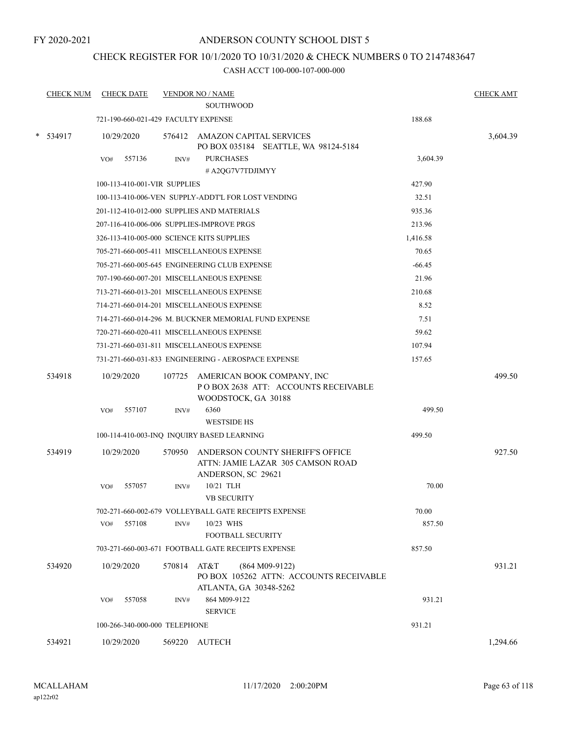FY 2020-2021

# ANDERSON COUNTY SCHOOL DIST 5

## CHECK REGISTER FOR 10/1/2020 TO 10/31/2020 & CHECK NUMBERS 0 TO 2147483647

### CASH ACCT 100-000-107-000-000

| CHECK NUM | CHECK DATE | VENDOR NO / NAME | | CHECK AMT |
|---|---|---|---|---|
| | | SOUTHWOOD | | |
| | 721-190-660-021-429 FACULTY EXPENSE | | 188.68 | |
| * 534917 | 10/29/2020 | 576412 AMAZON CAPITAL SERVICES<br>PO BOX 035184 SEATTLE, WA 98124-5184 | | 3,604.39 |
| | VO# 557136 | INV# PURCHASES<br>#A2QG7V7TDJIMYY | 3,604.39 | |
| | 100-113-410-001-VIR SUPPLIES | | 427.90 | |
| | 100-113-410-006-VEN SUPPLY-ADDT'L FOR LOST VENDING | | 32.51 | |
| | 201-112-410-012-000 SUPPLIES AND MATERIALS | | 935.36 | |
| | 207-116-410-006-006 SUPPLIES-IMPROVE PRGS | | 213.96 | |
| | 326-113-410-005-000 SCIENCE KITS SUPPLIES | | 1,416.58 | |
| | 705-271-660-005-411 MISCELLANEOUS EXPENSE | | 70.65 | |
| | 705-271-660-005-645 ENGINEERING CLUB EXPENSE | | -66.45 | |
| | 707-190-660-007-201 MISCELLANEOUS EXPENSE | | 21.96 | |
| | 713-271-660-013-201 MISCELLANEOUS EXPENSE | | 210.68 | |
| | 714-271-660-014-201 MISCELLANEOUS EXPENSE | | 8.52 | |
| | 714-271-660-014-296 M. BUCKNER MEMORIAL FUND EXPENSE | | 7.51 | |
| | 720-271-660-020-411 MISCELLANEOUS EXPENSE | | 59.62 | |
| | 731-271-660-031-811 MISCELLANEOUS EXPENSE | | 107.94 | |
| | 731-271-660-031-833 ENGINEERING - AEROSPACE EXPENSE | | 157.65 | |
| 534918 | 10/29/2020 | 107725 AMERICAN BOOK COMPANY, INC<br>P O BOX 2638 ATT: ACCOUNTS RECEIVABLE<br>WOODSTOCK, GA 30188 | | 499.50 |
| | VO# 557107 | INV# 6360<br>WESTSIDE HS | 499.50 | |
| | 100-114-410-003-INQ INQUIRY BASED LEARNING | | 499.50 | |
| 534919 | 10/29/2020 | 570950 ANDERSON COUNTY SHERIFF'S OFFICE<br>ATTN: JAMIE LAZAR 305 CAMSON ROAD<br>ANDERSON, SC 29621 | | 927.50 |
| | VO# 557057 | INV# 10/21 TLH<br>VB SECURITY | 70.00 | |
| | 702-271-660-002-679 VOLLEYBALL GATE RECEIPTS EXPENSE | | 70.00 | |
| | VO# 557108 | INV# 10/23 WHS<br>FOOTBALL SECURITY | 857.50 | |
| | 703-271-660-003-671 FOOTBALL GATE RECEIPTS EXPENSE | | 857.50 | |
| 534920 | 10/29/2020 | 570814 AT&T (864 M09-9122)<br>PO BOX 105262 ATTN: ACCOUNTS RECEIVABLE<br>ATLANTA, GA 30348-5262 | | 931.21 |
| | VO# 557058 | INV# 864 M09-9122<br>SERVICE | 931.21 | |
| | 100-266-340-000-000 TELEPHONE | | 931.21 | |
| 534921 | 10/29/2020 | 569220 AUTECH | | 1,294.66 |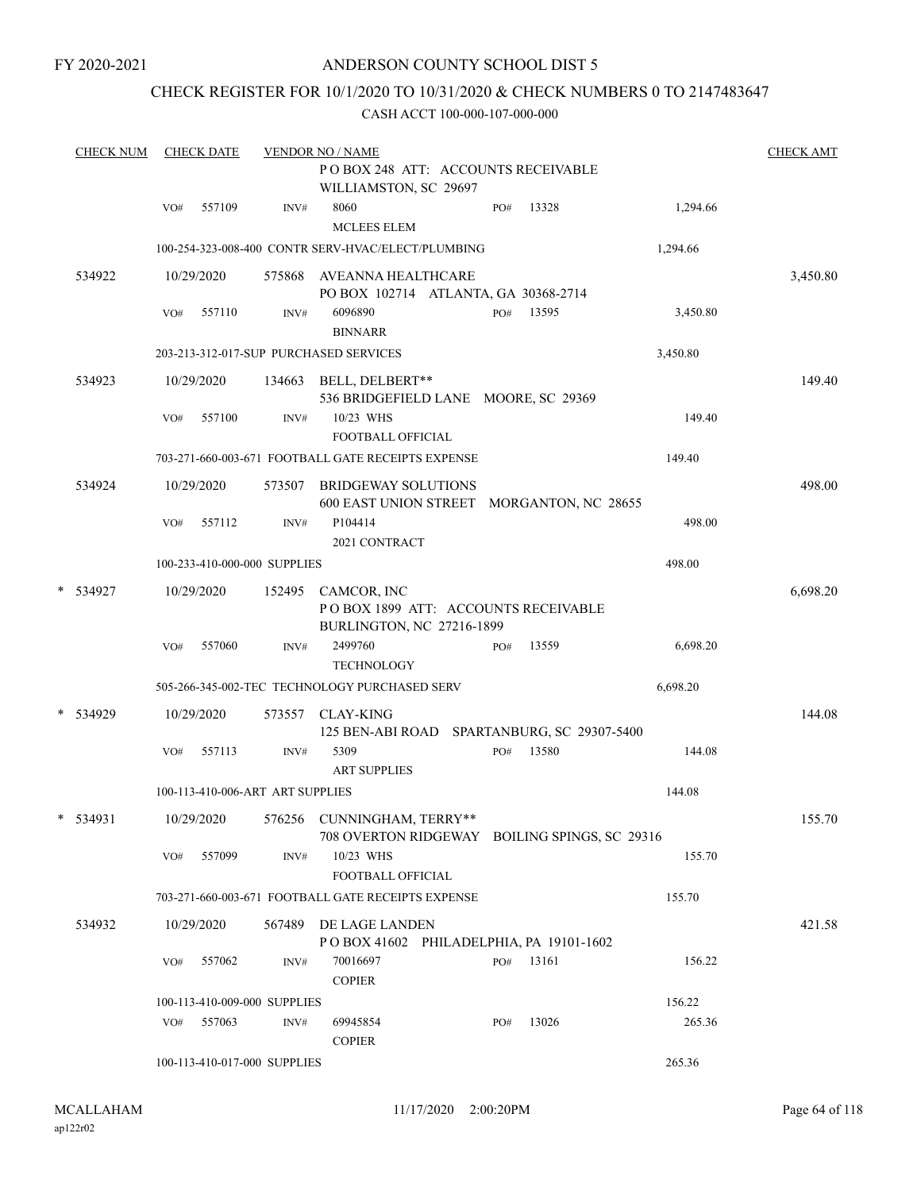FY 2020-2021

ANDERSON COUNTY SCHOOL DIST 5

CHECK REGISTER FOR 10/1/2020 TO 10/31/2020 & CHECK NUMBERS 0 TO 2147483647

CASH ACCT 100-000-107-000-000

| CHECK NUM | CHECK DATE | VENDOR NO / NAME | | | CHECK AMT |
|---|---|---|---|---|---|
| | | P O BOX 248 ATT: ACCOUNTS RECEIVABLE WILLIAMSTON, SC 29697 | | | |
| | VO# 557109 | INV# 8060 MCLEES ELEM | PO# 13328 | 1,294.66 | |
| | | 100-254-323-008-400 CONTR SERV-HVAC/ELECT/PLUMBING | | 1,294.66 | |
| 534922 | 10/29/2020 | 575868 AVEANNA HEALTHCARE PO BOX 102714 ATLANTA, GA 30368-2714 | | | 3,450.80 |
| | VO# 557110 | INV# 6096890 BINNARR | PO# 13595 | 3,450.80 | |
| | | 203-213-312-017-SUP PURCHASED SERVICES | | 3,450.80 | |
| 534923 | 10/29/2020 | 134663 BELL, DELBERT** 536 BRIDGEFIELD LANE MOORE, SC 29369 | | | 149.40 |
| | VO# 557100 | INV# 10/23 WHS FOOTBALL OFFICIAL | | 149.40 | |
| | | 703-271-660-003-671 FOOTBALL GATE RECEIPTS EXPENSE | | 149.40 | |
| 534924 | 10/29/2020 | 573507 BRIDGEWAY SOLUTIONS 600 EAST UNION STREET MORGANTON, NC 28655 | | | 498.00 |
| | VO# 557112 | INV# P104414 2021 CONTRACT | | 498.00 | |
| | | 100-233-410-000-000 SUPPLIES | | 498.00 | |
| * 534927 | 10/29/2020 | 152495 CAMCOR, INC P O BOX 1899 ATT: ACCOUNTS RECEIVABLE BURLINGTON, NC 27216-1899 | | | 6,698.20 |
| | VO# 557060 | INV# 2499760 TECHNOLOGY | PO# 13559 | 6,698.20 | |
| | | 505-266-345-002-TEC TECHNOLOGY PURCHASED SERV | | 6,698.20 | |
| * 534929 | 10/29/2020 | 573557 CLAY-KING 125 BEN-ABI ROAD SPARTANBURG, SC 29307-5400 | | | 144.08 |
| | VO# 557113 | INV# 5309 ART SUPPLIES | PO# 13580 | 144.08 | |
| | | 100-113-410-006-ART ART SUPPLIES | | 144.08 | |
| * 534931 | 10/29/2020 | 576256 CUNNINGHAM, TERRY** 708 OVERTON RIDGEWAY BOILING SPINGS, SC 29316 | | | 155.70 |
| | VO# 557099 | INV# 10/23 WHS FOOTBALL OFFICIAL | | 155.70 | |
| | | 703-271-660-003-671 FOOTBALL GATE RECEIPTS EXPENSE | | 155.70 | |
| 534932 | 10/29/2020 | 567489 DE LAGE LANDEN P O BOX 41602 PHILADELPHIA, PA 19101-1602 | | | 421.58 |
| | VO# 557062 | INV# 70016697 COPIER | PO# 13161 | 156.22 | |
| | | 100-113-410-009-000 SUPPLIES | | 156.22 | |
| | VO# 557063 | INV# 69945854 COPIER | PO# 13026 | 265.36 | |
| | | 100-113-410-017-000 SUPPLIES | | 265.36 | |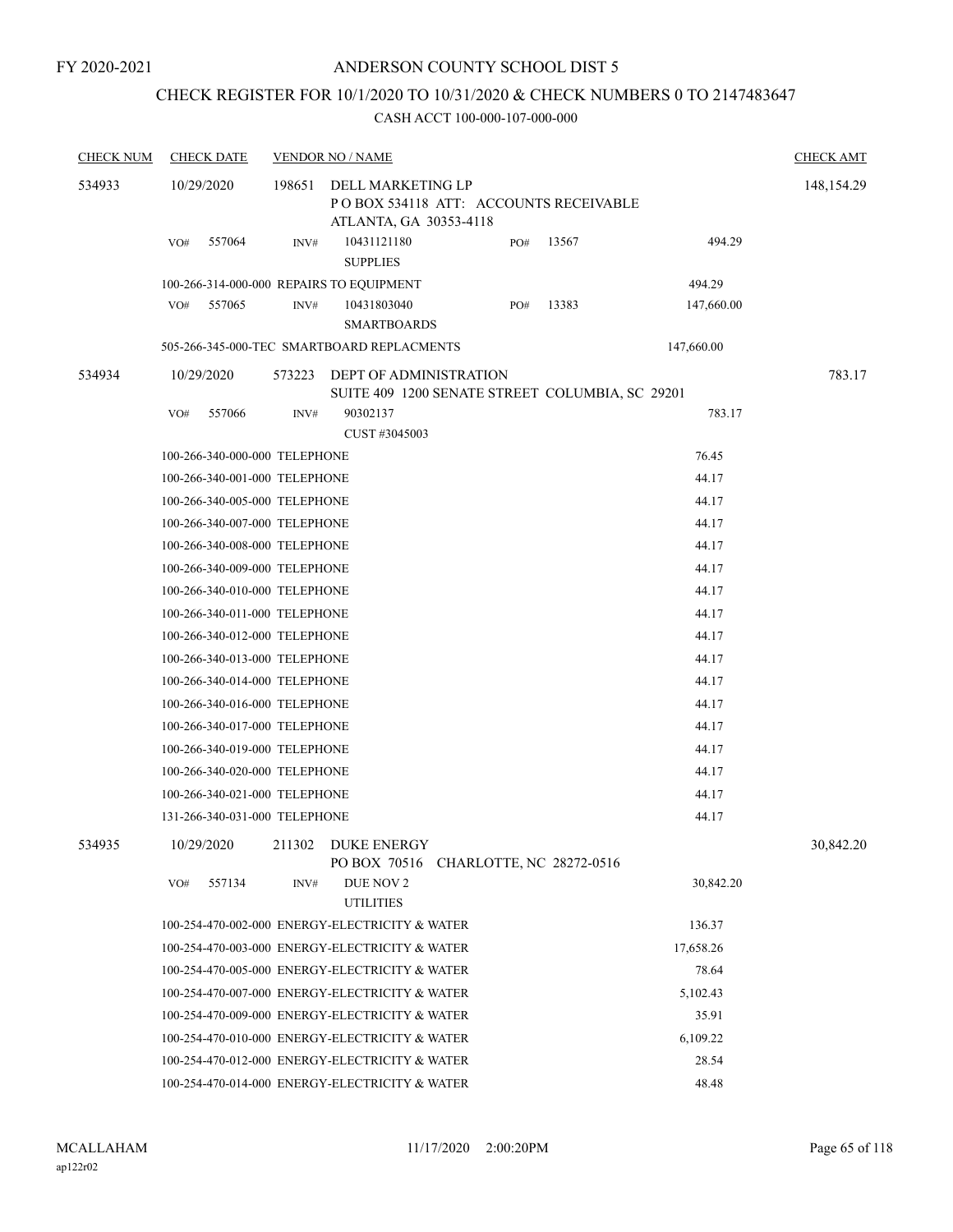FY 2020-2021

# ANDERSON COUNTY SCHOOL DIST 5

## CHECK REGISTER FOR 10/1/2020 TO 10/31/2020 & CHECK NUMBERS 0 TO 2147483647

### CASH ACCT 100-000-107-000-000

| CHECK NUM | CHECK DATE | VENDOR NO / NAME | | | CHECK AMT |
|---|---|---|---|---|---|
| 534933 | 10/29/2020 | 198651 DELL MARKETING LP<br>P O BOX 534118 ATT: ACCOUNTS RECEIVABLE<br>ATLANTA, GA 30353-4118 | | | 148,154.29 |
| | VO# 557064 | INV# 10431121180<br>SUPPLIES | PO# 13567 | 494.29 | |
| | 100-266-314-000-000 REPAIRS TO EQUIPMENT | | | 494.29 | |
| | VO# 557065 | INV# 10431803040<br>SMARTBOARDS | PO# 13383 | 147,660.00 | |
| | 505-266-345-000-TEC SMARTBOARD REPLACMENTS | | | 147,660.00 | |
| 534934 | 10/29/2020 | 573223 DEPT OF ADMINISTRATION<br>SUITE 409 1200 SENATE STREET COLUMBIA, SC 29201 | | | 783.17 |
| | VO# 557066 | INV# 90302137<br>CUST #3045003 | | 783.17 | |
| | 100-266-340-000-000 TELEPHONE | | | 76.45 | |
| | 100-266-340-001-000 TELEPHONE | | | 44.17 | |
| | 100-266-340-005-000 TELEPHONE | | | 44.17 | |
| | 100-266-340-007-000 TELEPHONE | | | 44.17 | |
| | 100-266-340-008-000 TELEPHONE | | | 44.17 | |
| | 100-266-340-009-000 TELEPHONE | | | 44.17 | |
| | 100-266-340-010-000 TELEPHONE | | | 44.17 | |
| | 100-266-340-011-000 TELEPHONE | | | 44.17 | |
| | 100-266-340-012-000 TELEPHONE | | | 44.17 | |
| | 100-266-340-013-000 TELEPHONE | | | 44.17 | |
| | 100-266-340-014-000 TELEPHONE | | | 44.17 | |
| | 100-266-340-016-000 TELEPHONE | | | 44.17 | |
| | 100-266-340-017-000 TELEPHONE | | | 44.17 | |
| | 100-266-340-019-000 TELEPHONE | | | 44.17 | |
| | 100-266-340-020-000 TELEPHONE | | | 44.17 | |
| | 100-266-340-021-000 TELEPHONE | | | 44.17 | |
| | 131-266-340-031-000 TELEPHONE | | | 44.17 | |
| 534935 | 10/29/2020 | 211302 DUKE ENERGY<br>PO BOX 70516 CHARLOTTE, NC 28272-0516 | | | 30,842.20 |
| | VO# 557134 | INV# DUE NOV 2<br>UTILITIES | | 30,842.20 | |
| | 100-254-470-002-000 ENERGY-ELECTRICITY & WATER | | | 136.37 | |
| | 100-254-470-003-000 ENERGY-ELECTRICITY & WATER | | | 17,658.26 | |
| | 100-254-470-005-000 ENERGY-ELECTRICITY & WATER | | | 78.64 | |
| | 100-254-470-007-000 ENERGY-ELECTRICITY & WATER | | | 5,102.43 | |
| | 100-254-470-009-000 ENERGY-ELECTRICITY & WATER | | | 35.91 | |
| | 100-254-470-010-000 ENERGY-ELECTRICITY & WATER | | | 6,109.22 | |
| | 100-254-470-012-000 ENERGY-ELECTRICITY & WATER | | | 28.54 | |
| | 100-254-470-014-000 ENERGY-ELECTRICITY & WATER | | | 48.48 | |

MCALLAHAM
ap122r02

11/17/2020 2:00:20PM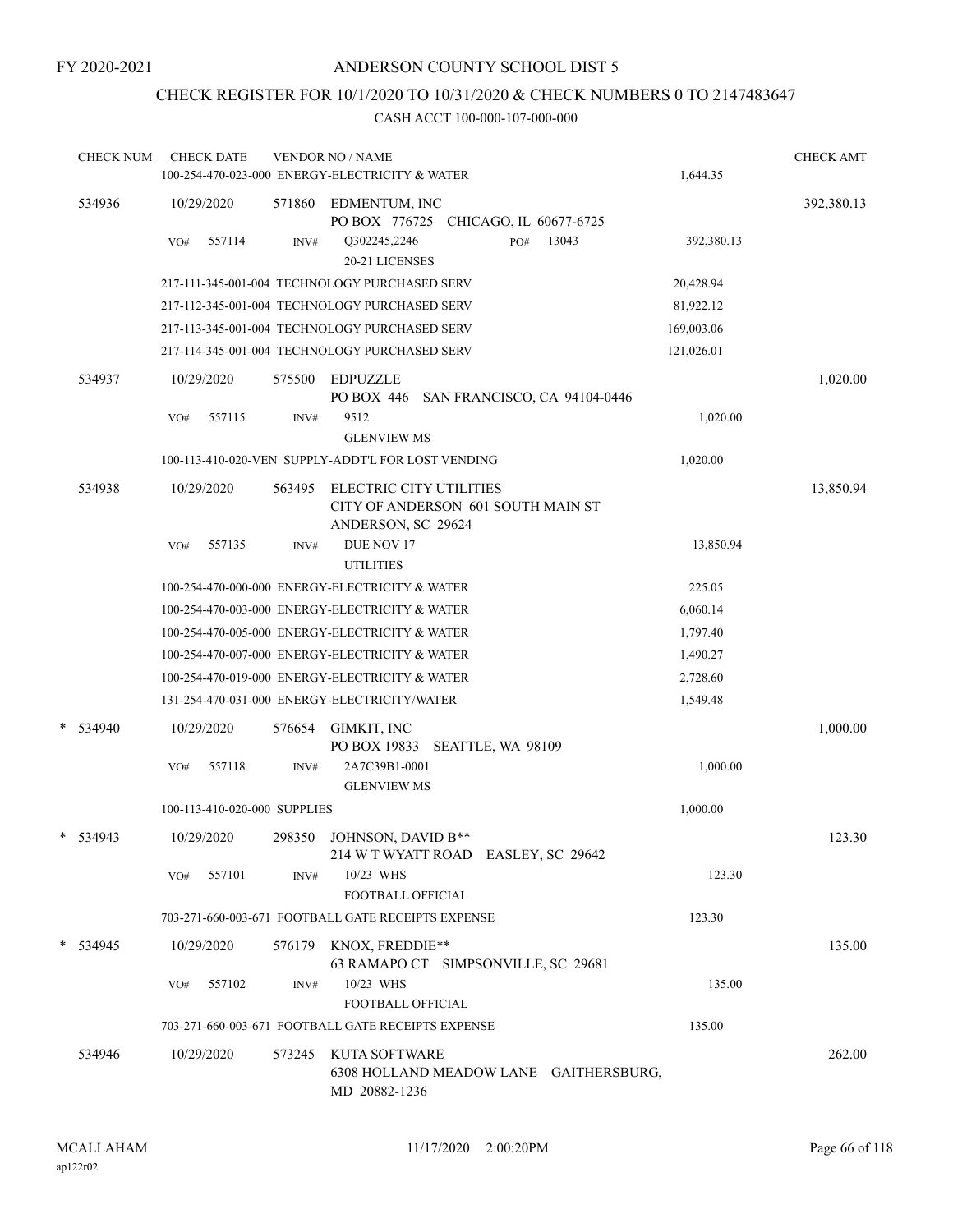FY 2020-2021

# ANDERSON COUNTY SCHOOL DIST 5

## CHECK REGISTER FOR 10/1/2020 TO 10/31/2020 & CHECK NUMBERS 0 TO 2147483647

### CASH ACCT 100-000-107-000-000

| CHECK NUM | CHECK DATE | VENDOR NO / NAME | | CHECK AMT |
|---|---|---|---|---|
| | | 100-254-470-023-000 ENERGY-ELECTRICITY & WATER | 1,644.35 | |
| 534936 | 10/29/2020 | 571860 EDMENTUM, INC<br>PO BOX 776725 CHICAGO, IL 60677-6725 | | 392,380.13 |
| | VO# 557114 | INV# Q302245,2246 PO# 13043<br>20-21 LICENSES | 392,380.13 | |
| | | 217-111-345-001-004 TECHNOLOGY PURCHASED SERV | 20,428.94 | |
| | | 217-112-345-001-004 TECHNOLOGY PURCHASED SERV | 81,922.12 | |
| | | 217-113-345-001-004 TECHNOLOGY PURCHASED SERV | 169,003.06 | |
| | | 217-114-345-001-004 TECHNOLOGY PURCHASED SERV | 121,026.01 | |
| 534937 | 10/29/2020 | 575500 EDPUZZLE<br>PO BOX 446 SAN FRANCISCO, CA 94104-0446 | | 1,020.00 |
| | VO# 557115 | INV# 9512<br>GLENVIEW MS | 1,020.00 | |
| | | 100-113-410-020-VEN SUPPLY-ADDT'L FOR LOST VENDING | 1,020.00 | |
| 534938 | 10/29/2020 | 563495 ELECTRIC CITY UTILITIES<br>CITY OF ANDERSON 601 SOUTH MAIN ST<br>ANDERSON, SC 29624 | | 13,850.94 |
| | VO# 557135 | INV# DUE NOV 17<br>UTILITIES | 13,850.94 | |
| | | 100-254-470-000-000 ENERGY-ELECTRICITY & WATER | 225.05 | |
| | | 100-254-470-003-000 ENERGY-ELECTRICITY & WATER | 6,060.14 | |
| | | 100-254-470-005-000 ENERGY-ELECTRICITY & WATER | 1,797.40 | |
| | | 100-254-470-007-000 ENERGY-ELECTRICITY & WATER | 1,490.27 | |
| | | 100-254-470-019-000 ENERGY-ELECTRICITY & WATER | 2,728.60 | |
| | | 131-254-470-031-000 ENERGY-ELECTRICITY/WATER | 1,549.48 | |
| * 534940 | 10/29/2020 | 576654 GIMKIT, INC<br>PO BOX 19833 SEATTLE, WA 98109 | | 1,000.00 |
| | VO# 557118 | INV# 2A7C39B1-0001<br>GLENVIEW MS | 1,000.00 | |
| | | 100-113-410-020-000 SUPPLIES | 1,000.00 | |
| * 534943 | 10/29/2020 | 298350 JOHNSON, DAVID B**<br>214 W T WYATT ROAD EASLEY, SC 29642 | | 123.30 |
| | VO# 557101 | INV# 10/23 WHS<br>FOOTBALL OFFICIAL | 123.30 | |
| | | 703-271-660-003-671 FOOTBALL GATE RECEIPTS EXPENSE | 123.30 | |
| * 534945 | 10/29/2020 | 576179 KNOX, FREDDIE**<br>63 RAMAPO CT SIMPSONVILLE, SC 29681 | | 135.00 |
| | VO# 557102 | INV# 10/23 WHS<br>FOOTBALL OFFICIAL | 135.00 | |
| | | 703-271-660-003-671 FOOTBALL GATE RECEIPTS EXPENSE | 135.00 | |
| 534946 | 10/29/2020 | 573245 KUTA SOFTWARE<br>6308 HOLLAND MEADOW LANE GAITHERSBURG,<br>MD 20882-1236 | | 262.00 |

MCALLAHAM
ap122r02

11/17/2020 2:00:20PM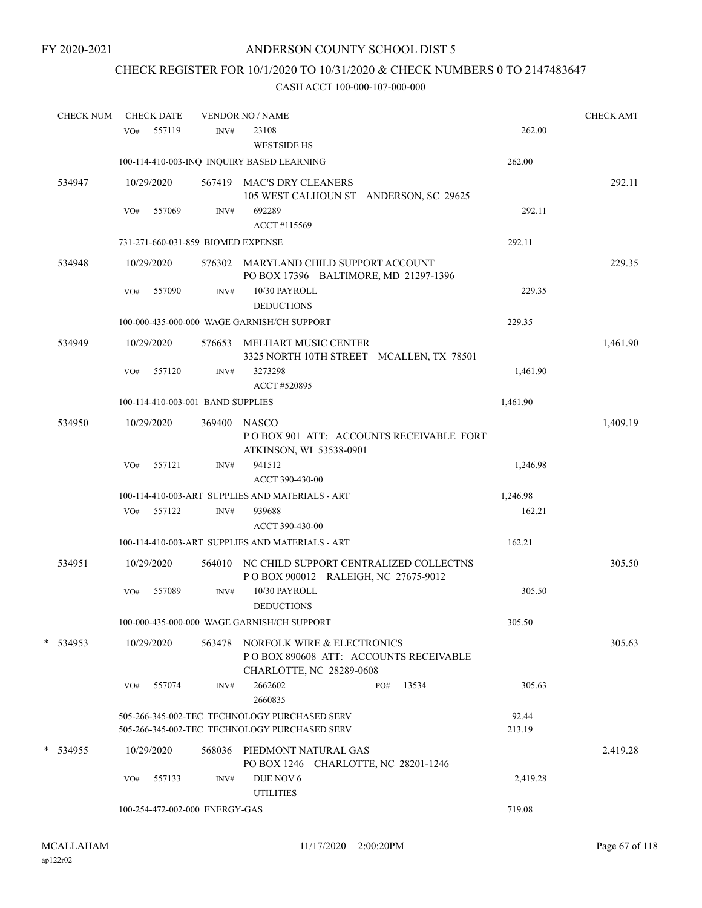FY 2020-2021

# ANDERSON COUNTY SCHOOL DIST 5

## CHECK REGISTER FOR 10/1/2020 TO 10/31/2020 & CHECK NUMBERS 0 TO 2147483647

### CASH ACCT 100-000-107-000-000

| CHECK NUM | CHECK DATE | VENDOR NO / NAME | | CHECK AMT |
|---|---|---|---|---|
| | VO# 557119 | INV# 23108 WESTSIDE HS | 262.00 | |
| | 100-114-410-003-INQ INQUIRY BASED LEARNING | | 262.00 | |
| 534947 | 10/29/2020 | 567419 MAC'S DRY CLEANERS 105 WEST CALHOUN ST ANDERSON, SC 29625 | | 292.11 |
| | VO# 557069 | INV# 692289 ACCT #115569 | 292.11 | |
| | 731-271-660-031-859 BIOMED EXPENSE | | 292.11 | |
| 534948 | 10/29/2020 | 576302 MARYLAND CHILD SUPPORT ACCOUNT PO BOX 17396 BALTIMORE, MD 21297-1396 | | 229.35 |
| | VO# 557090 | INV# 10/30 PAYROLL DEDUCTIONS | 229.35 | |
| | 100-000-435-000-000 WAGE GARNISH/CH SUPPORT | | 229.35 | |
| 534949 | 10/29/2020 | 576653 MELHART MUSIC CENTER 3325 NORTH 10TH STREET MCALLEN, TX 78501 | | 1,461.90 |
| | VO# 557120 | INV# 3273298 ACCT #520895 | 1,461.90 | |
| | 100-114-410-003-001 BAND SUPPLIES | | 1,461.90 | |
| 534950 | 10/29/2020 | 369400 NASCO P O BOX 901 ATT: ACCOUNTS RECEIVABLE FORT ATKINSON, WI 53538-0901 | | 1,409.19 |
| | VO# 557121 | INV# 941512 ACCT 390-430-00 | 1,246.98 | |
| | 100-114-410-003-ART SUPPLIES AND MATERIALS - ART | | 1,246.98 | |
| | VO# 557122 | INV# 939688 ACCT 390-430-00 | 162.21 | |
| | 100-114-410-003-ART SUPPLIES AND MATERIALS - ART | | 162.21 | |
| 534951 | 10/29/2020 | 564010 NC CHILD SUPPORT CENTRALIZED COLLECTNS P O BOX 900012 RALEIGH, NC 27675-9012 | | 305.50 |
| | VO# 557089 | INV# 10/30 PAYROLL DEDUCTIONS | 305.50 | |
| | 100-000-435-000-000 WAGE GARNISH/CH SUPPORT | | 305.50 | |
| * 534953 | 10/29/2020 | 563478 NORFOLK WIRE & ELECTRONICS P O BOX 890608 ATT: ACCOUNTS RECEIVABLE CHARLOTTE, NC 28289-0608 | | 305.63 |
| | VO# 557074 | INV# 2662602 2660835 PO# 13534 | 305.63 | |
| | 505-266-345-002-TEC TECHNOLOGY PURCHASED SERV | | 92.44 | |
| | 505-266-345-002-TEC TECHNOLOGY PURCHASED SERV | | 213.19 | |
| * 534955 | 10/29/2020 | 568036 PIEDMONT NATURAL GAS PO BOX 1246 CHARLOTTE, NC 28201-1246 | | 2,419.28 |
| | VO# 557133 | INV# DUE NOV 6 UTILITIES | 2,419.28 | |
| | 100-254-472-002-000 ENERGY-GAS | | 719.08 | |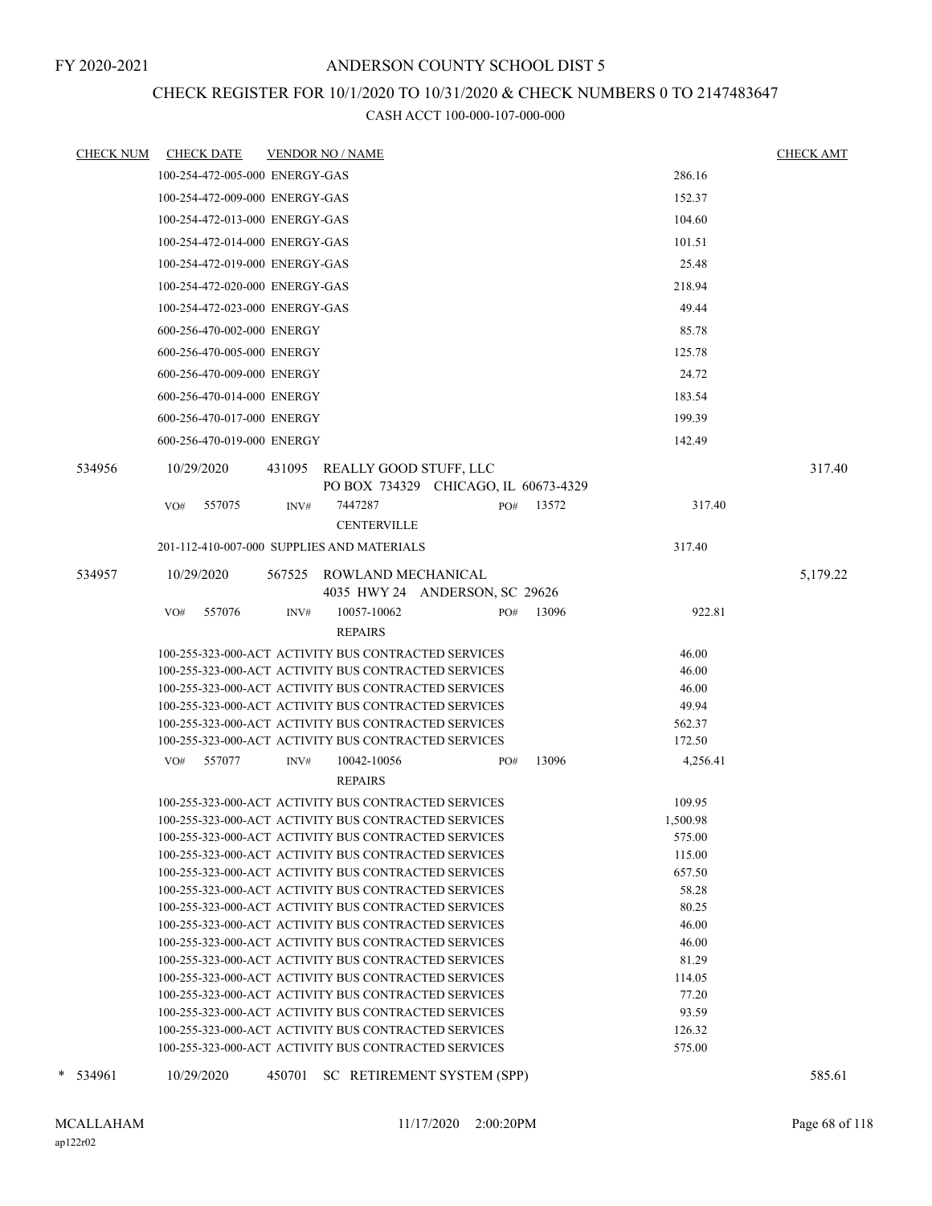FY 2020-2021

# ANDERSON COUNTY SCHOOL DIST 5

## CHECK REGISTER FOR 10/1/2020 TO 10/31/2020 & CHECK NUMBERS 0 TO 2147483647

### CASH ACCT 100-000-107-000-000

| CHECK NUM | CHECK DATE | VENDOR NO / NAME | | CHECK AMT |
|---|---|---|---|---|
| | 100-254-472-005-000 ENERGY-GAS | | 286.16 | |
| | 100-254-472-009-000 ENERGY-GAS | | 152.37 | |
| | 100-254-472-013-000 ENERGY-GAS | | 104.60 | |
| | 100-254-472-014-000 ENERGY-GAS | | 101.51 | |
| | 100-254-472-019-000 ENERGY-GAS | | 25.48 | |
| | 100-254-472-020-000 ENERGY-GAS | | 218.94 | |
| | 100-254-472-023-000 ENERGY-GAS | | 49.44 | |
| | 600-256-470-002-000 ENERGY | | 85.78 | |
| | 600-256-470-005-000 ENERGY | | 125.78 | |
| | 600-256-470-009-000 ENERGY | | 24.72 | |
| | 600-256-470-014-000 ENERGY | | 183.54 | |
| | 600-256-470-017-000 ENERGY | | 199.39 | |
| | 600-256-470-019-000 ENERGY | | 142.49 | |
| 534956 | 10/29/2020 | 431095 REALLY GOOD STUFF, LLC<br>PO BOX 734329 CHICAGO, IL 60673-4329 | | 317.40 |
| | VO# 557075 | INV# 7447287 PO# 13572<br>CENTERVILLE | 317.40 | |
| | 201-112-410-007-000 SUPPLIES AND MATERIALS | | 317.40 | |
| 534957 | 10/29/2020 | 567525 ROWLAND MECHANICAL<br>4035 HWY 24 ANDERSON, SC 29626 | | 5,179.22 |
| | VO# 557076 | INV# 10057-10062 PO# 13096<br>REPAIRS | 922.81 | |
| | 100-255-323-000-ACT ACTIVITY BUS CONTRACTED SERVICES | | 46.00 | |
| | 100-255-323-000-ACT ACTIVITY BUS CONTRACTED SERVICES | | 46.00 | |
| | 100-255-323-000-ACT ACTIVITY BUS CONTRACTED SERVICES | | 46.00 | |
| | 100-255-323-000-ACT ACTIVITY BUS CONTRACTED SERVICES | | 49.94 | |
| | 100-255-323-000-ACT ACTIVITY BUS CONTRACTED SERVICES | | 562.37 | |
| | 100-255-323-000-ACT ACTIVITY BUS CONTRACTED SERVICES | | 172.50 | |
| | VO# 557077 | INV# 10042-10056 PO# 13096<br>REPAIRS | 4,256.41 | |
| | 100-255-323-000-ACT ACTIVITY BUS CONTRACTED SERVICES | | 109.95 | |
| | 100-255-323-000-ACT ACTIVITY BUS CONTRACTED SERVICES | | 1,500.98 | |
| | 100-255-323-000-ACT ACTIVITY BUS CONTRACTED SERVICES | | 575.00 | |
| | 100-255-323-000-ACT ACTIVITY BUS CONTRACTED SERVICES | | 115.00 | |
| | 100-255-323-000-ACT ACTIVITY BUS CONTRACTED SERVICES | | 657.50 | |
| | 100-255-323-000-ACT ACTIVITY BUS CONTRACTED SERVICES | | 58.28 | |
| | 100-255-323-000-ACT ACTIVITY BUS CONTRACTED SERVICES | | 80.25 | |
| | 100-255-323-000-ACT ACTIVITY BUS CONTRACTED SERVICES | | 46.00 | |
| | 100-255-323-000-ACT ACTIVITY BUS CONTRACTED SERVICES | | 46.00 | |
| | 100-255-323-000-ACT ACTIVITY BUS CONTRACTED SERVICES | | 81.29 | |
| | 100-255-323-000-ACT ACTIVITY BUS CONTRACTED SERVICES | | 114.05 | |
| | 100-255-323-000-ACT ACTIVITY BUS CONTRACTED SERVICES | | 77.20 | |
| | 100-255-323-000-ACT ACTIVITY BUS CONTRACTED SERVICES | | 93.59 | |
| | 100-255-323-000-ACT ACTIVITY BUS CONTRACTED SERVICES | | 126.32 | |
| | 100-255-323-000-ACT ACTIVITY BUS CONTRACTED SERVICES | | 575.00 | |
| * 534961 | 10/29/2020 | 450701 SC RETIREMENT SYSTEM (SPP) | | 585.61 |

MCALLAHAM ap122r02 11/17/2020 2:00:20PM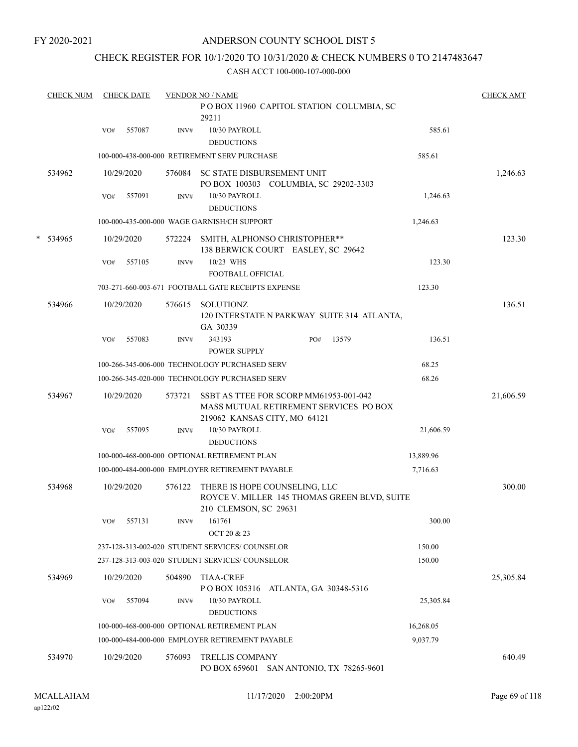FY 2020-2021

# ANDERSON COUNTY SCHOOL DIST 5

## CHECK REGISTER FOR 10/1/2020 TO 10/31/2020 & CHECK NUMBERS 0 TO 2147483647

CASH ACCT 100-000-107-000-000

| CHECK NUM | CHECK DATE | VENDOR NO / NAME | | CHECK AMT |
|---|---|---|---|---|
| | | P O BOX 11960 CAPITOL STATION COLUMBIA, SC 29211 | | |
| | VO# 557087 | INV# 10/30 PAYROLL DEDUCTIONS | 585.61 | |
| | | 100-000-438-000-000 RETIREMENT SERV PURCHASE | 585.61 | |
| 534962 | 10/29/2020 | 576084 SC STATE DISBURSEMENT UNIT PO BOX 100303 COLUMBIA, SC 29202-3303 | | 1,246.63 |
| | VO# 557091 | INV# 10/30 PAYROLL DEDUCTIONS | 1,246.63 | |
| | | 100-000-435-000-000 WAGE GARNISH/CH SUPPORT | 1,246.63 | |
| * 534965 | 10/29/2020 | 572224 SMITH, ALPHONSO CHRISTOPHER** 138 BERWICK COURT EASLEY, SC 29642 | | 123.30 |
| | VO# 557105 | INV# 10/23 WHS FOOTBALL OFFICIAL | 123.30 | |
| | | 703-271-660-003-671 FOOTBALL GATE RECEIPTS EXPENSE | 123.30 | |
| 534966 | 10/29/2020 | 576615 SOLUTIONZ 120 INTERSTATE N PARKWAY SUITE 314 ATLANTA, GA 30339 | | 136.51 |
| | VO# 557083 | INV# 343193 PO# 13579 POWER SUPPLY | 136.51 | |
| | | 100-266-345-006-000 TECHNOLOGY PURCHASED SERV | 68.25 | |
| | | 100-266-345-020-000 TECHNOLOGY PURCHASED SERV | 68.26 | |
| 534967 | 10/29/2020 | 573721 SSBT AS TTEE FOR SCORP MM61953-001-042 MASS MUTUAL RETIREMENT SERVICES PO BOX 219062 KANSAS CITY, MO 64121 | | 21,606.59 |
| | VO# 557095 | INV# 10/30 PAYROLL DEDUCTIONS | 21,606.59 | |
| | | 100-000-468-000-000 OPTIONAL RETIREMENT PLAN | 13,889.96 | |
| | | 100-000-484-000-000 EMPLOYER RETIREMENT PAYABLE | 7,716.63 | |
| 534968 | 10/29/2020 | 576122 THERE IS HOPE COUNSELING, LLC ROYCE V. MILLER 145 THOMAS GREEN BLVD, SUITE 210 CLEMSON, SC 29631 | | 300.00 |
| | VO# 557131 | INV# 161761 OCT 20 & 23 | 300.00 | |
| | | 237-128-313-002-020 STUDENT SERVICES/ COUNSELOR | 150.00 | |
| | | 237-128-313-003-020 STUDENT SERVICES/ COUNSELOR | 150.00 | |
| 534969 | 10/29/2020 | 504890 TIAA-CREF P O BOX 105316 ATLANTA, GA 30348-5316 | | 25,305.84 |
| | VO# 557094 | INV# 10/30 PAYROLL DEDUCTIONS | 25,305.84 | |
| | | 100-000-468-000-000 OPTIONAL RETIREMENT PLAN | 16,268.05 | |
| | | 100-000-484-000-000 EMPLOYER RETIREMENT PAYABLE | 9,037.79 | |
| 534970 | 10/29/2020 | 576093 TRELLIS COMPANY PO BOX 659601 SAN ANTONIO, TX 78265-9601 | | 640.49 |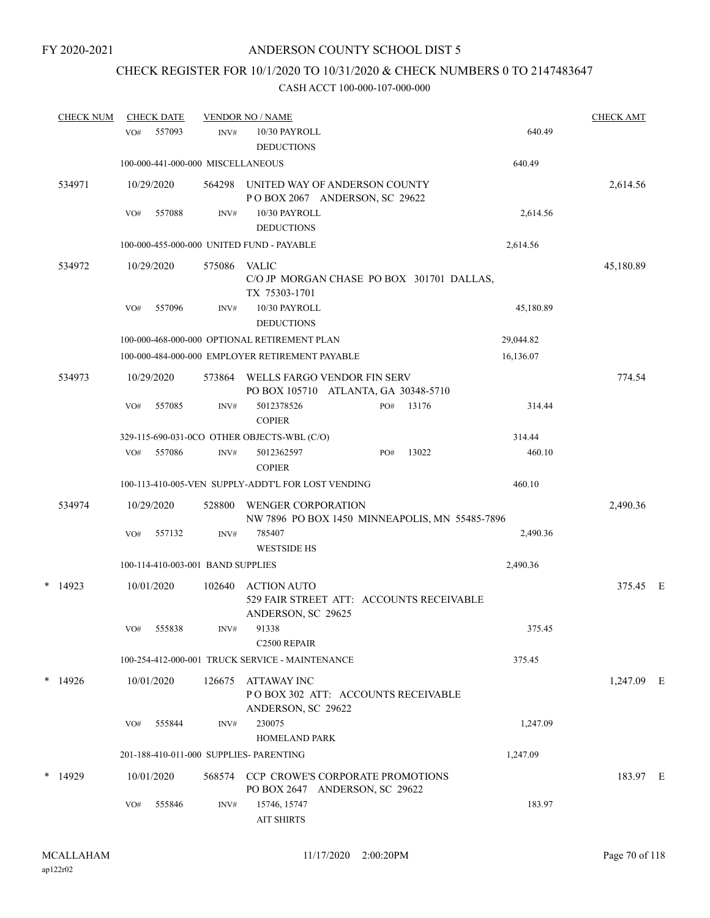FY 2020-2021

# ANDERSON COUNTY SCHOOL DIST 5

## CHECK REGISTER FOR 10/1/2020 TO 10/31/2020 & CHECK NUMBERS 0 TO 2147483647

### CASH ACCT 100-000-107-000-000

| CHECK NUM | CHECK DATE | VENDOR NO / NAME | | | CHECK AMT |
|---|---|---|---|---|---|
| | VO# 557093 | INV# 10/30 PAYROLL DEDUCTIONS | | 640.49 | |
| | 100-000-441-000-000 MISCELLANEOUS | | | 640.49 | |
| 534971 | 10/29/2020 | 564298 UNITED WAY OF ANDERSON COUNTY P O BOX 2067 ANDERSON, SC 29622 | | | 2,614.56 |
| | VO# 557088 | INV# 10/30 PAYROLL DEDUCTIONS | | 2,614.56 | |
| | 100-000-455-000-000 UNITED FUND - PAYABLE | | | 2,614.56 | |
| 534972 | 10/29/2020 | 575086 VALIC C/O JP MORGAN CHASE PO BOX 301701 DALLAS, TX 75303-1701 | | | 45,180.89 |
| | VO# 557096 | INV# 10/30 PAYROLL DEDUCTIONS | | 45,180.89 | |
| | 100-000-468-000-000 OPTIONAL RETIREMENT PLAN | | | 29,044.82 | |
| | 100-000-484-000-000 EMPLOYER RETIREMENT PAYABLE | | | 16,136.07 | |
| 534973 | 10/29/2020 | 573864 WELLS FARGO VENDOR FIN SERV PO BOX 105710 ATLANTA, GA 30348-5710 | | | 774.54 |
| | VO# 557085 | INV# 5012378526 COPIER | PO# 13176 | 314.44 | |
| | 329-115-690-031-0CO OTHER OBJECTS-WBL (C/O) | | | 314.44 | |
| | VO# 557086 | INV# 5012362597 COPIER | PO# 13022 | 460.10 | |
| | 100-113-410-005-VEN SUPPLY-ADDT'L FOR LOST VENDING | | | 460.10 | |
| 534974 | 10/29/2020 | 528800 WENGER CORPORATION NW 7896 PO BOX 1450 MINNEAPOLIS, MN 55485-7896 | | | 2,490.36 |
| | VO# 557132 | INV# 785407 WESTSIDE HS | | 2,490.36 | |
| | 100-114-410-003-001 BAND SUPPLIES | | | 2,490.36 | |
| * 14923 | 10/01/2020 | 102640 ACTION AUTO 529 FAIR STREET ATT: ACCOUNTS RECEIVABLE ANDERSON, SC 29625 | | | 375.45 E |
| | VO# 555838 | INV# 91338 C2500 REPAIR | | 375.45 | |
| | 100-254-412-000-001 TRUCK SERVICE - MAINTENANCE | | | 375.45 | |
| * 14926 | 10/01/2020 | 126675 ATTAWAY INC P O BOX 302 ATT: ACCOUNTS RECEIVABLE ANDERSON, SC 29622 | | | 1,247.09 E |
| | VO# 555844 | INV# 230075 HOMELAND PARK | | 1,247.09 | |
| | 201-188-410-011-000 SUPPLIES- PARENTING | | | 1,247.09 | |
| * 14929 | 10/01/2020 | 568574 CCP CROWE'S CORPORATE PROMOTIONS PO BOX 2647 ANDERSON, SC 29622 | | | 183.97 E |
| | VO# 555846 | INV# 15746, 15747 AIT SHIRTS | | 183.97 | |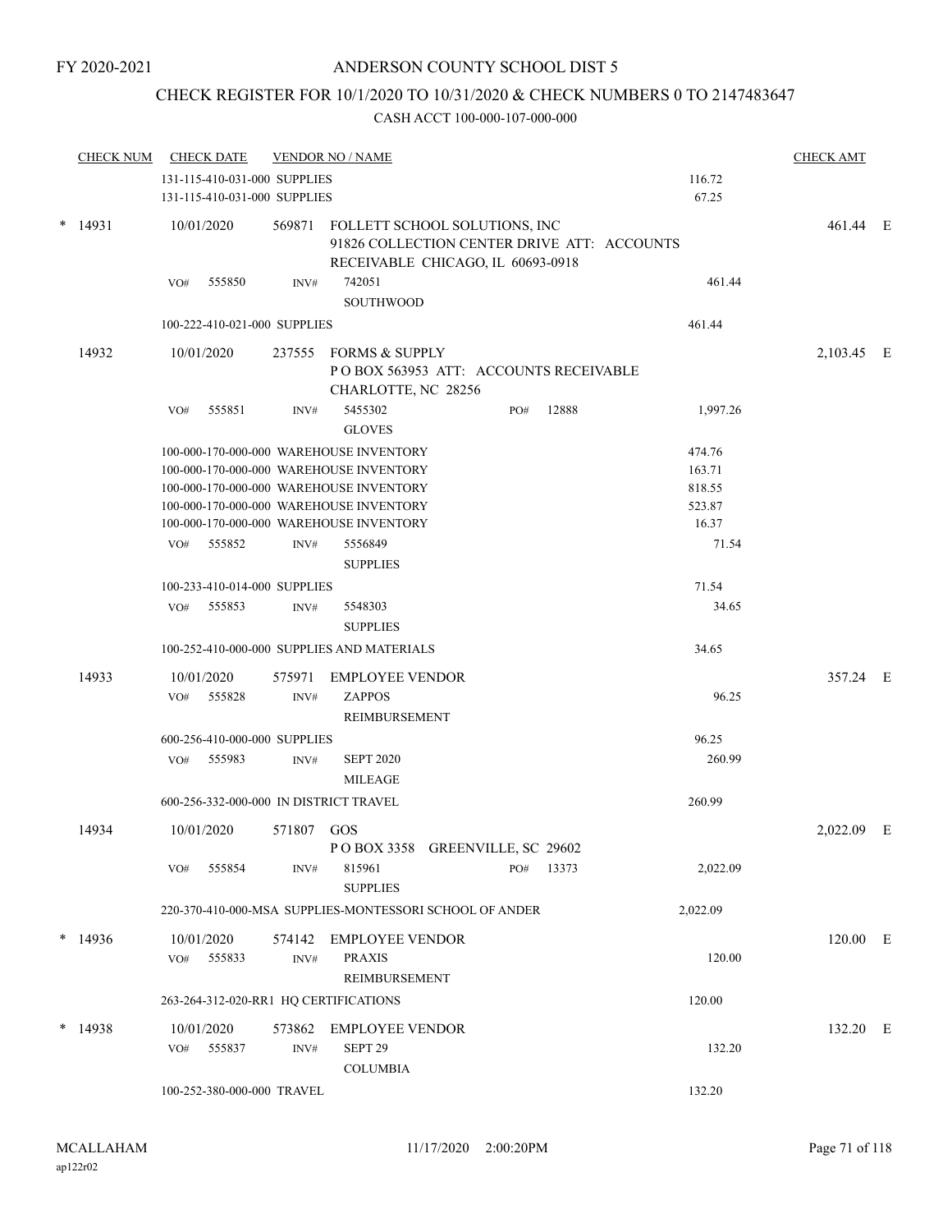FY 2020-2021

# ANDERSON COUNTY SCHOOL DIST 5

## CHECK REGISTER FOR 10/1/2020 TO 10/31/2020 & CHECK NUMBERS 0 TO 2147483647

### CASH ACCT 100-000-107-000-000

| CHECK NUM | CHECK DATE | VENDOR NO / NAME | | | CHECK AMT | |
|---|---|---|---|---|---|---|
| | 131-115-410-031-000 SUPPLIES | | | 116.72 | | |
| | 131-115-410-031-000 SUPPLIES | | | 67.25 | | |
| * 14931 | 10/01/2020 | 569871 FOLLETT SCHOOL SOLUTIONS, INC 91826 COLLECTION CENTER DRIVE ATT: ACCOUNTS RECEIVABLE CHICAGO, IL 60693-0918 | | | 461.44 | E |
| | VO# 555850 | INV# 742051 SOUTHWOOD | | 461.44 | | |
| | 100-222-410-021-000 SUPPLIES | | | 461.44 | | |
| 14932 | 10/01/2020 | 237555 FORMS & SUPPLY P O BOX 563953 ATT: ACCOUNTS RECEIVABLE CHARLOTTE, NC 28256 | | | 2,103.45 | E |
| | VO# 555851 | INV# 5455302 GLOVES | PO# 12888 | 1,997.26 | | |
| | 100-000-170-000-000 WAREHOUSE INVENTORY | | | 474.76 | | |
| | 100-000-170-000-000 WAREHOUSE INVENTORY | | | 163.71 | | |
| | 100-000-170-000-000 WAREHOUSE INVENTORY | | | 818.55 | | |
| | 100-000-170-000-000 WAREHOUSE INVENTORY | | | 523.87 | | |
| | 100-000-170-000-000 WAREHOUSE INVENTORY | | | 16.37 | | |
| | VO# 555852 | INV# 5556849 SUPPLIES | | 71.54 | | |
| | 100-233-410-014-000 SUPPLIES | | | 71.54 | | |
| | VO# 555853 | INV# 5548303 SUPPLIES | | 34.65 | | |
| | 100-252-410-000-000 SUPPLIES AND MATERIALS | | | 34.65 | | |
| 14933 | 10/01/2020 | 575971 EMPLOYEE VENDOR | | | 357.24 | E |
| | VO# 555828 | INV# ZAPPOS REIMBURSEMENT | | 96.25 | | |
| | 600-256-410-000-000 SUPPLIES | | | 96.25 | | |
| | VO# 555983 | INV# SEPT 2020 MILEAGE | | 260.99 | | |
| | 600-256-332-000-000 IN DISTRICT TRAVEL | | | 260.99 | | |
| 14934 | 10/01/2020 | 571807 GOS P O BOX 3358 GREENVILLE, SC 29602 | | | 2,022.09 | E |
| | VO# 555854 | INV# 815961 SUPPLIES | PO# 13373 | 2,022.09 | | |
| | 220-370-410-000-MSA SUPPLIES-MONTESSORI SCHOOL OF ANDER | | | 2,022.09 | | |
| * 14936 | 10/01/2020 | 574142 EMPLOYEE VENDOR | | | 120.00 | E |
| | VO# 555833 | INV# PRAXIS REIMBURSEMENT | | 120.00 | | |
| | 263-264-312-020-RR1 HQ CERTIFICATIONS | | | 120.00 | | |
| * 14938 | 10/01/2020 | 573862 EMPLOYEE VENDOR | | | 132.20 | E |
| | VO# 555837 | INV# SEPT 29 COLUMBIA | | 132.20 | | |
| | 100-252-380-000-000 TRAVEL | | | 132.20 | | |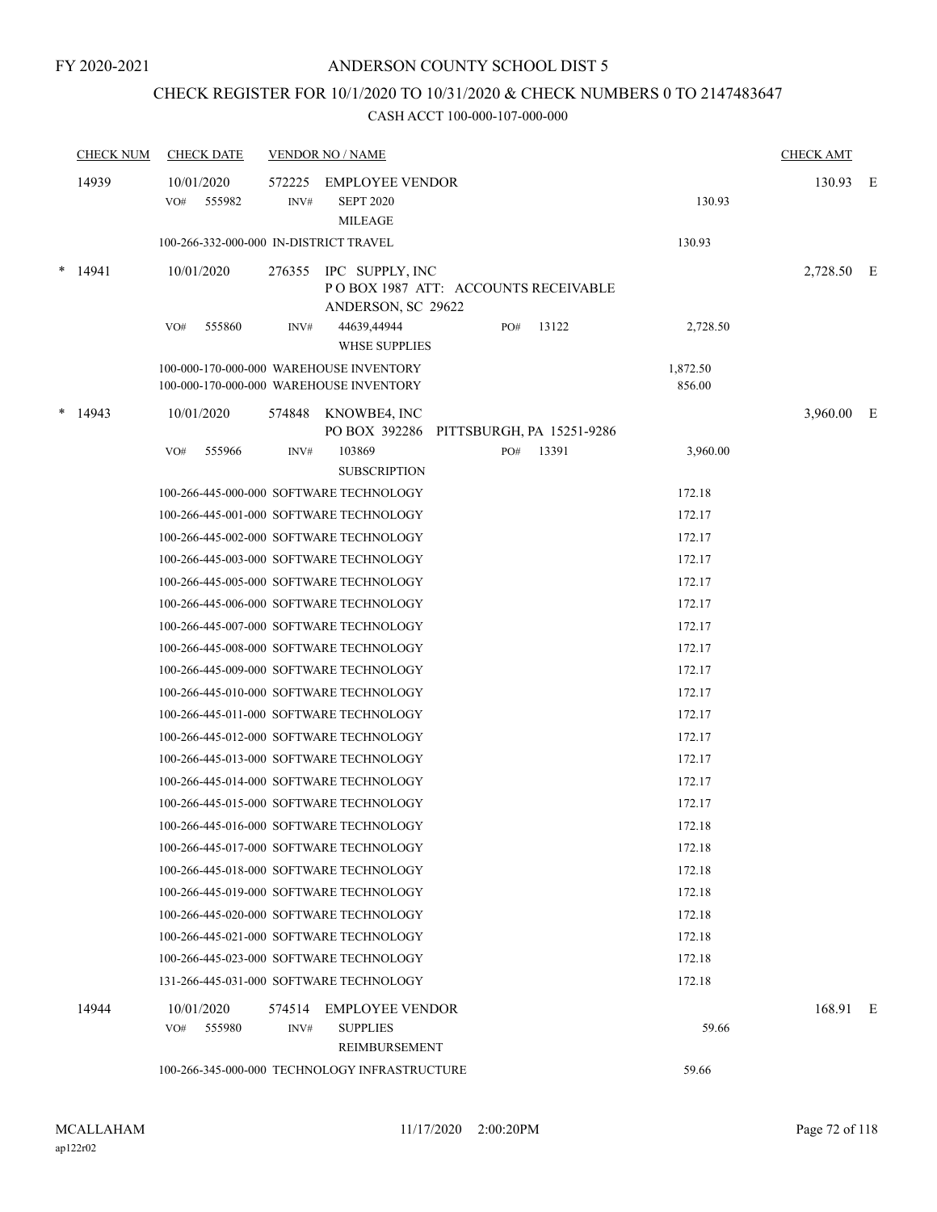FY 2020-2021

# ANDERSON COUNTY SCHOOL DIST 5

## CHECK REGISTER FOR 10/1/2020 TO 10/31/2020 & CHECK NUMBERS 0 TO 2147483647

CASH ACCT 100-000-107-000-000

| CHECK NUM | CHECK DATE | VENDOR NO / NAME | | CHECK AMT | |
|---|---|---|---|---|---|
| 14939 | 10/01/2020 | 572225 EMPLOYEE VENDOR | | 130.93 | E |
| | VO# 555982 | INV# SEPT 2020 MILEAGE | 130.93 | | |
| | 100-266-332-000-000 IN-DISTRICT TRAVEL | | 130.93 | | |
| * 14941 | 10/01/2020 | 276355 IPC SUPPLY, INC P O BOX 1987 ATT: ACCOUNTS RECEIVABLE ANDERSON, SC 29622 | | 2,728.50 | E |
| | VO# 555860 | INV# 44639,44944 WHSE SUPPLIES PO# 13122 | 2,728.50 | | |
| | 100-000-170-000-000 WAREHOUSE INVENTORY | | 1,872.50 | | |
| | 100-000-170-000-000 WAREHOUSE INVENTORY | | 856.00 | | |
| * 14943 | 10/01/2020 | 574848 KNOWBE4, INC PO BOX 392286 PITTSBURGH, PA 15251-9286 | | 3,960.00 | E |
| | VO# 555966 | INV# 103869 SUBSCRIPTION PO# 13391 | 3,960.00 | | |
| | 100-266-445-000-000 SOFTWARE TECHNOLOGY | | 172.18 | | |
| | 100-266-445-001-000 SOFTWARE TECHNOLOGY | | 172.17 | | |
| | 100-266-445-002-000 SOFTWARE TECHNOLOGY | | 172.17 | | |
| | 100-266-445-003-000 SOFTWARE TECHNOLOGY | | 172.17 | | |
| | 100-266-445-005-000 SOFTWARE TECHNOLOGY | | 172.17 | | |
| | 100-266-445-006-000 SOFTWARE TECHNOLOGY | | 172.17 | | |
| | 100-266-445-007-000 SOFTWARE TECHNOLOGY | | 172.17 | | |
| | 100-266-445-008-000 SOFTWARE TECHNOLOGY | | 172.17 | | |
| | 100-266-445-009-000 SOFTWARE TECHNOLOGY | | 172.17 | | |
| | 100-266-445-010-000 SOFTWARE TECHNOLOGY | | 172.17 | | |
| | 100-266-445-011-000 SOFTWARE TECHNOLOGY | | 172.17 | | |
| | 100-266-445-012-000 SOFTWARE TECHNOLOGY | | 172.17 | | |
| | 100-266-445-013-000 SOFTWARE TECHNOLOGY | | 172.17 | | |
| | 100-266-445-014-000 SOFTWARE TECHNOLOGY | | 172.17 | | |
| | 100-266-445-015-000 SOFTWARE TECHNOLOGY | | 172.17 | | |
| | 100-266-445-016-000 SOFTWARE TECHNOLOGY | | 172.18 | | |
| | 100-266-445-017-000 SOFTWARE TECHNOLOGY | | 172.18 | | |
| | 100-266-445-018-000 SOFTWARE TECHNOLOGY | | 172.18 | | |
| | 100-266-445-019-000 SOFTWARE TECHNOLOGY | | 172.18 | | |
| | 100-266-445-020-000 SOFTWARE TECHNOLOGY | | 172.18 | | |
| | 100-266-445-021-000 SOFTWARE TECHNOLOGY | | 172.18 | | |
| | 100-266-445-023-000 SOFTWARE TECHNOLOGY | | 172.18 | | |
| | 131-266-445-031-000 SOFTWARE TECHNOLOGY | | 172.18 | | |
| 14944 | 10/01/2020 | 574514 EMPLOYEE VENDOR | | 168.91 | E |
| | VO# 555980 | INV# SUPPLIES REIMBURSEMENT | 59.66 | | |
| | 100-266-345-000-000 TECHNOLOGY INFRASTRUCTURE | | 59.66 | | |

MCALLAHAM
ap122r02

11/17/2020 2:00:20PM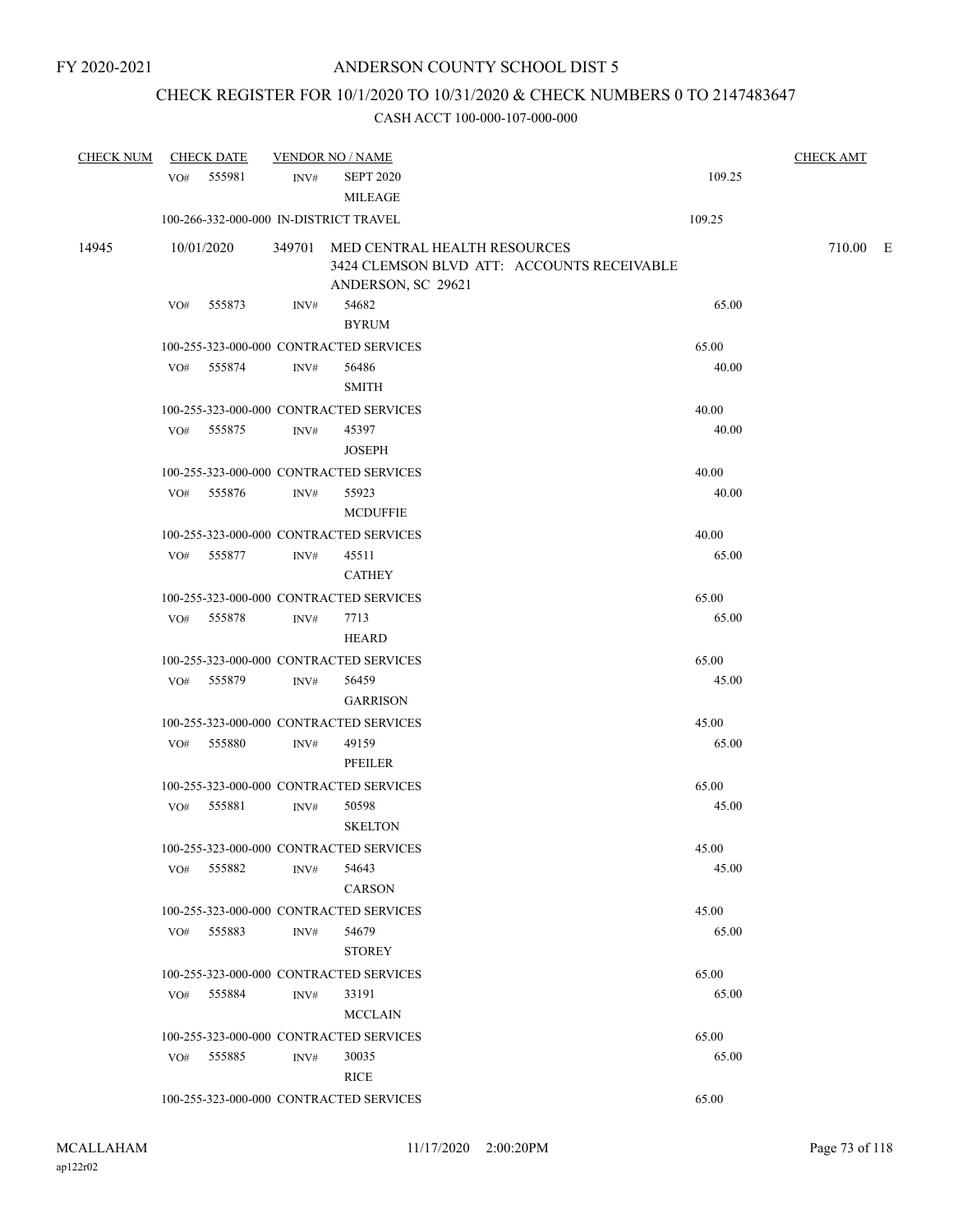FY 2020-2021

# ANDERSON COUNTY SCHOOL DIST 5

## CHECK REGISTER FOR 10/1/2020 TO 10/31/2020 & CHECK NUMBERS 0 TO 2147483647

### CASH ACCT 100-000-107-000-000

| CHECK NUM | CHECK DATE | VENDOR NO / NAME | | CHECK AMT |
|---|---|---|---|---|
| | VO# 555981 | INV# SEPT 2020 MILEAGE | 109.25 | |
| | 100-266-332-000-000 IN-DISTRICT TRAVEL | | 109.25 | |
| 14945 | 10/01/2020 | 349701 MED CENTRAL HEALTH RESOURCES 3424 CLEMSON BLVD ATT: ACCOUNTS RECEIVABLE ANDERSON, SC 29621 | | 710.00 E |
| | VO# 555873 | INV# 54682 BYRUM | 65.00 | |
| | 100-255-323-000-000 CONTRACTED SERVICES | | 65.00 | |
| | VO# 555874 | INV# 56486 SMITH | 40.00 | |
| | 100-255-323-000-000 CONTRACTED SERVICES | | 40.00 | |
| | VO# 555875 | INV# 45397 JOSEPH | 40.00 | |
| | 100-255-323-000-000 CONTRACTED SERVICES | | 40.00 | |
| | VO# 555876 | INV# 55923 MCDUFFIE | 40.00 | |
| | 100-255-323-000-000 CONTRACTED SERVICES | | 40.00 | |
| | VO# 555877 | INV# 45511 CATHEY | 65.00 | |
| | 100-255-323-000-000 CONTRACTED SERVICES | | 65.00 | |
| | VO# 555878 | INV# 7713 HEARD | 65.00 | |
| | 100-255-323-000-000 CONTRACTED SERVICES | | 65.00 | |
| | VO# 555879 | INV# 56459 GARRISON | 45.00 | |
| | 100-255-323-000-000 CONTRACTED SERVICES | | 45.00 | |
| | VO# 555880 | INV# 49159 PFEILER | 65.00 | |
| | 100-255-323-000-000 CONTRACTED SERVICES | | 65.00 | |
| | VO# 555881 | INV# 50598 SKELTON | 45.00 | |
| | 100-255-323-000-000 CONTRACTED SERVICES | | 45.00 | |
| | VO# 555882 | INV# 54643 CARSON | 45.00 | |
| | 100-255-323-000-000 CONTRACTED SERVICES | | 45.00 | |
| | VO# 555883 | INV# 54679 STOREY | 65.00 | |
| | 100-255-323-000-000 CONTRACTED SERVICES | | 65.00 | |
| | VO# 555884 | INV# 33191 MCCLAIN | 65.00 | |
| | 100-255-323-000-000 CONTRACTED SERVICES | | 65.00 | |
| | VO# 555885 | INV# 30035 RICE | 65.00 | |
| | 100-255-323-000-000 CONTRACTED SERVICES | | 65.00 | |

MCALLAHAM
ap122r02
11/17/2020 2:00:20PM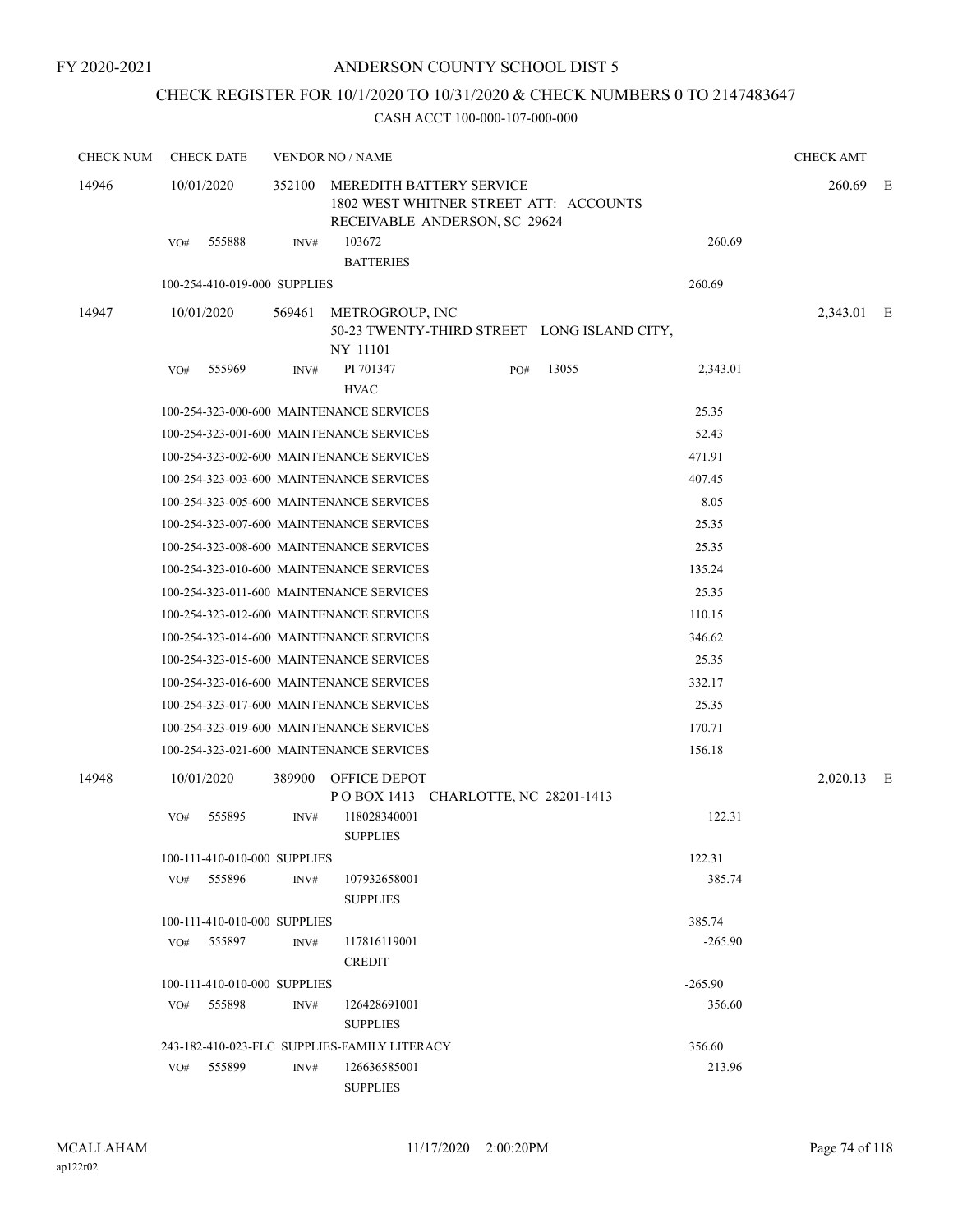FY 2020-2021

# ANDERSON COUNTY SCHOOL DIST 5

## CHECK REGISTER FOR 10/1/2020 TO 10/31/2020 & CHECK NUMBERS 0 TO 2147483647

CASH ACCT 100-000-107-000-000

| CHECK NUM | CHECK DATE | VENDOR NO / NAME | | | CHECK AMT |
|---|---|---|---|---|---|
| 14946 | 10/01/2020 | 352100 MEREDITH BATTERY SERVICE<br>1802 WEST WHITNER STREET ATT: ACCOUNTS RECEIVABLE ANDERSON, SC 29624 | | | 260.69 E |
| | VO# 555888 | INV# 103672<br>BATTERIES | | 260.69 | |
| | 100-254-410-019-000 SUPPLIES | | | 260.69 | |
| 14947 | 10/01/2020 | 569461 METROGROUP, INC<br>50-23 TWENTY-THIRD STREET LONG ISLAND CITY, NY 11101 | | | 2,343.01 E |
| | VO# 555969 | INV# PI 701347<br>HVAC | PO# 13055 | 2,343.01 | |
| | 100-254-323-000-600 MAINTENANCE SERVICES | | | 25.35 | |
| | 100-254-323-001-600 MAINTENANCE SERVICES | | | 52.43 | |
| | 100-254-323-002-600 MAINTENANCE SERVICES | | | 471.91 | |
| | 100-254-323-003-600 MAINTENANCE SERVICES | | | 407.45 | |
| | 100-254-323-005-600 MAINTENANCE SERVICES | | | 8.05 | |
| | 100-254-323-007-600 MAINTENANCE SERVICES | | | 25.35 | |
| | 100-254-323-008-600 MAINTENANCE SERVICES | | | 25.35 | |
| | 100-254-323-010-600 MAINTENANCE SERVICES | | | 135.24 | |
| | 100-254-323-011-600 MAINTENANCE SERVICES | | | 25.35 | |
| | 100-254-323-012-600 MAINTENANCE SERVICES | | | 110.15 | |
| | 100-254-323-014-600 MAINTENANCE SERVICES | | | 346.62 | |
| | 100-254-323-015-600 MAINTENANCE SERVICES | | | 25.35 | |
| | 100-254-323-016-600 MAINTENANCE SERVICES | | | 332.17 | |
| | 100-254-323-017-600 MAINTENANCE SERVICES | | | 25.35 | |
| | 100-254-323-019-600 MAINTENANCE SERVICES | | | 170.71 | |
| | 100-254-323-021-600 MAINTENANCE SERVICES | | | 156.18 | |
| 14948 | 10/01/2020 | 389900 OFFICE DEPOT<br>P O BOX 1413 CHARLOTTE, NC 28201-1413 | | | 2,020.13 E |
| | VO# 555895 | INV# 118028340001<br>SUPPLIES | | 122.31 | |
| | 100-111-410-010-000 SUPPLIES | | | 122.31 | |
| | VO# 555896 | INV# 107932658001<br>SUPPLIES | | 385.74 | |
| | 100-111-410-010-000 SUPPLIES | | | 385.74 | |
| | VO# 555897 | INV# 117816119001<br>CREDIT | | -265.90 | |
| | 100-111-410-010-000 SUPPLIES | | | -265.90 | |
| | VO# 555898 | INV# 126428691001<br>SUPPLIES | | 356.60 | |
| | 243-182-410-023-FLC SUPPLIES-FAMILY LITERACY | | | 356.60 | |
| | VO# 555899 | INV# 126636585001<br>SUPPLIES | | 213.96 | |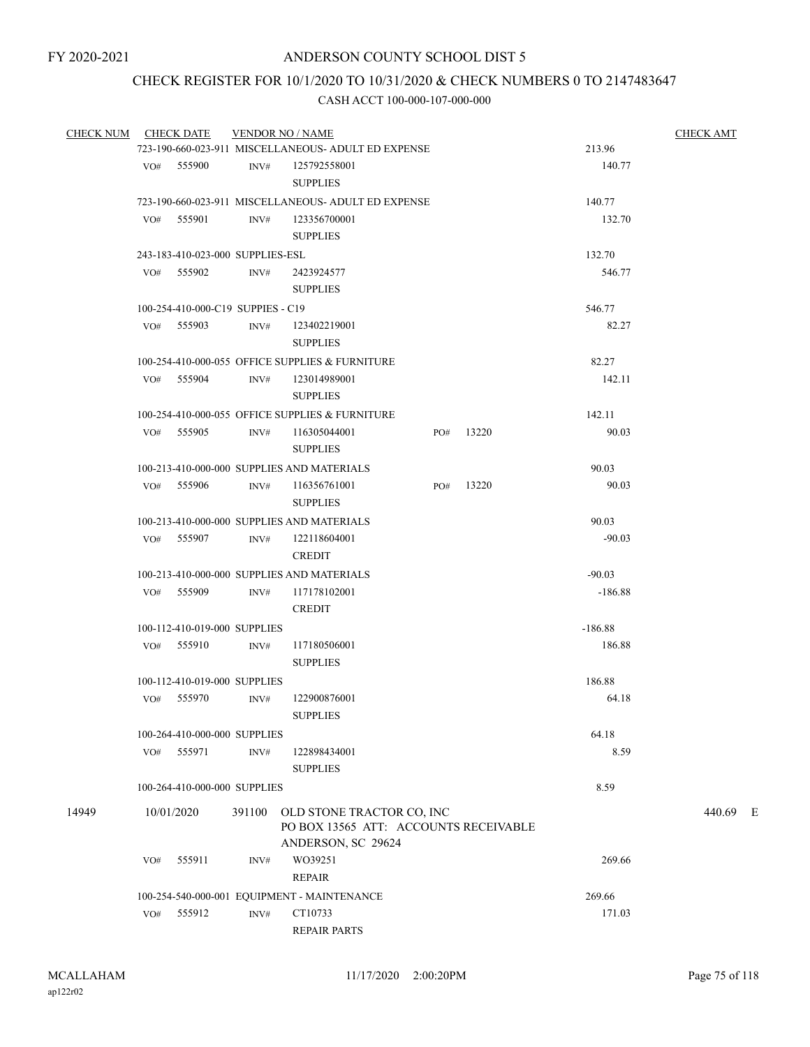FY 2020-2021

# ANDERSON COUNTY SCHOOL DIST 5

## CHECK REGISTER FOR 10/1/2020 TO 10/31/2020 & CHECK NUMBERS 0 TO 2147483647

### CASH ACCT 100-000-107-000-000

| CHECK NUM | CHECK DATE | VENDOR NO / NAME | | CHECK AMT |
|---|---|---|---|---|
| | | 723-190-660-023-911 MISCELLANEOUS- ADULT ED EXPENSE | 213.96 | |
| | VO# 555900 | INV# 125792558001 SUPPLIES | 140.77 | |
| | | 723-190-660-023-911 MISCELLANEOUS- ADULT ED EXPENSE | 140.77 | |
| | VO# 555901 | INV# 123356700001 SUPPLIES | 132.70 | |
| | | 243-183-410-023-000 SUPPLIES-ESL | 132.70 | |
| | VO# 555902 | INV# 2423924577 SUPPLIES | 546.77 | |
| | | 100-254-410-000-C19 SUPPIES - C19 | 546.77 | |
| | VO# 555903 | INV# 123402219001 SUPPLIES | 82.27 | |
| | | 100-254-410-000-055 OFFICE SUPPLIES & FURNITURE | 82.27 | |
| | VO# 555904 | INV# 123014989001 SUPPLIES | 142.11 | |
| | | 100-254-410-000-055 OFFICE SUPPLIES & FURNITURE | 142.11 | |
| | VO# 555905 | INV# 116305044001 PO# 13220 SUPPLIES | 90.03 | |
| | | 100-213-410-000-000 SUPPLIES AND MATERIALS | 90.03 | |
| | VO# 555906 | INV# 116356761001 PO# 13220 SUPPLIES | 90.03 | |
| | | 100-213-410-000-000 SUPPLIES AND MATERIALS | 90.03 | |
| | VO# 555907 | INV# 122118604001 CREDIT | -90.03 | |
| | | 100-213-410-000-000 SUPPLIES AND MATERIALS | -90.03 | |
| | VO# 555909 | INV# 117178102001 CREDIT | -186.88 | |
| | | 100-112-410-019-000 SUPPLIES | -186.88 | |
| | VO# 555910 | INV# 117180506001 SUPPLIES | 186.88 | |
| | | 100-112-410-019-000 SUPPLIES | 186.88 | |
| | VO# 555970 | INV# 122900876001 SUPPLIES | 64.18 | |
| | | 100-264-410-000-000 SUPPLIES | 64.18 | |
| | VO# 555971 | INV# 122898434001 SUPPLIES | 8.59 | |
| | | 100-264-410-000-000 SUPPLIES | 8.59 | |
| 14949 | 10/01/2020 | 391100 OLD STONE TRACTOR CO, INC PO BOX 13565 ATT: ACCOUNTS RECEIVABLE ANDERSON, SC 29624 | | 440.69 E |
| | VO# 555911 | INV# WO39251 REPAIR | 269.66 | |
| | | 100-254-540-000-001 EQUIPMENT - MAINTENANCE | 269.66 | |
| | VO# 555912 | INV# CT10733 REPAIR PARTS | 171.03 | |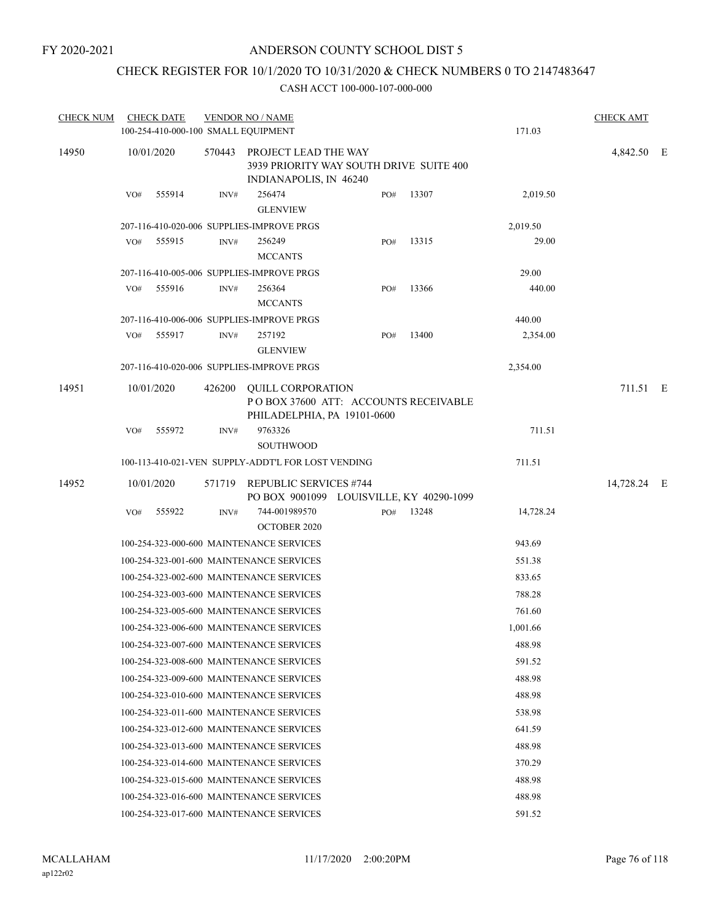FY 2020-2021

# ANDERSON COUNTY SCHOOL DIST 5

## CHECK REGISTER FOR 10/1/2020 TO 10/31/2020 & CHECK NUMBERS 0 TO 2147483647

### CASH ACCT 100-000-107-000-000

| CHECK NUM | CHECK DATE | VENDOR NO / NAME | | | | | CHECK AMT | |
|---|---|---|---|---|---|---|---|---|
| | 100-254-410-000-100 SMALL EQUIPMENT | | | | | 171.03 | | |
| 14950 | 10/01/2020 | 570443 PROJECT LEAD THE WAY<br>3939 PRIORITY WAY SOUTH DRIVE SUITE 400<br>INDIANAPOLIS, IN 46240 | | | | | 4,842.50 | E |
| | VO# 555914 | INV# 256474<br>GLENVIEW | PO# | 13307 | | 2,019.50 | | |
| | 207-116-410-020-006 SUPPLIES-IMPROVE PRGS | | | | | 2,019.50 | | |
| | VO# 555915 | INV# 256249<br>MCCANTS | PO# | 13315 | | 29.00 | | |
| | 207-116-410-005-006 SUPPLIES-IMPROVE PRGS | | | | | 29.00 | | |
| | VO# 555916 | INV# 256364<br>MCCANTS | PO# | 13366 | | 440.00 | | |
| | 207-116-410-006-006 SUPPLIES-IMPROVE PRGS | | | | | 440.00 | | |
| | VO# 555917 | INV# 257192<br>GLENVIEW | PO# | 13400 | | 2,354.00 | | |
| | 207-116-410-020-006 SUPPLIES-IMPROVE PRGS | | | | | 2,354.00 | | |
| 14951 | 10/01/2020 | 426200 QUILL CORPORATION<br>P O BOX 37600 ATT: ACCOUNTS RECEIVABLE<br>PHILADELPHIA, PA 19101-0600 | | | | | 711.51 | E |
| | VO# 555972 | INV# 9763326<br>SOUTHWOOD | | | | 711.51 | | |
| | 100-113-410-021-VEN SUPPLY-ADDT'L FOR LOST VENDING | | | | | 711.51 | | |
| 14952 | 10/01/2020 | 571719 REPUBLIC SERVICES #744<br>PO BOX 9001099 LOUISVILLE, KY 40290-1099 | | | | | 14,728.24 | E |
| | VO# 555922 | INV# 744-001989570<br>OCTOBER 2020 | PO# | 13248 | | 14,728.24 | | |
| | 100-254-323-000-600 MAINTENANCE SERVICES | | | | | 943.69 | | |
| | 100-254-323-001-600 MAINTENANCE SERVICES | | | | | 551.38 | | |
| | 100-254-323-002-600 MAINTENANCE SERVICES | | | | | 833.65 | | |
| | 100-254-323-003-600 MAINTENANCE SERVICES | | | | | 788.28 | | |
| | 100-254-323-005-600 MAINTENANCE SERVICES | | | | | 761.60 | | |
| | 100-254-323-006-600 MAINTENANCE SERVICES | | | | | 1,001.66 | | |
| | 100-254-323-007-600 MAINTENANCE SERVICES | | | | | 488.98 | | |
| | 100-254-323-008-600 MAINTENANCE SERVICES | | | | | 591.52 | | |
| | 100-254-323-009-600 MAINTENANCE SERVICES | | | | | 488.98 | | |
| | 100-254-323-010-600 MAINTENANCE SERVICES | | | | | 488.98 | | |
| | 100-254-323-011-600 MAINTENANCE SERVICES | | | | | 538.98 | | |
| | 100-254-323-012-600 MAINTENANCE SERVICES | | | | | 641.59 | | |
| | 100-254-323-013-600 MAINTENANCE SERVICES | | | | | 488.98 | | |
| | 100-254-323-014-600 MAINTENANCE SERVICES | | | | | 370.29 | | |
| | 100-254-323-015-600 MAINTENANCE SERVICES | | | | | 488.98 | | |
| | 100-254-323-016-600 MAINTENANCE SERVICES | | | | | 488.98 | | |
| | 100-254-323-017-600 MAINTENANCE SERVICES | | | | | 591.52 | | |

MCALLAHAM
ap122r02
11/17/2020 2:00:20PM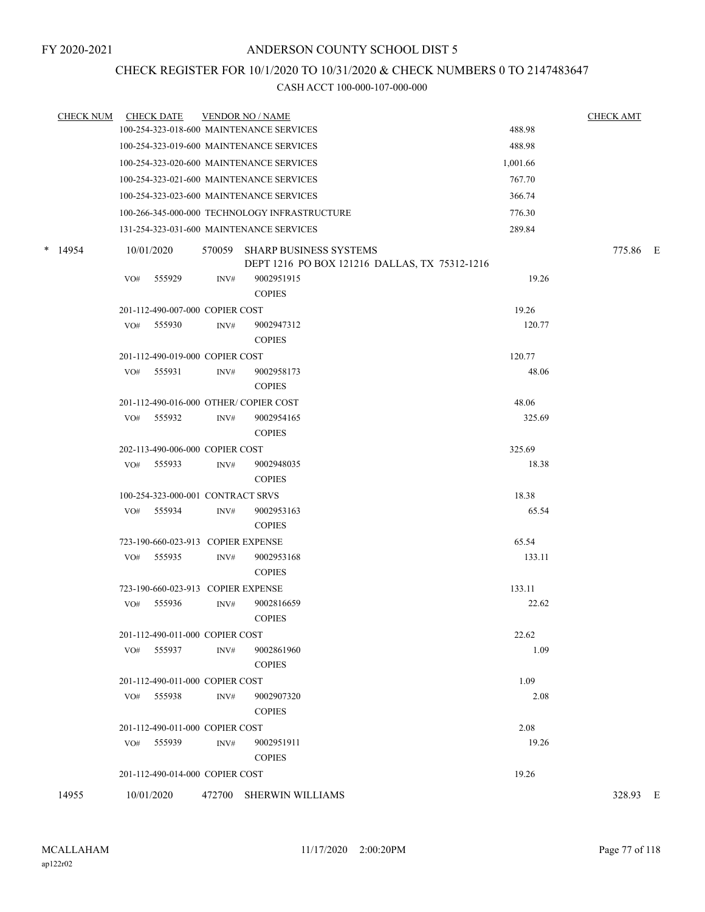FY 2020-2021

# ANDERSON COUNTY SCHOOL DIST 5

## CHECK REGISTER FOR 10/1/2020 TO 10/31/2020 & CHECK NUMBERS 0 TO 2147483647

### CASH ACCT 100-000-107-000-000

| CHECK NUM | CHECK DATE | VENDOR NO / NAME | | CHECK AMT |
|---|---|---|---|---|
| | | 100-254-323-018-600 MAINTENANCE SERVICES | 488.98 | |
| | | 100-254-323-019-600 MAINTENANCE SERVICES | 488.98 | |
| | | 100-254-323-020-600 MAINTENANCE SERVICES | 1,001.66 | |
| | | 100-254-323-021-600 MAINTENANCE SERVICES | 767.70 | |
| | | 100-254-323-023-600 MAINTENANCE SERVICES | 366.74 | |
| | | 100-266-345-000-000 TECHNOLOGY INFRASTRUCTURE | 776.30 | |
| | | 131-254-323-031-600 MAINTENANCE SERVICES | 289.84 | |
| * 14954 | 10/01/2020 | 570059 SHARP BUSINESS SYSTEMS<br>DEPT 1216 PO BOX 121216 DALLAS, TX 75312-1216 | | 775.86 E |
| | VO# 555929 | INV# 9002951915<br>COPIES | 19.26 | |
| | | 201-112-490-007-000 COPIER COST | 19.26 | |
| | VO# 555930 | INV# 9002947312<br>COPIES | 120.77 | |
| | | 201-112-490-019-000 COPIER COST | 120.77 | |
| | VO# 555931 | INV# 9002958173<br>COPIES | 48.06 | |
| | | 201-112-490-016-000 OTHER/ COPIER COST | 48.06 | |
| | VO# 555932 | INV# 9002954165<br>COPIES | 325.69 | |
| | | 202-113-490-006-000 COPIER COST | 325.69 | |
| | VO# 555933 | INV# 9002948035<br>COPIES | 18.38 | |
| | | 100-254-323-000-001 CONTRACT SRVS | 18.38 | |
| | VO# 555934 | INV# 9002953163<br>COPIES | 65.54 | |
| | | 723-190-660-023-913 COPIER EXPENSE | 65.54 | |
| | VO# 555935 | INV# 9002953168<br>COPIES | 133.11 | |
| | | 723-190-660-023-913 COPIER EXPENSE | 133.11 | |
| | VO# 555936 | INV# 9002816659<br>COPIES | 22.62 | |
| | | 201-112-490-011-000 COPIER COST | 22.62 | |
| | VO# 555937 | INV# 9002861960<br>COPIES | 1.09 | |
| | | 201-112-490-011-000 COPIER COST | 1.09 | |
| | VO# 555938 | INV# 9002907320<br>COPIES | 2.08 | |
| | | 201-112-490-011-000 COPIER COST | 2.08 | |
| | VO# 555939 | INV# 9002951911<br>COPIES | 19.26 | |
| | | 201-112-490-014-000 COPIER COST | 19.26 | |
| 14955 | 10/01/2020 | 472700 SHERWIN WILLIAMS | | 328.93 E |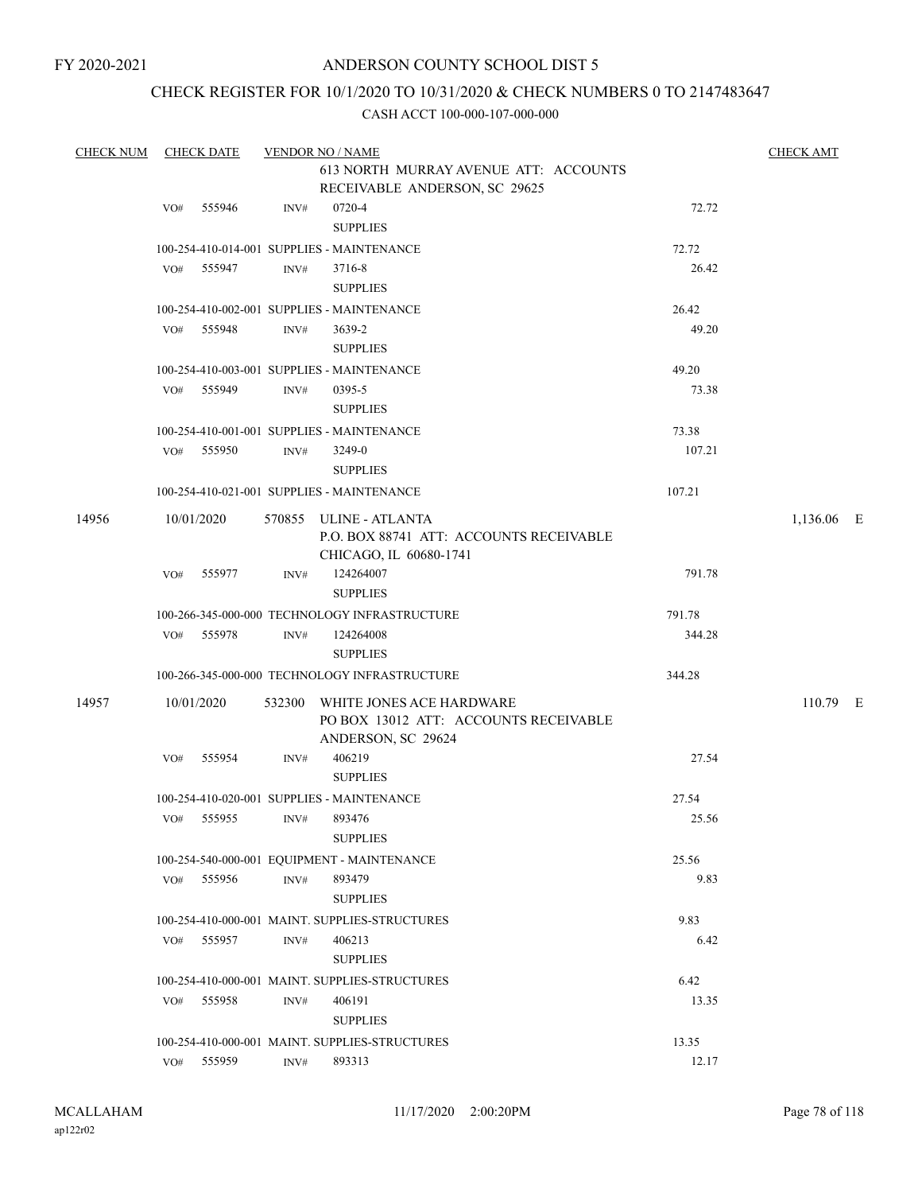FY 2020-2021

# ANDERSON COUNTY SCHOOL DIST 5

## CHECK REGISTER FOR 10/1/2020 TO 10/31/2020 & CHECK NUMBERS 0 TO 2147483647

CASH ACCT 100-000-107-000-000

| CHECK NUM | CHECK DATE | VENDOR NO / NAME | | CHECK AMT |
|---|---|---|---|---|
| | | 613 NORTH MURRAY AVENUE ATT: ACCOUNTS RECEIVABLE ANDERSON, SC 29625 | | |
| | VO# 555946 | INV# 0720-4 SUPPLIES | 72.72 | |
| | | 100-254-410-014-001 SUPPLIES - MAINTENANCE | 72.72 | |
| | VO# 555947 | INV# 3716-8 SUPPLIES | 26.42 | |
| | | 100-254-410-002-001 SUPPLIES - MAINTENANCE | 26.42 | |
| | VO# 555948 | INV# 3639-2 SUPPLIES | 49.20 | |
| | | 100-254-410-003-001 SUPPLIES - MAINTENANCE | 49.20 | |
| | VO# 555949 | INV# 0395-5 SUPPLIES | 73.38 | |
| | | 100-254-410-001-001 SUPPLIES - MAINTENANCE | 73.38 | |
| | VO# 555950 | INV# 3249-0 SUPPLIES | 107.21 | |
| | | 100-254-410-021-001 SUPPLIES - MAINTENANCE | 107.21 | |
| 14956 | 10/01/2020 | 570855 ULINE - ATLANTA P.O. BOX 88741 ATT: ACCOUNTS RECEIVABLE CHICAGO, IL 60680-1741 | | 1,136.06 E |
| | VO# 555977 | INV# 124264007 SUPPLIES | 791.78 | |
| | | 100-266-345-000-000 TECHNOLOGY INFRASTRUCTURE | 791.78 | |
| | VO# 555978 | INV# 124264008 SUPPLIES | 344.28 | |
| | | 100-266-345-000-000 TECHNOLOGY INFRASTRUCTURE | 344.28 | |
| 14957 | 10/01/2020 | 532300 WHITE JONES ACE HARDWARE PO BOX 13012 ATT: ACCOUNTS RECEIVABLE ANDERSON, SC 29624 | | 110.79 E |
| | VO# 555954 | INV# 406219 SUPPLIES | 27.54 | |
| | | 100-254-410-020-001 SUPPLIES - MAINTENANCE | 27.54 | |
| | VO# 555955 | INV# 893476 SUPPLIES | 25.56 | |
| | | 100-254-540-000-001 EQUIPMENT - MAINTENANCE | 25.56 | |
| | VO# 555956 | INV# 893479 SUPPLIES | 9.83 | |
| | | 100-254-410-000-001 MAINT. SUPPLIES-STRUCTURES | 9.83 | |
| | VO# 555957 | INV# 406213 SUPPLIES | 6.42 | |
| | | 100-254-410-000-001 MAINT. SUPPLIES-STRUCTURES | 6.42 | |
| | VO# 555958 | INV# 406191 SUPPLIES | 13.35 | |
| | | 100-254-410-000-001 MAINT. SUPPLIES-STRUCTURES | 13.35 | |
| | VO# 555959 | INV# 893313 | 12.17 | |

MCALLAHAM ap122r02 11/17/2020 2:00:20PM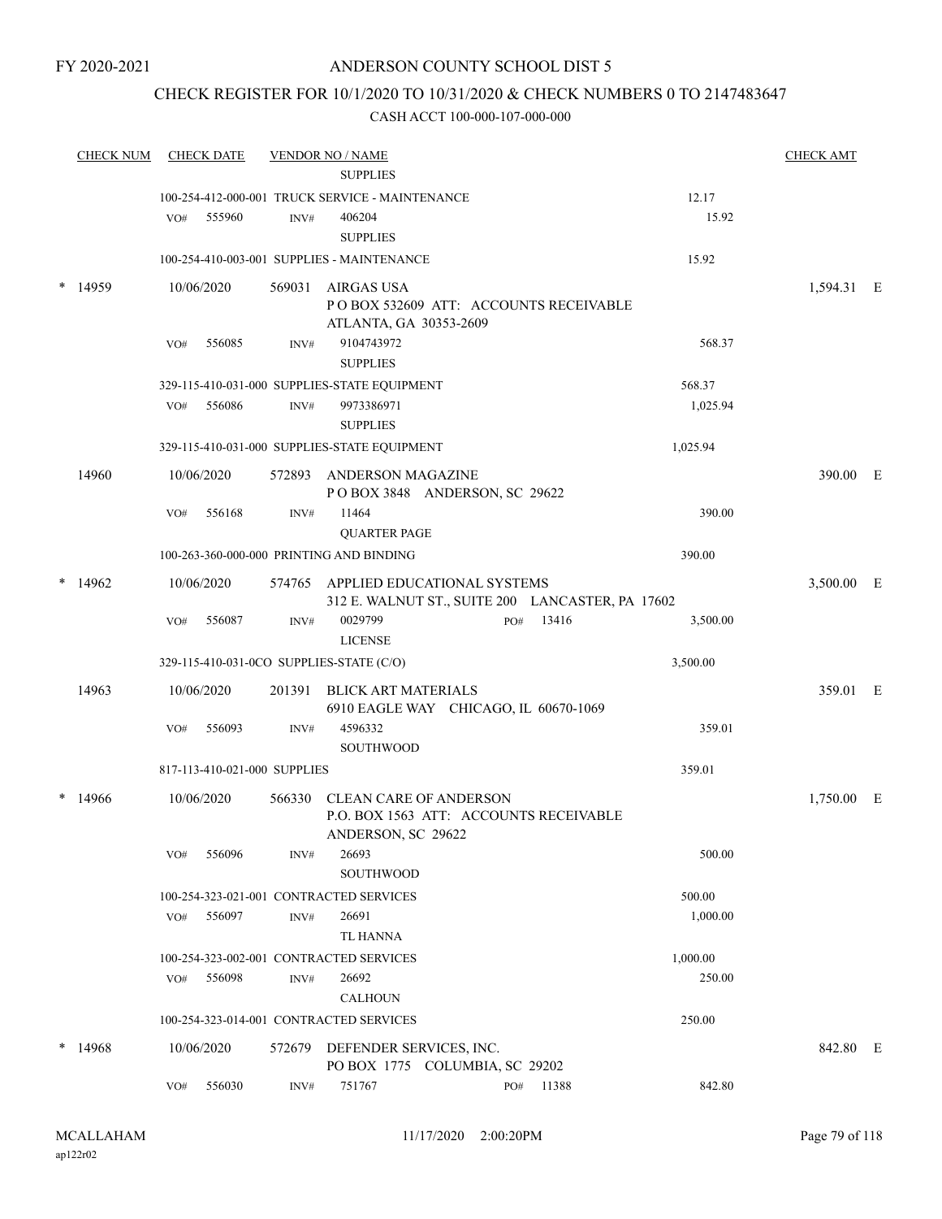FY 2020-2021

# ANDERSON COUNTY SCHOOL DIST 5

## CHECK REGISTER FOR 10/1/2020 TO 10/31/2020 & CHECK NUMBERS 0 TO 2147483647

CASH ACCT 100-000-107-000-000

| CHECK NUM | CHECK DATE | VENDOR NO / NAME | | CHECK AMT | |
|---|---|---|---|---|---|
| | | SUPPLIES | | | |
| | | 100-254-412-000-001 TRUCK SERVICE - MAINTENANCE | 12.17 | | |
| | VO# 555960 | INV# 406204 SUPPLIES | 15.92 | | |
| | | 100-254-410-003-001 SUPPLIES - MAINTENANCE | 15.92 | | |
| * 14959 | 10/06/2020 | 569031 AIRGAS USA<br>P O BOX 532609 ATT: ACCOUNTS RECEIVABLE<br>ATLANTA, GA 30353-2609 | | 1,594.31 | E |
| | VO# 556085 | INV# 9104743972 SUPPLIES | 568.37 | | |
| | | 329-115-410-031-000 SUPPLIES-STATE EQUIPMENT | 568.37 | | |
| | VO# 556086 | INV# 9973386971 SUPPLIES | 1,025.94 | | |
| | | 329-115-410-031-000 SUPPLIES-STATE EQUIPMENT | 1,025.94 | | |
| 14960 | 10/06/2020 | 572893 ANDERSON MAGAZINE<br>P O BOX 3848 ANDERSON, SC 29622 | | 390.00 | E |
| | VO# 556168 | INV# 11464 QUARTER PAGE | 390.00 | | |
| | | 100-263-360-000-000 PRINTING AND BINDING | 390.00 | | |
| * 14962 | 10/06/2020 | 574765 APPLIED EDUCATIONAL SYSTEMS<br>312 E. WALNUT ST., SUITE 200 LANCASTER, PA 17602 | | 3,500.00 | E |
| | VO# 556087 | INV# 0029799 PO# 13416 LICENSE | 3,500.00 | | |
| | | 329-115-410-031-0CO SUPPLIES-STATE (C/O) | 3,500.00 | | |
| 14963 | 10/06/2020 | 201391 BLICK ART MATERIALS<br>6910 EAGLE WAY CHICAGO, IL 60670-1069 | | 359.01 | E |
| | VO# 556093 | INV# 4596332 SOUTHWOOD | 359.01 | | |
| | | 817-113-410-021-000 SUPPLIES | 359.01 | | |
| * 14966 | 10/06/2020 | 566330 CLEAN CARE OF ANDERSON<br>P.O. BOX 1563 ATT: ACCOUNTS RECEIVABLE<br>ANDERSON, SC 29622 | | 1,750.00 | E |
| | VO# 556096 | INV# 26693 SOUTHWOOD | 500.00 | | |
| | | 100-254-323-021-001 CONTRACTED SERVICES | 500.00 | | |
| | VO# 556097 | INV# 26691 TL HANNA | 1,000.00 | | |
| | | 100-254-323-002-001 CONTRACTED SERVICES | 1,000.00 | | |
| | VO# 556098 | INV# 26692 CALHOUN | 250.00 | | |
| | | 100-254-323-014-001 CONTRACTED SERVICES | 250.00 | | |
| * 14968 | 10/06/2020 | 572679 DEFENDER SERVICES, INC.<br>PO BOX 1775 COLUMBIA, SC 29202 | | 842.80 | E |
| | VO# 556030 | INV# 751767 PO# 11388 | 842.80 | | |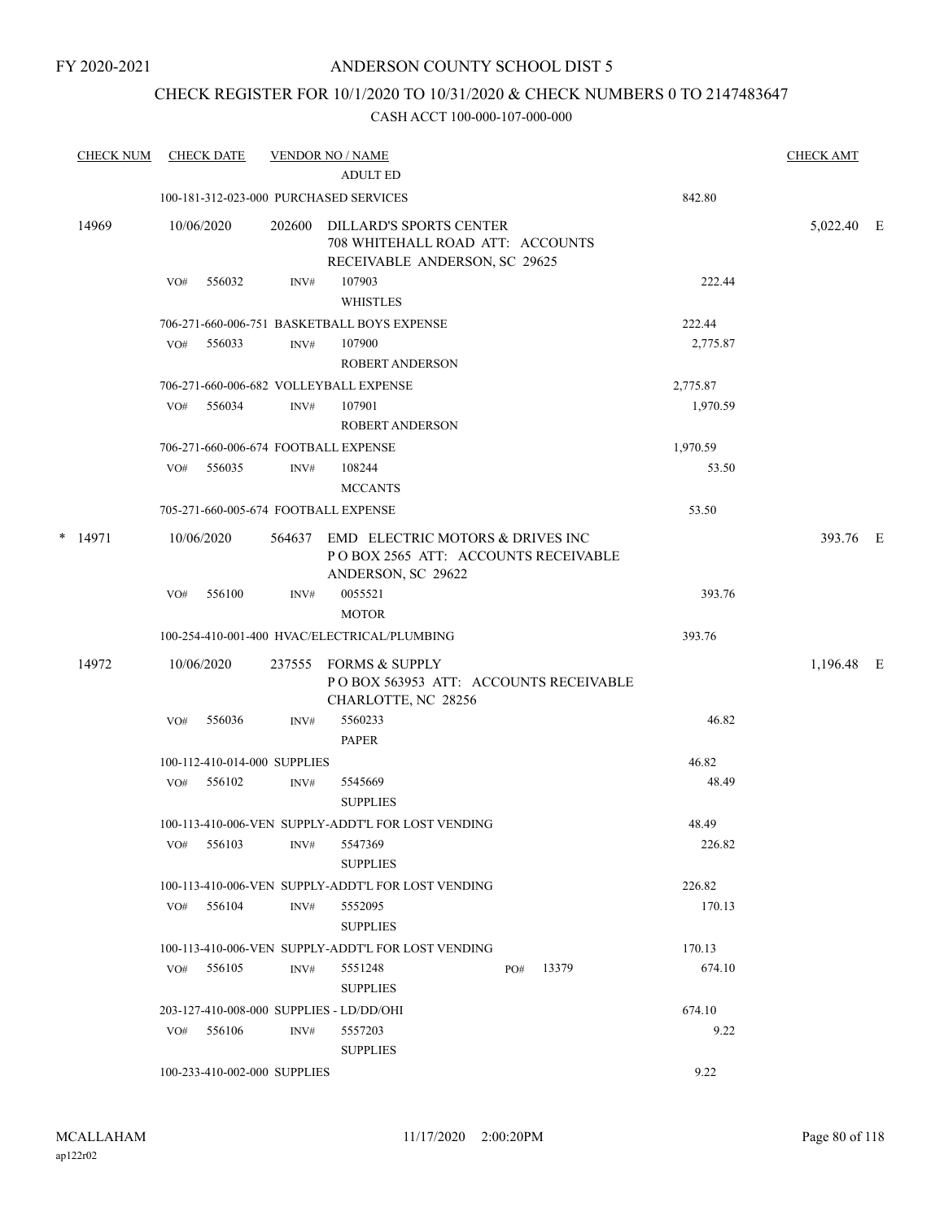FY 2020-2021

# ANDERSON COUNTY SCHOOL DIST 5

## CHECK REGISTER FOR 10/1/2020 TO 10/31/2020 & CHECK NUMBERS 0 TO 2147483647

CASH ACCT 100-000-107-000-000

| CHECK NUM | CHECK DATE | VENDOR NO / NAME | | CHECK AMT |
|---|---|---|---|---|
| | | ADULT ED | | |
| | | 100-181-312-023-000 PURCHASED SERVICES | 842.80 | |
| 14969 | 10/06/2020 | 202600 DILLARD'S SPORTS CENTER 708 WHITEHALL ROAD ATT: ACCOUNTS RECEIVABLE ANDERSON, SC 29625 | | 5,022.40 E |
| | VO# 556032 | INV# 107903 WHISTLES | 222.44 | |
| | | 706-271-660-006-751 BASKETBALL BOYS EXPENSE | 222.44 | |
| | VO# 556033 | INV# 107900 ROBERT ANDERSON | 2,775.87 | |
| | | 706-271-660-006-682 VOLLEYBALL EXPENSE | 2,775.87 | |
| | VO# 556034 | INV# 107901 ROBERT ANDERSON | 1,970.59 | |
| | | 706-271-660-006-674 FOOTBALL EXPENSE | 1,970.59 | |
| | VO# 556035 | INV# 108244 MCCANTS | 53.50 | |
| | | 705-271-660-005-674 FOOTBALL EXPENSE | 53.50 | |
| * 14971 | 10/06/2020 | 564637 EMD ELECTRIC MOTORS & DRIVES INC P O BOX 2565 ATT: ACCOUNTS RECEIVABLE ANDERSON, SC 29622 | | 393.76 E |
| | VO# 556100 | INV# 0055521 MOTOR | 393.76 | |
| | | 100-254-410-001-400 HVAC/ELECTRICAL/PLUMBING | 393.76 | |
| 14972 | 10/06/2020 | 237555 FORMS & SUPPLY P O BOX 563953 ATT: ACCOUNTS RECEIVABLE CHARLOTTE, NC 28256 | | 1,196.48 E |
| | VO# 556036 | INV# 5560233 PAPER | 46.82 | |
| | | 100-112-410-014-000 SUPPLIES | 46.82 | |
| | VO# 556102 | INV# 5545669 SUPPLIES | 48.49 | |
| | | 100-113-410-006-VEN SUPPLY-ADDT'L FOR LOST VENDING | 48.49 | |
| | VO# 556103 | INV# 5547369 SUPPLIES | 226.82 | |
| | | 100-113-410-006-VEN SUPPLY-ADDT'L FOR LOST VENDING | 226.82 | |
| | VO# 556104 | INV# 5552095 SUPPLIES | 170.13 | |
| | | 100-113-410-006-VEN SUPPLY-ADDT'L FOR LOST VENDING | 170.13 | |
| | VO# 556105 | INV# 5551248 PO# 13379 SUPPLIES | 674.10 | |
| | | 203-127-410-008-000 SUPPLIES - LD/DD/OHI | 674.10 | |
| | VO# 556106 | INV# 5557203 SUPPLIES | 9.22 | |
| | | 100-233-410-002-000 SUPPLIES | 9.22 | |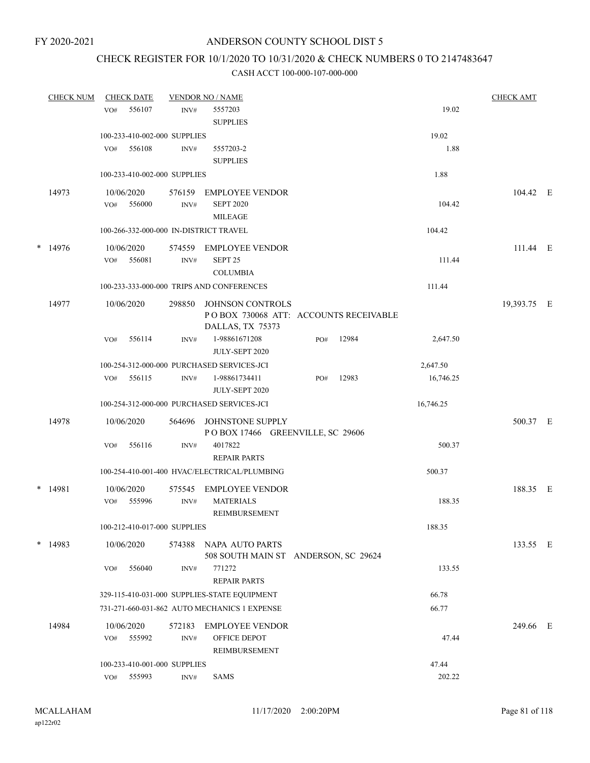FY 2020-2021

# ANDERSON COUNTY SCHOOL DIST 5

## CHECK REGISTER FOR 10/1/2020 TO 10/31/2020 & CHECK NUMBERS 0 TO 2147483647

### CASH ACCT 100-000-107-000-000

| CHECK NUM | CHECK DATE | VENDOR NO / NAME | | | CHECK AMT |
|---|---|---|---|---|---|
| | VO# 556107 | INV# 5557203 SUPPLIES | | 19.02 | |
| | 100-233-410-002-000 SUPPLIES | | | 19.02 | |
| | VO# 556108 | INV# 5557203-2 SUPPLIES | | 1.88 | |
| | 100-233-410-002-000 SUPPLIES | | | 1.88 | |
| 14973 | 10/06/2020 | 576159 EMPLOYEE VENDOR | | | 104.42 E |
| | VO# 556000 | INV# SEPT 2020 MILEAGE | | 104.42 | |
| | 100-266-332-000-000 IN-DISTRICT TRAVEL | | | 104.42 | |
| * 14976 | 10/06/2020 | 574559 EMPLOYEE VENDOR | | | 111.44 E |
| | VO# 556081 | INV# SEPT 25 COLUMBIA | | 111.44 | |
| | 100-233-333-000-000 TRIPS AND CONFERENCES | | | 111.44 | |
| 14977 | 10/06/2020 | 298850 JOHNSON CONTROLS P O BOX 730068 ATT: ACCOUNTS RECEIVABLE DALLAS, TX 75373 | | | 19,393.75 E |
| | VO# 556114 | INV# 1-98861671208 JULY-SEPT 2020 | PO# 12984 | 2,647.50 | |
| | 100-254-312-000-000 PURCHASED SERVICES-JCI | | | 2,647.50 | |
| | VO# 556115 | INV# 1-98861734411 JULY-SEPT 2020 | PO# 12983 | 16,746.25 | |
| | 100-254-312-000-000 PURCHASED SERVICES-JCI | | | 16,746.25 | |
| 14978 | 10/06/2020 | 564696 JOHNSTONE SUPPLY P O BOX 17466 GREENVILLE, SC 29606 | | | 500.37 E |
| | VO# 556116 | INV# 4017822 REPAIR PARTS | | 500.37 | |
| | 100-254-410-001-400 HVAC/ELECTRICAL/PLUMBING | | | 500.37 | |
| * 14981 | 10/06/2020 | 575545 EMPLOYEE VENDOR | | | 188.35 E |
| | VO# 555996 | INV# MATERIALS REIMBURSEMENT | | 188.35 | |
| | 100-212-410-017-000 SUPPLIES | | | 188.35 | |
| * 14983 | 10/06/2020 | 574388 NAPA AUTO PARTS 508 SOUTH MAIN ST ANDERSON, SC 29624 | | | 133.55 E |
| | VO# 556040 | INV# 771272 REPAIR PARTS | | 133.55 | |
| | 329-115-410-031-000 SUPPLIES-STATE EQUIPMENT | | | 66.78 | |
| | 731-271-660-031-862 AUTO MECHANICS 1 EXPENSE | | | 66.77 | |
| 14984 | 10/06/2020 | 572183 EMPLOYEE VENDOR | | | 249.66 E |
| | VO# 555992 | INV# OFFICE DEPOT REIMBURSEMENT | | 47.44 | |
| | 100-233-410-001-000 SUPPLIES | | | 47.44 | |
| | VO# 555993 | INV# SAMS | | 202.22 | |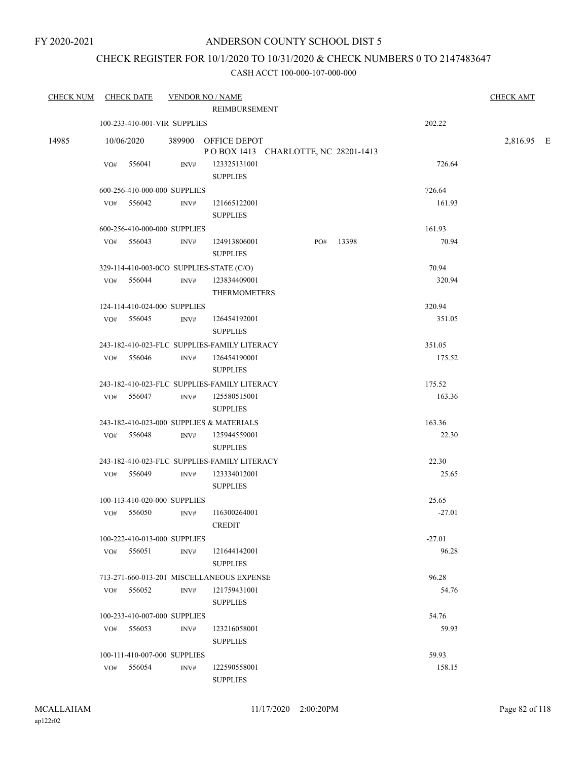FY 2020-2021

# ANDERSON COUNTY SCHOOL DIST 5

## CHECK REGISTER FOR 10/1/2020 TO 10/31/2020 & CHECK NUMBERS 0 TO 2147483647

### CASH ACCT 100-000-107-000-000

| CHECK NUM | CHECK DATE | VENDOR NO / NAME | | CHECK AMT |
|---|---|---|---|---|
| | | REIMBURSEMENT | | |
| | 100-233-410-001-VIR SUPPLIES | | 202.22 | |
| 14985 | 10/06/2020 | 389900 OFFICE DEPOT<br>P O BOX 1413 CHARLOTTE, NC 28201-1413 | | 2,816.95 E |
| | VO# 556041 | INV# 123325131001<br>SUPPLIES | 726.64 | |
| | 600-256-410-000-000 SUPPLIES | | 726.64 | |
| | VO# 556042 | INV# 121665122001<br>SUPPLIES | 161.93 | |
| | 600-256-410-000-000 SUPPLIES | | 161.93 | |
| | VO# 556043 | INV# 124913806001 PO# 13398<br>SUPPLIES | 70.94 | |
| | 329-114-410-003-0CO SUPPLIES-STATE (C/O) | | 70.94 | |
| | VO# 556044 | INV# 123834409001<br>THERMOMETERS | 320.94 | |
| | 124-114-410-024-000 SUPPLIES | | 320.94 | |
| | VO# 556045 | INV# 126454192001<br>SUPPLIES | 351.05 | |
| | 243-182-410-023-FLC SUPPLIES-FAMILY LITERACY | | 351.05 | |
| | VO# 556046 | INV# 126454190001<br>SUPPLIES | 175.52 | |
| | 243-182-410-023-FLC SUPPLIES-FAMILY LITERACY | | 175.52 | |
| | VO# 556047 | INV# 125580515001<br>SUPPLIES | 163.36 | |
| | 243-182-410-023-000 SUPPLIES & MATERIALS | | 163.36 | |
| | VO# 556048 | INV# 125944559001<br>SUPPLIES | 22.30 | |
| | 243-182-410-023-FLC SUPPLIES-FAMILY LITERACY | | 22.30 | |
| | VO# 556049 | INV# 123334012001<br>SUPPLIES | 25.65 | |
| | 100-113-410-020-000 SUPPLIES | | 25.65 | |
| | VO# 556050 | INV# 116300264001<br>CREDIT | -27.01 | |
| | 100-222-410-013-000 SUPPLIES | | -27.01 | |
| | VO# 556051 | INV# 121644142001<br>SUPPLIES | 96.28 | |
| | 713-271-660-013-201 MISCELLANEOUS EXPENSE | | 96.28 | |
| | VO# 556052 | INV# 121759431001<br>SUPPLIES | 54.76 | |
| | 100-233-410-007-000 SUPPLIES | | 54.76 | |
| | VO# 556053 | INV# 123216058001<br>SUPPLIES | 59.93 | |
| | 100-111-410-007-000 SUPPLIES | | 59.93 | |
| | VO# 556054 | INV# 122590558001<br>SUPPLIES | 158.15 | |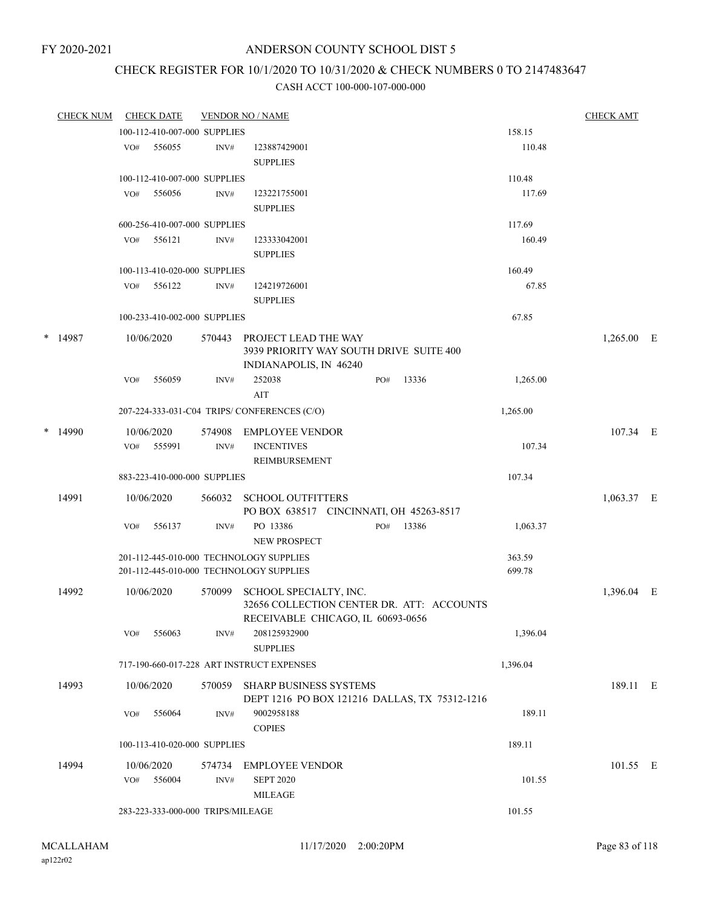FY 2020-2021

# ANDERSON COUNTY SCHOOL DIST 5

## CHECK REGISTER FOR 10/1/2020 TO 10/31/2020 & CHECK NUMBERS 0 TO 2147483647

### CASH ACCT 100-000-107-000-000

| CHECK NUM | CHECK DATE | VENDOR NO / NAME | | | CHECK AMT |
|---|---|---|---|---|---|
| | 100-112-410-007-000 SUPPLIES | | | 158.15 | |
| | VO# 556055 | INV# | 123887429001 SUPPLIES | 110.48 | |
| | 100-112-410-007-000 SUPPLIES | | | 110.48 | |
| | VO# 556056 | INV# | 123221755001 SUPPLIES | 117.69 | |
| | 600-256-410-007-000 SUPPLIES | | | 117.69 | |
| | VO# 556121 | INV# | 123333042001 SUPPLIES | 160.49 | |
| | 100-113-410-020-000 SUPPLIES | | | 160.49 | |
| | VO# 556122 | INV# | 124219726001 SUPPLIES | 67.85 | |
| | 100-233-410-002-000 SUPPLIES | | | 67.85 | |
| * 14987 | 10/06/2020 | 570443 | PROJECT LEAD THE WAY 3939 PRIORITY WAY SOUTH DRIVE SUITE 400 INDIANAPOLIS, IN 46240 | | 1,265.00 E |
| | VO# 556059 | INV# | 252038 PO# 13336 AIT | 1,265.00 | |
| | 207-224-333-031-C04 TRIPS/ CONFERENCES (C/O) | | | 1,265.00 | |
| * 14990 | 10/06/2020 | 574908 | EMPLOYEE VENDOR | | 107.34 E |
| | VO# 555991 | INV# | INCENTIVES REIMBURSEMENT | 107.34 | |
| | 883-223-410-000-000 SUPPLIES | | | 107.34 | |
| 14991 | 10/06/2020 | 566032 | SCHOOL OUTFITTERS PO BOX 638517 CINCINNATI, OH 45263-8517 | | 1,063.37 E |
| | VO# 556137 | INV# | PO 13386 PO# 13386 NEW PROSPECT | 1,063.37 | |
| | 201-112-445-010-000 TECHNOLOGY SUPPLIES | | | 363.59 | |
| | 201-112-445-010-000 TECHNOLOGY SUPPLIES | | | 699.78 | |
| 14992 | 10/06/2020 | 570099 | SCHOOL SPECIALTY, INC. 32656 COLLECTION CENTER DR. ATT: ACCOUNTS RECEIVABLE CHICAGO, IL 60693-0656 | | 1,396.04 E |
| | VO# 556063 | INV# | 208125932900 SUPPLIES | 1,396.04 | |
| | 717-190-660-017-228 ART INSTRUCT EXPENSES | | | 1,396.04 | |
| 14993 | 10/06/2020 | 570059 | SHARP BUSINESS SYSTEMS DEPT 1216 PO BOX 121216 DALLAS, TX 75312-1216 | | 189.11 E |
| | VO# 556064 | INV# | 9002958188 COPIES | 189.11 | |
| | 100-113-410-020-000 SUPPLIES | | | 189.11 | |
| 14994 | 10/06/2020 | 574734 | EMPLOYEE VENDOR | | 101.55 E |
| | VO# 556004 | INV# | SEPT 2020 MILEAGE | 101.55 | |
| | 283-223-333-000-000 TRIPS/MILEAGE | | | 101.55 | |

MCALLAHAM ap122r02 11/17/2020 2:00:20PM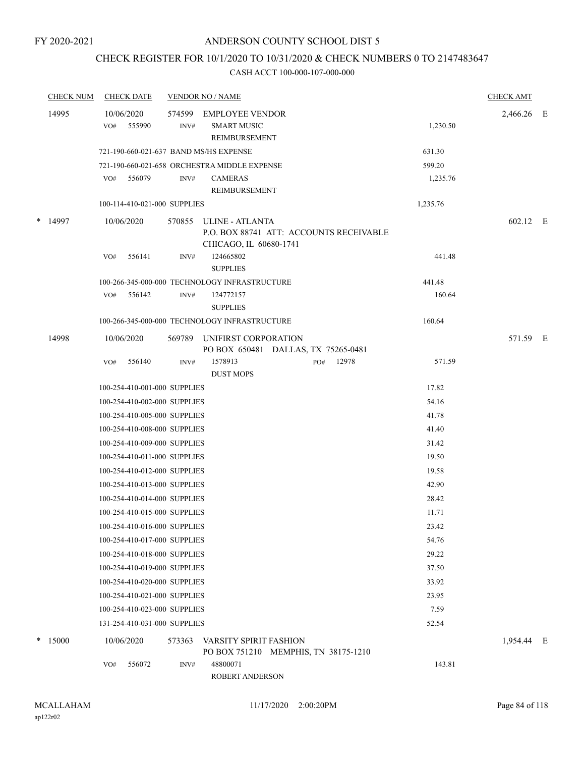FY 2020-2021

# ANDERSON COUNTY SCHOOL DIST 5

## CHECK REGISTER FOR 10/1/2020 TO 10/31/2020 & CHECK NUMBERS 0 TO 2147483647

### CASH ACCT 100-000-107-000-000

| CHECK NUM | CHECK DATE | VENDOR NO / NAME | | CHECK AMT | |
|---|---|---|---|---|---|
| 14995 | 10/06/2020 | 574599 EMPLOYEE VENDOR | | 2,466.26 | E |
| | VO# 555990 | INV# SMART MUSIC REIMBURSEMENT | 1,230.50 | | |
| | 721-190-660-021-637 BAND MS/HS EXPENSE | | 631.30 | | |
| | 721-190-660-021-658 ORCHESTRA MIDDLE EXPENSE | | 599.20 | | |
| | VO# 556079 | INV# CAMERAS REIMBURSEMENT | 1,235.76 | | |
| | 100-114-410-021-000 SUPPLIES | | 1,235.76 | | |
| * 14997 | 10/06/2020 | 570855 ULINE - ATLANTA P.O. BOX 88741 ATT: ACCOUNTS RECEIVABLE CHICAGO, IL 60680-1741 | | 602.12 | E |
| | VO# 556141 | INV# 124665802 SUPPLIES | 441.48 | | |
| | 100-266-345-000-000 TECHNOLOGY INFRASTRUCTURE | | 441.48 | | |
| | VO# 556142 | INV# 124772157 SUPPLIES | 160.64 | | |
| | 100-266-345-000-000 TECHNOLOGY INFRASTRUCTURE | | 160.64 | | |
| 14998 | 10/06/2020 | 569789 UNIFIRST CORPORATION PO BOX 650481 DALLAS, TX 75265-0481 | | 571.59 | E |
| | VO# 556140 | INV# 1578913 PO# 12978 DUST MOPS | 571.59 | | |
| | 100-254-410-001-000 SUPPLIES | | 17.82 | | |
| | 100-254-410-002-000 SUPPLIES | | 54.16 | | |
| | 100-254-410-005-000 SUPPLIES | | 41.78 | | |
| | 100-254-410-008-000 SUPPLIES | | 41.40 | | |
| | 100-254-410-009-000 SUPPLIES | | 31.42 | | |
| | 100-254-410-011-000 SUPPLIES | | 19.50 | | |
| | 100-254-410-012-000 SUPPLIES | | 19.58 | | |
| | 100-254-410-013-000 SUPPLIES | | 42.90 | | |
| | 100-254-410-014-000 SUPPLIES | | 28.42 | | |
| | 100-254-410-015-000 SUPPLIES | | 11.71 | | |
| | 100-254-410-016-000 SUPPLIES | | 23.42 | | |
| | 100-254-410-017-000 SUPPLIES | | 54.76 | | |
| | 100-254-410-018-000 SUPPLIES | | 29.22 | | |
| | 100-254-410-019-000 SUPPLIES | | 37.50 | | |
| | 100-254-410-020-000 SUPPLIES | | 33.92 | | |
| | 100-254-410-021-000 SUPPLIES | | 23.95 | | |
| | 100-254-410-023-000 SUPPLIES | | 7.59 | | |
| | 131-254-410-031-000 SUPPLIES | | 52.54 | | |
| * 15000 | 10/06/2020 | 573363 VARSITY SPIRIT FASHION PO BOX 751210 MEMPHIS, TN 38175-1210 | | 1,954.44 | E |
| | VO# 556072 | INV# 48800071 ROBERT ANDERSON | 143.81 | | |

MCALLAHAM
ap122r02

11/17/2020 2:00:20PM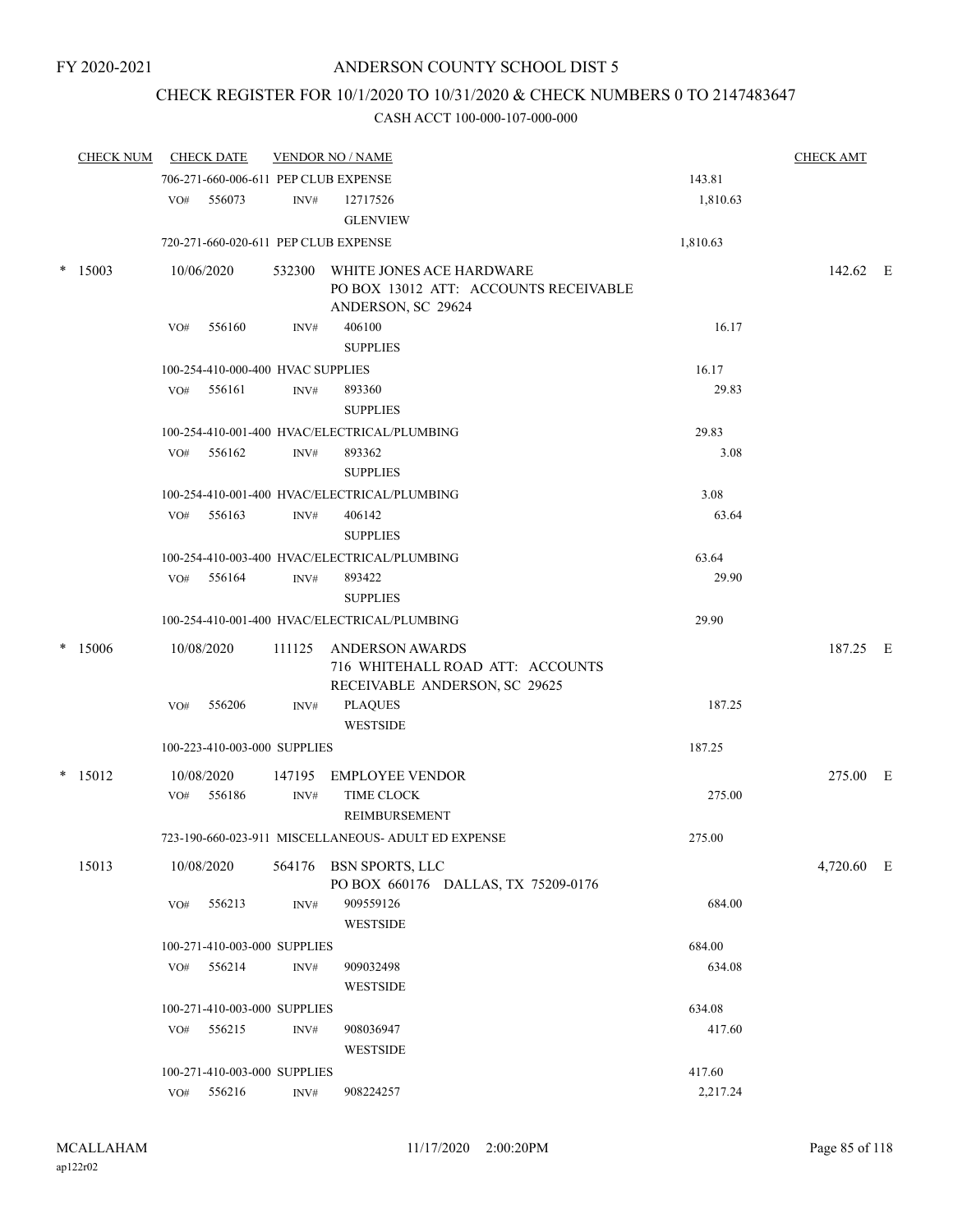FY 2020-2021

# ANDERSON COUNTY SCHOOL DIST 5

## CHECK REGISTER FOR 10/1/2020 TO 10/31/2020 & CHECK NUMBERS 0 TO 2147483647

### CASH ACCT 100-000-107-000-000

| CHECK NUM | CHECK DATE | VENDOR NO / NAME | | CHECK AMT |
|---|---|---|---|---|
| | 706-271-660-006-611 PEP CLUB EXPENSE | | 143.81 | |
| | VO# 556073 | INV# 12717526 GLENVIEW | 1,810.63 | |
| | 720-271-660-020-611 PEP CLUB EXPENSE | | 1,810.63 | |
| * 15003 | 10/06/2020 | 532300 WHITE JONES ACE HARDWARE PO BOX 13012 ATT: ACCOUNTS RECEIVABLE ANDERSON, SC 29624 | | 142.62 E |
| | VO# 556160 | INV# 406100 SUPPLIES | 16.17 | |
| | 100-254-410-000-400 HVAC SUPPLIES | | 16.17 | |
| | VO# 556161 | INV# 893360 SUPPLIES | 29.83 | |
| | 100-254-410-001-400 HVAC/ELECTRICAL/PLUMBING | | 29.83 | |
| | VO# 556162 | INV# 893362 SUPPLIES | 3.08 | |
| | 100-254-410-001-400 HVAC/ELECTRICAL/PLUMBING | | 3.08 | |
| | VO# 556163 | INV# 406142 SUPPLIES | 63.64 | |
| | 100-254-410-003-400 HVAC/ELECTRICAL/PLUMBING | | 63.64 | |
| | VO# 556164 | INV# 893422 SUPPLIES | 29.90 | |
| | 100-254-410-001-400 HVAC/ELECTRICAL/PLUMBING | | 29.90 | |
| * 15006 | 10/08/2020 | 111125 ANDERSON AWARDS 716 WHITEHALL ROAD ATT: ACCOUNTS RECEIVABLE ANDERSON, SC 29625 | | 187.25 E |
| | VO# 556206 | INV# PLAQUES WESTSIDE | 187.25 | |
| | 100-223-410-003-000 SUPPLIES | | 187.25 | |
| * 15012 | 10/08/2020 | 147195 EMPLOYEE VENDOR | | 275.00 E |
| | VO# 556186 | INV# TIME CLOCK REIMBURSEMENT | 275.00 | |
| | 723-190-660-023-911 MISCELLANEOUS- ADULT ED EXPENSE | | 275.00 | |
| 15013 | 10/08/2020 | 564176 BSN SPORTS, LLC PO BOX 660176 DALLAS, TX 75209-0176 | | 4,720.60 E |
| | VO# 556213 | INV# 909559126 WESTSIDE | 684.00 | |
| | 100-271-410-003-000 SUPPLIES | | 684.00 | |
| | VO# 556214 | INV# 909032498 WESTSIDE | 634.08 | |
| | 100-271-410-003-000 SUPPLIES | | 634.08 | |
| | VO# 556215 | INV# 908036947 WESTSIDE | 417.60 | |
| | 100-271-410-003-000 SUPPLIES | | 417.60 | |
| | VO# 556216 | INV# 908224257 | 2,217.24 | |

MCALLAHAM ap122r02 11/17/2020 2:00:20PM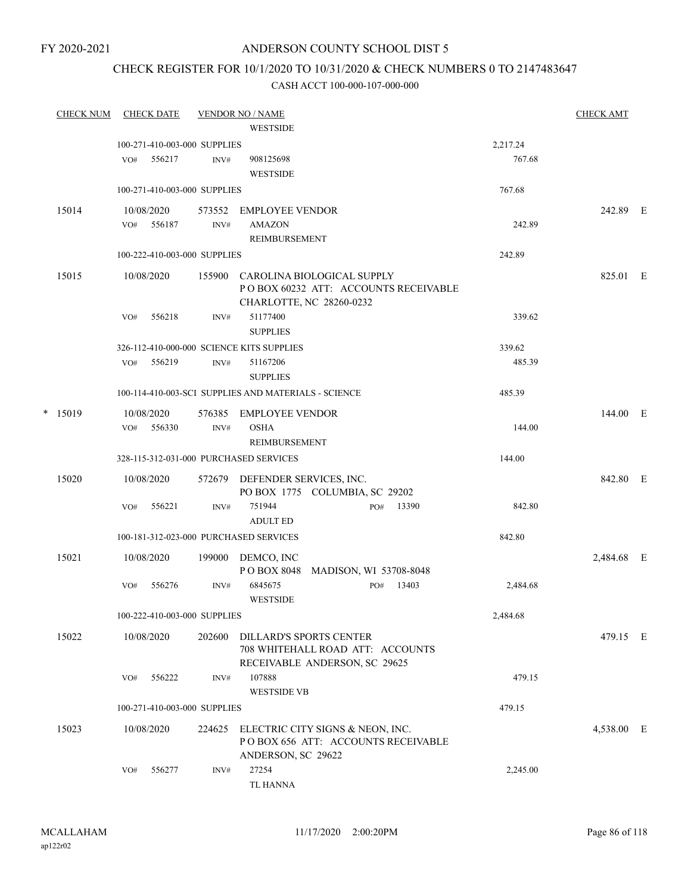FY 2020-2021

# ANDERSON COUNTY SCHOOL DIST 5

## CHECK REGISTER FOR 10/1/2020 TO 10/31/2020 & CHECK NUMBERS 0 TO 2147483647

### CASH ACCT 100-000-107-000-000

| CHECK NUM | CHECK DATE | VENDOR NO / NAME | | CHECK AMT |
|---|---|---|---|---|
| | | WESTSIDE | | |
| | 100-271-410-003-000 SUPPLIES | | 2,217.24 | |
| | VO# 556217 | INV# 908125698<br>WESTSIDE | 767.68 | |
| | 100-271-410-003-000 SUPPLIES | | 767.68 | |
| 15014 | 10/08/2020 | 573552 EMPLOYEE VENDOR | | 242.89 E |
| | VO# 556187 | INV# AMAZON<br>REIMBURSEMENT | 242.89 | |
| | 100-222-410-003-000 SUPPLIES | | 242.89 | |
| 15015 | 10/08/2020 | 155900 CAROLINA BIOLOGICAL SUPPLY<br>P O BOX 60232 ATT: ACCOUNTS RECEIVABLE<br>CHARLOTTE, NC 28260-0232 | | 825.01 E |
| | VO# 556218 | INV# 51177400<br>SUPPLIES | 339.62 | |
| | 326-112-410-000-000 SCIENCE KITS SUPPLIES | | 339.62 | |
| | VO# 556219 | INV# 51167206<br>SUPPLIES | 485.39 | |
| | 100-114-410-003-SCI SUPPLIES AND MATERIALS - SCIENCE | | 485.39 | |
| * 15019 | 10/08/2020 | 576385 EMPLOYEE VENDOR | | 144.00 E |
| | VO# 556330 | INV# OSHA<br>REIMBURSEMENT | 144.00 | |
| | 328-115-312-031-000 PURCHASED SERVICES | | 144.00 | |
| 15020 | 10/08/2020 | 572679 DEFENDER SERVICES, INC.<br>PO BOX 1775 COLUMBIA, SC 29202 | | 842.80 E |
| | VO# 556221 | INV# 751944 PO# 13390<br>ADULT ED | 842.80 | |
| | 100-181-312-023-000 PURCHASED SERVICES | | 842.80 | |
| 15021 | 10/08/2020 | 199000 DEMCO, INC<br>P O BOX 8048 MADISON, WI 53708-8048 | | 2,484.68 E |
| | VO# 556276 | INV# 6845675 PO# 13403<br>WESTSIDE | 2,484.68 | |
| | 100-222-410-003-000 SUPPLIES | | 2,484.68 | |
| 15022 | 10/08/2020 | 202600 DILLARD'S SPORTS CENTER<br>708 WHITEHALL ROAD ATT: ACCOUNTS<br>RECEIVABLE ANDERSON, SC 29625 | | 479.15 E |
| | VO# 556222 | INV# 107888<br>WESTSIDE VB | 479.15 | |
| | 100-271-410-003-000 SUPPLIES | | 479.15 | |
| 15023 | 10/08/2020 | 224625 ELECTRIC CITY SIGNS & NEON, INC.<br>P O BOX 656 ATT: ACCOUNTS RECEIVABLE<br>ANDERSON, SC 29622 | | 4,538.00 E |
| | VO# 556277 | INV# 27254<br>TL HANNA | 2,245.00 | |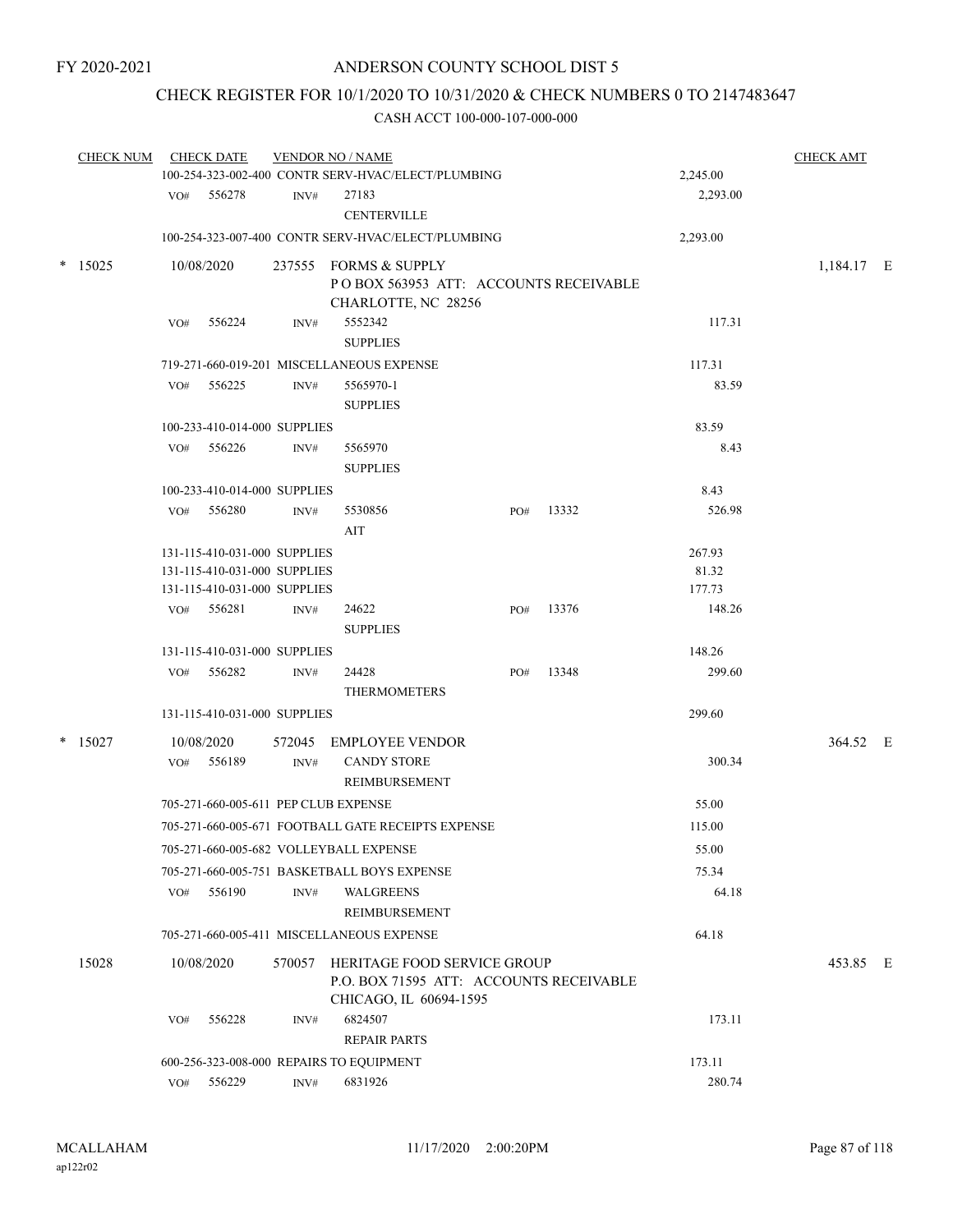FY 2020-2021

# ANDERSON COUNTY SCHOOL DIST 5

## CHECK REGISTER FOR 10/1/2020 TO 10/31/2020 & CHECK NUMBERS 0 TO 2147483647

### CASH ACCT 100-000-107-000-000

| CHECK NUM | CHECK DATE | VENDOR NO / NAME | | | CHECK AMT |
|---|---|---|---|---|---|
| | | 100-254-323-002-400 CONTR SERV-HVAC/ELECT/PLUMBING | | 2,245.00 | |
| | VO# 556278 | INV# 27183 CENTERVILLE | | 2,293.00 | |
| | | 100-254-323-007-400 CONTR SERV-HVAC/ELECT/PLUMBING | | 2,293.00 | |
| * 15025 | 10/08/2020 | 237555 FORMS & SUPPLY<br>P O BOX 563953 ATT: ACCOUNTS RECEIVABLE<br>CHARLOTTE, NC 28256 | | | 1,184.17 E |
| | VO# 556224 | INV# 5552342 SUPPLIES | | 117.31 | |
| | | 719-271-660-019-201 MISCELLANEOUS EXPENSE | | 117.31 | |
| | VO# 556225 | INV# 5565970-1 SUPPLIES | | 83.59 | |
| | | 100-233-410-014-000 SUPPLIES | | 83.59 | |
| | VO# 556226 | INV# 5565970 SUPPLIES | | 8.43 | |
| | | 100-233-410-014-000 SUPPLIES | | 8.43 | |
| | VO# 556280 | INV# 5530856 AIT | PO# 13332 | 526.98 | |
| | | 131-115-410-031-000 SUPPLIES | | 267.93 | |
| | | 131-115-410-031-000 SUPPLIES | | 81.32 | |
| | | 131-115-410-031-000 SUPPLIES | | 177.73 | |
| | VO# 556281 | INV# 24622 SUPPLIES | PO# 13376 | 148.26 | |
| | | 131-115-410-031-000 SUPPLIES | | 148.26 | |
| | VO# 556282 | INV# 24428 THERMOMETERS | PO# 13348 | 299.60 | |
| | | 131-115-410-031-000 SUPPLIES | | 299.60 | |
| * 15027 | 10/08/2020 | 572045 EMPLOYEE VENDOR | | | 364.52 E |
| | VO# 556189 | INV# CANDY STORE REIMBURSEMENT | | 300.34 | |
| | | 705-271-660-005-611 PEP CLUB EXPENSE | | 55.00 | |
| | | 705-271-660-005-671 FOOTBALL GATE RECEIPTS EXPENSE | | 115.00 | |
| | | 705-271-660-005-682 VOLLEYBALL EXPENSE | | 55.00 | |
| | | 705-271-660-005-751 BASKETBALL BOYS EXPENSE | | 75.34 | |
| | VO# 556190 | INV# WALGREENS REIMBURSEMENT | | 64.18 | |
| | | 705-271-660-005-411 MISCELLANEOUS EXPENSE | | 64.18 | |
| 15028 | 10/08/2020 | 570057 HERITAGE FOOD SERVICE GROUP<br>P.O. BOX 71595 ATT: ACCOUNTS RECEIVABLE<br>CHICAGO, IL 60694-1595 | | | 453.85 E |
| | VO# 556228 | INV# 6824507 REPAIR PARTS | | 173.11 | |
| | | 600-256-323-008-000 REPAIRS TO EQUIPMENT | | 173.11 | |
| | VO# 556229 | INV# 6831926 | | 280.74 | |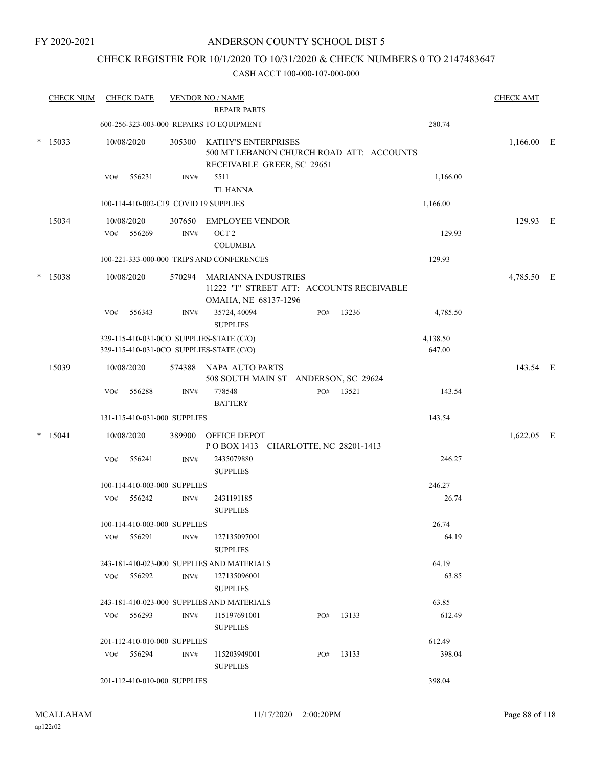FY 2020-2021

# ANDERSON COUNTY SCHOOL DIST 5

## CHECK REGISTER FOR 10/1/2020 TO 10/31/2020 & CHECK NUMBERS 0 TO 2147483647

### CASH ACCT 100-000-107-000-000

| CHECK NUM | CHECK DATE | VENDOR NO / NAME | | CHECK AMT | |
|---|---|---|---|---|---|
| | | REPAIR PARTS | | | |
| | 600-256-323-003-000 REPAIRS TO EQUIPMENT | | 280.74 | | |
| * 15033 | 10/08/2020 | 305300 KATHY'S ENTERPRISES 500 MT LEBANON CHURCH ROAD ATT: ACCOUNTS RECEIVABLE GREER, SC 29651 | | 1,166.00 | E |
| | VO# 556231 | INV# 5511 TL HANNA | 1,166.00 | | |
| | 100-114-410-002-C19 COVID 19 SUPPLIES | | 1,166.00 | | |
| 15034 | 10/08/2020 | 307650 EMPLOYEE VENDOR | | 129.93 | E |
| | VO# 556269 | INV# OCT 2 COLUMBIA | 129.93 | | |
| | 100-221-333-000-000 TRIPS AND CONFERENCES | | 129.93 | | |
| * 15038 | 10/08/2020 | 570294 MARIANNA INDUSTRIES 11222 "I" STREET ATT: ACCOUNTS RECEIVABLE OMAHA, NE 68137-1296 | | 4,785.50 | E |
| | VO# 556343 | INV# 35724, 40094 SUPPLIES PO# 13236 | 4,785.50 | | |
| | 329-115-410-031-0CO SUPPLIES-STATE (C/O) | | 4,138.50 | | |
| | 329-115-410-031-0CO SUPPLIES-STATE (C/O) | | 647.00 | | |
| 15039 | 10/08/2020 | 574388 NAPA AUTO PARTS 508 SOUTH MAIN ST ANDERSON, SC 29624 | | 143.54 | E |
| | VO# 556288 | INV# 778548 BATTERY PO# 13521 | 143.54 | | |
| | 131-115-410-031-000 SUPPLIES | | 143.54 | | |
| * 15041 | 10/08/2020 | 389900 OFFICE DEPOT P O BOX 1413 CHARLOTTE, NC 28201-1413 | | 1,622.05 | E |
| | VO# 556241 | INV# 2435079880 SUPPLIES | 246.27 | | |
| | 100-114-410-003-000 SUPPLIES | | 246.27 | | |
| | VO# 556242 | INV# 2431191185 SUPPLIES | 26.74 | | |
| | 100-114-410-003-000 SUPPLIES | | 26.74 | | |
| | VO# 556291 | INV# 127135097001 SUPPLIES | 64.19 | | |
| | 243-181-410-023-000 SUPPLIES AND MATERIALS | | 64.19 | | |
| | VO# 556292 | INV# 127135096001 SUPPLIES | 63.85 | | |
| | 243-181-410-023-000 SUPPLIES AND MATERIALS | | 63.85 | | |
| | VO# 556293 | INV# 115197691001 SUPPLIES PO# 13133 | 612.49 | | |
| | 201-112-410-010-000 SUPPLIES | | 612.49 | | |
| | VO# 556294 | INV# 115203949001 SUPPLIES PO# 13133 | 398.04 | | |
| | 201-112-410-010-000 SUPPLIES | | 398.04 | | |

MCALLAHAM
ap122r02
11/17/2020 2:00:20PM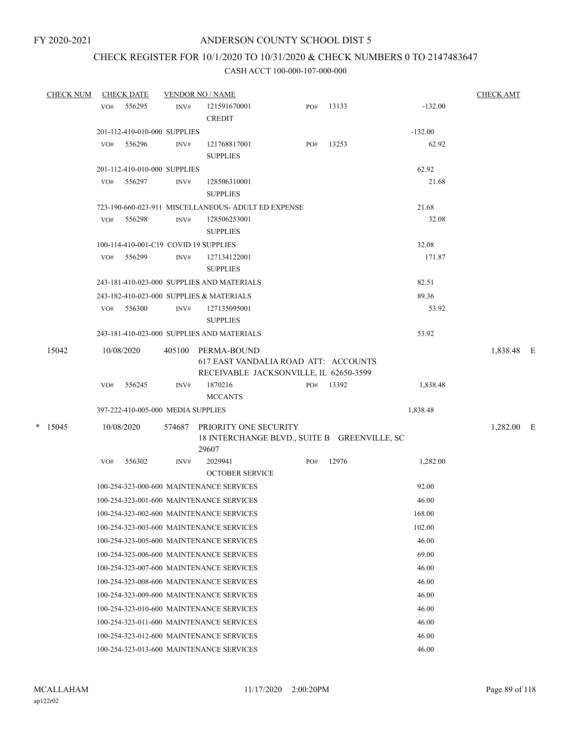FY 2020-2021

# ANDERSON COUNTY SCHOOL DIST 5

## CHECK REGISTER FOR 10/1/2020 TO 10/31/2020 & CHECK NUMBERS 0 TO 2147483647

### CASH ACCT 100-000-107-000-000

| CHECK NUM | CHECK DATE | VENDOR NO / NAME | | | | CHECK AMT |
|---|---|---|---|---|---|---|
| | VO# 556295 | INV# | 121591670001 CREDIT | PO# 13133 | -132.00 | |
| | 201-112-410-010-000 SUPPLIES | | | | -132.00 | |
| | VO# 556296 | INV# | 121768817001 SUPPLIES | PO# 13253 | 62.92 | |
| | 201-112-410-010-000 SUPPLIES | | | | 62.92 | |
| | VO# 556297 | INV# | 128506310001 SUPPLIES | | 21.68 | |
| | 723-190-660-023-911 MISCELLANEOUS- ADULT ED EXPENSE | | | | 21.68 | |
| | VO# 556298 | INV# | 128506253001 SUPPLIES | | 32.08 | |
| | 100-114-410-001-C19 COVID 19 SUPPLIES | | | | 32.08 | |
| | VO# 556299 | INV# | 127134122001 SUPPLIES | | 171.87 | |
| | 243-181-410-023-000 SUPPLIES AND MATERIALS | | | | 82.51 | |
| | 243-182-410-023-000 SUPPLIES & MATERIALS | | | | 89.36 | |
| | VO# 556300 | INV# | 127135095001 SUPPLIES | | 53.92 | |
| | 243-181-410-023-000 SUPPLIES AND MATERIALS | | | | 53.92 | |
| 15042 | 10/08/2020 | 405100 | PERMA-BOUND 617 EAST VANDALIA ROAD ATT: ACCOUNTS RECEIVABLE JACKSONVILLE, IL 62650-3599 | | | 1,838.48 E |
| | VO# 556245 | INV# | 1870216 MCCANTS | PO# 13392 | 1,838.48 | |
| | 397-222-410-005-000 MEDIA SUPPLIES | | | | 1,838.48 | |
| * 15045 | 10/08/2020 | 574687 | PRIORITY ONE SECURITY 18 INTERCHANGE BLVD., SUITE B GREENVILLE, SC 29607 | | | 1,282.00 E |
| | VO# 556302 | INV# | 2029941 OCTOBER SERVICE | PO# 12976 | 1,282.00 | |
| | 100-254-323-000-600 MAINTENANCE SERVICES | | | | 92.00 | |
| | 100-254-323-001-600 MAINTENANCE SERVICES | | | | 46.00 | |
| | 100-254-323-002-600 MAINTENANCE SERVICES | | | | 168.00 | |
| | 100-254-323-003-600 MAINTENANCE SERVICES | | | | 102.00 | |
| | 100-254-323-005-600 MAINTENANCE SERVICES | | | | 46.00 | |
| | 100-254-323-006-600 MAINTENANCE SERVICES | | | | 69.00 | |
| | 100-254-323-007-600 MAINTENANCE SERVICES | | | | 46.00 | |
| | 100-254-323-008-600 MAINTENANCE SERVICES | | | | 46.00 | |
| | 100-254-323-009-600 MAINTENANCE SERVICES | | | | 46.00 | |
| | 100-254-323-010-600 MAINTENANCE SERVICES | | | | 46.00 | |
| | 100-254-323-011-600 MAINTENANCE SERVICES | | | | 46.00 | |
| | 100-254-323-012-600 MAINTENANCE SERVICES | | | | 46.00 | |
| | 100-254-323-013-600 MAINTENANCE SERVICES | | | | 46.00 | |

MCALLAHAM
ap122r02
11/17/2020 2:00:20PM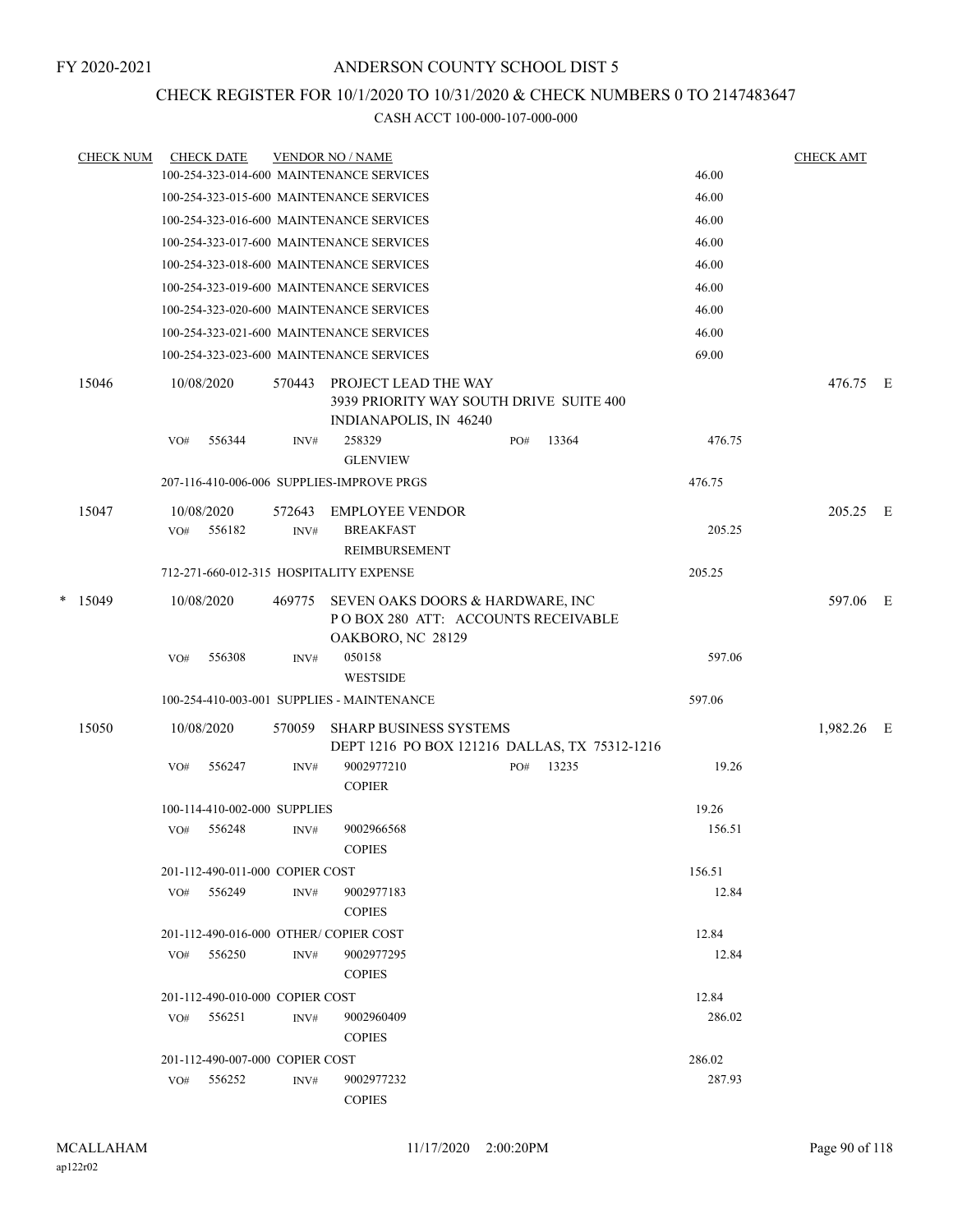FY 2020-2021

# ANDERSON COUNTY SCHOOL DIST 5

## CHECK REGISTER FOR 10/1/2020 TO 10/31/2020 & CHECK NUMBERS 0 TO 2147483647

CASH ACCT 100-000-107-000-000

| CHECK NUM | CHECK DATE | VENDOR NO / NAME | | | CHECK AMT | |
|---|---|---|---|---|---|---|
| | 100-254-323-014-600 MAINTENANCE SERVICES | | | 46.00 | | |
| | 100-254-323-015-600 MAINTENANCE SERVICES | | | 46.00 | | |
| | 100-254-323-016-600 MAINTENANCE SERVICES | | | 46.00 | | |
| | 100-254-323-017-600 MAINTENANCE SERVICES | | | 46.00 | | |
| | 100-254-323-018-600 MAINTENANCE SERVICES | | | 46.00 | | |
| | 100-254-323-019-600 MAINTENANCE SERVICES | | | 46.00 | | |
| | 100-254-323-020-600 MAINTENANCE SERVICES | | | 46.00 | | |
| | 100-254-323-021-600 MAINTENANCE SERVICES | | | 46.00 | | |
| | 100-254-323-023-600 MAINTENANCE SERVICES | | | 69.00 | | |
| 15046 | 10/08/2020 | 570443 PROJECT LEAD THE WAY<br>3939 PRIORITY WAY SOUTH DRIVE SUITE 400<br>INDIANAPOLIS, IN 46240 | | | 476.75 | E |
| | VO# 556344 | INV# 258329<br>GLENVIEW | PO# 13364 | 476.75 | | |
| | 207-116-410-006-006 SUPPLIES-IMPROVE PRGS | | | 476.75 | | |
| 15047 | 10/08/2020 | 572643 EMPLOYEE VENDOR | | | 205.25 | E |
| | VO# 556182 | INV# BREAKFAST<br>REIMBURSEMENT | | 205.25 | | |
| | 712-271-660-012-315 HOSPITALITY EXPENSE | | | 205.25 | | |
| * 15049 | 10/08/2020 | 469775 SEVEN OAKS DOORS & HARDWARE, INC<br>P O BOX 280 ATT: ACCOUNTS RECEIVABLE<br>OAKBORO, NC 28129 | | | 597.06 | E |
| | VO# 556308 | INV# 050158<br>WESTSIDE | | 597.06 | | |
| | 100-254-410-003-001 SUPPLIES - MAINTENANCE | | | 597.06 | | |
| 15050 | 10/08/2020 | 570059 SHARP BUSINESS SYSTEMS<br>DEPT 1216 PO BOX 121216 DALLAS, TX 75312-1216 | | | 1,982.26 | E |
| | VO# 556247 | INV# 9002977210<br>COPIER | PO# 13235 | 19.26 | | |
| | 100-114-410-002-000 SUPPLIES | | | 19.26 | | |
| | VO# 556248 | INV# 9002966568<br>COPIES | | 156.51 | | |
| | 201-112-490-011-000 COPIER COST | | | 156.51 | | |
| | VO# 556249 | INV# 9002977183<br>COPIES | | 12.84 | | |
| | 201-112-490-016-000 OTHER/ COPIER COST | | | 12.84 | | |
| | VO# 556250 | INV# 9002977295<br>COPIES | | 12.84 | | |
| | 201-112-490-010-000 COPIER COST | | | 12.84 | | |
| | VO# 556251 | INV# 9002960409<br>COPIES | | 286.02 | | |
| | 201-112-490-007-000 COPIER COST | | | 286.02 | | |
| | VO# 556252 | INV# 9002977232<br>COPIES | | 287.93 | | |

MCALLAHAM ap122r02 11/17/2020 2:00:20PM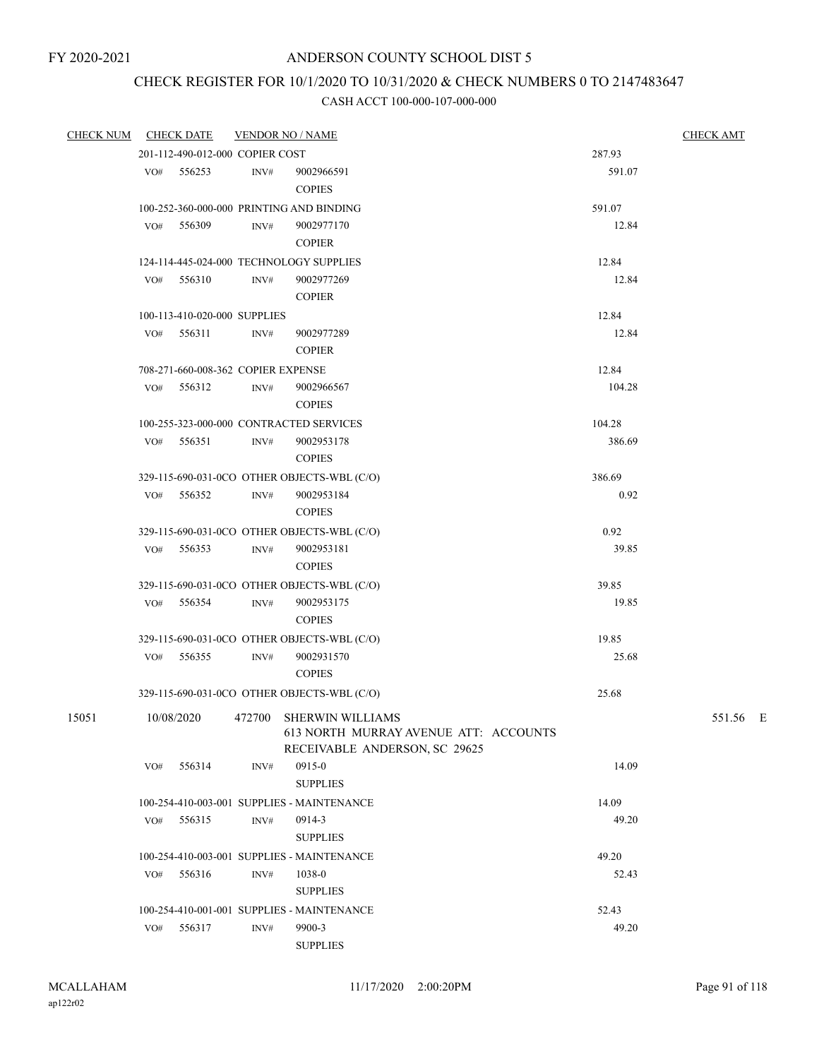FY 2020-2021

# ANDERSON COUNTY SCHOOL DIST 5

## CHECK REGISTER FOR 10/1/2020 TO 10/31/2020 & CHECK NUMBERS 0 TO 2147483647

### CASH ACCT 100-000-107-000-000

| CHECK NUM | CHECK DATE | VENDOR NO / NAME | | CHECK AMT |
|---|---|---|---|---|
| | 201-112-490-012-000 COPIER COST | | 287.93 | |
| | VO# 556253 | INV# 9002966591 COPIES | 591.07 | |
| | 100-252-360-000-000 PRINTING AND BINDING | | 591.07 | |
| | VO# 556309 | INV# 9002977170 COPIER | 12.84 | |
| | 124-114-445-024-000 TECHNOLOGY SUPPLIES | | 12.84 | |
| | VO# 556310 | INV# 9002977269 COPIER | 12.84 | |
| | 100-113-410-020-000 SUPPLIES | | 12.84 | |
| | VO# 556311 | INV# 9002977289 COPIER | 12.84 | |
| | 708-271-660-008-362 COPIER EXPENSE | | 12.84 | |
| | VO# 556312 | INV# 9002966567 COPIES | 104.28 | |
| | 100-255-323-000-000 CONTRACTED SERVICES | | 104.28 | |
| | VO# 556351 | INV# 9002953178 COPIES | 386.69 | |
| | 329-115-690-031-0CO OTHER OBJECTS-WBL (C/O) | | 386.69 | |
| | VO# 556352 | INV# 9002953184 COPIES | 0.92 | |
| | 329-115-690-031-0CO OTHER OBJECTS-WBL (C/O) | | 0.92 | |
| | VO# 556353 | INV# 9002953181 COPIES | 39.85 | |
| | 329-115-690-031-0CO OTHER OBJECTS-WBL (C/O) | | 39.85 | |
| | VO# 556354 | INV# 9002953175 COPIES | 19.85 | |
| | 329-115-690-031-0CO OTHER OBJECTS-WBL (C/O) | | 19.85 | |
| | VO# 556355 | INV# 9002931570 COPIES | 25.68 | |
| | 329-115-690-031-0CO OTHER OBJECTS-WBL (C/O) | | 25.68 | |
| 15051 | 10/08/2020 | 472700 SHERWIN WILLIAMS 613 NORTH MURRAY AVENUE ATT: ACCOUNTS RECEIVABLE ANDERSON, SC 29625 | | 551.56 E |
| | VO# 556314 | INV# 0915-0 SUPPLIES | 14.09 | |
| | 100-254-410-003-001 SUPPLIES - MAINTENANCE | | 14.09 | |
| | VO# 556315 | INV# 0914-3 SUPPLIES | 49.20 | |
| | 100-254-410-003-001 SUPPLIES - MAINTENANCE | | 49.20 | |
| | VO# 556316 | INV# 1038-0 SUPPLIES | 52.43 | |
| | 100-254-410-001-001 SUPPLIES - MAINTENANCE | | 52.43 | |
| | VO# 556317 | INV# 9900-3 SUPPLIES | 49.20 | |

MCALLAHAM
ap122r02

11/17/2020 2:00:20PM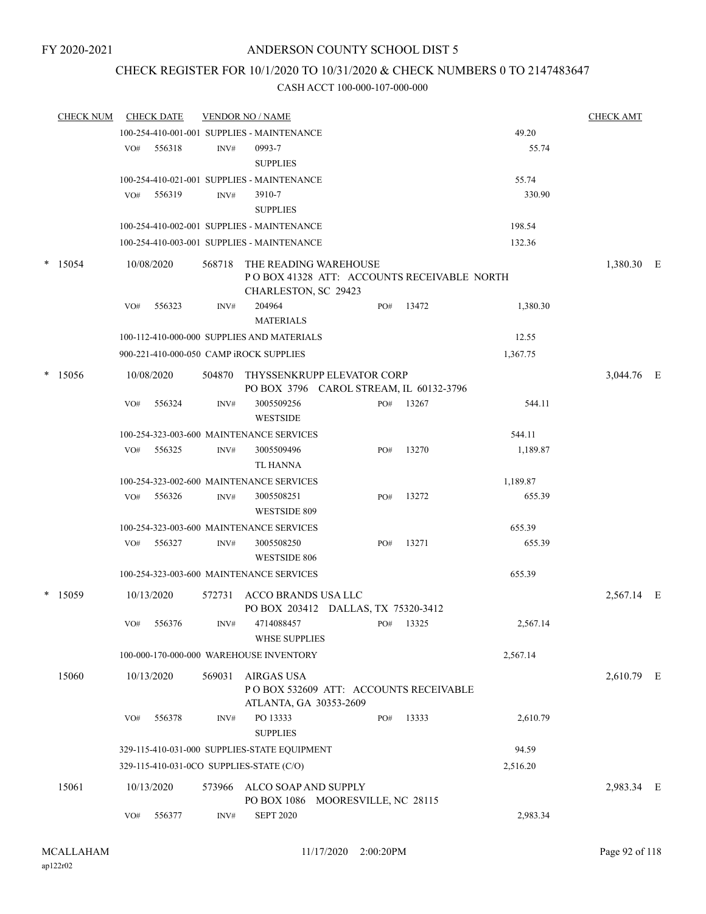FY 2020-2021

# ANDERSON COUNTY SCHOOL DIST 5

## CHECK REGISTER FOR 10/1/2020 TO 10/31/2020 & CHECK NUMBERS 0 TO 2147483647

CASH ACCT 100-000-107-000-000

| CHECK NUM | CHECK DATE | VENDOR NO / NAME | | | CHECK AMT |
|---|---|---|---|---|---|
| | 100-254-410-001-001 SUPPLIES - MAINTENANCE | | | 49.20 | |
| | VO# 556318 | INV# 0993-7 SUPPLIES | | 55.74 | |
| | 100-254-410-021-001 SUPPLIES - MAINTENANCE | | | 55.74 | |
| | VO# 556319 | INV# 3910-7 SUPPLIES | | 330.90 | |
| | 100-254-410-002-001 SUPPLIES - MAINTENANCE | | | 198.54 | |
| | 100-254-410-003-001 SUPPLIES - MAINTENANCE | | | 132.36 | |
| * 15054 | 10/08/2020 | 568718 THE READING WAREHOUSE P O BOX 41328 ATT: ACCOUNTS RECEIVABLE NORTH CHARLESTON, SC 29423 | | | 1,380.30 E |
| | VO# 556323 | INV# 204964 MATERIALS | PO# 13472 | 1,380.30 | |
| | 100-112-410-000-000 SUPPLIES AND MATERIALS | | | 12.55 | |
| | 900-221-410-000-050 CAMP iROCK SUPPLIES | | | 1,367.75 | |
| * 15056 | 10/08/2020 | 504870 THYSSENKRUPP ELEVATOR CORP PO BOX 3796 CAROL STREAM, IL 60132-3796 | | | 3,044.76 E |
| | VO# 556324 | INV# 3005509256 WESTSIDE | PO# 13267 | 544.11 | |
| | 100-254-323-003-600 MAINTENANCE SERVICES | | | 544.11 | |
| | VO# 556325 | INV# 3005509496 TL HANNA | PO# 13270 | 1,189.87 | |
| | 100-254-323-002-600 MAINTENANCE SERVICES | | | 1,189.87 | |
| | VO# 556326 | INV# 3005508251 WESTSIDE 809 | PO# 13272 | 655.39 | |
| | 100-254-323-003-600 MAINTENANCE SERVICES | | | 655.39 | |
| | VO# 556327 | INV# 3005508250 WESTSIDE 806 | PO# 13271 | 655.39 | |
| | 100-254-323-003-600 MAINTENANCE SERVICES | | | 655.39 | |
| * 15059 | 10/13/2020 | 572731 ACCO BRANDS USA LLC PO BOX 203412 DALLAS, TX 75320-3412 | | | 2,567.14 E |
| | VO# 556376 | INV# 4714088457 WHSE SUPPLIES | PO# 13325 | 2,567.14 | |
| | 100-000-170-000-000 WAREHOUSE INVENTORY | | | 2,567.14 | |
| 15060 | 10/13/2020 | 569031 AIRGAS USA P O BOX 532609 ATT: ACCOUNTS RECEIVABLE ATLANTA, GA 30353-2609 | | | 2,610.79 E |
| | VO# 556378 | INV# PO 13333 SUPPLIES | PO# 13333 | 2,610.79 | |
| | 329-115-410-031-000 SUPPLIES-STATE EQUIPMENT | | | 94.59 | |
| | 329-115-410-031-0CO SUPPLIES-STATE (C/O) | | | 2,516.20 | |
| 15061 | 10/13/2020 | 573966 ALCO SOAP AND SUPPLY PO BOX 1086 MOORESVILLE, NC 28115 | | | 2,983.34 E |
| | VO# 556377 | INV# SEPT 2020 | | 2,983.34 | |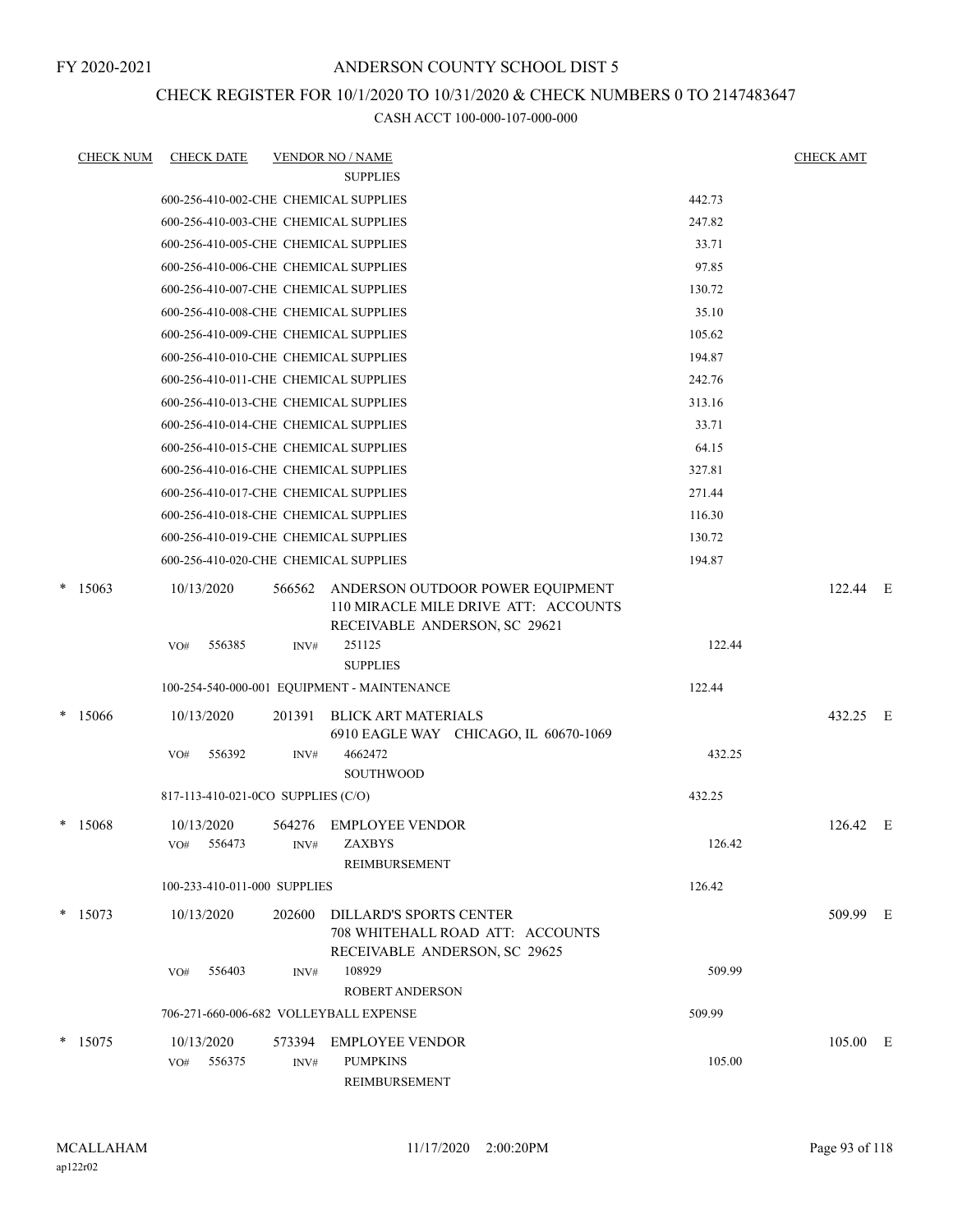FY 2020-2021

# ANDERSON COUNTY SCHOOL DIST 5

## CHECK REGISTER FOR 10/1/2020 TO 10/31/2020 & CHECK NUMBERS 0 TO 2147483647

### CASH ACCT 100-000-107-000-000

| CHECK NUM | CHECK DATE | VENDOR NO / NAME | | CHECK AMT | |
|---|---|---|---|---|---|
| | | SUPPLIES | | | |
| | 600-256-410-002-CHE CHEMICAL SUPPLIES | | 442.73 | | |
| | 600-256-410-003-CHE CHEMICAL SUPPLIES | | 247.82 | | |
| | 600-256-410-005-CHE CHEMICAL SUPPLIES | | 33.71 | | |
| | 600-256-410-006-CHE CHEMICAL SUPPLIES | | 97.85 | | |
| | 600-256-410-007-CHE CHEMICAL SUPPLIES | | 130.72 | | |
| | 600-256-410-008-CHE CHEMICAL SUPPLIES | | 35.10 | | |
| | 600-256-410-009-CHE CHEMICAL SUPPLIES | | 105.62 | | |
| | 600-256-410-010-CHE CHEMICAL SUPPLIES | | 194.87 | | |
| | 600-256-410-011-CHE CHEMICAL SUPPLIES | | 242.76 | | |
| | 600-256-410-013-CHE CHEMICAL SUPPLIES | | 313.16 | | |
| | 600-256-410-014-CHE CHEMICAL SUPPLIES | | 33.71 | | |
| | 600-256-410-015-CHE CHEMICAL SUPPLIES | | 64.15 | | |
| | 600-256-410-016-CHE CHEMICAL SUPPLIES | | 327.81 | | |
| | 600-256-410-017-CHE CHEMICAL SUPPLIES | | 271.44 | | |
| | 600-256-410-018-CHE CHEMICAL SUPPLIES | | 116.30 | | |
| | 600-256-410-019-CHE CHEMICAL SUPPLIES | | 130.72 | | |
| | 600-256-410-020-CHE CHEMICAL SUPPLIES | | 194.87 | | |
| * 15063 | 10/13/2020 | 566562 ANDERSON OUTDOOR POWER EQUIPMENT 110 MIRACLE MILE DRIVE ATT: ACCOUNTS RECEIVABLE ANDERSON, SC 29621 | | 122.44 | E |
| | VO# 556385 | INV# 251125 SUPPLIES | 122.44 | | |
| | 100-254-540-000-001 EQUIPMENT - MAINTENANCE | | 122.44 | | |
| * 15066 | 10/13/2020 | 201391 BLICK ART MATERIALS 6910 EAGLE WAY CHICAGO, IL 60670-1069 | | 432.25 | E |
| | VO# 556392 | INV# 4662472 SOUTHWOOD | 432.25 | | |
| | 817-113-410-021-0CO SUPPLIES (C/O) | | 432.25 | | |
| * 15068 | 10/13/2020 | 564276 EMPLOYEE VENDOR | | 126.42 | E |
| | VO# 556473 | INV# ZAXBYS REIMBURSEMENT | 126.42 | | |
| | 100-233-410-011-000 SUPPLIES | | 126.42 | | |
| * 15073 | 10/13/2020 | 202600 DILLARD'S SPORTS CENTER 708 WHITEHALL ROAD ATT: ACCOUNTS RECEIVABLE ANDERSON, SC 29625 | | 509.99 | E |
| | VO# 556403 | INV# 108929 ROBERT ANDERSON | 509.99 | | |
| | 706-271-660-006-682 VOLLEYBALL EXPENSE | | 509.99 | | |
| * 15075 | 10/13/2020 | 573394 EMPLOYEE VENDOR | | 105.00 | E |
| | VO# 556375 | INV# PUMPKINS REIMBURSEMENT | 105.00 | | |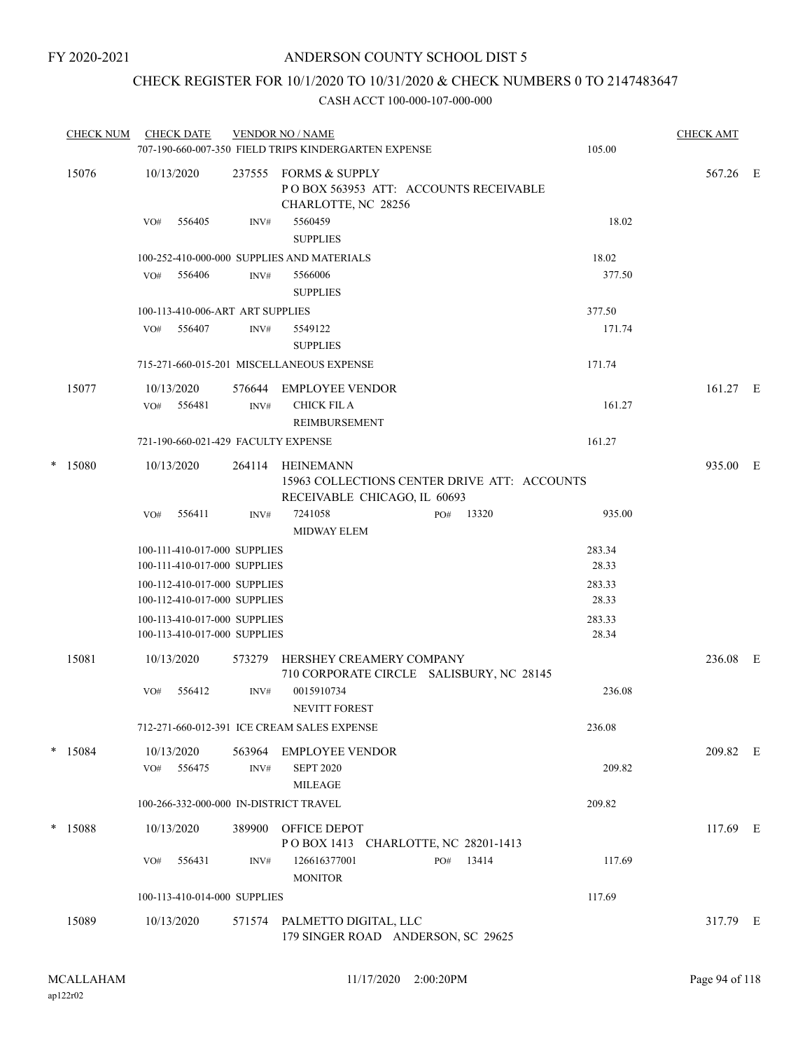FY 2020-2021

# ANDERSON COUNTY SCHOOL DIST 5

## CHECK REGISTER FOR 10/1/2020 TO 10/31/2020 & CHECK NUMBERS 0 TO 2147483647

CASH ACCT 100-000-107-000-000

| CHECK NUM | CHECK DATE | VENDOR NO / NAME | | CHECK AMT | |
|---|---|---|---|---|---|
| | | 707-190-660-007-350 FIELD TRIPS KINDERGARTEN EXPENSE | 105.00 | | |
| 15076 | 10/13/2020 | 237555 FORMS & SUPPLY<br>P O BOX 563953 ATT: ACCOUNTS RECEIVABLE<br>CHARLOTTE, NC 28256 | | 567.26 | E |
| | VO# 556405 | INV# 5560459<br>SUPPLIES | 18.02 | | |
| | | 100-252-410-000-000 SUPPLIES AND MATERIALS | 18.02 | | |
| | VO# 556406 | INV# 5566006<br>SUPPLIES | 377.50 | | |
| | | 100-113-410-006-ART ART SUPPLIES | 377.50 | | |
| | VO# 556407 | INV# 5549122<br>SUPPLIES | 171.74 | | |
| | | 715-271-660-015-201 MISCELLANEOUS EXPENSE | 171.74 | | |
| 15077 | 10/13/2020 | 576644 EMPLOYEE VENDOR | | 161.27 | E |
| | VO# 556481 | INV# CHICK FIL A<br>REIMBURSEMENT | 161.27 | | |
| | | 721-190-660-021-429 FACULTY EXPENSE | 161.27 | | |
| * 15080 | 10/13/2020 | 264114 HEINEMANN<br>15963 COLLECTIONS CENTER DRIVE ATT: ACCOUNTS<br>RECEIVABLE CHICAGO, IL 60693 | | 935.00 | E |
| | VO# 556411 | INV# 7241058 PO# 13320<br>MIDWAY ELEM | 935.00 | | |
| | | 100-111-410-017-000 SUPPLIES | 283.34 | | |
| | | 100-111-410-017-000 SUPPLIES | 28.33 | | |
| | | 100-112-410-017-000 SUPPLIES | 283.33 | | |
| | | 100-112-410-017-000 SUPPLIES | 28.33 | | |
| | | 100-113-410-017-000 SUPPLIES | 283.33 | | |
| | | 100-113-410-017-000 SUPPLIES | 28.34 | | |
| 15081 | 10/13/2020 | 573279 HERSHEY CREAMERY COMPANY<br>710 CORPORATE CIRCLE SALISBURY, NC 28145 | | 236.08 | E |
| | VO# 556412 | INV# 0015910734<br>NEVITT FOREST | 236.08 | | |
| | | 712-271-660-012-391 ICE CREAM SALES EXPENSE | 236.08 | | |
| * 15084 | 10/13/2020 | 563964 EMPLOYEE VENDOR | | 209.82 | E |
| | VO# 556475 | INV# SEPT 2020<br>MILEAGE | 209.82 | | |
| | | 100-266-332-000-000 IN-DISTRICT TRAVEL | 209.82 | | |
| * 15088 | 10/13/2020 | 389900 OFFICE DEPOT<br>P O BOX 1413 CHARLOTTE, NC 28201-1413 | | 117.69 | E |
| | VO# 556431 | INV# 126616377001 PO# 13414<br>MONITOR | 117.69 | | |
| | | 100-113-410-014-000 SUPPLIES | 117.69 | | |
| 15089 | 10/13/2020 | 571574 PALMETTO DIGITAL, LLC<br>179 SINGER ROAD ANDERSON, SC 29625 | | 317.79 | E |

MCALLAHAM
ap122r02

11/17/2020 2:00:20PM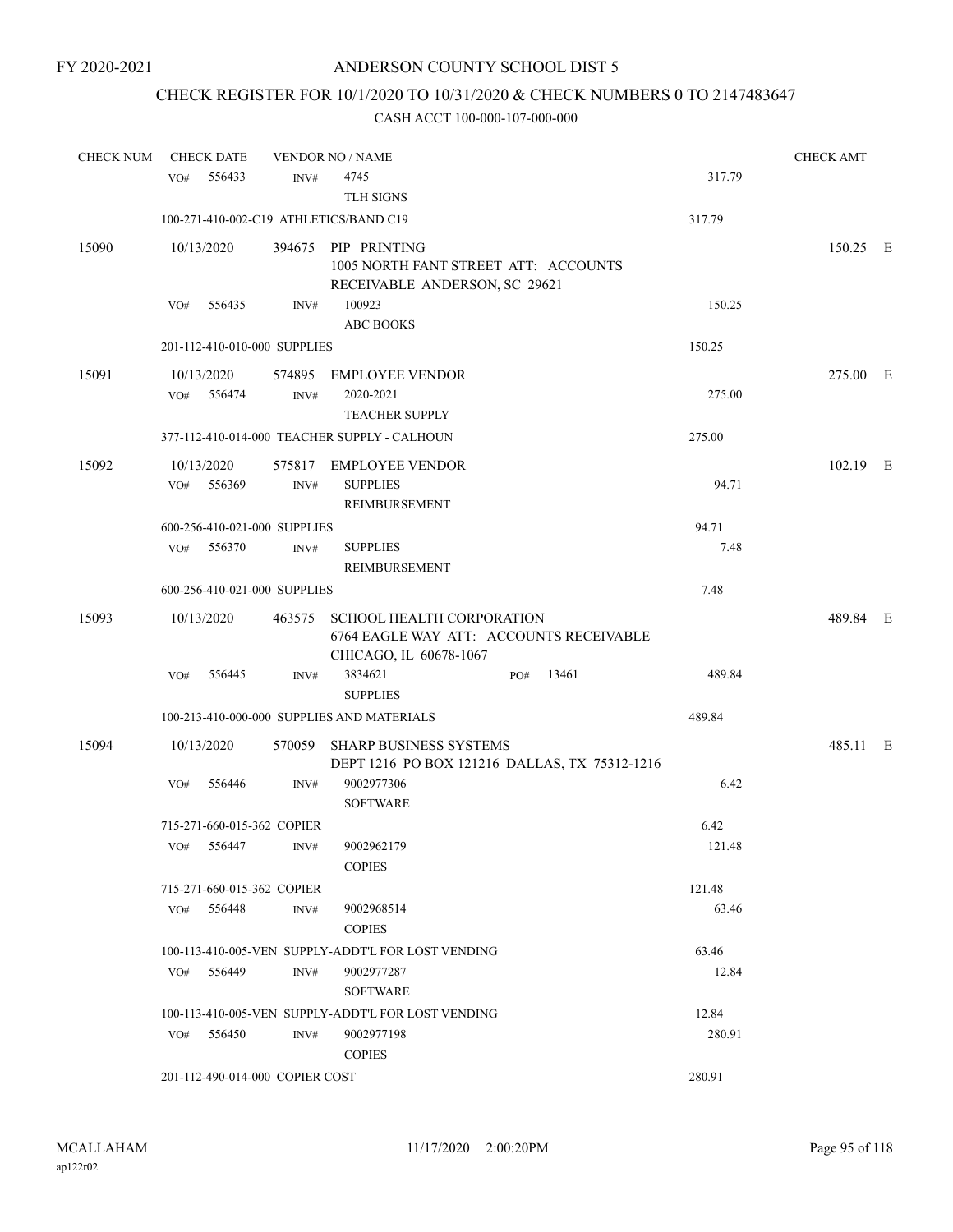FY 2020-2021

# ANDERSON COUNTY SCHOOL DIST 5

## CHECK REGISTER FOR 10/1/2020 TO 10/31/2020 & CHECK NUMBERS 0 TO 2147483647

### CASH ACCT 100-000-107-000-000

| CHECK NUM | CHECK DATE | VENDOR NO / NAME | | | CHECK AMT |
|---|---|---|---|---|---|
| | VO# 556433 | INV# | 4745<br>TLH SIGNS | 317.79 | |
| | 100-271-410-002-C19 ATHLETICS/BAND C19 | | | 317.79 | |
| 15090 | 10/13/2020 | 394675 | PIP PRINTING<br>1005 NORTH FANT STREET ATT: ACCOUNTS RECEIVABLE ANDERSON, SC 29621 | | 150.25 E |
| | VO# 556435 | INV# | 100923<br>ABC BOOKS | 150.25 | |
| | 201-112-410-010-000 SUPPLIES | | | 150.25 | |
| 15091 | 10/13/2020 | 574895 | EMPLOYEE VENDOR | | 275.00 E |
| | VO# 556474 | INV# | 2020-2021<br>TEACHER SUPPLY | 275.00 | |
| | 377-112-410-014-000 TEACHER SUPPLY - CALHOUN | | | 275.00 | |
| 15092 | 10/13/2020 | 575817 | EMPLOYEE VENDOR | | 102.19 E |
| | VO# 556369 | INV# | SUPPLIES<br>REIMBURSEMENT | 94.71 | |
| | 600-256-410-021-000 SUPPLIES | | | 94.71 | |
| | VO# 556370 | INV# | SUPPLIES<br>REIMBURSEMENT | 7.48 | |
| | 600-256-410-021-000 SUPPLIES | | | 7.48 | |
| 15093 | 10/13/2020 | 463575 | SCHOOL HEALTH CORPORATION<br>6764 EAGLE WAY ATT: ACCOUNTS RECEIVABLE CHICAGO, IL 60678-1067 | | 489.84 E |
| | VO# 556445 | INV# | 3834621 PO# 13461<br>SUPPLIES | 489.84 | |
| | 100-213-410-000-000 SUPPLIES AND MATERIALS | | | 489.84 | |
| 15094 | 10/13/2020 | 570059 | SHARP BUSINESS SYSTEMS<br>DEPT 1216 PO BOX 121216 DALLAS, TX 75312-1216 | | 485.11 E |
| | VO# 556446 | INV# | 9002977306<br>SOFTWARE | 6.42 | |
| | 715-271-660-015-362 COPIER | | | 6.42 | |
| | VO# 556447 | INV# | 9002962179<br>COPIES | 121.48 | |
| | 715-271-660-015-362 COPIER | | | 121.48 | |
| | VO# 556448 | INV# | 9002968514<br>COPIES | 63.46 | |
| | 100-113-410-005-VEN SUPPLY-ADDT'L FOR LOST VENDING | | | 63.46 | |
| | VO# 556449 | INV# | 9002977287<br>SOFTWARE | 12.84 | |
| | 100-113-410-005-VEN SUPPLY-ADDT'L FOR LOST VENDING | | | 12.84 | |
| | VO# 556450 | INV# | 9002977198<br>COPIES | 280.91 | |
| | 201-112-490-014-000 COPIER COST | | | 280.91 | |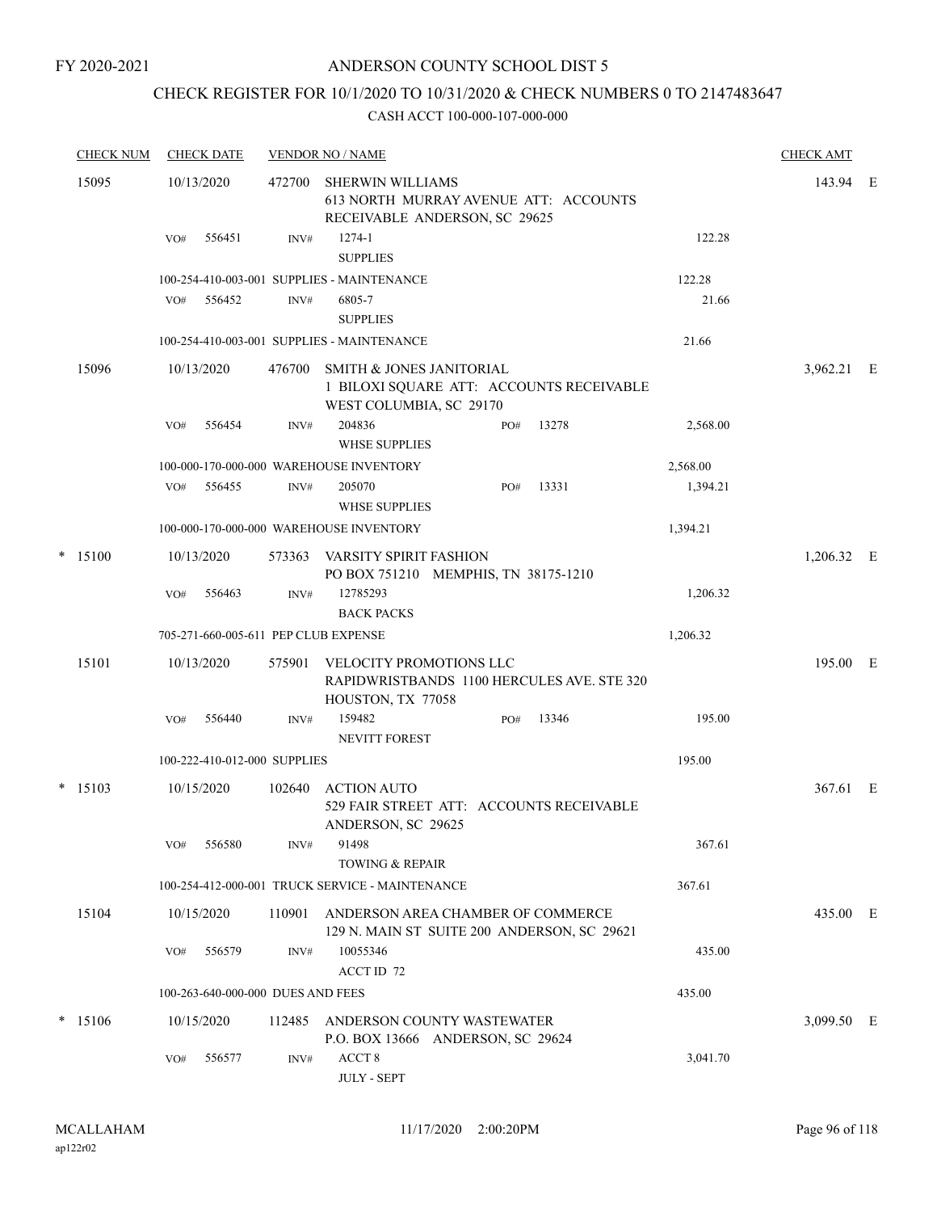FY 2020-2021

# ANDERSON COUNTY SCHOOL DIST 5

## CHECK REGISTER FOR 10/1/2020 TO 10/31/2020 & CHECK NUMBERS 0 TO 2147483647

### CASH ACCT 100-000-107-000-000

| CHECK NUM | CHECK DATE | VENDOR NO / NAME | | | | CHECK AMT | |
|---|---|---|---|---|---|---|---|
| 15095 | 10/13/2020 | 472700 SHERWIN WILLIAMS<br>613 NORTH MURRAY AVENUE ATT: ACCOUNTS RECEIVABLE ANDERSON, SC 29625 | | | | 143.94 | E |
| | VO# 556451 | INV# 1274-1<br>SUPPLIES | | | 122.28 | | |
| | | 100-254-410-003-001 SUPPLIES - MAINTENANCE | | | 122.28 | | |
| | VO# 556452 | INV# 6805-7<br>SUPPLIES | | | 21.66 | | |
| | | 100-254-410-003-001 SUPPLIES - MAINTENANCE | | | 21.66 | | |
| 15096 | 10/13/2020 | 476700 SMITH & JONES JANITORIAL<br>1 BILOXI SQUARE ATT: ACCOUNTS RECEIVABLE WEST COLUMBIA, SC 29170 | | | | 3,962.21 | E |
| | VO# 556454 | INV# 204836<br>WHSE SUPPLIES | PO# | 13278 | 2,568.00 | | |
| | | 100-000-170-000-000 WAREHOUSE INVENTORY | | | 2,568.00 | | |
| | VO# 556455 | INV# 205070<br>WHSE SUPPLIES | PO# | 13331 | 1,394.21 | | |
| | | 100-000-170-000-000 WAREHOUSE INVENTORY | | | 1,394.21 | | |
| * 15100 | 10/13/2020 | 573363 VARSITY SPIRIT FASHION<br>PO BOX 751210 MEMPHIS, TN 38175-1210 | | | | 1,206.32 | E |
| | VO# 556463 | INV# 12785293<br>BACK PACKS | | | 1,206.32 | | |
| | | 705-271-660-005-611 PEP CLUB EXPENSE | | | 1,206.32 | | |
| 15101 | 10/13/2020 | 575901 VELOCITY PROMOTIONS LLC<br>RAPIDWRISTBANDS 1100 HERCULES AVE. STE 320 HOUSTON, TX 77058 | | | | 195.00 | E |
| | VO# 556440 | INV# 159482<br>NEVITT FOREST | PO# | 13346 | 195.00 | | |
| | | 100-222-410-012-000 SUPPLIES | | | 195.00 | | |
| * 15103 | 10/15/2020 | 102640 ACTION AUTO<br>529 FAIR STREET ATT: ACCOUNTS RECEIVABLE ANDERSON, SC 29625 | | | | 367.61 | E |
| | VO# 556580 | INV# 91498<br>TOWING & REPAIR | | | 367.61 | | |
| | | 100-254-412-000-001 TRUCK SERVICE - MAINTENANCE | | | 367.61 | | |
| 15104 | 10/15/2020 | 110901 ANDERSON AREA CHAMBER OF COMMERCE<br>129 N. MAIN ST SUITE 200 ANDERSON, SC 29621 | | | | 435.00 | E |
| | VO# 556579 | INV# 10055346<br>ACCT ID 72 | | | 435.00 | | |
| | | 100-263-640-000-000 DUES AND FEES | | | 435.00 | | |
| * 15106 | 10/15/2020 | 112485 ANDERSON COUNTY WASTEWATER<br>P.O. BOX 13666 ANDERSON, SC 29624 | | | | 3,099.50 | E |
| | VO# 556577 | INV# ACCT 8<br>JULY - SEPT | | | 3,041.70 | | |

MCALLAHAM
ap122r02

11/17/2020 2:00:20PM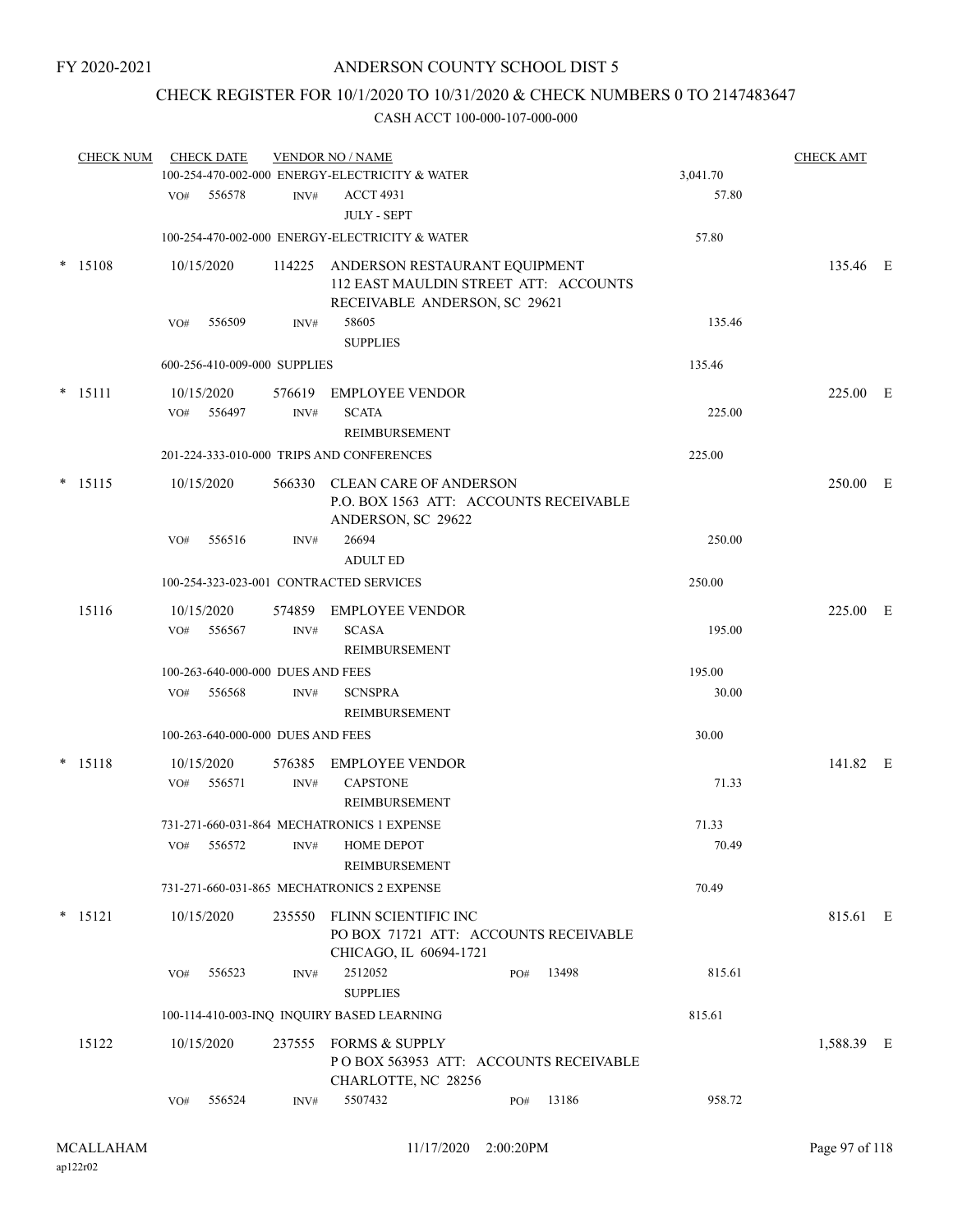FY 2020-2021

# ANDERSON COUNTY SCHOOL DIST 5

## CHECK REGISTER FOR 10/1/2020 TO 10/31/2020 & CHECK NUMBERS 0 TO 2147483647

### CASH ACCT 100-000-107-000-000

| CHECK NUM | CHECK DATE | VENDOR NO / NAME | | CHECK AMT |
|---|---|---|---|---|
| | 100-254-470-002-000 ENERGY-ELECTRICITY & WATER | | 3,041.70 | |
| | VO# 556578 | INV# ACCT 4931 JULY - SEPT | 57.80 | |
| | 100-254-470-002-000 ENERGY-ELECTRICITY & WATER | | 57.80 | |
| * 15108 | 10/15/2020 | 114225 ANDERSON RESTAURANT EQUIPMENT 112 EAST MAULDIN STREET ATT: ACCOUNTS RECEIVABLE ANDERSON, SC 29621 | | 135.46 E |
| | VO# 556509 | INV# 58605 SUPPLIES | 135.46 | |
| | 600-256-410-009-000 SUPPLIES | | 135.46 | |
| * 15111 | 10/15/2020 | 576619 EMPLOYEE VENDOR | | 225.00 E |
| | VO# 556497 | INV# SCATA REIMBURSEMENT | 225.00 | |
| | 201-224-333-010-000 TRIPS AND CONFERENCES | | 225.00 | |
| * 15115 | 10/15/2020 | 566330 CLEAN CARE OF ANDERSON P.O. BOX 1563 ATT: ACCOUNTS RECEIVABLE ANDERSON, SC 29622 | | 250.00 E |
| | VO# 556516 | INV# 26694 ADULT ED | 250.00 | |
| | 100-254-323-023-001 CONTRACTED SERVICES | | 250.00 | |
| 15116 | 10/15/2020 | 574859 EMPLOYEE VENDOR | | 225.00 E |
| | VO# 556567 | INV# SCASA REIMBURSEMENT | 195.00 | |
| | 100-263-640-000-000 DUES AND FEES | | 195.00 | |
| | VO# 556568 | INV# SCNSPRA REIMBURSEMENT | 30.00 | |
| | 100-263-640-000-000 DUES AND FEES | | 30.00 | |
| * 15118 | 10/15/2020 | 576385 EMPLOYEE VENDOR | | 141.82 E |
| | VO# 556571 | INV# CAPSTONE REIMBURSEMENT | 71.33 | |
| | 731-271-660-031-864 MECHATRONICS 1 EXPENSE | | 71.33 | |
| | VO# 556572 | INV# HOME DEPOT REIMBURSEMENT | 70.49 | |
| | 731-271-660-031-865 MECHATRONICS 2 EXPENSE | | 70.49 | |
| * 15121 | 10/15/2020 | 235550 FLINN SCIENTIFIC INC PO BOX 71721 ATT: ACCOUNTS RECEIVABLE CHICAGO, IL 60694-1721 | | 815.61 E |
| | VO# 556523 | INV# 2512052 PO# 13498 SUPPLIES | 815.61 | |
| | 100-114-410-003-INQ INQUIRY BASED LEARNING | | 815.61 | |
| 15122 | 10/15/2020 | 237555 FORMS & SUPPLY P O BOX 563953 ATT: ACCOUNTS RECEIVABLE CHARLOTTE, NC 28256 | | 1,588.39 E |
| | VO# 556524 | INV# 5507432 PO# 13186 | 958.72 | |

MCALLAHAM ap122r02 11/17/2020 2:00:20PM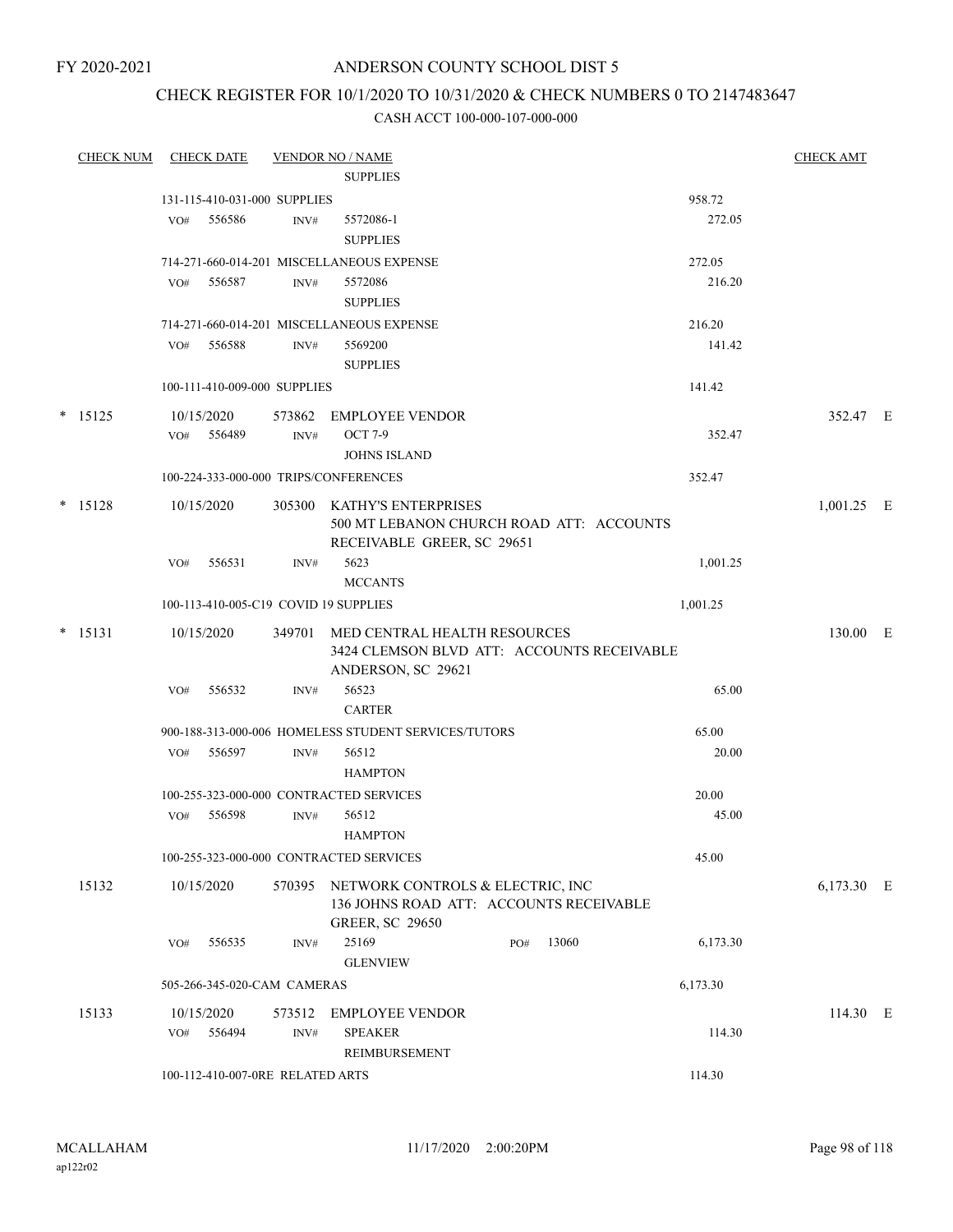FY 2020-2021

# ANDERSON COUNTY SCHOOL DIST 5

## CHECK REGISTER FOR 10/1/2020 TO 10/31/2020 & CHECK NUMBERS 0 TO 2147483647

### CASH ACCT 100-000-107-000-000

| CHECK NUM | CHECK DATE | VENDOR NO / NAME | | CHECK AMT |
|---|---|---|---|---|
| | | SUPPLIES | | |
| | 131-115-410-031-000 SUPPLIES | | 958.72 | |
| | VO# 556586 | INV# 5572086-1 SUPPLIES | 272.05 | |
| | 714-271-660-014-201 MISCELLANEOUS EXPENSE | | 272.05 | |
| | VO# 556587 | INV# 5572086 SUPPLIES | 216.20 | |
| | 714-271-660-014-201 MISCELLANEOUS EXPENSE | | 216.20 | |
| | VO# 556588 | INV# 5569200 SUPPLIES | 141.42 | |
| | 100-111-410-009-000 SUPPLIES | | 141.42 | |
| * 15125 | 10/15/2020 | 573862 EMPLOYEE VENDOR | | 352.47 E |
| | VO# 556489 | INV# OCT 7-9 JOHNS ISLAND | 352.47 | |
| | 100-224-333-000-000 TRIPS/CONFERENCES | | 352.47 | |
| * 15128 | 10/15/2020 | 305300 KATHY'S ENTERPRISES 500 MT LEBANON CHURCH ROAD ATT: ACCOUNTS RECEIVABLE GREER, SC 29651 | | 1,001.25 E |
| | VO# 556531 | INV# 5623 MCCANTS | 1,001.25 | |
| | 100-113-410-005-C19 COVID 19 SUPPLIES | | 1,001.25 | |
| * 15131 | 10/15/2020 | 349701 MED CENTRAL HEALTH RESOURCES 3424 CLEMSON BLVD ATT: ACCOUNTS RECEIVABLE ANDERSON, SC 29621 | | 130.00 E |
| | VO# 556532 | INV# 56523 CARTER | 65.00 | |
| | 900-188-313-000-006 HOMELESS STUDENT SERVICES/TUTORS | | 65.00 | |
| | VO# 556597 | INV# 56512 HAMPTON | 20.00 | |
| | 100-255-323-000-000 CONTRACTED SERVICES | | 20.00 | |
| | VO# 556598 | INV# 56512 HAMPTON | 45.00 | |
| | 100-255-323-000-000 CONTRACTED SERVICES | | 45.00 | |
| 15132 | 10/15/2020 | 570395 NETWORK CONTROLS & ELECTRIC, INC 136 JOHNS ROAD ATT: ACCOUNTS RECEIVABLE GREER, SC 29650 | | 6,173.30 E |
| | VO# 556535 | INV# 25169 PO# 13060 GLENVIEW | 6,173.30 | |
| | 505-266-345-020-CAM CAMERAS | | 6,173.30 | |
| 15133 | 10/15/2020 | 573512 EMPLOYEE VENDOR | | 114.30 E |
| | VO# 556494 | INV# SPEAKER REIMBURSEMENT | 114.30 | |
| | 100-112-410-007-0RE RELATED ARTS | | 114.30 | |

MCALLAHAM
ap122r02

11/17/2020 2:00:20PM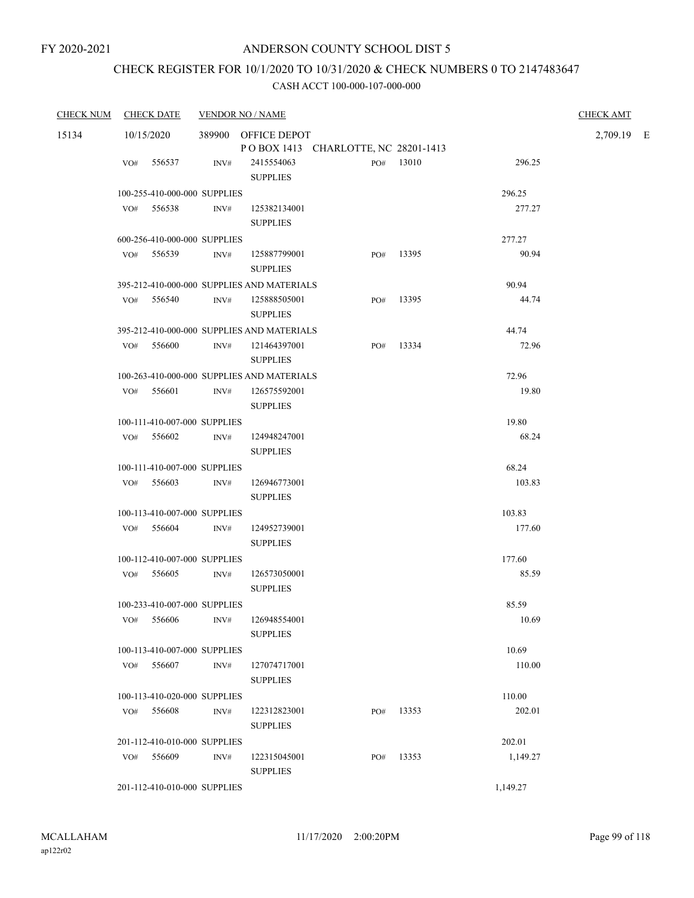FY 2020-2021

# ANDERSON COUNTY SCHOOL DIST 5

## CHECK REGISTER FOR 10/1/2020 TO 10/31/2020 & CHECK NUMBERS 0 TO 2147483647

### CASH ACCT 100-000-107-000-000

| CHECK NUM | CHECK DATE | VENDOR NO / NAME | | | | CHECK AMT |
|---|---|---|---|---|---|---|
| 15134 | 10/15/2020 | 389900 OFFICE DEPOT<br>P O BOX 1413 CHARLOTTE, NC 28201-1413 | | | | 2,709.19 E |
| | VO# 556537 | INV# 2415554063<br>SUPPLIES | PO# 13010 | | 296.25 | |
| | 100-255-410-000-000 SUPPLIES | | | 296.25 | | |
| | VO# 556538 | INV# 125382134001<br>SUPPLIES | | | 277.27 | |
| | 600-256-410-000-000 SUPPLIES | | | 277.27 | | |
| | VO# 556539 | INV# 125887799001<br>SUPPLIES | PO# 13395 | | 90.94 | |
| | 395-212-410-000-000 SUPPLIES AND MATERIALS | | | 90.94 | | |
| | VO# 556540 | INV# 125888505001<br>SUPPLIES | PO# 13395 | | 44.74 | |
| | 395-212-410-000-000 SUPPLIES AND MATERIALS | | | 44.74 | | |
| | VO# 556600 | INV# 121464397001<br>SUPPLIES | PO# 13334 | | 72.96 | |
| | 100-263-410-000-000 SUPPLIES AND MATERIALS | | | 72.96 | | |
| | VO# 556601 | INV# 126575592001<br>SUPPLIES | | | 19.80 | |
| | 100-111-410-007-000 SUPPLIES | | | 19.80 | | |
| | VO# 556602 | INV# 124948247001<br>SUPPLIES | | | 68.24 | |
| | 100-111-410-007-000 SUPPLIES | | | 68.24 | | |
| | VO# 556603 | INV# 126946773001<br>SUPPLIES | | | 103.83 | |
| | 100-113-410-007-000 SUPPLIES | | | 103.83 | | |
| | VO# 556604 | INV# 124952739001<br>SUPPLIES | | | 177.60 | |
| | 100-112-410-007-000 SUPPLIES | | | 177.60 | | |
| | VO# 556605 | INV# 126573050001<br>SUPPLIES | | | 85.59 | |
| | 100-233-410-007-000 SUPPLIES | | | 85.59 | | |
| | VO# 556606 | INV# 126948554001<br>SUPPLIES | | | 10.69 | |
| | 100-113-410-007-000 SUPPLIES | | | 10.69 | | |
| | VO# 556607 | INV# 127074717001<br>SUPPLIES | | | 110.00 | |
| | 100-113-410-020-000 SUPPLIES | | | 110.00 | | |
| | VO# 556608 | INV# 122312823001<br>SUPPLIES | PO# 13353 | | 202.01 | |
| | 201-112-410-010-000 SUPPLIES | | | 202.01 | | |
| | VO# 556609 | INV# 122315045001<br>SUPPLIES | PO# 13353 | | 1,149.27 | |
| | 201-112-410-010-000 SUPPLIES | | | 1,149.27 | | |

MCALLAHAM
ap122r02

11/17/2020 2:00:20PM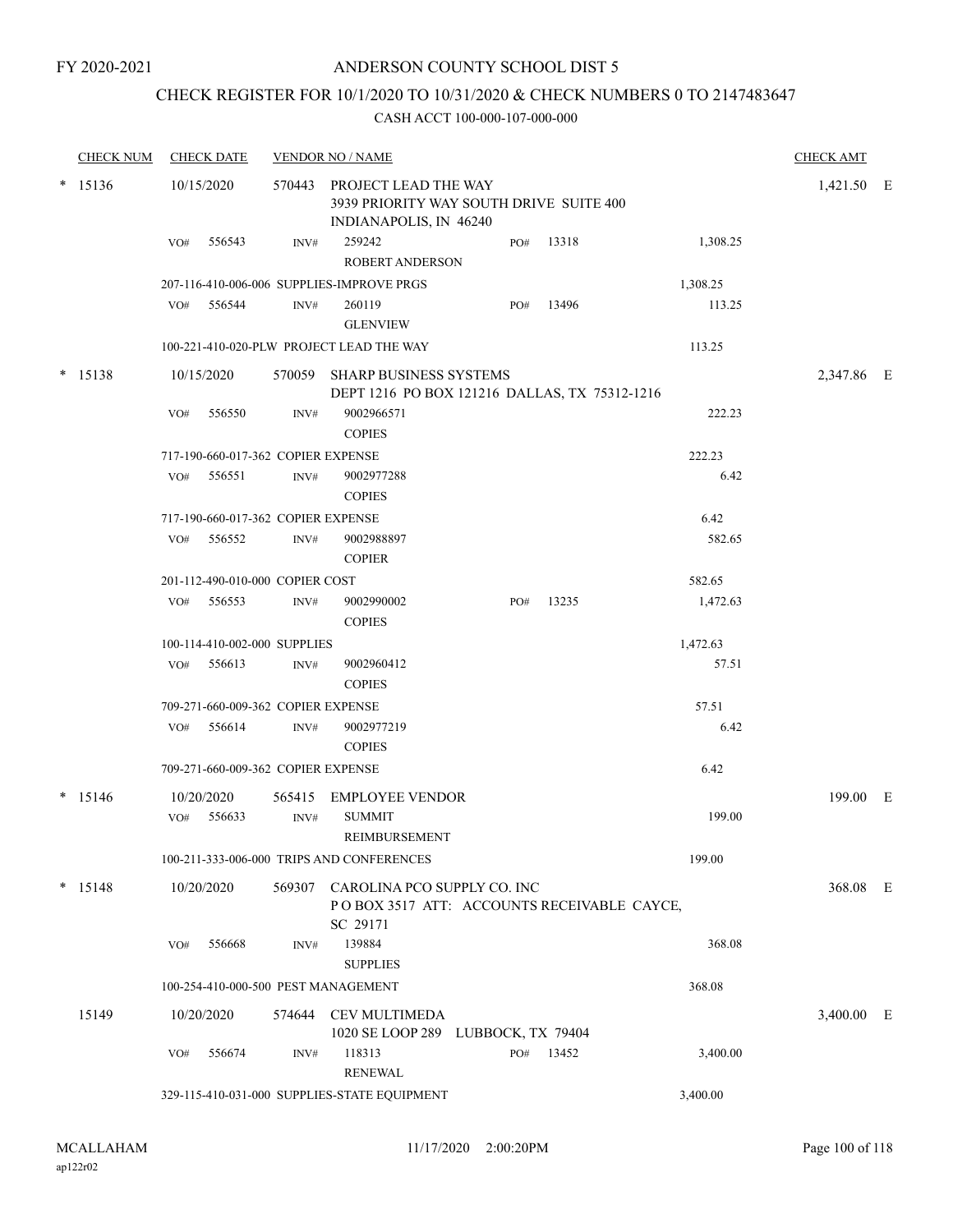FY 2020-2021

# ANDERSON COUNTY SCHOOL DIST 5

## CHECK REGISTER FOR 10/1/2020 TO 10/31/2020 & CHECK NUMBERS 0 TO 2147483647

### CASH ACCT 100-000-107-000-000

| CHECK NUM | CHECK DATE | VENDOR NO / NAME | | | CHECK AMT |
|---|---|---|---|---|---|
| * 15136 | 10/15/2020 | 570443 PROJECT LEAD THE WAY<br>3939 PRIORITY WAY SOUTH DRIVE SUITE 400<br>INDIANAPOLIS, IN 46240 | | | 1,421.50 E |
| | VO# 556543 | INV# 259242<br>ROBERT ANDERSON | PO# 13318 | 1,308.25 | |
| | 207-116-410-006-006 SUPPLIES-IMPROVE PRGS | | | 1,308.25 | |
| | VO# 556544 | INV# 260119<br>GLENVIEW | PO# 13496 | 113.25 | |
| | 100-221-410-020-PLW PROJECT LEAD THE WAY | | | 113.25 | |
| * 15138 | 10/15/2020 | 570059 SHARP BUSINESS SYSTEMS<br>DEPT 1216 PO BOX 121216 DALLAS, TX 75312-1216 | | | 2,347.86 E |
| | VO# 556550 | INV# 9002966571<br>COPIES | | 222.23 | |
| | 717-190-660-017-362 COPIER EXPENSE | | | 222.23 | |
| | VO# 556551 | INV# 9002977288<br>COPIES | | 6.42 | |
| | 717-190-660-017-362 COPIER EXPENSE | | | 6.42 | |
| | VO# 556552 | INV# 9002988897<br>COPIER | | 582.65 | |
| | 201-112-490-010-000 COPIER COST | | | 582.65 | |
| | VO# 556553 | INV# 9002990002<br>COPIES | PO# 13235 | 1,472.63 | |
| | 100-114-410-002-000 SUPPLIES | | | 1,472.63 | |
| | VO# 556613 | INV# 9002960412<br>COPIES | | 57.51 | |
| | 709-271-660-009-362 COPIER EXPENSE | | | 57.51 | |
| | VO# 556614 | INV# 9002977219<br>COPIES | | 6.42 | |
| | 709-271-660-009-362 COPIER EXPENSE | | | 6.42 | |
| * 15146 | 10/20/2020 | 565415 EMPLOYEE VENDOR | | | 199.00 E |
| | VO# 556633 | INV# SUMMIT<br>REIMBURSEMENT | | 199.00 | |
| | 100-211-333-006-000 TRIPS AND CONFERENCES | | | 199.00 | |
| * 15148 | 10/20/2020 | 569307 CAROLINA PCO SUPPLY CO. INC<br>P O BOX 3517 ATT: ACCOUNTS RECEIVABLE CAYCE, SC 29171 | | | 368.08 E |
| | VO# 556668 | INV# 139884<br>SUPPLIES | | 368.08 | |
| | 100-254-410-000-500 PEST MANAGEMENT | | | 368.08 | |
| 15149 | 10/20/2020 | 574644 CEV MULTIMEDA<br>1020 SE LOOP 289 LUBBOCK, TX 79404 | | | 3,400.00 E |
| | VO# 556674 | INV# 118313<br>RENEWAL | PO# 13452 | 3,400.00 | |
| | 329-115-410-031-000 SUPPLIES-STATE EQUIPMENT | | | 3,400.00 | |

MCALLAHAM
ap122r02

11/17/2020 2:00:20PM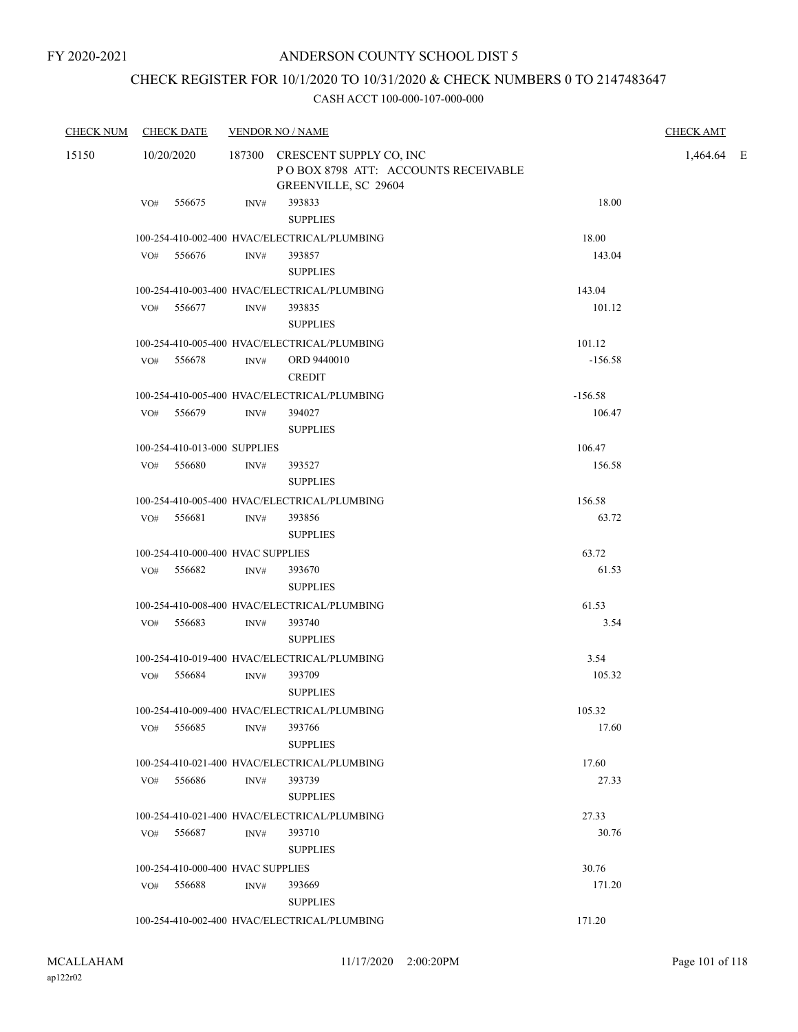FY 2020-2021

# ANDERSON COUNTY SCHOOL DIST 5

## CHECK REGISTER FOR 10/1/2020 TO 10/31/2020 & CHECK NUMBERS 0 TO 2147483647

CASH ACCT 100-000-107-000-000

| CHECK NUM | CHECK DATE | VENDOR NO / NAME | | CHECK AMT |
|---|---|---|---|---|
| 15150 | 10/20/2020 | 187300 CRESCENT SUPPLY CO, INC<br>P O BOX 8798 ATT: ACCOUNTS RECEIVABLE<br>GREENVILLE, SC 29604 | | 1,464.64 E |
| | VO# 556675 | INV# 393833<br>SUPPLIES | 18.00 | |
| | | 100-254-410-002-400 HVAC/ELECTRICAL/PLUMBING | 18.00 | |
| | VO# 556676 | INV# 393857<br>SUPPLIES | 143.04 | |
| | | 100-254-410-003-400 HVAC/ELECTRICAL/PLUMBING | 143.04 | |
| | VO# 556677 | INV# 393835<br>SUPPLIES | 101.12 | |
| | | 100-254-410-005-400 HVAC/ELECTRICAL/PLUMBING | 101.12 | |
| | VO# 556678 | INV# ORD 9440010<br>CREDIT | -156.58 | |
| | | 100-254-410-005-400 HVAC/ELECTRICAL/PLUMBING | -156.58 | |
| | VO# 556679 | INV# 394027<br>SUPPLIES | 106.47 | |
| | | 100-254-410-013-000 SUPPLIES | 106.47 | |
| | VO# 556680 | INV# 393527<br>SUPPLIES | 156.58 | |
| | | 100-254-410-005-400 HVAC/ELECTRICAL/PLUMBING | 156.58 | |
| | VO# 556681 | INV# 393856<br>SUPPLIES | 63.72 | |
| | | 100-254-410-000-400 HVAC SUPPLIES | 63.72 | |
| | VO# 556682 | INV# 393670<br>SUPPLIES | 61.53 | |
| | | 100-254-410-008-400 HVAC/ELECTRICAL/PLUMBING | 61.53 | |
| | VO# 556683 | INV# 393740<br>SUPPLIES | 3.54 | |
| | | 100-254-410-019-400 HVAC/ELECTRICAL/PLUMBING | 3.54 | |
| | VO# 556684 | INV# 393709<br>SUPPLIES | 105.32 | |
| | | 100-254-410-009-400 HVAC/ELECTRICAL/PLUMBING | 105.32 | |
| | VO# 556685 | INV# 393766<br>SUPPLIES | 17.60 | |
| | | 100-254-410-021-400 HVAC/ELECTRICAL/PLUMBING | 17.60 | |
| | VO# 556686 | INV# 393739<br>SUPPLIES | 27.33 | |
| | | 100-254-410-021-400 HVAC/ELECTRICAL/PLUMBING | 27.33 | |
| | VO# 556687 | INV# 393710<br>SUPPLIES | 30.76 | |
| | | 100-254-410-000-400 HVAC SUPPLIES | 30.76 | |
| | VO# 556688 | INV# 393669<br>SUPPLIES | 171.20 | |
| | | 100-254-410-002-400 HVAC/ELECTRICAL/PLUMBING | 171.20 | |

MCALLAHAM
ap122r02

11/17/2020 2:00:20PM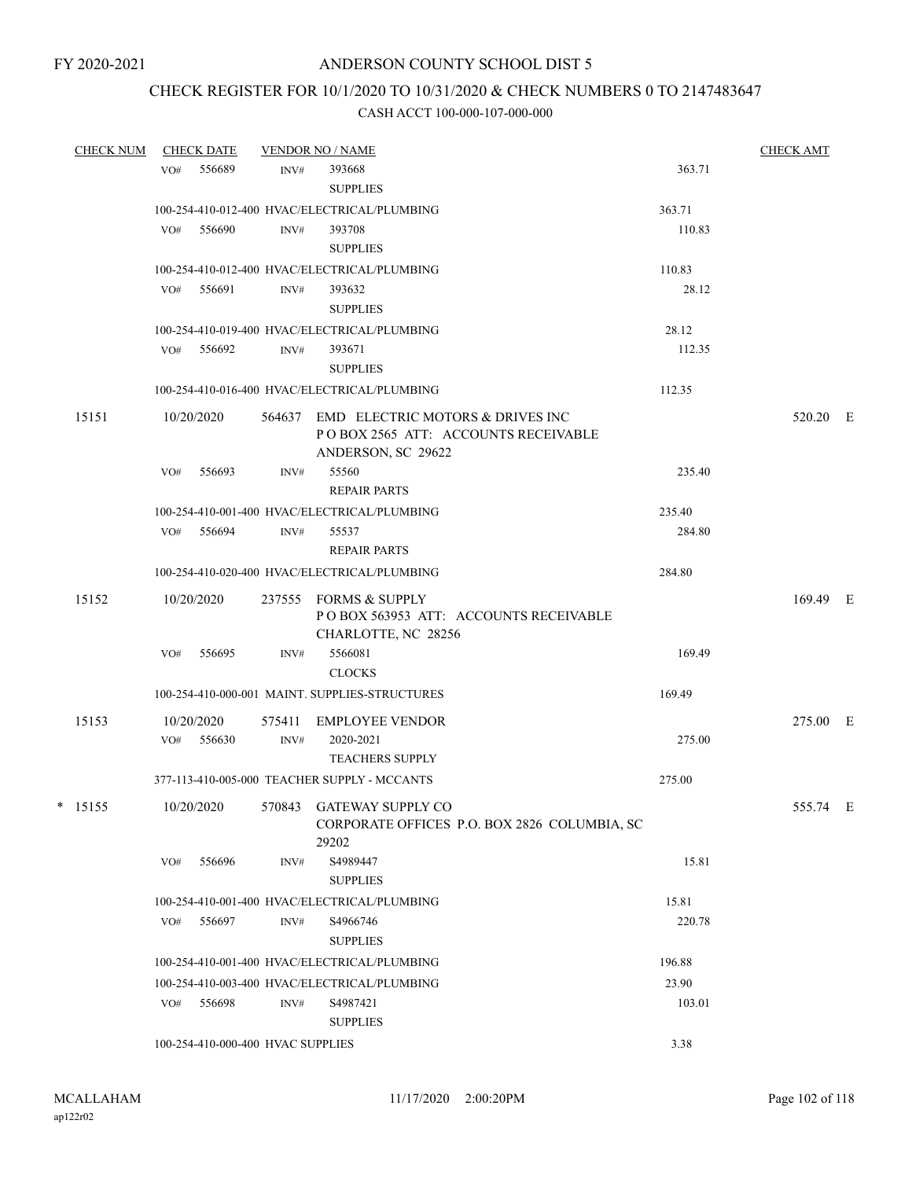FY 2020-2021

# ANDERSON COUNTY SCHOOL DIST 5

## CHECK REGISTER FOR 10/1/2020 TO 10/31/2020 & CHECK NUMBERS 0 TO 2147483647

### CASH ACCT 100-000-107-000-000

| CHECK NUM | CHECK DATE | VENDOR NO / NAME | | CHECK AMT |
|---|---|---|---|---|
| | VO# 556689 | INV# 393668 SUPPLIES | 363.71 | |
| | 100-254-410-012-400 HVAC/ELECTRICAL/PLUMBING | | 363.71 | |
| | VO# 556690 | INV# 393708 SUPPLIES | 110.83 | |
| | 100-254-410-012-400 HVAC/ELECTRICAL/PLUMBING | | 110.83 | |
| | VO# 556691 | INV# 393632 SUPPLIES | 28.12 | |
| | 100-254-410-019-400 HVAC/ELECTRICAL/PLUMBING | | 28.12 | |
| | VO# 556692 | INV# 393671 SUPPLIES | 112.35 | |
| | 100-254-410-016-400 HVAC/ELECTRICAL/PLUMBING | | 112.35 | |
| 15151 | 10/20/2020 | 564637 EMD ELECTRIC MOTORS & DRIVES INC P O BOX 2565 ATT: ACCOUNTS RECEIVABLE ANDERSON, SC 29622 | | 520.20 E |
| | VO# 556693 | INV# 55560 REPAIR PARTS | 235.40 | |
| | 100-254-410-001-400 HVAC/ELECTRICAL/PLUMBING | | 235.40 | |
| | VO# 556694 | INV# 55537 REPAIR PARTS | 284.80 | |
| | 100-254-410-020-400 HVAC/ELECTRICAL/PLUMBING | | 284.80 | |
| 15152 | 10/20/2020 | 237555 FORMS & SUPPLY P O BOX 563953 ATT: ACCOUNTS RECEIVABLE CHARLOTTE, NC 28256 | | 169.49 E |
| | VO# 556695 | INV# 5566081 CLOCKS | 169.49 | |
| | 100-254-410-000-001 MAINT. SUPPLIES-STRUCTURES | | 169.49 | |
| 15153 | 10/20/2020 | 575411 EMPLOYEE VENDOR | | 275.00 E |
| | VO# 556630 | INV# 2020-2021 TEACHERS SUPPLY | 275.00 | |
| | 377-113-410-005-000 TEACHER SUPPLY - MCCANTS | | 275.00 | |
| * 15155 | 10/20/2020 | 570843 GATEWAY SUPPLY CO CORPORATE OFFICES P.O. BOX 2826 COLUMBIA, SC 29202 | | 555.74 E |
| | VO# 556696 | INV# S4989447 SUPPLIES | 15.81 | |
| | 100-254-410-001-400 HVAC/ELECTRICAL/PLUMBING | | 15.81 | |
| | VO# 556697 | INV# S4966746 SUPPLIES | 220.78 | |
| | 100-254-410-001-400 HVAC/ELECTRICAL/PLUMBING | | 196.88 | |
| | 100-254-410-003-400 HVAC/ELECTRICAL/PLUMBING | | 23.90 | |
| | VO# 556698 | INV# S4987421 SUPPLIES | 103.01 | |
| | 100-254-410-000-400 HVAC SUPPLIES | | 3.38 | |

MCALLAHAM
ap122r02

11/17/2020 2:00:20PM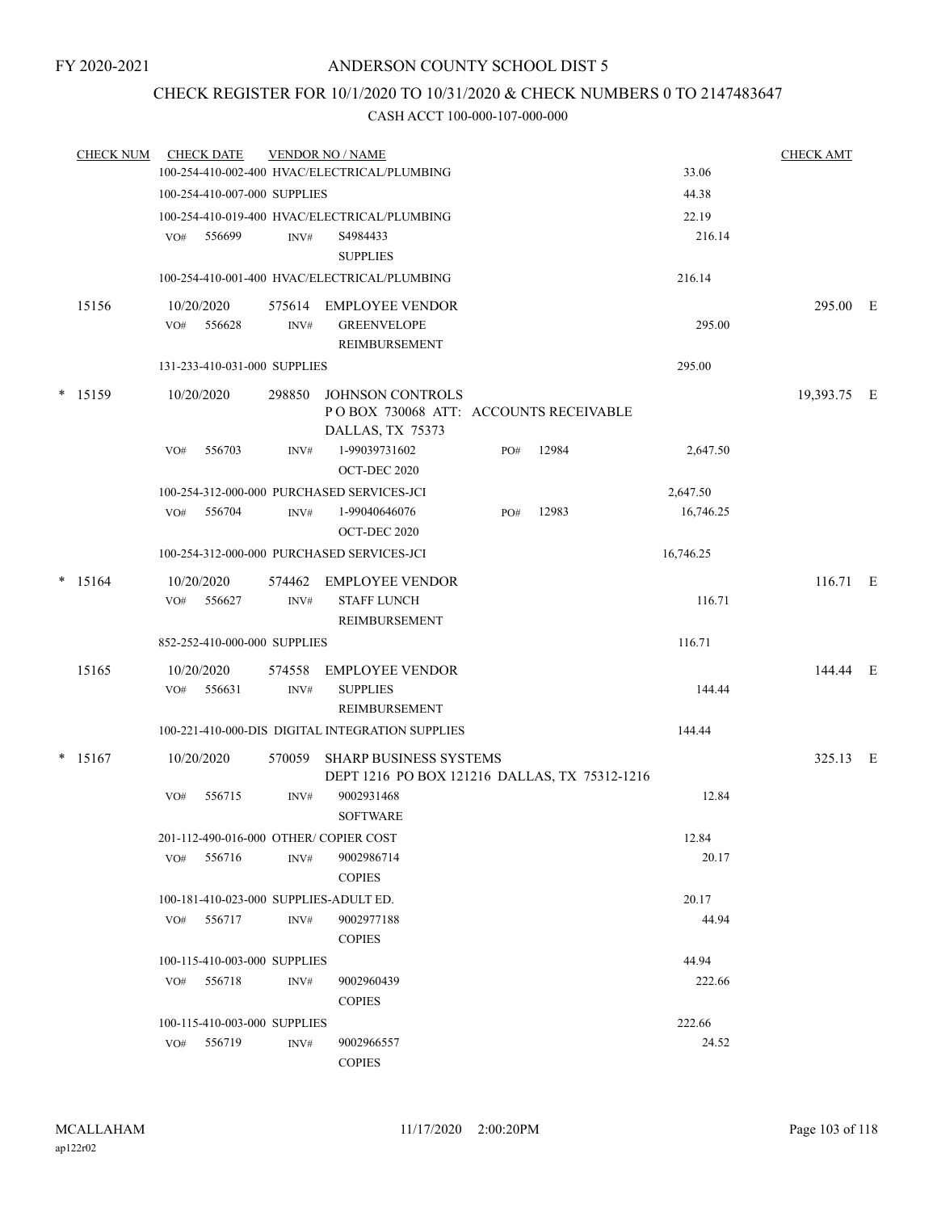FY 2020-2021

# ANDERSON COUNTY SCHOOL DIST 5

## CHECK REGISTER FOR 10/1/2020 TO 10/31/2020 & CHECK NUMBERS 0 TO 2147483647

### CASH ACCT 100-000-107-000-000

| CHECK NUM | CHECK DATE | VENDOR NO / NAME | | | CHECK AMT | |
|---|---|---|---|---|---|---|
| | 100-254-410-002-400 HVAC/ELECTRICAL/PLUMBING | | | 33.06 | | |
| | 100-254-410-007-000 SUPPLIES | | | 44.38 | | |
| | 100-254-410-019-400 HVAC/ELECTRICAL/PLUMBING | | | 22.19 | | |
| | VO# 556699 | INV# S4984433 SUPPLIES | | 216.14 | | |
| | 100-254-410-001-400 HVAC/ELECTRICAL/PLUMBING | | | 216.14 | | |
| 15156 | 10/20/2020 | 575614 EMPLOYEE VENDOR | | | 295.00 | E |
| | VO# 556628 | INV# GREENVELOPE REIMBURSEMENT | | 295.00 | | |
| | 131-233-410-031-000 SUPPLIES | | | 295.00 | | |
| * 15159 | 10/20/2020 | 298850 JOHNSON CONTROLS P O BOX 730068 ATT: ACCOUNTS RECEIVABLE DALLAS, TX 75373 | | | 19,393.75 | E |
| | VO# 556703 | INV# 1-99039731602 OCT-DEC 2020 | PO# 12984 | 2,647.50 | | |
| | 100-254-312-000-000 PURCHASED SERVICES-JCI | | | 2,647.50 | | |
| | VO# 556704 | INV# 1-99040646076 OCT-DEC 2020 | PO# 12983 | 16,746.25 | | |
| | 100-254-312-000-000 PURCHASED SERVICES-JCI | | | 16,746.25 | | |
| * 15164 | 10/20/2020 | 574462 EMPLOYEE VENDOR | | | 116.71 | E |
| | VO# 556627 | INV# STAFF LUNCH REIMBURSEMENT | | 116.71 | | |
| | 852-252-410-000-000 SUPPLIES | | | 116.71 | | |
| 15165 | 10/20/2020 | 574558 EMPLOYEE VENDOR | | | 144.44 | E |
| | VO# 556631 | INV# SUPPLIES REIMBURSEMENT | | 144.44 | | |
| | 100-221-410-000-DIS DIGITAL INTEGRATION SUPPLIES | | | 144.44 | | |
| * 15167 | 10/20/2020 | 570059 SHARP BUSINESS SYSTEMS DEPT 1216 PO BOX 121216 DALLAS, TX 75312-1216 | | | 325.13 | E |
| | VO# 556715 | INV# 9002931468 SOFTWARE | | 12.84 | | |
| | 201-112-490-016-000 OTHER/ COPIER COST | | | 12.84 | | |
| | VO# 556716 | INV# 9002986714 COPIES | | 20.17 | | |
| | 100-181-410-023-000 SUPPLIES-ADULT ED. | | | 20.17 | | |
| | VO# 556717 | INV# 9002977188 COPIES | | 44.94 | | |
| | 100-115-410-003-000 SUPPLIES | | | 44.94 | | |
| | VO# 556718 | INV# 9002960439 COPIES | | 222.66 | | |
| | 100-115-410-003-000 SUPPLIES | | | 222.66 | | |
| | VO# 556719 | INV# 9002966557 COPIES | | 24.52 | | |

MCALLAHAM ap122r02 11/17/2020 2:00:20PM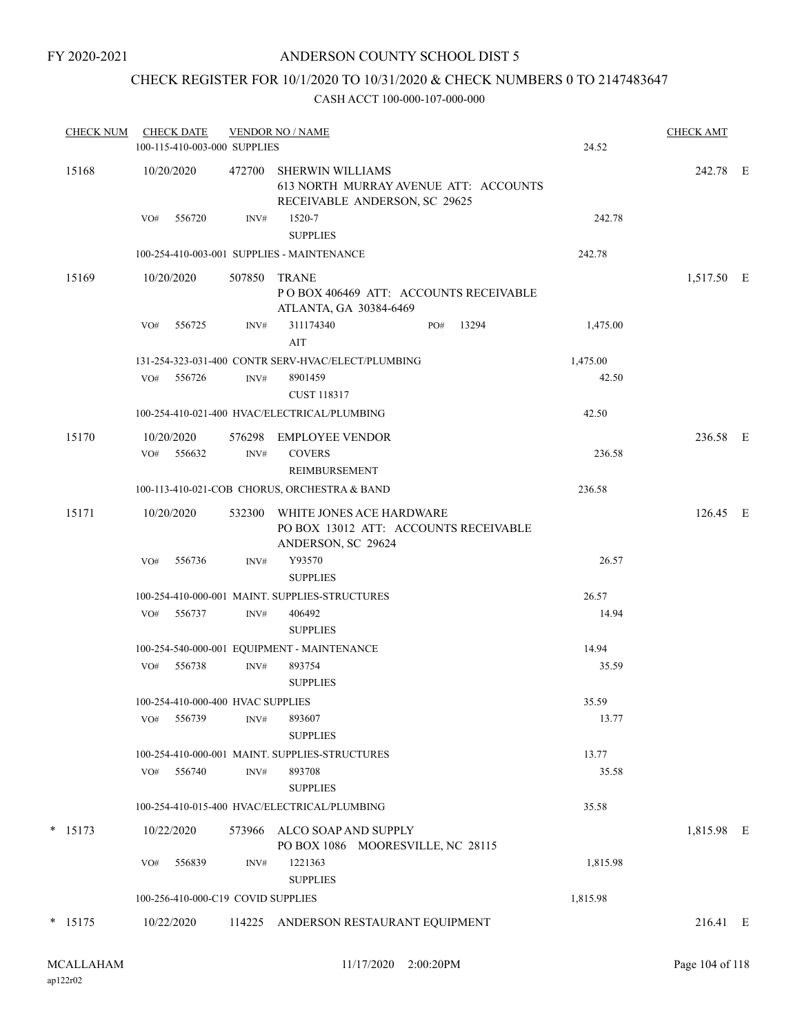FY 2020-2021

# ANDERSON COUNTY SCHOOL DIST 5

## CHECK REGISTER FOR 10/1/2020 TO 10/31/2020 & CHECK NUMBERS 0 TO 2147483647

CASH ACCT 100-000-107-000-000

| CHECK NUM | CHECK DATE | VENDOR NO / NAME | | CHECK AMT | |
|---|---|---|---|---|---|
| | 100-115-410-003-000 SUPPLIES | | 24.52 | | |
| 15168 | 10/20/2020 | 472700 SHERWIN WILLIAMS<br>613 NORTH MURRAY AVENUE ATT: ACCOUNTS RECEIVABLE ANDERSON, SC 29625 | | 242.78 | E |
| | VO# 556720 | INV# 1520-7<br>SUPPLIES | 242.78 | | |
| | 100-254-410-003-001 SUPPLIES - MAINTENANCE | | 242.78 | | |
| 15169 | 10/20/2020 | 507850 TRANE<br>P O BOX 406469 ATT: ACCOUNTS RECEIVABLE ATLANTA, GA 30384-6469 | | 1,517.50 | E |
| | VO# 556725 | INV# 311174340 PO# 13294<br>AIT | 1,475.00 | | |
| | 131-254-323-031-400 CONTR SERV-HVAC/ELECT/PLUMBING | | 1,475.00 | | |
| | VO# 556726 | INV# 8901459<br>CUST 118317 | 42.50 | | |
| | 100-254-410-021-400 HVAC/ELECTRICAL/PLUMBING | | 42.50 | | |
| 15170 | 10/20/2020 | 576298 EMPLOYEE VENDOR | | 236.58 | E |
| | VO# 556632 | INV# COVERS<br>REIMBURSEMENT | 236.58 | | |
| | 100-113-410-021-COB CHORUS, ORCHESTRA & BAND | | 236.58 | | |
| 15171 | 10/20/2020 | 532300 WHITE JONES ACE HARDWARE<br>PO BOX 13012 ATT: ACCOUNTS RECEIVABLE ANDERSON, SC 29624 | | 126.45 | E |
| | VO# 556736 | INV# Y93570<br>SUPPLIES | 26.57 | | |
| | 100-254-410-000-001 MAINT. SUPPLIES-STRUCTURES | | 26.57 | | |
| | VO# 556737 | INV# 406492<br>SUPPLIES | 14.94 | | |
| | 100-254-540-000-001 EQUIPMENT - MAINTENANCE | | 14.94 | | |
| | VO# 556738 | INV# 893754<br>SUPPLIES | 35.59 | | |
| | 100-254-410-000-400 HVAC SUPPLIES | | 35.59 | | |
| | VO# 556739 | INV# 893607<br>SUPPLIES | 13.77 | | |
| | 100-254-410-000-001 MAINT. SUPPLIES-STRUCTURES | | 13.77 | | |
| | VO# 556740 | INV# 893708<br>SUPPLIES | 35.58 | | |
| | 100-254-410-015-400 HVAC/ELECTRICAL/PLUMBING | | 35.58 | | |
| * 15173 | 10/22/2020 | 573966 ALCO SOAP AND SUPPLY<br>PO BOX 1086 MOORESVILLE, NC 28115 | | 1,815.98 | E |
| | VO# 556839 | INV# 1221363<br>SUPPLIES | 1,815.98 | | |
| | 100-256-410-000-C19 COVID SUPPLIES | | 1,815.98 | | |
| * 15175 | 10/22/2020 | 114225 ANDERSON RESTAURANT EQUIPMENT | | 216.41 | E |

MCALLAHAM ap122r02 11/17/2020 2:00:20PM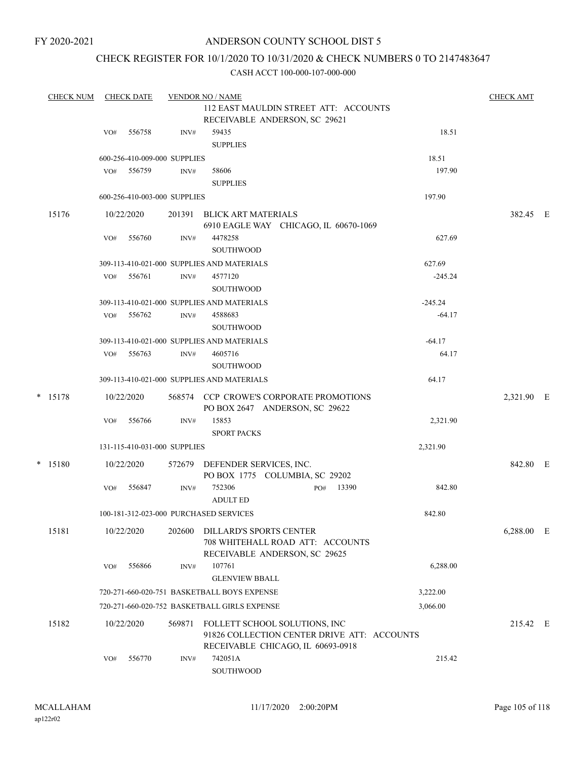FY 2020-2021

# ANDERSON COUNTY SCHOOL DIST 5

## CHECK REGISTER FOR 10/1/2020 TO 10/31/2020 & CHECK NUMBERS 0 TO 2147483647

CASH ACCT 100-000-107-000-000

| CHECK NUM | CHECK DATE | VENDOR NO / NAME | | CHECK AMT |
|---|---|---|---|---|
| | | 112 EAST MAULDIN STREET ATT: ACCOUNTS RECEIVABLE ANDERSON, SC 29621 | | |
| | VO# 556758 | INV# 59435 SUPPLIES | 18.51 | |
| | 600-256-410-009-000 SUPPLIES | | 18.51 | |
| | VO# 556759 | INV# 58606 SUPPLIES | 197.90 | |
| | 600-256-410-003-000 SUPPLIES | | 197.90 | |
| 15176 | 10/22/2020 | 201391 BLICK ART MATERIALS 6910 EAGLE WAY CHICAGO, IL 60670-1069 | | 382.45 E |
| | VO# 556760 | INV# 4478258 SOUTHWOOD | 627.69 | |
| | 309-113-410-021-000 SUPPLIES AND MATERIALS | | 627.69 | |
| | VO# 556761 | INV# 4577120 SOUTHWOOD | -245.24 | |
| | 309-113-410-021-000 SUPPLIES AND MATERIALS | | -245.24 | |
| | VO# 556762 | INV# 4588683 SOUTHWOOD | -64.17 | |
| | 309-113-410-021-000 SUPPLIES AND MATERIALS | | -64.17 | |
| | VO# 556763 | INV# 4605716 SOUTHWOOD | 64.17 | |
| | 309-113-410-021-000 SUPPLIES AND MATERIALS | | 64.17 | |
| * 15178 | 10/22/2020 | 568574 CCP CROWE'S CORPORATE PROMOTIONS PO BOX 2647 ANDERSON, SC 29622 | | 2,321.90 E |
| | VO# 556766 | INV# 15853 SPORT PACKS | 2,321.90 | |
| | 131-115-410-031-000 SUPPLIES | | 2,321.90 | |
| * 15180 | 10/22/2020 | 572679 DEFENDER SERVICES, INC. PO BOX 1775 COLUMBIA, SC 29202 | | 842.80 E |
| | VO# 556847 | INV# 752306 PO# 13390 ADULT ED | 842.80 | |
| | 100-181-312-023-000 PURCHASED SERVICES | | 842.80 | |
| 15181 | 10/22/2020 | 202600 DILLARD'S SPORTS CENTER 708 WHITEHALL ROAD ATT: ACCOUNTS RECEIVABLE ANDERSON, SC 29625 | | 6,288.00 E |
| | VO# 556866 | INV# 107761 GLENVIEW BBALL | 6,288.00 | |
| | 720-271-660-020-751 BASKETBALL BOYS EXPENSE | | 3,222.00 | |
| | 720-271-660-020-752 BASKETBALL GIRLS EXPENSE | | 3,066.00 | |
| 15182 | 10/22/2020 | 569871 FOLLETT SCHOOL SOLUTIONS, INC 91826 COLLECTION CENTER DRIVE ATT: ACCOUNTS RECEIVABLE CHICAGO, IL 60693-0918 | | 215.42 E |
| | VO# 556770 | INV# 742051A SOUTHWOOD | 215.42 | |

MCALLAHAM
ap122r02

11/17/2020 2:00:20PM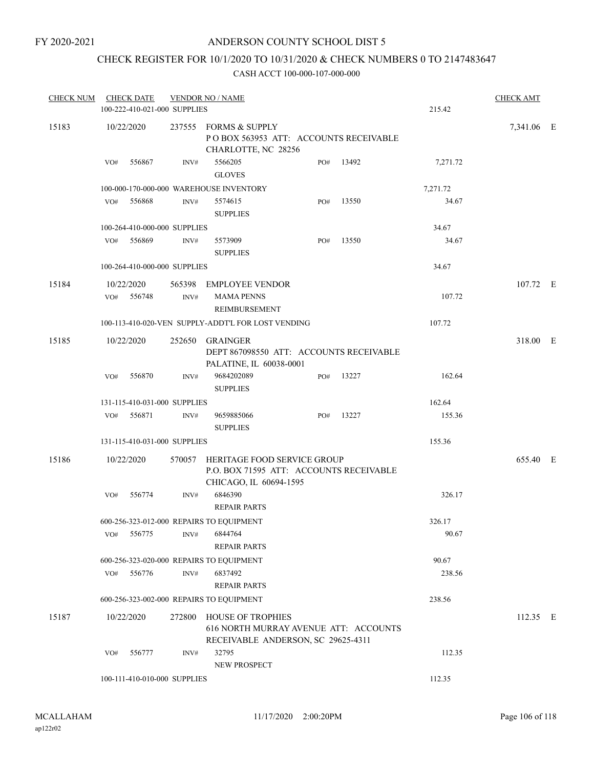FY 2020-2021

# ANDERSON COUNTY SCHOOL DIST 5

## CHECK REGISTER FOR 10/1/2020 TO 10/31/2020 & CHECK NUMBERS 0 TO 2147483647

CASH ACCT 100-000-107-000-000

| CHECK NUM | CHECK DATE | VENDOR NO / NAME | | | | CHECK AMT | |
|---|---|---|---|---|---|---|---|
| | 100-222-410-021-000 SUPPLIES | | | | 215.42 | | |
| 15183 | 10/22/2020 | 237555 FORMS & SUPPLY<br>P O BOX 563953 ATT: ACCOUNTS RECEIVABLE<br>CHARLOTTE, NC 28256 | | | | 7,341.06 | E |
| | VO# 556867 | INV# 5566205<br>GLOVES | PO# | 13492 | 7,271.72 | | |
| | 100-000-170-000-000 WAREHOUSE INVENTORY | | | | 7,271.72 | | |
| | VO# 556868 | INV# 5574615<br>SUPPLIES | PO# | 13550 | 34.67 | | |
| | 100-264-410-000-000 SUPPLIES | | | | 34.67 | | |
| | VO# 556869 | INV# 5573909<br>SUPPLIES | PO# | 13550 | 34.67 | | |
| | 100-264-410-000-000 SUPPLIES | | | | 34.67 | | |
| 15184 | 10/22/2020 | 565398 EMPLOYEE VENDOR | | | | 107.72 | E |
| | VO# 556748 | INV# MAMA PENNS<br>REIMBURSEMENT | | | 107.72 | | |
| | 100-113-410-020-VEN SUPPLY-ADDT'L FOR LOST VENDING | | | | 107.72 | | |
| 15185 | 10/22/2020 | 252650 GRAINGER<br>DEPT 867098550 ATT: ACCOUNTS RECEIVABLE<br>PALATINE, IL 60038-0001 | | | | 318.00 | E |
| | VO# 556870 | INV# 9684202089<br>SUPPLIES | PO# | 13227 | 162.64 | | |
| | 131-115-410-031-000 SUPPLIES | | | | 162.64 | | |
| | VO# 556871 | INV# 9659885066<br>SUPPLIES | PO# | 13227 | 155.36 | | |
| | 131-115-410-031-000 SUPPLIES | | | | 155.36 | | |
| 15186 | 10/22/2020 | 570057 HERITAGE FOOD SERVICE GROUP<br>P.O. BOX 71595 ATT: ACCOUNTS RECEIVABLE<br>CHICAGO, IL 60694-1595 | | | | 655.40 | E |
| | VO# 556774 | INV# 6846390<br>REPAIR PARTS | | | 326.17 | | |
| | 600-256-323-012-000 REPAIRS TO EQUIPMENT | | | | 326.17 | | |
| | VO# 556775 | INV# 6844764<br>REPAIR PARTS | | | 90.67 | | |
| | 600-256-323-020-000 REPAIRS TO EQUIPMENT | | | | 90.67 | | |
| | VO# 556776 | INV# 6837492<br>REPAIR PARTS | | | 238.56 | | |
| | 600-256-323-002-000 REPAIRS TO EQUIPMENT | | | | 238.56 | | |
| 15187 | 10/22/2020 | 272800 HOUSE OF TROPHIES<br>616 NORTH MURRAY AVENUE ATT: ACCOUNTS<br>RECEIVABLE ANDERSON, SC 29625-4311 | | | | 112.35 | E |
| | VO# 556777 | INV# 32795<br>NEW PROSPECT | | | 112.35 | | |
| | 100-111-410-010-000 SUPPLIES | | | | 112.35 | | |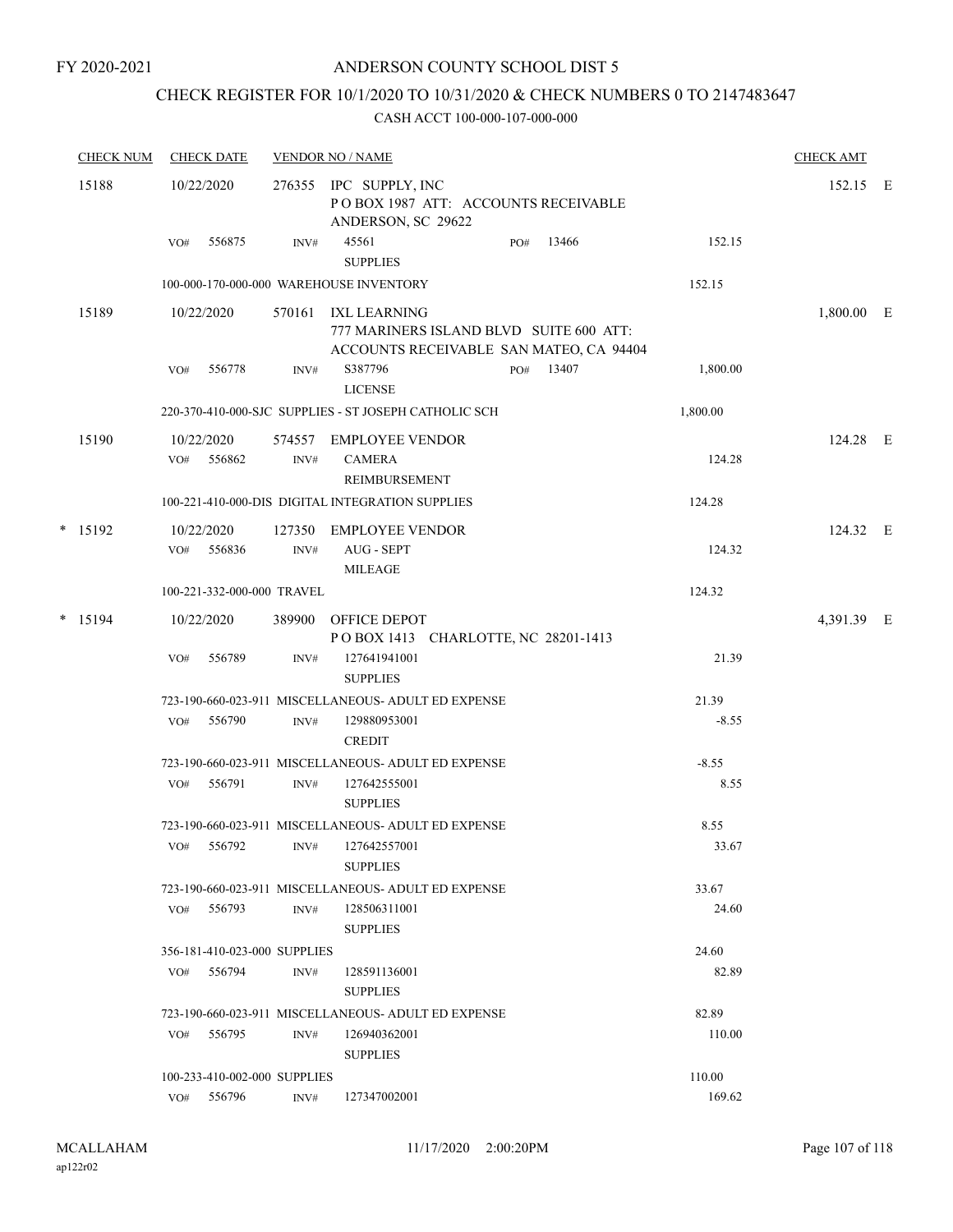FY 2020-2021

# ANDERSON COUNTY SCHOOL DIST 5

## CHECK REGISTER FOR 10/1/2020 TO 10/31/2020 & CHECK NUMBERS 0 TO 2147483647

CASH ACCT 100-000-107-000-000

| CHECK NUM | CHECK DATE | VENDOR NO / NAME | | | CHECK AMT | |
|---|---|---|---|---|---|---|
| 15188 | 10/22/2020 | 276355 IPC SUPPLY, INC<br>P O BOX 1987 ATT: ACCOUNTS RECEIVABLE<br>ANDERSON, SC 29622 | | | 152.15 | E |
| | VO# 556875 | INV# 45561<br>SUPPLIES | PO# 13466 | 152.15 | | |
| | 100-000-170-000-000 WAREHOUSE INVENTORY | | | 152.15 | | |
| 15189 | 10/22/2020 | 570161 IXL LEARNING<br>777 MARINERS ISLAND BLVD SUITE 600 ATT:<br>ACCOUNTS RECEIVABLE SAN MATEO, CA 94404 | | | 1,800.00 | E |
| | VO# 556778 | INV# S387796<br>LICENSE | PO# 13407 | 1,800.00 | | |
| | 220-370-410-000-SJC SUPPLIES - ST JOSEPH CATHOLIC SCH | | | 1,800.00 | | |
| 15190 | 10/22/2020 | 574557 EMPLOYEE VENDOR | | | 124.28 | E |
| | VO# 556862 | INV# CAMERA<br>REIMBURSEMENT | | 124.28 | | |
| | 100-221-410-000-DIS DIGITAL INTEGRATION SUPPLIES | | | 124.28 | | |
| * 15192 | 10/22/2020 | 127350 EMPLOYEE VENDOR | | | 124.32 | E |
| | VO# 556836 | INV# AUG - SEPT<br>MILEAGE | | 124.32 | | |
| | 100-221-332-000-000 TRAVEL | | | 124.32 | | |
| * 15194 | 10/22/2020 | 389900 OFFICE DEPOT<br>P O BOX 1413 CHARLOTTE, NC 28201-1413 | | | 4,391.39 | E |
| | VO# 556789 | INV# 127641941001<br>SUPPLIES | | 21.39 | | |
| | 723-190-660-023-911 MISCELLANEOUS- ADULT ED EXPENSE | | | 21.39 | | |
| | VO# 556790 | INV# 129880953001<br>CREDIT | | -8.55 | | |
| | 723-190-660-023-911 MISCELLANEOUS- ADULT ED EXPENSE | | | -8.55 | | |
| | VO# 556791 | INV# 127642555001<br>SUPPLIES | | 8.55 | | |
| | 723-190-660-023-911 MISCELLANEOUS- ADULT ED EXPENSE | | | 8.55 | | |
| | VO# 556792 | INV# 127642557001<br>SUPPLIES | | 33.67 | | |
| | 723-190-660-023-911 MISCELLANEOUS- ADULT ED EXPENSE | | | 33.67 | | |
| | VO# 556793 | INV# 128506311001<br>SUPPLIES | | 24.60 | | |
| | 356-181-410-023-000 SUPPLIES | | | 24.60 | | |
| | VO# 556794 | INV# 128591136001<br>SUPPLIES | | 82.89 | | |
| | 723-190-660-023-911 MISCELLANEOUS- ADULT ED EXPENSE | | | 82.89 | | |
| | VO# 556795 | INV# 126940362001<br>SUPPLIES | | 110.00 | | |
| | 100-233-410-002-000 SUPPLIES | | | 110.00 | | |
| | VO# 556796 | INV# 127347002001 | | 169.62 | | |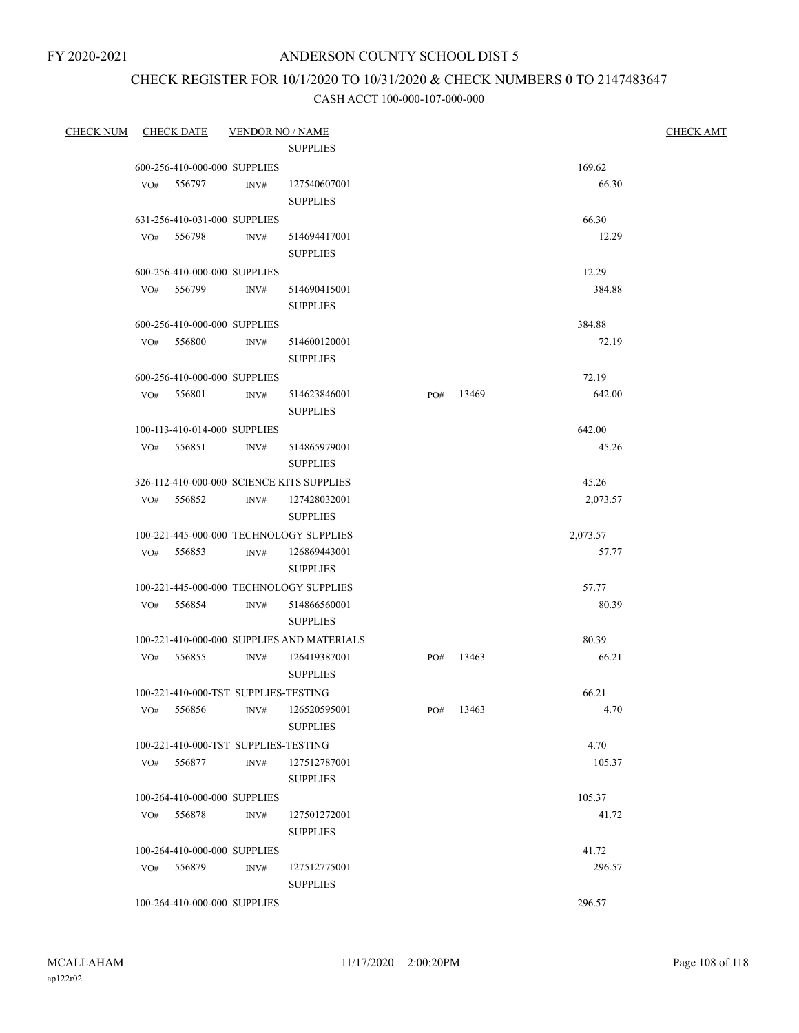FY 2020-2021

# ANDERSON COUNTY SCHOOL DIST 5

## CHECK REGISTER FOR 10/1/2020 TO 10/31/2020 & CHECK NUMBERS 0 TO 2147483647

### CASH ACCT 100-000-107-000-000

| CHECK NUM | CHECK DATE | VENDOR NO / NAME | | | | CHECK AMT |
|---|---|---|---|---|---|---|
| | | | SUPPLIES | | | |
| | 600-256-410-000-000 SUPPLIES | | | | 169.62 | |
| | VO# 556797 | INV# | 127540607001 SUPPLIES | | 66.30 | |
| | 631-256-410-031-000 SUPPLIES | | | | 66.30 | |
| | VO# 556798 | INV# | 514694417001 SUPPLIES | | 12.29 | |
| | 600-256-410-000-000 SUPPLIES | | | | 12.29 | |
| | VO# 556799 | INV# | 514690415001 SUPPLIES | | 384.88 | |
| | 600-256-410-000-000 SUPPLIES | | | | 384.88 | |
| | VO# 556800 | INV# | 514600120001 SUPPLIES | | 72.19 | |
| | 600-256-410-000-000 SUPPLIES | | | | 72.19 | |
| | VO# 556801 | INV# | 514623846001 SUPPLIES | PO# 13469 | 642.00 | |
| | 100-113-410-014-000 SUPPLIES | | | | 642.00 | |
| | VO# 556851 | INV# | 514865979001 SUPPLIES | | 45.26 | |
| | 326-112-410-000-000 SCIENCE KITS SUPPLIES | | | | 45.26 | |
| | VO# 556852 | INV# | 127428032001 SUPPLIES | | 2,073.57 | |
| | 100-221-445-000-000 TECHNOLOGY SUPPLIES | | | | 2,073.57 | |
| | VO# 556853 | INV# | 126869443001 SUPPLIES | | 57.77 | |
| | 100-221-445-000-000 TECHNOLOGY SUPPLIES | | | | 57.77 | |
| | VO# 556854 | INV# | 514866560001 SUPPLIES | | 80.39 | |
| | 100-221-410-000-000 SUPPLIES AND MATERIALS | | | | 80.39 | |
| | VO# 556855 | INV# | 126419387001 SUPPLIES | PO# 13463 | 66.21 | |
| | 100-221-410-000-TST SUPPLIES-TESTING | | | | 66.21 | |
| | VO# 556856 | INV# | 126520595001 SUPPLIES | PO# 13463 | 4.70 | |
| | 100-221-410-000-TST SUPPLIES-TESTING | | | | 4.70 | |
| | VO# 556877 | INV# | 127512787001 SUPPLIES | | 105.37 | |
| | 100-264-410-000-000 SUPPLIES | | | | 105.37 | |
| | VO# 556878 | INV# | 127501272001 SUPPLIES | | 41.72 | |
| | 100-264-410-000-000 SUPPLIES | | | | 41.72 | |
| | VO# 556879 | INV# | 127512775001 SUPPLIES | | 296.57 | |
| | 100-264-410-000-000 SUPPLIES | | | | 296.57 | |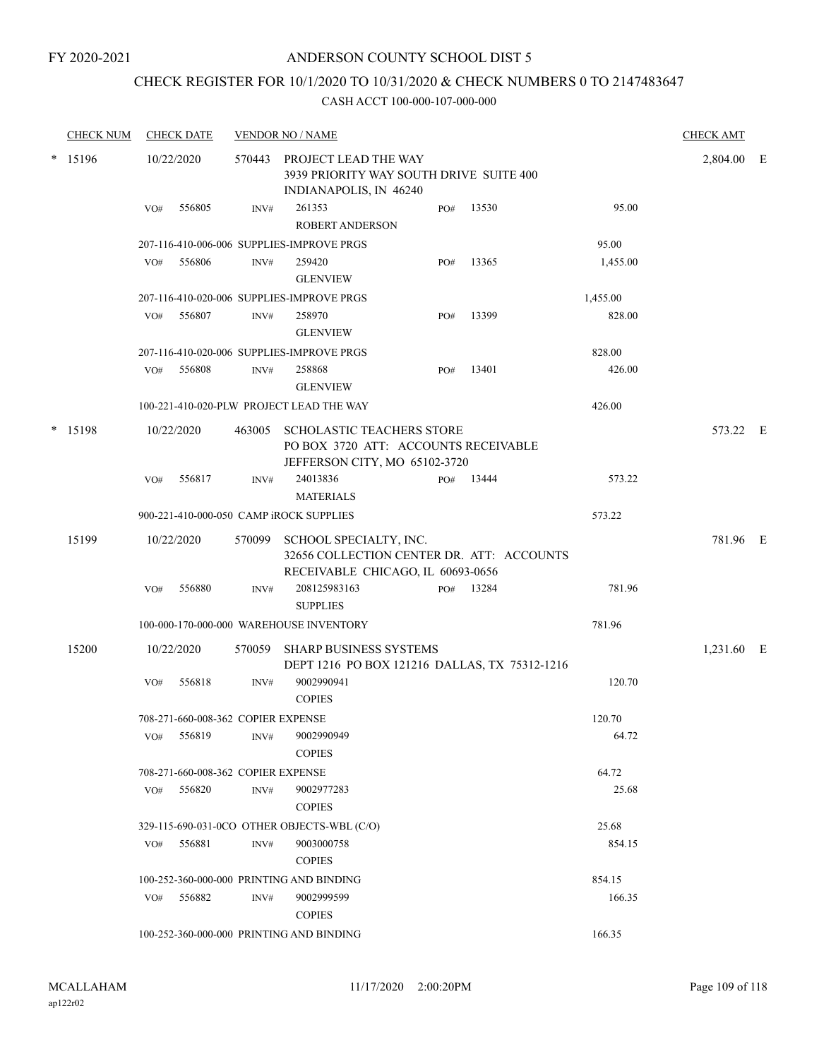FY 2020-2021

# ANDERSON COUNTY SCHOOL DIST 5

## CHECK REGISTER FOR 10/1/2020 TO 10/31/2020 & CHECK NUMBERS 0 TO 2147483647

### CASH ACCT 100-000-107-000-000

| CHECK NUM | CHECK DATE | VENDOR NO / NAME | | | | CHECK AMT | |
|---|---|---|---|---|---|---|---|
| * 15196 | 10/22/2020 | 570443 PROJECT LEAD THE WAY<br>3939 PRIORITY WAY SOUTH DRIVE SUITE 400<br>INDIANAPOLIS, IN 46240 | | | | 2,804.00 | E |
| | VO# 556805 | INV# 261353<br>ROBERT ANDERSON | PO# 13530 | | 95.00 | | |
| | 207-116-410-006-006 SUPPLIES-IMPROVE PRGS | | | | 95.00 | | |
| | VO# 556806 | INV# 259420<br>GLENVIEW | PO# 13365 | | 1,455.00 | | |
| | 207-116-410-020-006 SUPPLIES-IMPROVE PRGS | | | | 1,455.00 | | |
| | VO# 556807 | INV# 258970<br>GLENVIEW | PO# 13399 | | 828.00 | | |
| | 207-116-410-020-006 SUPPLIES-IMPROVE PRGS | | | | 828.00 | | |
| | VO# 556808 | INV# 258868<br>GLENVIEW | PO# 13401 | | 426.00 | | |
| | 100-221-410-020-PLW PROJECT LEAD THE WAY | | | | 426.00 | | |
| * 15198 | 10/22/2020 | 463005 SCHOLASTIC TEACHERS STORE<br>PO BOX 3720 ATT: ACCOUNTS RECEIVABLE<br>JEFFERSON CITY, MO 65102-3720 | | | | 573.22 | E |
| | VO# 556817 | INV# 24013836<br>MATERIALS | PO# 13444 | | 573.22 | | |
| | 900-221-410-000-050 CAMP iROCK SUPPLIES | | | | 573.22 | | |
| 15199 | 10/22/2020 | 570099 SCHOOL SPECIALTY, INC.<br>32656 COLLECTION CENTER DR. ATT: ACCOUNTS<br>RECEIVABLE CHICAGO, IL 60693-0656 | | | | 781.96 | E |
| | VO# 556880 | INV# 208125983163<br>SUPPLIES | PO# 13284 | | 781.96 | | |
| | 100-000-170-000-000 WAREHOUSE INVENTORY | | | | 781.96 | | |
| 15200 | 10/22/2020 | 570059 SHARP BUSINESS SYSTEMS<br>DEPT 1216 PO BOX 121216 DALLAS, TX 75312-1216 | | | | 1,231.60 | E |
| | VO# 556818 | INV# 9002990941<br>COPIES | | | 120.70 | | |
| | 708-271-660-008-362 COPIER EXPENSE | | | | 120.70 | | |
| | VO# 556819 | INV# 9002990949<br>COPIES | | | 64.72 | | |
| | 708-271-660-008-362 COPIER EXPENSE | | | | 64.72 | | |
| | VO# 556820 | INV# 9002977283<br>COPIES | | | 25.68 | | |
| | 329-115-690-031-0CO OTHER OBJECTS-WBL (C/O) | | | | 25.68 | | |
| | VO# 556881 | INV# 9003000758<br>COPIES | | | 854.15 | | |
| | 100-252-360-000-000 PRINTING AND BINDING | | | | 854.15 | | |
| | VO# 556882 | INV# 9002999599<br>COPIES | | | 166.35 | | |
| | 100-252-360-000-000 PRINTING AND BINDING | | | | 166.35 | | |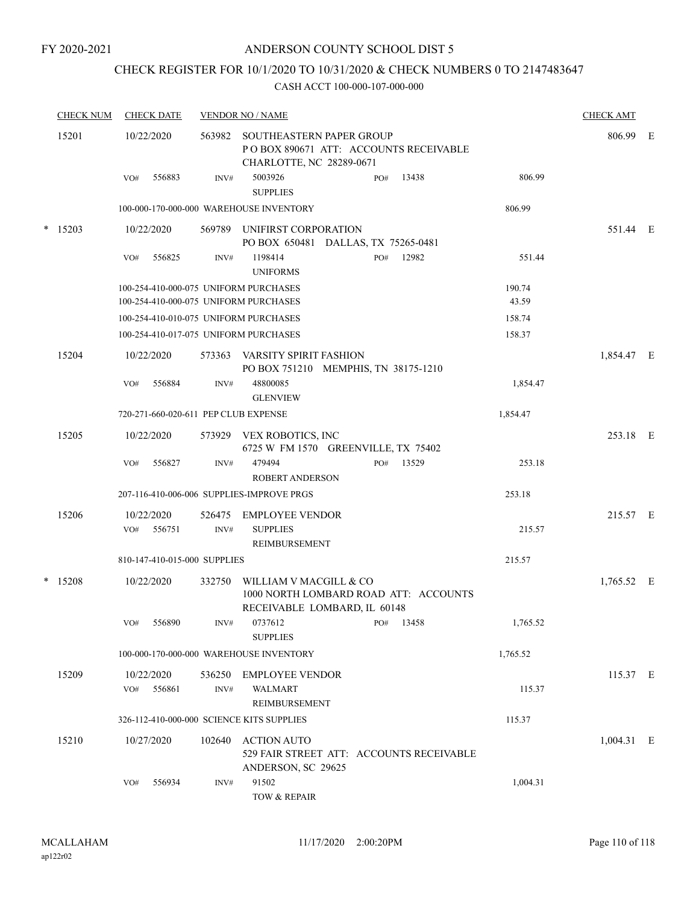FY 2020-2021

# ANDERSON COUNTY SCHOOL DIST 5

## CHECK REGISTER FOR 10/1/2020 TO 10/31/2020 & CHECK NUMBERS 0 TO 2147483647

### CASH ACCT 100-000-107-000-000

| CHECK NUM | CHECK DATE | VENDOR NO / NAME | | | CHECK AMT | |
|---|---|---|---|---|---|---|
| 15201 | 10/22/2020 | 563982 SOUTHEASTERN PAPER GROUP<br>P O BOX 890671 ATT: ACCOUNTS RECEIVABLE<br>CHARLOTTE, NC 28289-0671 | | | 806.99 | E |
| | VO# 556883 | INV# 5003926<br>SUPPLIES | PO# 13438 | 806.99 | | |
| | 100-000-170-000-000 WAREHOUSE INVENTORY | | | 806.99 | | |
| * 15203 | 10/22/2020 | 569789 UNIFIRST CORPORATION<br>PO BOX 650481 DALLAS, TX 75265-0481 | | | 551.44 | E |
| | VO# 556825 | INV# 1198414<br>UNIFORMS | PO# 12982 | 551.44 | | |
| | 100-254-410-000-075 UNIFORM PURCHASES | | | 190.74 | | |
| | 100-254-410-000-075 UNIFORM PURCHASES | | | 43.59 | | |
| | 100-254-410-010-075 UNIFORM PURCHASES | | | 158.74 | | |
| | 100-254-410-017-075 UNIFORM PURCHASES | | | 158.37 | | |
| 15204 | 10/22/2020 | 573363 VARSITY SPIRIT FASHION<br>PO BOX 751210 MEMPHIS, TN 38175-1210 | | | 1,854.47 | E |
| | VO# 556884 | INV# 48800085<br>GLENVIEW | | 1,854.47 | | |
| | 720-271-660-020-611 PEP CLUB EXPENSE | | | 1,854.47 | | |
| 15205 | 10/22/2020 | 573929 VEX ROBOTICS, INC<br>6725 W FM 1570 GREENVILLE, TX 75402 | | | 253.18 | E |
| | VO# 556827 | INV# 479494<br>ROBERT ANDERSON | PO# 13529 | 253.18 | | |
| | 207-116-410-006-006 SUPPLIES-IMPROVE PRGS | | | 253.18 | | |
| 15206 | 10/22/2020 | 526475 EMPLOYEE VENDOR | | | 215.57 | E |
| | VO# 556751 | INV# SUPPLIES<br>REIMBURSEMENT | | 215.57 | | |
| | 810-147-410-015-000 SUPPLIES | | | 215.57 | | |
| * 15208 | 10/22/2020 | 332750 WILLIAM V MACGILL & CO<br>1000 NORTH LOMBARD ROAD ATT: ACCOUNTS<br>RECEIVABLE LOMBARD, IL 60148 | | | 1,765.52 | E |
| | VO# 556890 | INV# 0737612<br>SUPPLIES | PO# 13458 | 1,765.52 | | |
| | 100-000-170-000-000 WAREHOUSE INVENTORY | | | 1,765.52 | | |
| 15209 | 10/22/2020 | 536250 EMPLOYEE VENDOR | | | 115.37 | E |
| | VO# 556861 | INV# WALMART<br>REIMBURSEMENT | | 115.37 | | |
| | 326-112-410-000-000 SCIENCE KITS SUPPLIES | | | 115.37 | | |
| 15210 | 10/27/2020 | 102640 ACTION AUTO<br>529 FAIR STREET ATT: ACCOUNTS RECEIVABLE<br>ANDERSON, SC 29625 | | | 1,004.31 | E |
| | VO# 556934 | INV# 91502<br>TOW & REPAIR | | 1,004.31 | | |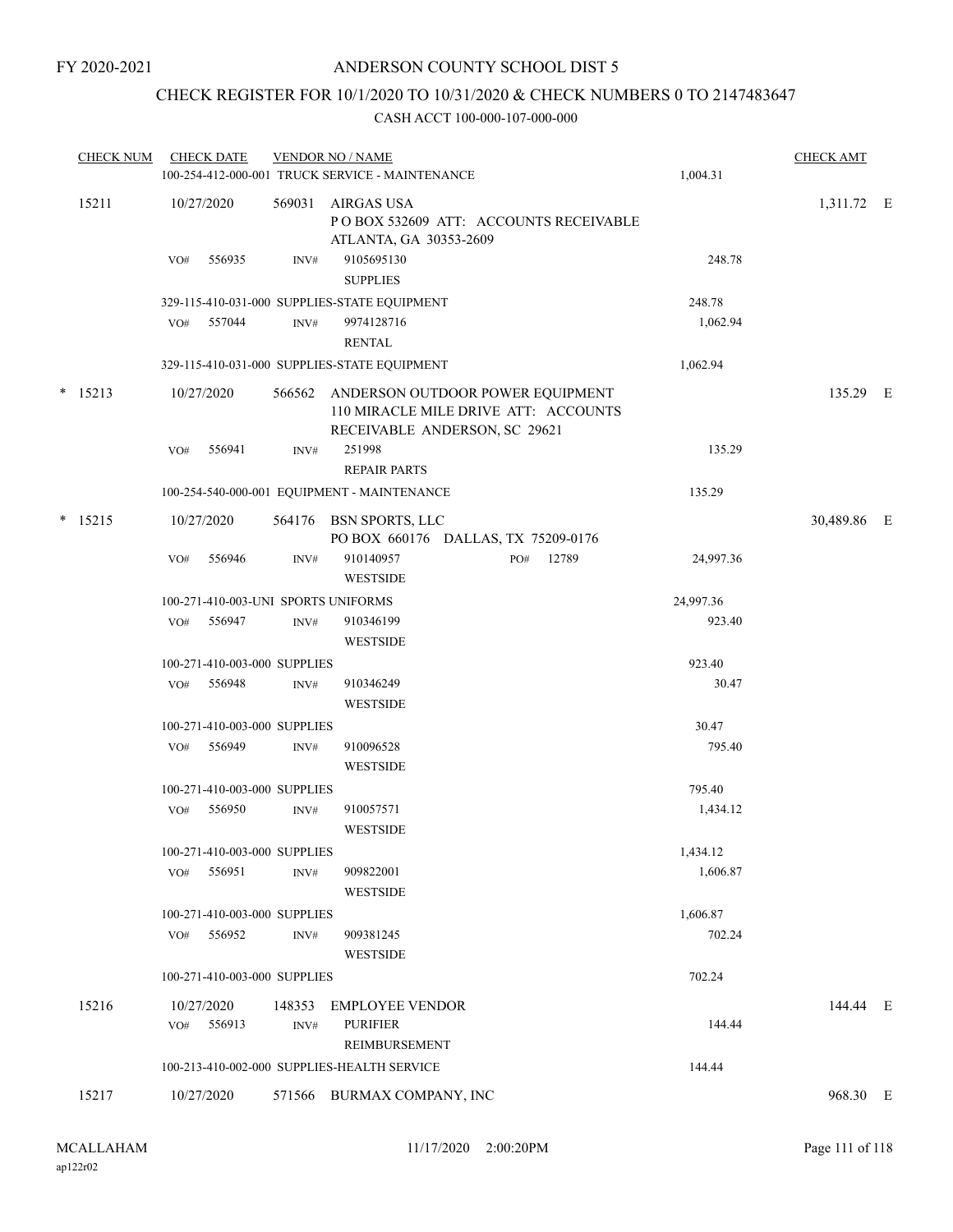FY 2020-2021

# ANDERSON COUNTY SCHOOL DIST 5

## CHECK REGISTER FOR 10/1/2020 TO 10/31/2020 & CHECK NUMBERS 0 TO 2147483647

CASH ACCT 100-000-107-000-000

| CHECK NUM | CHECK DATE | VENDOR NO / NAME | | CHECK AMT |
|---|---|---|---|---|
| | | 100-254-412-000-001 TRUCK SERVICE - MAINTENANCE | 1,004.31 | |
| 15211 | 10/27/2020 | 569031 AIRGAS USA<br>P O BOX 532609 ATT: ACCOUNTS RECEIVABLE<br>ATLANTA, GA 30353-2609 | | 1,311.72 E |
| | VO# 556935 | INV# 9105695130<br>SUPPLIES | 248.78 | |
| | | 329-115-410-031-000 SUPPLIES-STATE EQUIPMENT | 248.78 | |
| | VO# 557044 | INV# 9974128716<br>RENTAL | 1,062.94 | |
| | | 329-115-410-031-000 SUPPLIES-STATE EQUIPMENT | 1,062.94 | |
| * 15213 | 10/27/2020 | 566562 ANDERSON OUTDOOR POWER EQUIPMENT<br>110 MIRACLE MILE DRIVE ATT: ACCOUNTS<br>RECEIVABLE ANDERSON, SC 29621 | | 135.29 E |
| | VO# 556941 | INV# 251998<br>REPAIR PARTS | 135.29 | |
| | | 100-254-540-000-001 EQUIPMENT - MAINTENANCE | 135.29 | |
| * 15215 | 10/27/2020 | 564176 BSN SPORTS, LLC<br>PO BOX 660176 DALLAS, TX 75209-0176 | | 30,489.86 E |
| | VO# 556946 | INV# 910140957 PO# 12789<br>WESTSIDE | 24,997.36 | |
| | | 100-271-410-003-UNI SPORTS UNIFORMS | 24,997.36 | |
| | VO# 556947 | INV# 910346199<br>WESTSIDE | 923.40 | |
| | | 100-271-410-003-000 SUPPLIES | 923.40 | |
| | VO# 556948 | INV# 910346249<br>WESTSIDE | 30.47 | |
| | | 100-271-410-003-000 SUPPLIES | 30.47 | |
| | VO# 556949 | INV# 910096528<br>WESTSIDE | 795.40 | |
| | | 100-271-410-003-000 SUPPLIES | 795.40 | |
| | VO# 556950 | INV# 910057571<br>WESTSIDE | 1,434.12 | |
| | | 100-271-410-003-000 SUPPLIES | 1,434.12 | |
| | VO# 556951 | INV# 909822001<br>WESTSIDE | 1,606.87 | |
| | | 100-271-410-003-000 SUPPLIES | 1,606.87 | |
| | VO# 556952 | INV# 909381245<br>WESTSIDE | 702.24 | |
| | | 100-271-410-003-000 SUPPLIES | 702.24 | |
| 15216 | 10/27/2020 | 148353 EMPLOYEE VENDOR | | 144.44 E |
| | VO# 556913 | INV# PURIFIER<br>REIMBURSEMENT | 144.44 | |
| | | 100-213-410-002-000 SUPPLIES-HEALTH SERVICE | 144.44 | |
| 15217 | 10/27/2020 | 571566 BURMAX COMPANY, INC | | 968.30 E |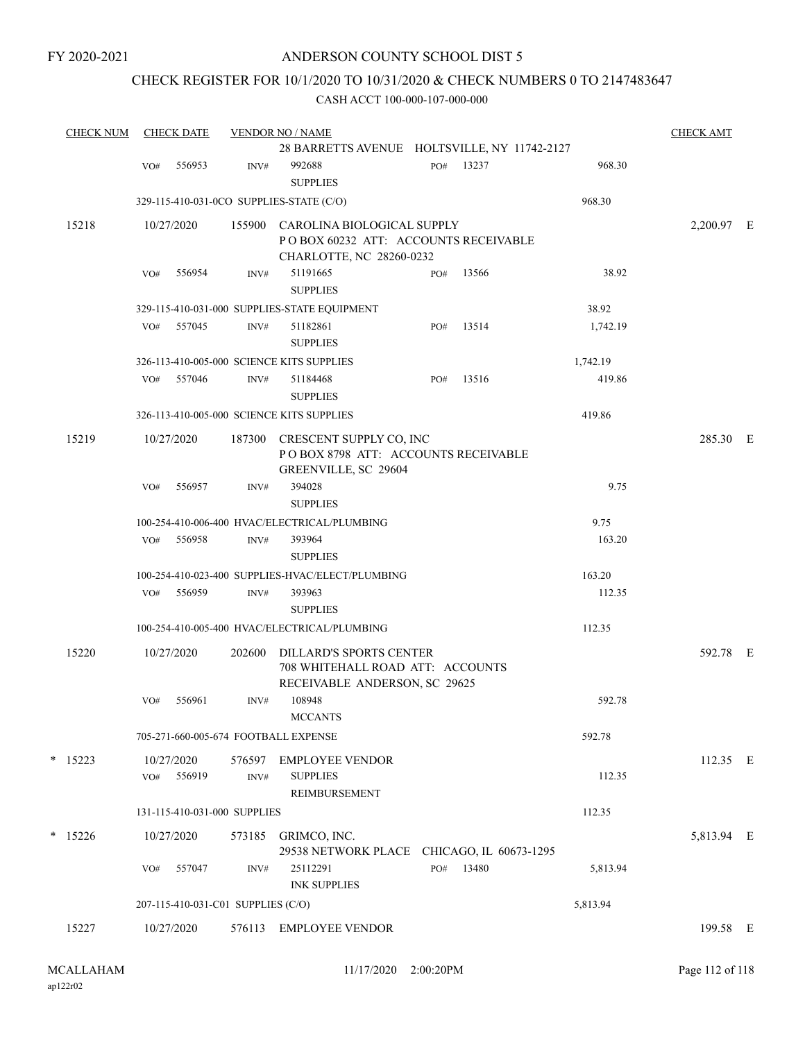FY 2020-2021

# ANDERSON COUNTY SCHOOL DIST 5

## CHECK REGISTER FOR 10/1/2020 TO 10/31/2020 & CHECK NUMBERS 0 TO 2147483647

CASH ACCT 100-000-107-000-000

| CHECK NUM | CHECK DATE | VENDOR NO / NAME | | CHECK AMT |
|---|---|---|---|---|
| | | 28 BARRETTS AVENUE HOLTSVILLE, NY 11742-2127 | | |
| | VO# 556953 | INV# 992688 SUPPLIES PO# 13237 | 968.30 | |
| | | 329-115-410-031-0CO SUPPLIES-STATE (C/O) | 968.30 | |
| 15218 | 10/27/2020 | 155900 CAROLINA BIOLOGICAL SUPPLY P O BOX 60232 ATT: ACCOUNTS RECEIVABLE CHARLOTTE, NC 28260-0232 | | 2,200.97 E |
| | VO# 556954 | INV# 51191665 SUPPLIES PO# 13566 | 38.92 | |
| | | 329-115-410-031-000 SUPPLIES-STATE EQUIPMENT | 38.92 | |
| | VO# 557045 | INV# 51182861 SUPPLIES PO# 13514 | 1,742.19 | |
| | | 326-113-410-005-000 SCIENCE KITS SUPPLIES | 1,742.19 | |
| | VO# 557046 | INV# 51184468 SUPPLIES PO# 13516 | 419.86 | |
| | | 326-113-410-005-000 SCIENCE KITS SUPPLIES | 419.86 | |
| 15219 | 10/27/2020 | 187300 CRESCENT SUPPLY CO, INC P O BOX 8798 ATT: ACCOUNTS RECEIVABLE GREENVILLE, SC 29604 | | 285.30 E |
| | VO# 556957 | INV# 394028 SUPPLIES | 9.75 | |
| | | 100-254-410-006-400 HVAC/ELECTRICAL/PLUMBING | 9.75 | |
| | VO# 556958 | INV# 393964 SUPPLIES | 163.20 | |
| | | 100-254-410-023-400 SUPPLIES-HVAC/ELECT/PLUMBING | 163.20 | |
| | VO# 556959 | INV# 393963 SUPPLIES | 112.35 | |
| | | 100-254-410-005-400 HVAC/ELECTRICAL/PLUMBING | 112.35 | |
| 15220 | 10/27/2020 | 202600 DILLARD'S SPORTS CENTER 708 WHITEHALL ROAD ATT: ACCOUNTS RECEIVABLE ANDERSON, SC 29625 | | 592.78 E |
| | VO# 556961 | INV# 108948 MCCANTS | 592.78 | |
| | | 705-271-660-005-674 FOOTBALL EXPENSE | 592.78 | |
| * 15223 | 10/27/2020 | 576597 EMPLOYEE VENDOR | | 112.35 E |
| | VO# 556919 | INV# SUPPLIES REIMBURSEMENT | 112.35 | |
| | | 131-115-410-031-000 SUPPLIES | 112.35 | |
| * 15226 | 10/27/2020 | 573185 GRIMCO, INC. 29538 NETWORK PLACE CHICAGO, IL 60673-1295 | | 5,813.94 E |
| | VO# 557047 | INV# 25112291 INK SUPPLIES PO# 13480 | 5,813.94 | |
| | | 207-115-410-031-C01 SUPPLIES (C/O) | 5,813.94 | |
| 15227 | 10/27/2020 | 576113 EMPLOYEE VENDOR | | 199.58 E |

MCALLAHAM ap122r02 11/17/2020 2:00:20PM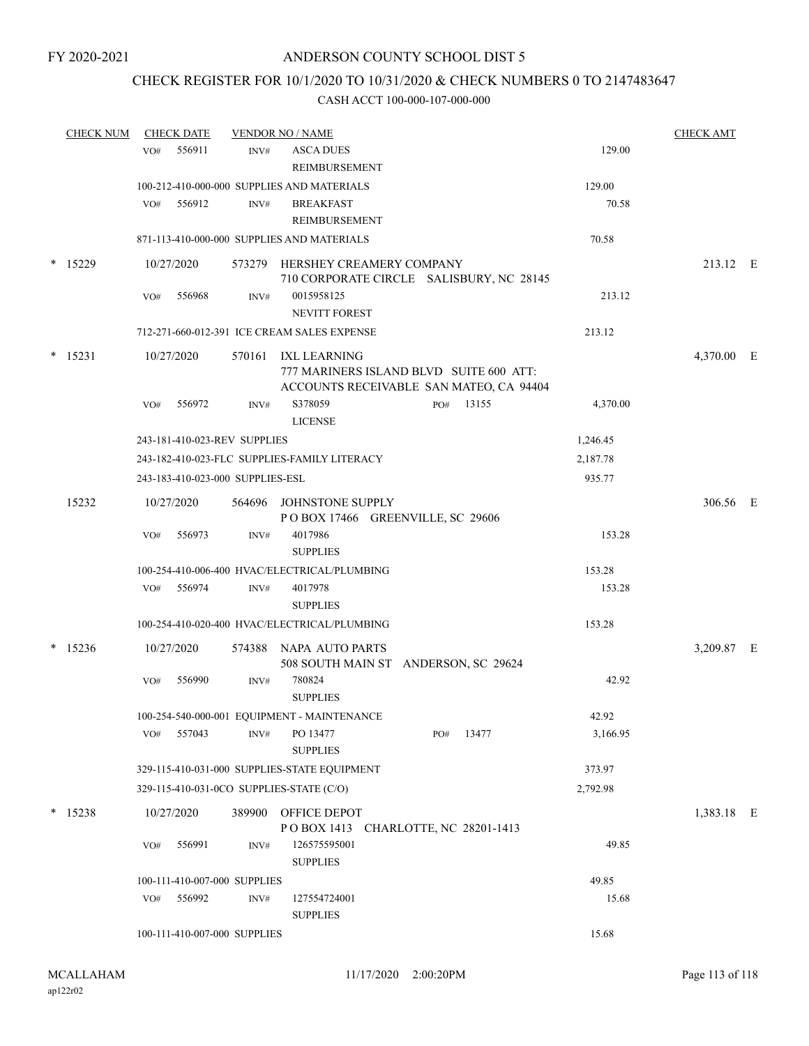FY 2020-2021

# ANDERSON COUNTY SCHOOL DIST 5

## CHECK REGISTER FOR 10/1/2020 TO 10/31/2020 & CHECK NUMBERS 0 TO 2147483647

### CASH ACCT 100-000-107-000-000

| CHECK NUM | CHECK DATE | VENDOR NO / NAME | | | CHECK AMT |
|---|---|---|---|---|---|
| | VO# 556911 | INV# ASCA DUES REIMBURSEMENT | | 129.00 | |
| | 100-212-410-000-000 SUPPLIES AND MATERIALS | | | 129.00 | |
| | VO# 556912 | INV# BREAKFAST REIMBURSEMENT | | 70.58 | |
| | 871-113-410-000-000 SUPPLIES AND MATERIALS | | | 70.58 | |
| * 15229 | 10/27/2020 | 573279 HERSHEY CREAMERY COMPANY 710 CORPORATE CIRCLE SALISBURY, NC 28145 | | | 213.12 E |
| | VO# 556968 | INV# 0015958125 NEVITT FOREST | | 213.12 | |
| | 712-271-660-012-391 ICE CREAM SALES EXPENSE | | | 213.12 | |
| * 15231 | 10/27/2020 | 570161 IXL LEARNING 777 MARINERS ISLAND BLVD SUITE 600 ATT: ACCOUNTS RECEIVABLE SAN MATEO, CA 94404 | | | 4,370.00 E |
| | VO# 556972 | INV# S378059 LICENSE | PO# 13155 | 4,370.00 | |
| | 243-181-410-023-REV SUPPLIES | | | 1,246.45 | |
| | 243-182-410-023-FLC SUPPLIES-FAMILY LITERACY | | | 2,187.78 | |
| | 243-183-410-023-000 SUPPLIES-ESL | | | 935.77 | |
| 15232 | 10/27/2020 | 564696 JOHNSTONE SUPPLY P O BOX 17466 GREENVILLE, SC 29606 | | | 306.56 E |
| | VO# 556973 | INV# 4017986 SUPPLIES | | 153.28 | |
| | 100-254-410-006-400 HVAC/ELECTRICAL/PLUMBING | | | 153.28 | |
| | VO# 556974 | INV# 4017978 SUPPLIES | | 153.28 | |
| | 100-254-410-020-400 HVAC/ELECTRICAL/PLUMBING | | | 153.28 | |
| * 15236 | 10/27/2020 | 574388 NAPA AUTO PARTS 508 SOUTH MAIN ST ANDERSON, SC 29624 | | | 3,209.87 E |
| | VO# 556990 | INV# 780824 SUPPLIES | | 42.92 | |
| | 100-254-540-000-001 EQUIPMENT - MAINTENANCE | | | 42.92 | |
| | VO# 557043 | INV# PO 13477 SUPPLIES | PO# 13477 | 3,166.95 | |
| | 329-115-410-031-000 SUPPLIES-STATE EQUIPMENT | | | 373.97 | |
| | 329-115-410-031-0CO SUPPLIES-STATE (C/O) | | | 2,792.98 | |
| * 15238 | 10/27/2020 | 389900 OFFICE DEPOT P O BOX 1413 CHARLOTTE, NC 28201-1413 | | | 1,383.18 E |
| | VO# 556991 | INV# 126575595001 SUPPLIES | | 49.85 | |
| | 100-111-410-007-000 SUPPLIES | | | 49.85 | |
| | VO# 556992 | INV# 127554724001 SUPPLIES | | 15.68 | |
| | 100-111-410-007-000 SUPPLIES | | | 15.68 | |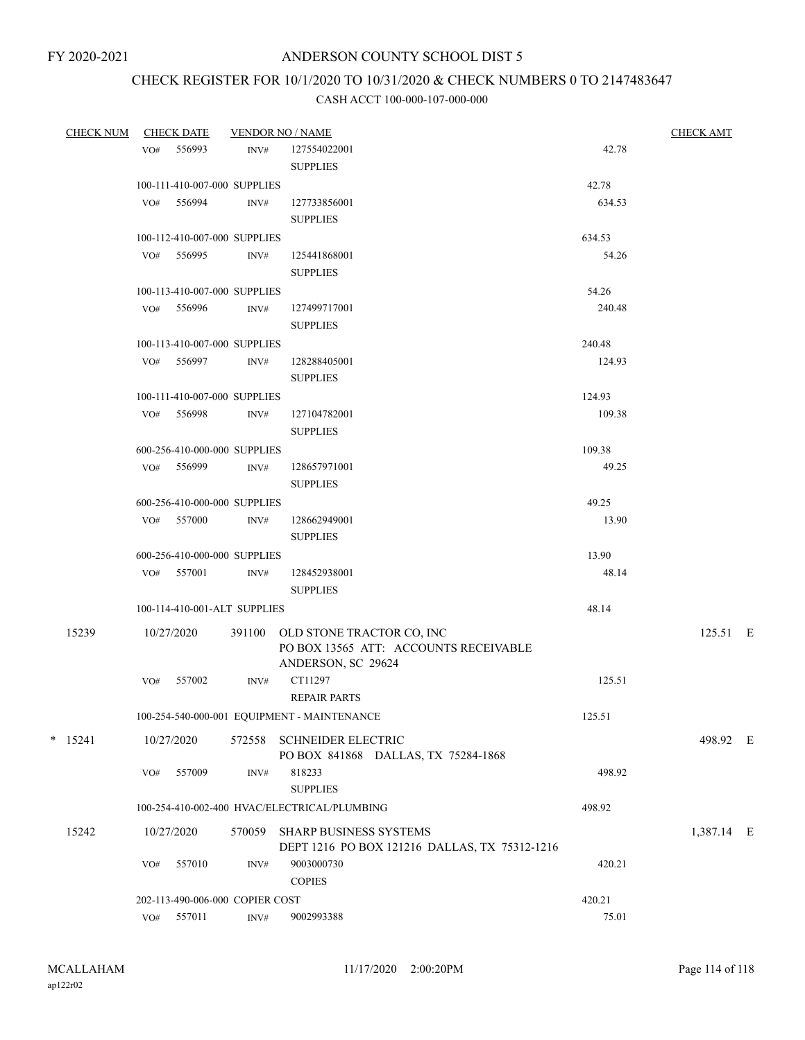FY 2020-2021

# ANDERSON COUNTY SCHOOL DIST 5

## CHECK REGISTER FOR 10/1/2020 TO 10/31/2020 & CHECK NUMBERS 0 TO 2147483647

### CASH ACCT 100-000-107-000-000

| CHECK NUM | CHECK DATE | VENDOR NO / NAME | | CHECK AMT |
|---|---|---|---|---|
| | VO# 556993 | INV# 127554022001 SUPPLIES | 42.78 | |
| | 100-111-410-007-000 SUPPLIES | | 42.78 | |
| | VO# 556994 | INV# 127733856001 SUPPLIES | 634.53 | |
| | 100-112-410-007-000 SUPPLIES | | 634.53 | |
| | VO# 556995 | INV# 125441868001 SUPPLIES | 54.26 | |
| | 100-113-410-007-000 SUPPLIES | | 54.26 | |
| | VO# 556996 | INV# 127499717001 SUPPLIES | 240.48 | |
| | 100-113-410-007-000 SUPPLIES | | 240.48 | |
| | VO# 556997 | INV# 128288405001 SUPPLIES | 124.93 | |
| | 100-111-410-007-000 SUPPLIES | | 124.93 | |
| | VO# 556998 | INV# 127104782001 SUPPLIES | 109.38 | |
| | 600-256-410-000-000 SUPPLIES | | 109.38 | |
| | VO# 556999 | INV# 128657971001 SUPPLIES | 49.25 | |
| | 600-256-410-000-000 SUPPLIES | | 49.25 | |
| | VO# 557000 | INV# 128662949001 SUPPLIES | 13.90 | |
| | 600-256-410-000-000 SUPPLIES | | 13.90 | |
| | VO# 557001 | INV# 128452938001 SUPPLIES | 48.14 | |
| | 100-114-410-001-ALT SUPPLIES | | 48.14 | |
| 15239 | 10/27/2020 | 391100 OLD STONE TRACTOR CO, INC PO BOX 13565 ATT: ACCOUNTS RECEIVABLE ANDERSON, SC 29624 | | 125.51 E |
| | VO# 557002 | INV# CT11297 REPAIR PARTS | 125.51 | |
| | 100-254-540-000-001 EQUIPMENT - MAINTENANCE | | 125.51 | |
| * 15241 | 10/27/2020 | 572558 SCHNEIDER ELECTRIC PO BOX 841868 DALLAS, TX 75284-1868 | | 498.92 E |
| | VO# 557009 | INV# 818233 SUPPLIES | 498.92 | |
| | 100-254-410-002-400 HVAC/ELECTRICAL/PLUMBING | | 498.92 | |
| 15242 | 10/27/2020 | 570059 SHARP BUSINESS SYSTEMS DEPT 1216 PO BOX 121216 DALLAS, TX 75312-1216 | | 1,387.14 E |
| | VO# 557010 | INV# 9003000730 COPIES | 420.21 | |
| | 202-113-490-006-000 COPIER COST | | 420.21 | |
| | VO# 557011 | INV# 9002993388 | 75.01 | |

MCALLAHAM
ap122r02

11/17/2020 2:00:20PM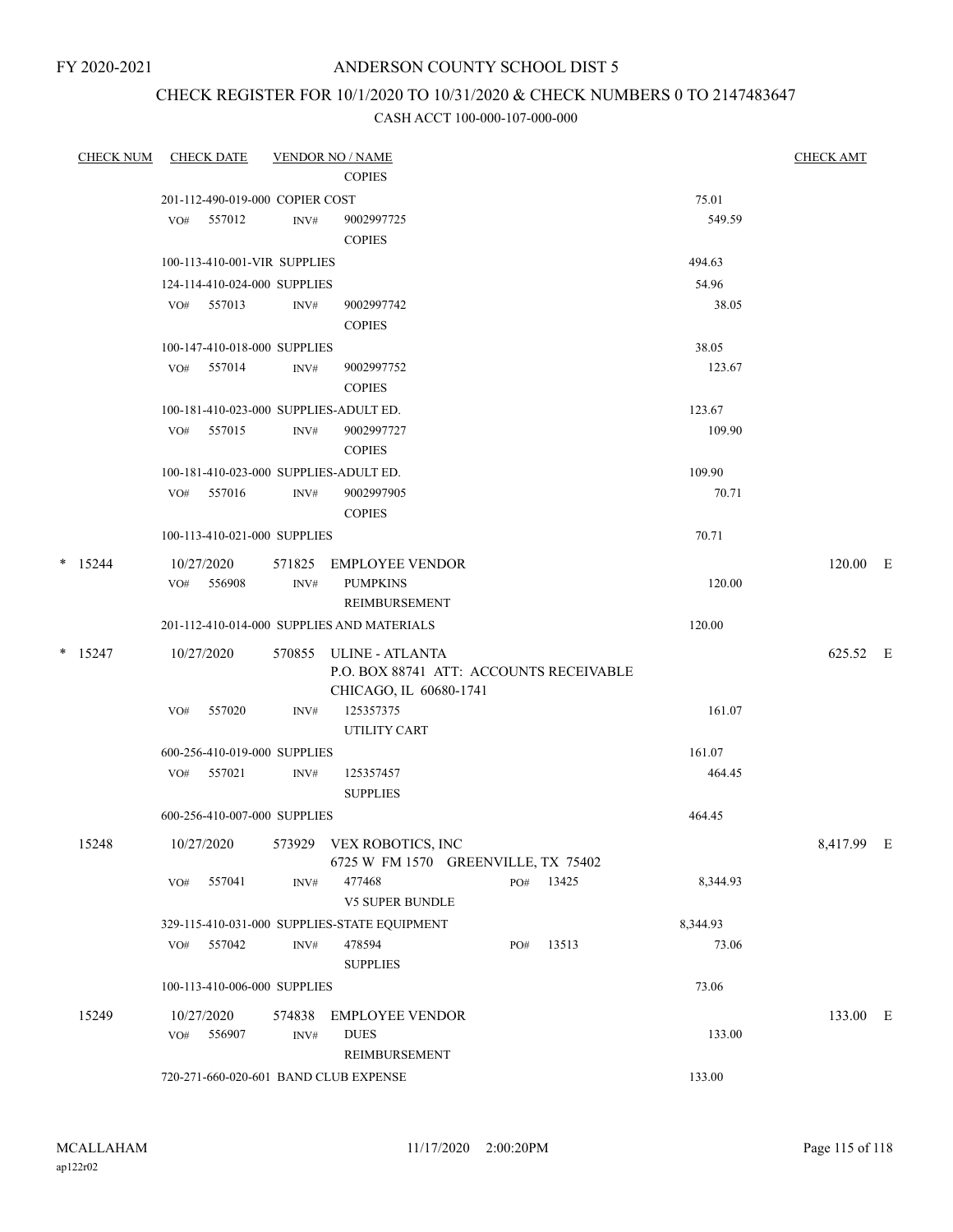FY 2020-2021

# ANDERSON COUNTY SCHOOL DIST 5

## CHECK REGISTER FOR 10/1/2020 TO 10/31/2020 & CHECK NUMBERS 0 TO 2147483647

CASH ACCT 100-000-107-000-000

| CHECK NUM | CHECK DATE | VENDOR NO / NAME | | CHECK AMT |
|---|---|---|---|---|
| | | COPIES | | |
| | 201-112-490-019-000 COPIER COST | | 75.01 | |
| | VO# 557012 | INV# 9002997725 COPIES | 549.59 | |
| | 100-113-410-001-VIR SUPPLIES | | 494.63 | |
| | 124-114-410-024-000 SUPPLIES | | 54.96 | |
| | VO# 557013 | INV# 9002997742 COPIES | 38.05 | |
| | 100-147-410-018-000 SUPPLIES | | 38.05 | |
| | VO# 557014 | INV# 9002997752 COPIES | 123.67 | |
| | 100-181-410-023-000 SUPPLIES-ADULT ED. | | 123.67 | |
| | VO# 557015 | INV# 9002997727 COPIES | 109.90 | |
| | 100-181-410-023-000 SUPPLIES-ADULT ED. | | 109.90 | |
| | VO# 557016 | INV# 9002997905 COPIES | 70.71 | |
| | 100-113-410-021-000 SUPPLIES | | 70.71 | |
| * 15244 | 10/27/2020 | 571825 EMPLOYEE VENDOR | | 120.00 E |
| | VO# 556908 | INV# PUMPKINS REIMBURSEMENT | 120.00 | |
| | 201-112-410-014-000 SUPPLIES AND MATERIALS | | 120.00 | |
| * 15247 | 10/27/2020 | 570855 ULINE - ATLANTA P.O. BOX 88741 ATT: ACCOUNTS RECEIVABLE CHICAGO, IL 60680-1741 | | 625.52 E |
| | VO# 557020 | INV# 125357375 UTILITY CART | 161.07 | |
| | 600-256-410-019-000 SUPPLIES | | 161.07 | |
| | VO# 557021 | INV# 125357457 SUPPLIES | 464.45 | |
| | 600-256-410-007-000 SUPPLIES | | 464.45 | |
| 15248 | 10/27/2020 | 573929 VEX ROBOTICS, INC 6725 W FM 1570 GREENVILLE, TX 75402 | | 8,417.99 E |
| | VO# 557041 | INV# 477468 PO# 13425 V5 SUPER BUNDLE | 8,344.93 | |
| | 329-115-410-031-000 SUPPLIES-STATE EQUIPMENT | | 8,344.93 | |
| | VO# 557042 | INV# 478594 PO# 13513 SUPPLIES | 73.06 | |
| | 100-113-410-006-000 SUPPLIES | | 73.06 | |
| 15249 | 10/27/2020 | 574838 EMPLOYEE VENDOR | | 133.00 E |
| | VO# 556907 | INV# DUES REIMBURSEMENT | 133.00 | |
| | 720-271-660-020-601 BAND CLUB EXPENSE | | 133.00 | |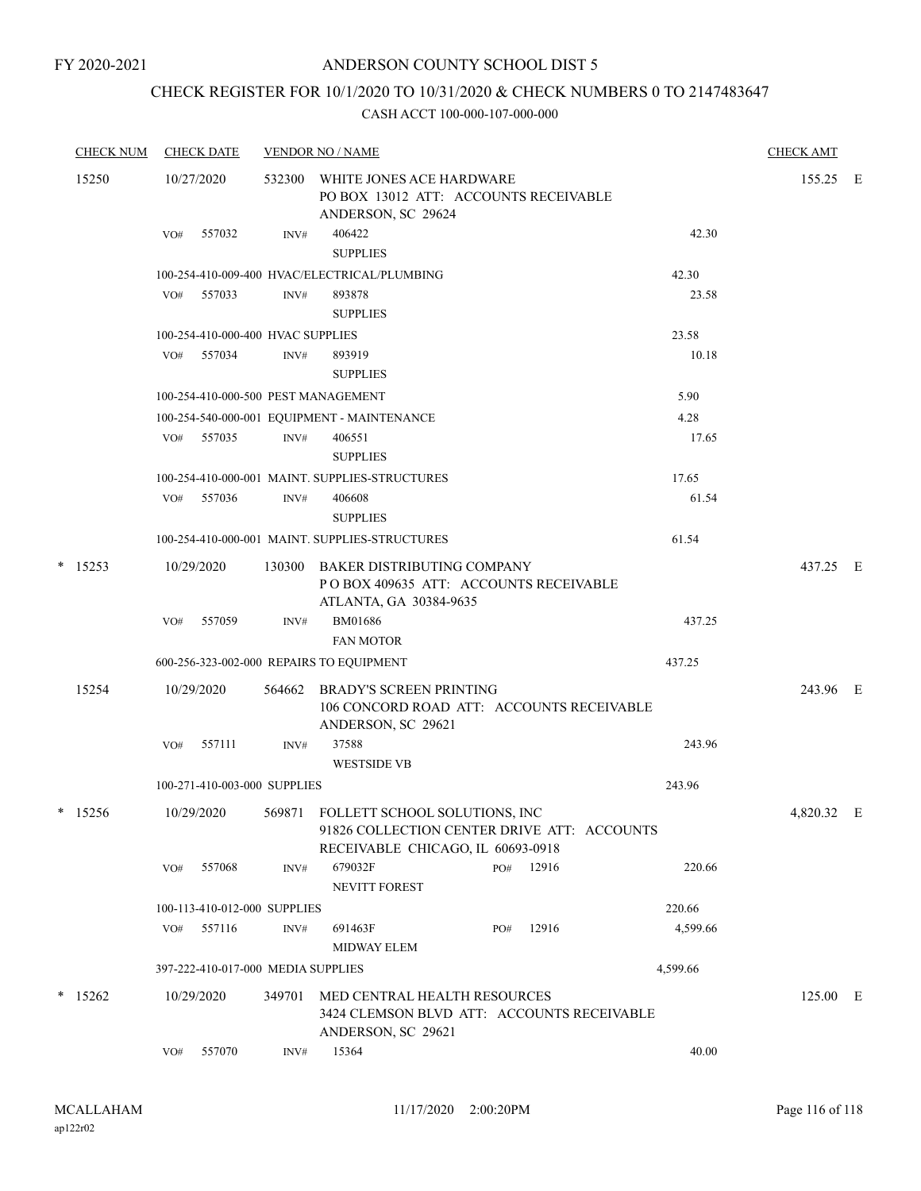FY 2020-2021

# ANDERSON COUNTY SCHOOL DIST 5

## CHECK REGISTER FOR 10/1/2020 TO 10/31/2020 & CHECK NUMBERS 0 TO 2147483647

CASH ACCT 100-000-107-000-000

| CHECK NUM | CHECK DATE | VENDOR NO / NAME | | | CHECK AMT | |
|---|---|---|---|---|---|---|
| 15250 | 10/27/2020 | 532300 WHITE JONES ACE HARDWARE<br>PO BOX 13012 ATT: ACCOUNTS RECEIVABLE<br>ANDERSON, SC 29624 | | | 155.25 | E |
| | VO# 557032 | INV# 406422<br>SUPPLIES | | 42.30 | | |
| | 100-254-410-009-400 HVAC/ELECTRICAL/PLUMBING | | 42.30 | | | |
| | VO# 557033 | INV# 893878<br>SUPPLIES | | 23.58 | | |
| | 100-254-410-000-400 HVAC SUPPLIES | | 23.58 | | | |
| | VO# 557034 | INV# 893919<br>SUPPLIES | | 10.18 | | |
| | 100-254-410-000-500 PEST MANAGEMENT | | 5.90 | | | |
| | 100-254-540-000-001 EQUIPMENT - MAINTENANCE | | 4.28 | | | |
| | VO# 557035 | INV# 406551<br>SUPPLIES | | 17.65 | | |
| | 100-254-410-000-001 MAINT. SUPPLIES-STRUCTURES | | 17.65 | | | |
| | VO# 557036 | INV# 406608<br>SUPPLIES | | 61.54 | | |
| | 100-254-410-000-001 MAINT. SUPPLIES-STRUCTURES | | 61.54 | | | |
| * 15253 | 10/29/2020 | 130300 BAKER DISTRIBUTING COMPANY<br>P O BOX 409635 ATT: ACCOUNTS RECEIVABLE<br>ATLANTA, GA 30384-9635 | | | 437.25 | E |
| | VO# 557059 | INV# BM01686<br>FAN MOTOR | | 437.25 | | |
| | 600-256-323-002-000 REPAIRS TO EQUIPMENT | | 437.25 | | | |
| 15254 | 10/29/2020 | 564662 BRADY'S SCREEN PRINTING<br>106 CONCORD ROAD ATT: ACCOUNTS RECEIVABLE<br>ANDERSON, SC 29621 | | | 243.96 | E |
| | VO# 557111 | INV# 37588<br>WESTSIDE VB | | 243.96 | | |
| | 100-271-410-003-000 SUPPLIES | | 243.96 | | | |
| * 15256 | 10/29/2020 | 569871 FOLLETT SCHOOL SOLUTIONS, INC<br>91826 COLLECTION CENTER DRIVE ATT: ACCOUNTS<br>RECEIVABLE CHICAGO, IL 60693-0918 | | | 4,820.32 | E |
| | VO# 557068 | INV# 679032F<br>NEVITT FOREST | PO# 12916 | 220.66 | | |
| | 100-113-410-012-000 SUPPLIES | | 220.66 | | | |
| | VO# 557116 | INV# 691463F<br>MIDWAY ELEM | PO# 12916 | 4,599.66 | | |
| | 397-222-410-017-000 MEDIA SUPPLIES | | 4,599.66 | | | |
| * 15262 | 10/29/2020 | 349701 MED CENTRAL HEALTH RESOURCES<br>3424 CLEMSON BLVD ATT: ACCOUNTS RECEIVABLE<br>ANDERSON, SC 29621 | | | 125.00 | E |
| | VO# 557070 | INV# 15364 | | 40.00 | | |

MCALLAHAM
ap122r02

11/17/2020 2:00:20PM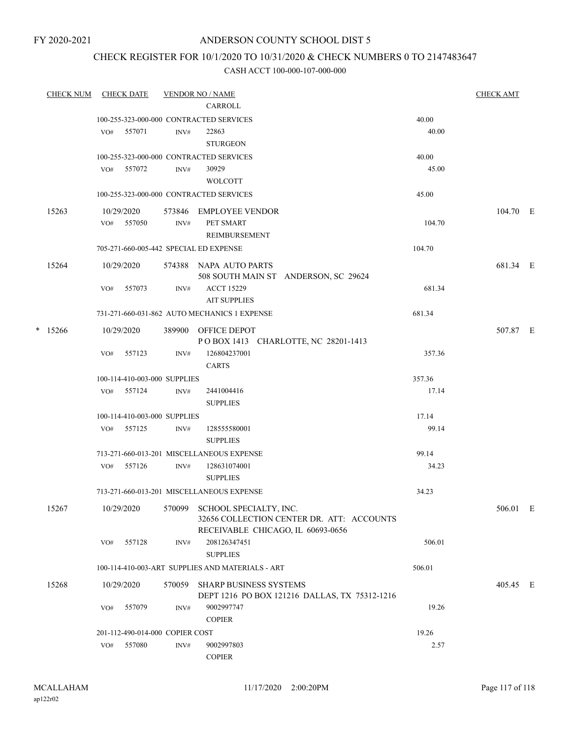FY 2020-2021

# ANDERSON COUNTY SCHOOL DIST 5

## CHECK REGISTER FOR 10/1/2020 TO 10/31/2020 & CHECK NUMBERS 0 TO 2147483647

### CASH ACCT 100-000-107-000-000

| CHECK NUM | CHECK DATE | VENDOR NO / NAME | | CHECK AMT |
|---|---|---|---|---|
| | | CARROLL | | |
| | 100-255-323-000-000 CONTRACTED SERVICES | | 40.00 | |
| | VO# 557071 INV# | 22863 STURGEON | 40.00 | |
| | 100-255-323-000-000 CONTRACTED SERVICES | | 40.00 | |
| | VO# 557072 INV# | 30929 WOLCOTT | 45.00 | |
| | 100-255-323-000-000 CONTRACTED SERVICES | | 45.00 | |
| 15263 | 10/29/2020 | 573846 EMPLOYEE VENDOR | | 104.70 E |
| | VO# 557050 INV# | PET SMART REIMBURSEMENT | 104.70 | |
| | 705-271-660-005-442 SPECIAL ED EXPENSE | | 104.70 | |
| 15264 | 10/29/2020 | 574388 NAPA AUTO PARTS 508 SOUTH MAIN ST ANDERSON, SC 29624 | | 681.34 E |
| | VO# 557073 INV# | ACCT 15229 AIT SUPPLIES | 681.34 | |
| | 731-271-660-031-862 AUTO MECHANICS 1 EXPENSE | | 681.34 | |
| * 15266 | 10/29/2020 | 389900 OFFICE DEPOT P O BOX 1413 CHARLOTTE, NC 28201-1413 | | 507.87 E |
| | VO# 557123 INV# | 126804237001 CARTS | 357.36 | |
| | 100-114-410-003-000 SUPPLIES | | 357.36 | |
| | VO# 557124 INV# | 2441004416 SUPPLIES | 17.14 | |
| | 100-114-410-003-000 SUPPLIES | | 17.14 | |
| | VO# 557125 INV# | 128555580001 SUPPLIES | 99.14 | |
| | 713-271-660-013-201 MISCELLANEOUS EXPENSE | | 99.14 | |
| | VO# 557126 INV# | 128631074001 SUPPLIES | 34.23 | |
| | 713-271-660-013-201 MISCELLANEOUS EXPENSE | | 34.23 | |
| 15267 | 10/29/2020 | 570099 SCHOOL SPECIALTY, INC. 32656 COLLECTION CENTER DR. ATT: ACCOUNTS RECEIVABLE CHICAGO, IL 60693-0656 | | 506.01 E |
| | VO# 557128 INV# | 208126347451 SUPPLIES | 506.01 | |
| | 100-114-410-003-ART SUPPLIES AND MATERIALS - ART | | 506.01 | |
| 15268 | 10/29/2020 | 570059 SHARP BUSINESS SYSTEMS DEPT 1216 PO BOX 121216 DALLAS, TX 75312-1216 | | 405.45 E |
| | VO# 557079 INV# | 9002997747 COPIER | 19.26 | |
| | 201-112-490-014-000 COPIER COST | | 19.26 | |
| | VO# 557080 INV# | 9002997803 COPIER | 2.57 | |

MCALLAHAM
ap122r02

11/17/2020 2:00:20PM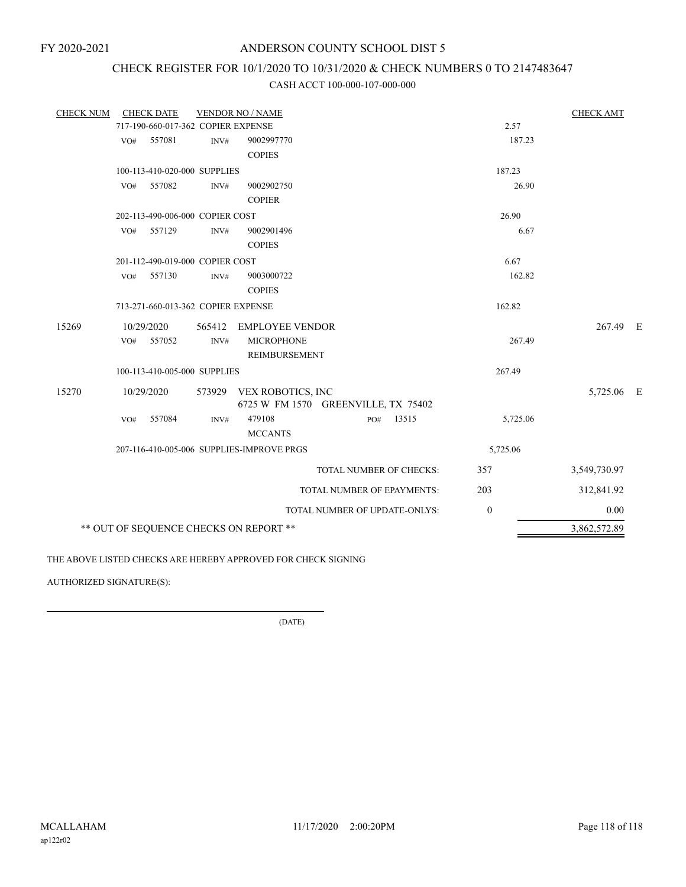FY 2020-2021

# ANDERSON COUNTY SCHOOL DIST 5

## CHECK REGISTER FOR 10/1/2020 TO 10/31/2020 & CHECK NUMBERS 0 TO 2147483647

CASH ACCT 100-000-107-000-000

| CHECK NUM | CHECK DATE | VENDOR NO / NAME | | | CHECK AMT | |
|---|---|---|---|---|---|---|
| | 717-190-660-017-362 COPIER EXPENSE | | | 2.57 | | |
| | VO# 557081 | INV# 9002997770 COPIES | | 187.23 | | |
| | 100-113-410-020-000 SUPPLIES | | | 187.23 | | |
| | VO# 557082 | INV# 9002902750 COPIER | | 26.90 | | |
| | 202-113-490-006-000 COPIER COST | | | 26.90 | | |
| | VO# 557129 | INV# 9002901496 COPIES | | 6.67 | | |
| | 201-112-490-019-000 COPIER COST | | | 6.67 | | |
| | VO# 557130 | INV# 9003000722 COPIES | | 162.82 | | |
| | 713-271-660-013-362 COPIER EXPENSE | | | 162.82 | | |
| 15269 | 10/29/2020 | 565412 EMPLOYEE VENDOR | | | 267.49 | E |
| | VO# 557052 | INV# MICROPHONE REIMBURSEMENT | | 267.49 | | |
| | 100-113-410-005-000 SUPPLIES | | | 267.49 | | |
| 15270 | 10/29/2020 | 573929 VEX ROBOTICS, INC 6725 W FM 1570 GREENVILLE, TX 75402 | | | 5,725.06 | E |
| | VO# 557084 | INV# 479108 MCCANTS | PO# 13515 | 5,725.06 | | |
| | 207-116-410-005-006 SUPPLIES-IMPROVE PRGS | | | 5,725.06 | | |
| | | | TOTAL NUMBER OF CHECKS: | 357 | 3,549,730.97 | |
| | | | TOTAL NUMBER OF EPAYMENTS: | 203 | 312,841.92 | |
| | | | TOTAL NUMBER OF UPDATE-ONLYS: | 0 | 0.00 | |
| | ** OUT OF SEQUENCE CHECKS ON REPORT ** | | | | 3,862,572.89 | |

THE ABOVE LISTED CHECKS ARE HEREBY APPROVED FOR CHECK SIGNING

AUTHORIZED SIGNATURE(S):

(DATE)

MCALLAHAM
ap122r02

11/17/2020 2:00:20PM